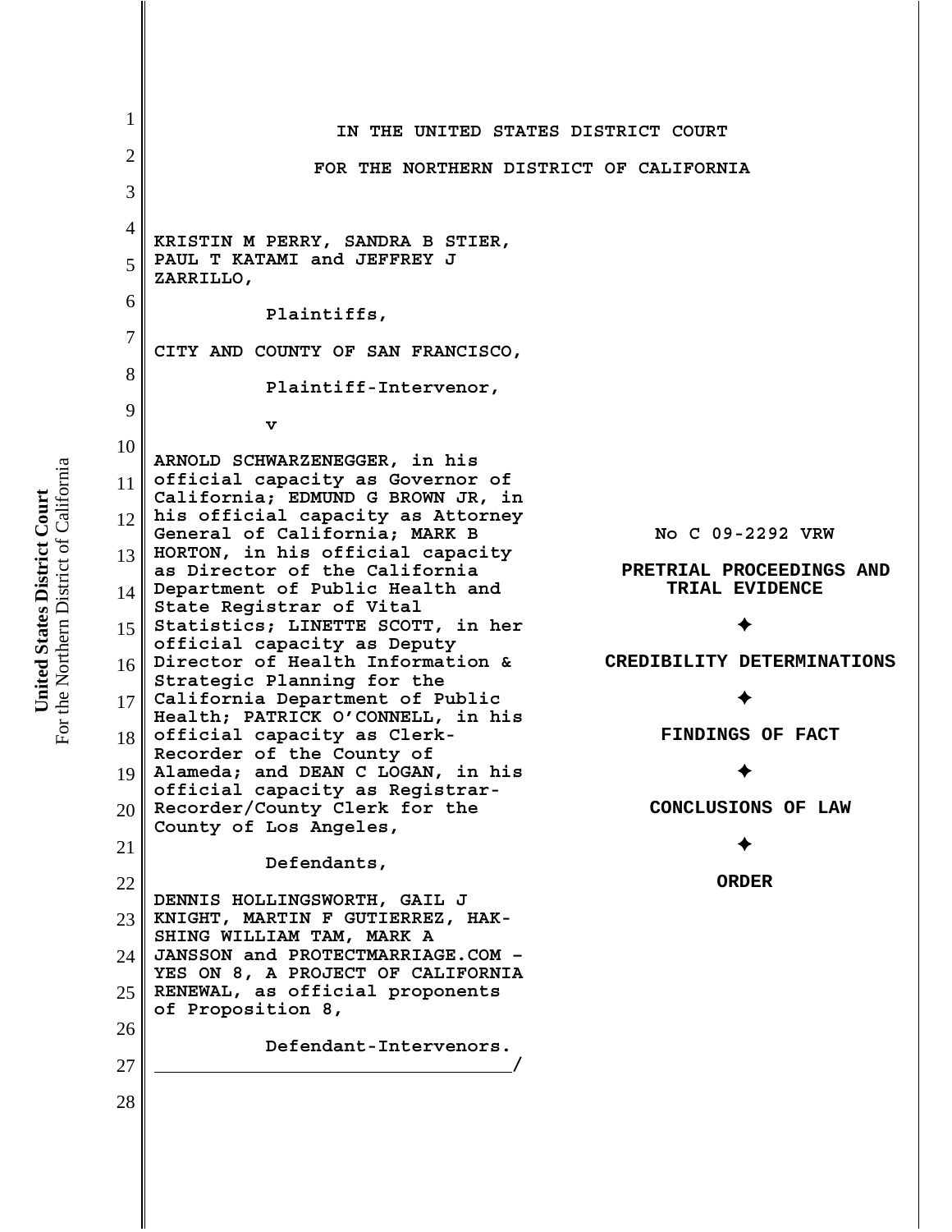IN THE UNITED STATES DISTRICT COURT

FOR THE NORTHERN DISTRICT OF CALIFORNIA

KRISTIN M PERRY, SANDRA B STIER, PAUL T KATAMI and JEFFREY J ZARRILLO,

Plaintiffs,

CITY AND COUNTY OF SAN FRANCISCO,

Plaintiff-Intervenor,

v

ARNOLD SCHWARZENEGGER, in his official capacity as Governor of California; EDMUND G BROWN JR, in his official capacity as Attorney General of California; MARK B HORTON, in his official capacity as Director of the California Department of Public Health and State Registrar of Vital Statistics; LINETTE SCOTT, in her official capacity as Deputy Director of Health Information & Strategic Planning for the California Department of Public Health; PATRICK O'CONNELL, in his official capacity as Clerk-Recorder of the County of Alameda; and DEAN C LOGAN, in his official capacity as Registrar-Recorder/County Clerk for the County of Los Angeles,

Defendants,

DENNIS HOLLINGSWORTH, GAIL J KNIGHT, MARTIN F GUTIERREZ, HAK-SHING WILLIAM TAM, MARK A JANSSON and PROTECTMARRIAGE.COM – YES ON 8, A PROJECT OF CALIFORNIA RENEWAL, as official proponents of Proposition 8,

Defendant-Intervenors.
_________________________________/

No C 09-2292 VRW

**PRETRIAL PROCEEDINGS AND TRIAL EVIDENCE**

✦

**CREDIBILITY DETERMINATIONS**

✦

**FINDINGS OF FACT**

✦

**CONCLUSIONS OF LAW**

✦

**ORDER**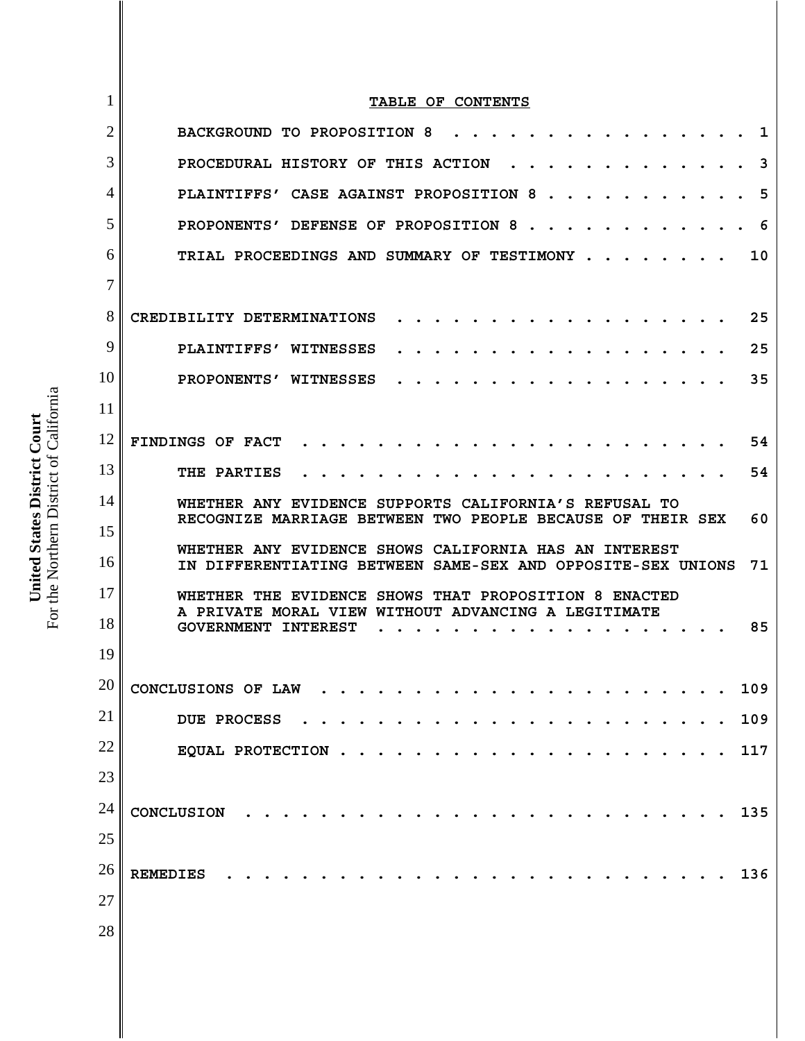# TABLE OF CONTENTS

BACKGROUND TO PROPOSITION 8 . . . . . . . . . . . . . . . . . 1

PROCEDURAL HISTORY OF THIS ACTION . . . . . . . . . . . . . . 3

PLAINTIFFS' CASE AGAINST PROPOSITION 8 . . . . . . . . . . . . 5

PROPONENTS' DEFENSE OF PROPOSITION 8 . . . . . . . . . . . . . 6

TRIAL PROCEEDINGS AND SUMMARY OF TESTIMONY . . . . . . . . 10

CREDIBILITY DETERMINATIONS . . . . . . . . . . . . . . . . . . 25

PLAINTIFFS' WITNESSES . . . . . . . . . . . . . . . . . . 25

PROPONENTS' WITNESSES . . . . . . . . . . . . . . . . . . 35

FINDINGS OF FACT . . . . . . . . . . . . . . . . . . . . . . 54

THE PARTIES . . . . . . . . . . . . . . . . . . . . . . 54

WHETHER ANY EVIDENCE SUPPORTS CALIFORNIA'S REFUSAL TO RECOGNIZE MARRIAGE BETWEEN TWO PEOPLE BECAUSE OF THEIR SEX 60

WHETHER ANY EVIDENCE SHOWS CALIFORNIA HAS AN INTEREST IN DIFFERENTIATING BETWEEN SAME-SEX AND OPPOSITE-SEX UNIONS 71

WHETHER THE EVIDENCE SHOWS THAT PROPOSITION 8 ENACTED A PRIVATE MORAL VIEW WITHOUT ADVANCING A LEGITIMATE GOVERNMENT INTEREST . . . . . . . . . . . . . . . . . . . 85

CONCLUSIONS OF LAW . . . . . . . . . . . . . . . . . . . . . 109

DUE PROCESS . . . . . . . . . . . . . . . . . . . . . . 109

EQUAL PROTECTION . . . . . . . . . . . . . . . . . . . . 117

CONCLUSION . . . . . . . . . . . . . . . . . . . . . . . . . 135

REMEDIES . . . . . . . . . . . . . . . . . . . . . . . . . . 136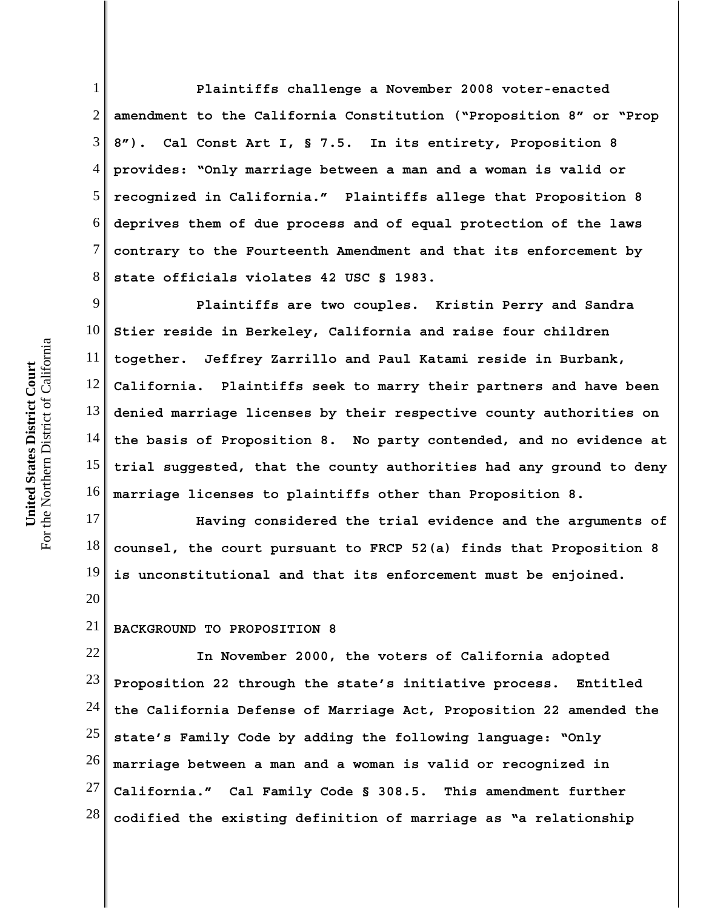Plaintiffs challenge a November 2008 voter-enacted amendment to the California Constitution ("Proposition 8" or "Prop 8"). Cal Const Art I, § 7.5. In its entirety, Proposition 8 provides: "Only marriage between a man and a woman is valid or recognized in California." Plaintiffs allege that Proposition 8 deprives them of due process and of equal protection of the laws contrary to the Fourteenth Amendment and that its enforcement by state officials violates 42 USC § 1983.

Plaintiffs are two couples. Kristin Perry and Sandra Stier reside in Berkeley, California and raise four children together. Jeffrey Zarrillo and Paul Katami reside in Burbank, California. Plaintiffs seek to marry their partners and have been denied marriage licenses by their respective county authorities on the basis of Proposition 8. No party contended, and no evidence at trial suggested, that the county authorities had any ground to deny marriage licenses to plaintiffs other than Proposition 8.

Having considered the trial evidence and the arguments of counsel, the court pursuant to FRCP 52(a) finds that Proposition 8 is unconstitutional and that its enforcement must be enjoined.

## BACKGROUND TO PROPOSITION 8

In November 2000, the voters of California adopted Proposition 22 through the state's initiative process. Entitled the California Defense of Marriage Act, Proposition 22 amended the state's Family Code by adding the following language: "Only marriage between a man and a woman is valid or recognized in California." Cal Family Code § 308.5. This amendment further codified the existing definition of marriage as "a relationship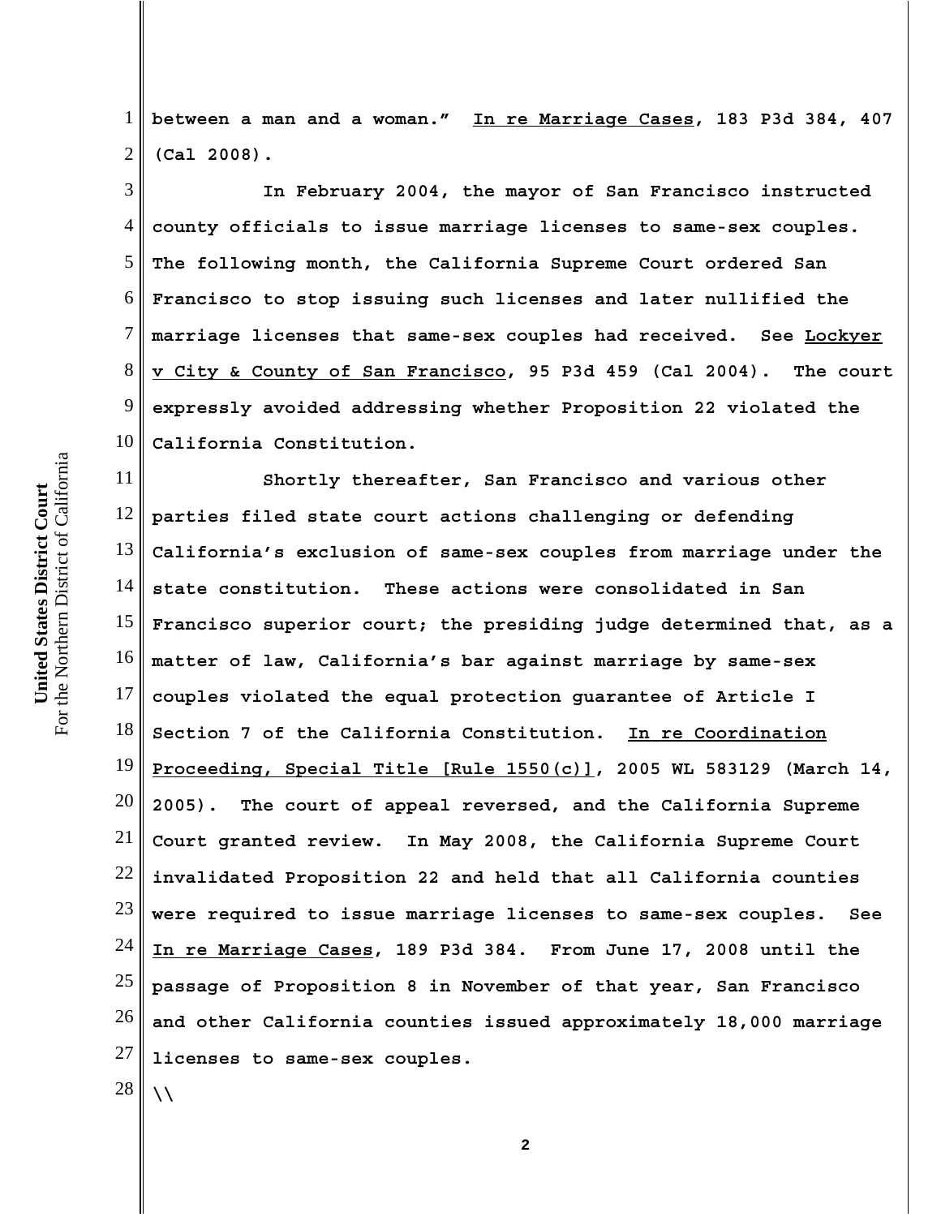between a man and a woman." In re Marriage Cases, 183 P3d 384, 407 (Cal 2008).

In February 2004, the mayor of San Francisco instructed county officials to issue marriage licenses to same-sex couples. The following month, the California Supreme Court ordered San Francisco to stop issuing such licenses and later nullified the marriage licenses that same-sex couples had received. See Lockyer v City & County of San Francisco, 95 P3d 459 (Cal 2004). The court expressly avoided addressing whether Proposition 22 violated the California Constitution.

Shortly thereafter, San Francisco and various other parties filed state court actions challenging or defending California's exclusion of same-sex couples from marriage under the state constitution. These actions were consolidated in San Francisco superior court; the presiding judge determined that, as a matter of law, California's bar against marriage by same-sex couples violated the equal protection guarantee of Article I Section 7 of the California Constitution. In re Coordination Proceeding, Special Title [Rule 1550(c)], 2005 WL 583129 (March 14, 2005). The court of appeal reversed, and the California Supreme Court granted review. In May 2008, the California Supreme Court invalidated Proposition 22 and held that all California counties were required to issue marriage licenses to same-sex couples. See In re Marriage Cases, 189 P3d 384. From June 17, 2008 until the passage of Proposition 8 in November of that year, San Francisco and other California counties issued approximately 18,000 marriage licenses to same-sex couples.

\\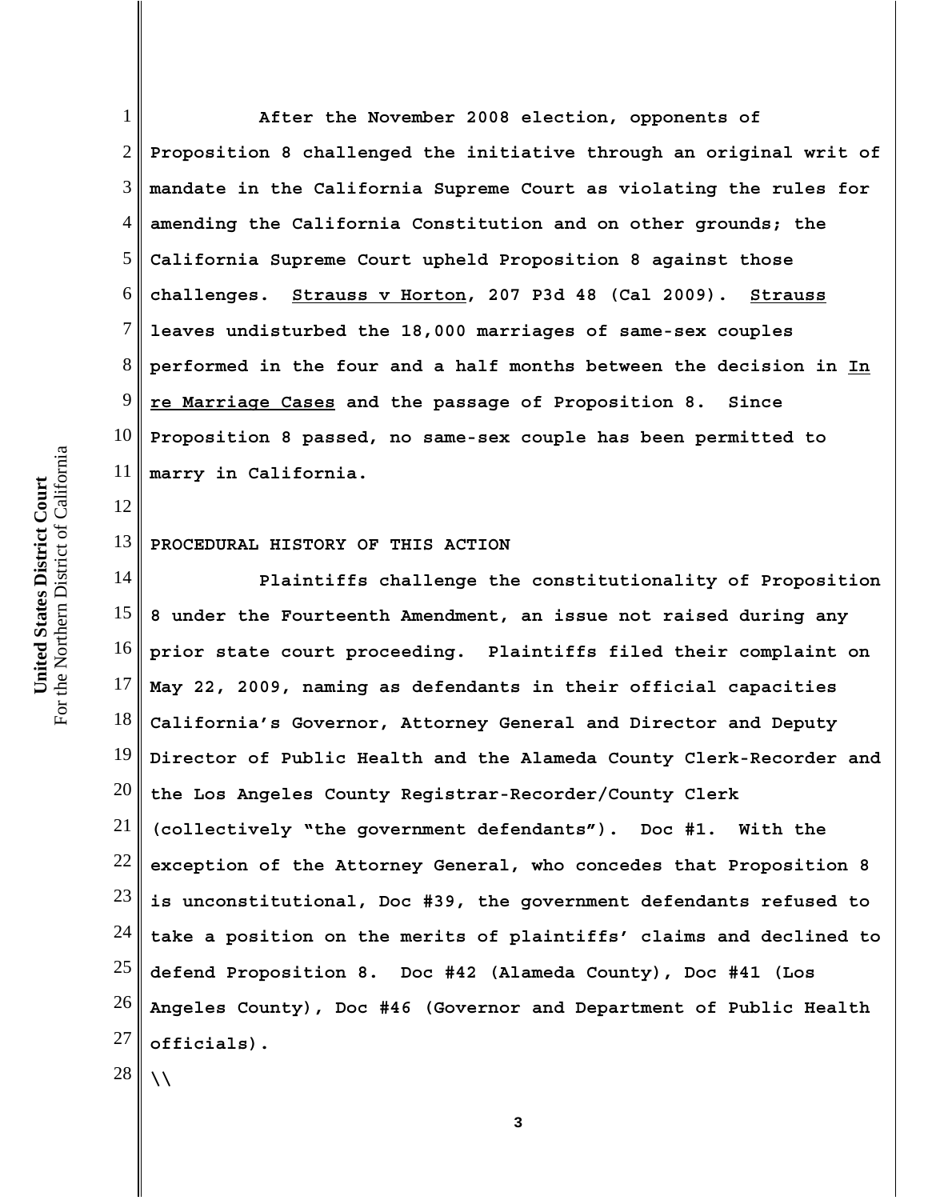After the November 2008 election, opponents of Proposition 8 challenged the initiative through an original writ of mandate in the California Supreme Court as violating the rules for amending the California Constitution and on other grounds; the California Supreme Court upheld Proposition 8 against those challenges. Strauss v Horton, 207 P3d 48 (Cal 2009). Strauss leaves undisturbed the 18,000 marriages of same-sex couples performed in the four and a half months between the decision in In re Marriage Cases and the passage of Proposition 8. Since Proposition 8 passed, no same-sex couple has been permitted to marry in California.

## PROCEDURAL HISTORY OF THIS ACTION

Plaintiffs challenge the constitutionality of Proposition 8 under the Fourteenth Amendment, an issue not raised during any prior state court proceeding. Plaintiffs filed their complaint on May 22, 2009, naming as defendants in their official capacities California's Governor, Attorney General and Director and Deputy Director of Public Health and the Alameda County Clerk-Recorder and the Los Angeles County Registrar-Recorder/County Clerk (collectively "the government defendants"). Doc #1. With the exception of the Attorney General, who concedes that Proposition 8 is unconstitutional, Doc #39, the government defendants refused to take a position on the merits of plaintiffs' claims and declined to defend Proposition 8. Doc #42 (Alameda County), Doc #41 (Los Angeles County), Doc #46 (Governor and Department of Public Health officials).

\\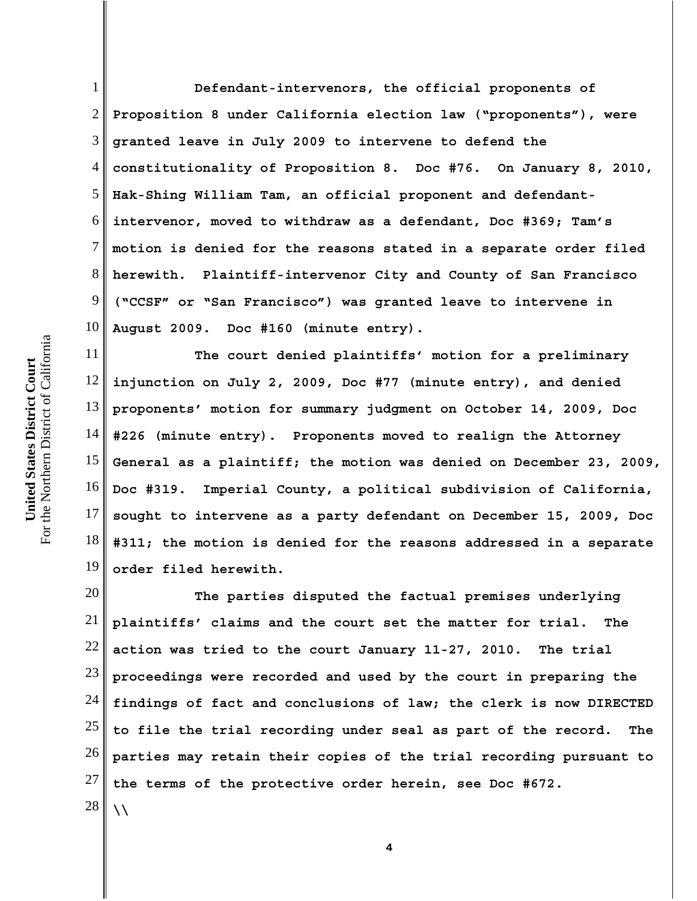Defendant-intervenors, the official proponents of Proposition 8 under California election law ("proponents"), were granted leave in July 2009 to intervene to defend the constitutionality of Proposition 8. Doc #76. On January 8, 2010, Hak-Shing William Tam, an official proponent and defendant-intervenor, moved to withdraw as a defendant, Doc #369; Tam's motion is denied for the reasons stated in a separate order filed herewith. Plaintiff-intervenor City and County of San Francisco ("CCSF" or "San Francisco") was granted leave to intervene in August 2009. Doc #160 (minute entry).

The court denied plaintiffs' motion for a preliminary injunction on July 2, 2009, Doc #77 (minute entry), and denied proponents' motion for summary judgment on October 14, 2009, Doc #226 (minute entry). Proponents moved to realign the Attorney General as a plaintiff; the motion was denied on December 23, 2009, Doc #319. Imperial County, a political subdivision of California, sought to intervene as a party defendant on December 15, 2009, Doc #311; the motion is denied for the reasons addressed in a separate order filed herewith.

The parties disputed the factual premises underlying plaintiffs' claims and the court set the matter for trial. The action was tried to the court January 11-27, 2010. The trial proceedings were recorded and used by the court in preparing the findings of fact and conclusions of law; the clerk is now DIRECTED to file the trial recording under seal as part of the record. The parties may retain their copies of the trial recording pursuant to the terms of the protective order herein, see Doc #672.

\\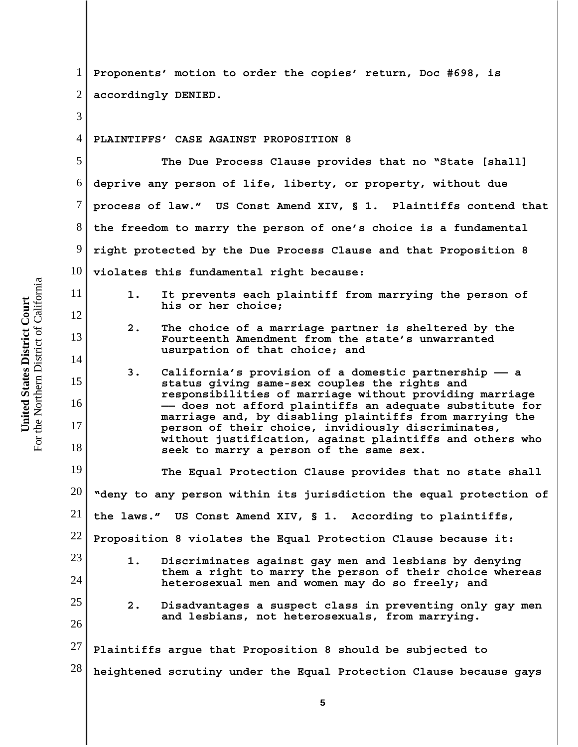Proponents' motion to order the copies' return, Doc #698, is accordingly DENIED.

## PLAINTIFFS' CASE AGAINST PROPOSITION 8

The Due Process Clause provides that no "State [shall] deprive any person of life, liberty, or property, without due process of law." US Const Amend XIV, § 1. Plaintiffs contend that the freedom to marry the person of one's choice is a fundamental right protected by the Due Process Clause and that Proposition 8 violates this fundamental right because:

1. It prevents each plaintiff from marrying the person of his or her choice;
2. The choice of a marriage partner is sheltered by the Fourteenth Amendment from the state's unwarranted usurpation of that choice; and
3. California's provision of a domestic partnership —— a status giving same-sex couples the rights and responsibilities of marriage without providing marriage —— does not afford plaintiffs an adequate substitute for marriage and, by disabling plaintiffs from marrying the person of their choice, invidiously discriminates, without justification, against plaintiffs and others who seek to marry a person of the same sex.

The Equal Protection Clause provides that no state shall "deny to any person within its jurisdiction the equal protection of the laws." US Const Amend XIV, § 1. According to plaintiffs, Proposition 8 violates the Equal Protection Clause because it:

1. Discriminates against gay men and lesbians by denying them a right to marry the person of their choice whereas heterosexual men and women may do so freely; and
2. Disadvantages a suspect class in preventing only gay men and lesbians, not heterosexuals, from marrying.

Plaintiffs argue that Proposition 8 should be subjected to heightened scrutiny under the Equal Protection Clause because gays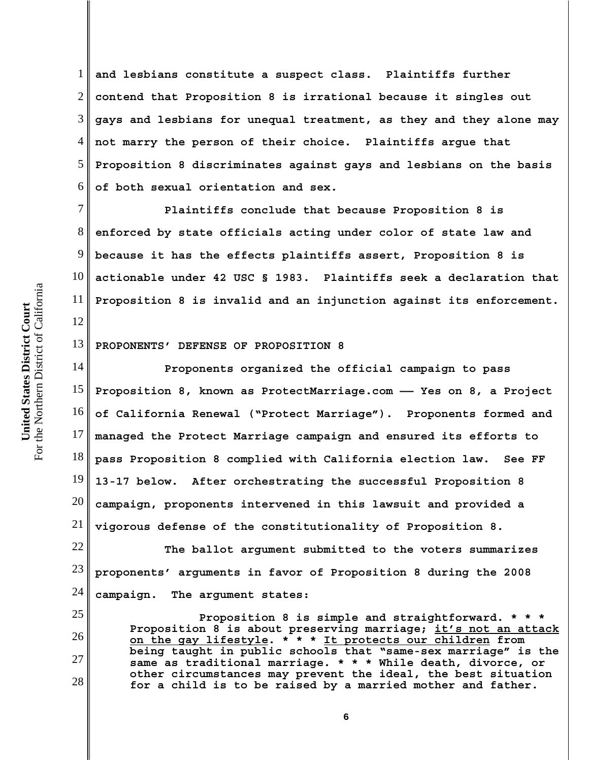and lesbians constitute a suspect class. Plaintiffs further contend that Proposition 8 is irrational because it singles out gays and lesbians for unequal treatment, as they and they alone may not marry the person of their choice. Plaintiffs argue that Proposition 8 discriminates against gays and lesbians on the basis of both sexual orientation and sex.

Plaintiffs conclude that because Proposition 8 is enforced by state officials acting under color of state law and because it has the effects plaintiffs assert, Proposition 8 is actionable under 42 USC § 1983. Plaintiffs seek a declaration that Proposition 8 is invalid and an injunction against its enforcement.

## PROPONENTS' DEFENSE OF PROPOSITION 8

Proponents organized the official campaign to pass Proposition 8, known as ProtectMarriage.com —— Yes on 8, a Project of California Renewal ("Protect Marriage"). Proponents formed and managed the Protect Marriage campaign and ensured its efforts to pass Proposition 8 complied with California election law. See FF 13-17 below. After orchestrating the successful Proposition 8 campaign, proponents intervened in this lawsuit and provided a vigorous defense of the constitutionality of Proposition 8.

The ballot argument submitted to the voters summarizes proponents' arguments in favor of Proposition 8 during the 2008 campaign. The argument states:

> Proposition 8 is simple and straightforward. * * * Proposition 8 is about preserving marriage; <u>it's not an attack on the gay lifestyle</u>. * * * <u>It protects our children</u> from being taught in public schools that "same-sex marriage" is the same as traditional marriage. * * * While death, divorce, or other circumstances may prevent the ideal, the best situation for a child is to be raised by a married mother and father.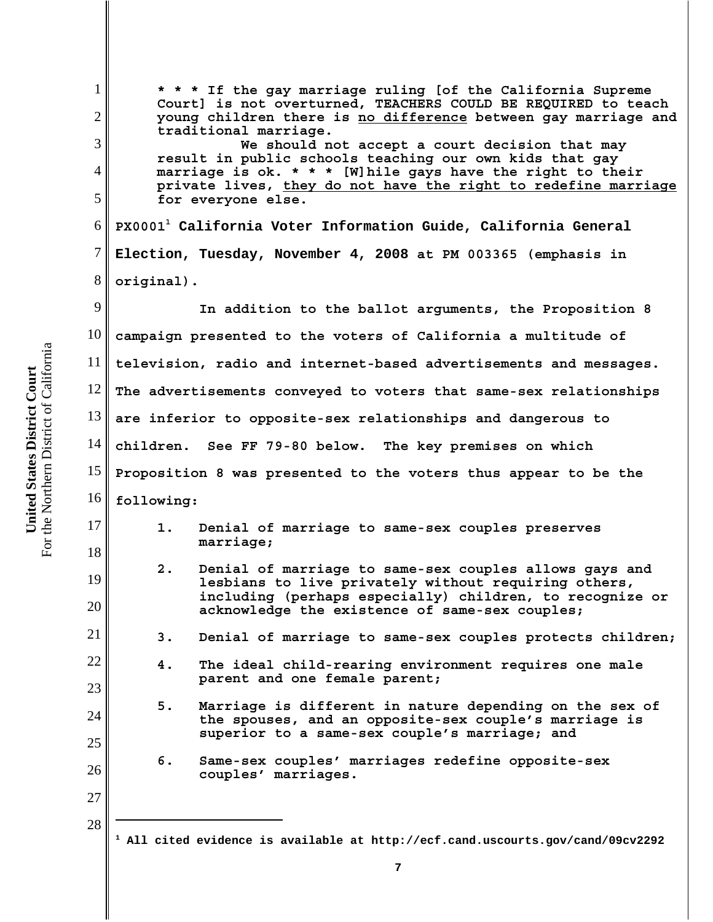> * * * If the gay marriage ruling [of the California Supreme Court] is not overturned, TEACHERS COULD BE REQUIRED to teach young children there is <u>no difference</u> between gay marriage and traditional marriage.
>
> We should not accept a court decision that may result in public schools teaching our own kids that gay marriage is ok. * * * [W]hile gays have the right to their private lives, <u>they do not have the right to redefine marriage</u> for everyone else.

PX0001[1] California Voter Information Guide, California General Election, Tuesday, November 4, 2008 at PM 003365 (emphasis in original).

In addition to the ballot arguments, the Proposition 8 campaign presented to the voters of California a multitude of television, radio and internet-based advertisements and messages. The advertisements conveyed to voters that same-sex relationships are inferior to opposite-sex relationships and dangerous to children. See FF 79-80 below. The key premises on which Proposition 8 was presented to the voters thus appear to be the following:

1. Denial of marriage to same-sex couples preserves marriage;
2. Denial of marriage to same-sex couples allows gays and lesbians to live privately without requiring others, including (perhaps especially) children, to recognize or acknowledge the existence of same-sex couples;
3. Denial of marriage to same-sex couples protects children;
4. The ideal child-rearing environment requires one male parent and one female parent;
5. Marriage is different in nature depending on the sex of the spouses, and an opposite-sex couple's marriage is superior to a same-sex couple's marriage; and
6. Same-sex couples' marriages redefine opposite-sex couples' marriages.

---

[1] All cited evidence is available at http://ecf.cand.uscourts.gov/cand/09cv2292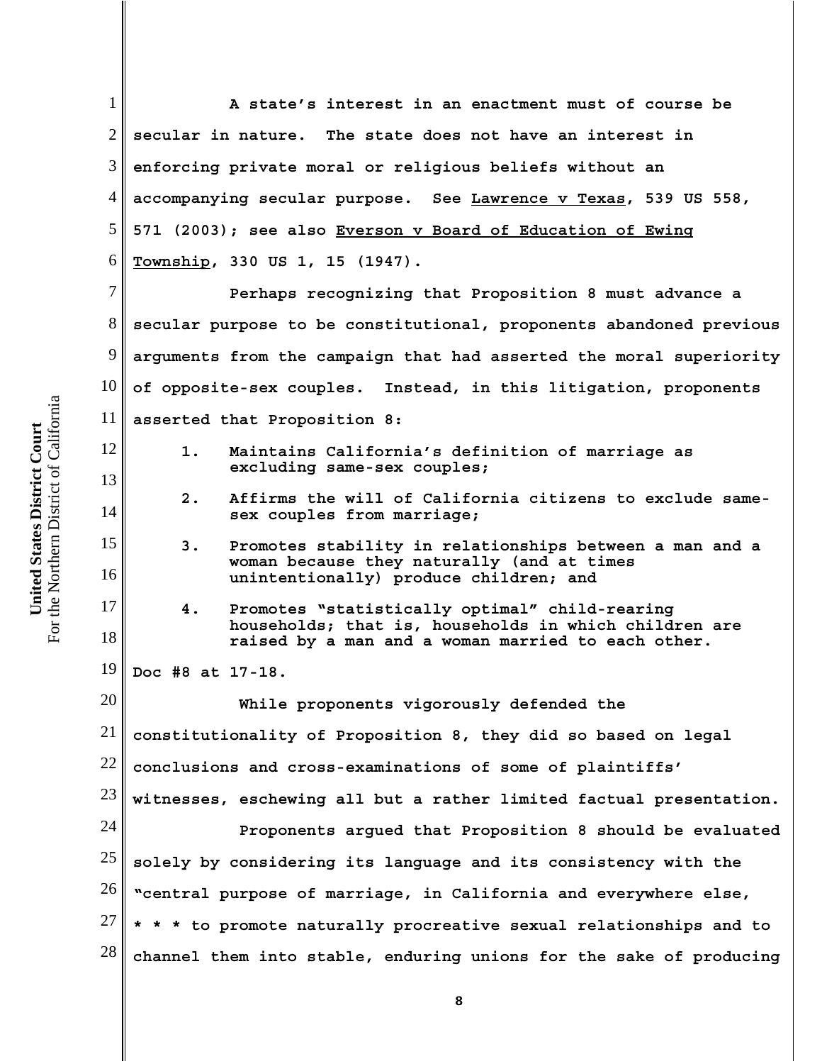A state's interest in an enactment must of course be secular in nature. The state does not have an interest in enforcing private moral or religious beliefs without an accompanying secular purpose. See Lawrence v Texas, 539 US 558, 571 (2003); see also Everson v Board of Education of Ewing Township, 330 US 1, 15 (1947).

Perhaps recognizing that Proposition 8 must advance a secular purpose to be constitutional, proponents abandoned previous arguments from the campaign that had asserted the moral superiority of opposite-sex couples. Instead, in this litigation, proponents asserted that Proposition 8:

1. Maintains California's definition of marriage as excluding same-sex couples;
2. Affirms the will of California citizens to exclude same-sex couples from marriage;
3. Promotes stability in relationships between a man and a woman because they naturally (and at times unintentionally) produce children; and
4. Promotes "statistically optimal" child-rearing households; that is, households in which children are raised by a man and a woman married to each other.

Doc #8 at 17-18.

While proponents vigorously defended the constitutionality of Proposition 8, they did so based on legal conclusions and cross-examinations of some of plaintiffs' witnesses, eschewing all but a rather limited factual presentation.

Proponents argued that Proposition 8 should be evaluated solely by considering its language and its consistency with the "central purpose of marriage, in California and everywhere else, * * * to promote naturally procreative sexual relationships and to channel them into stable, enduring unions for the sake of producing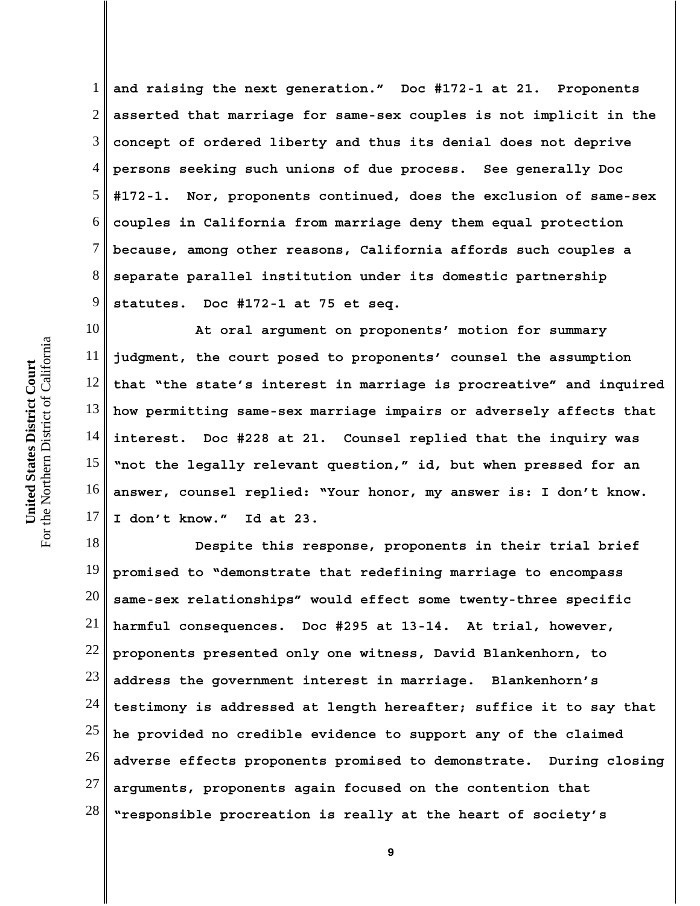and raising the next generation." Doc #172-1 at 21. Proponents asserted that marriage for same-sex couples is not implicit in the concept of ordered liberty and thus its denial does not deprive persons seeking such unions of due process. See generally Doc #172-1. Nor, proponents continued, does the exclusion of same-sex couples in California from marriage deny them equal protection because, among other reasons, California affords such couples a separate parallel institution under its domestic partnership statutes. Doc #172-1 at 75 et seq.

At oral argument on proponents' motion for summary judgment, the court posed to proponents' counsel the assumption that "the state's interest in marriage is procreative" and inquired how permitting same-sex marriage impairs or adversely affects that interest. Doc #228 at 21. Counsel replied that the inquiry was "not the legally relevant question," id, but when pressed for an answer, counsel replied: "Your honor, my answer is: I don't know. I don't know." Id at 23.

Despite this response, proponents in their trial brief promised to "demonstrate that redefining marriage to encompass same-sex relationships" would effect some twenty-three specific harmful consequences. Doc #295 at 13-14. At trial, however, proponents presented only one witness, David Blankenhorn, to address the government interest in marriage. Blankenhorn's testimony is addressed at length hereafter; suffice it to say that he provided no credible evidence to support any of the claimed adverse effects proponents promised to demonstrate. During closing arguments, proponents again focused on the contention that "responsible procreation is really at the heart of society's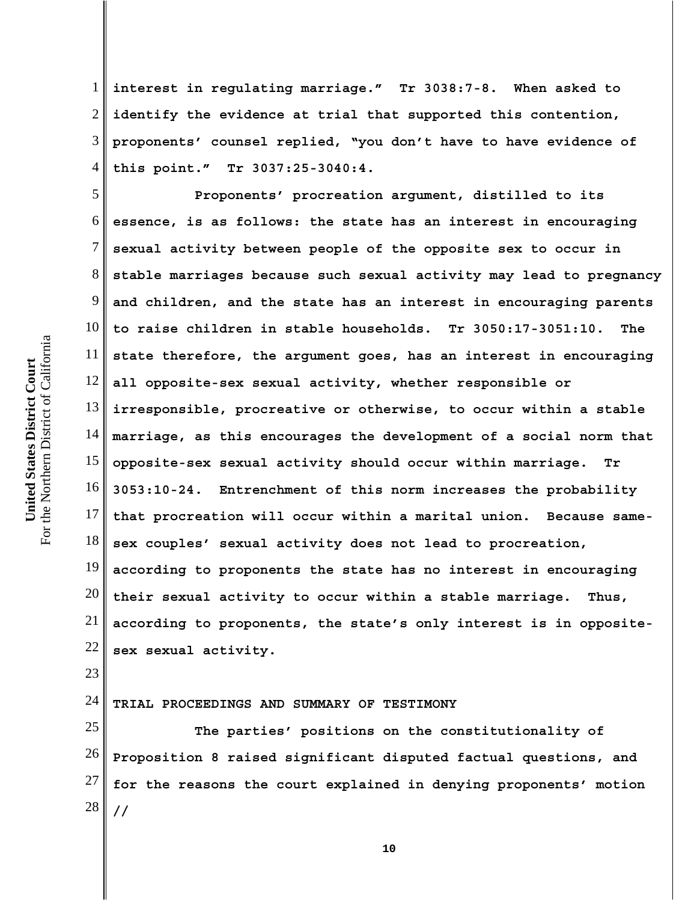interest in regulating marriage." Tr 3038:7-8. When asked to identify the evidence at trial that supported this contention, proponents' counsel replied, "you don't have to have evidence of this point." Tr 3037:25-3040:4.

Proponents' procreation argument, distilled to its essence, is as follows: the state has an interest in encouraging sexual activity between people of the opposite sex to occur in stable marriages because such sexual activity may lead to pregnancy and children, and the state has an interest in encouraging parents to raise children in stable households. Tr 3050:17-3051:10. The state therefore, the argument goes, has an interest in encouraging all opposite-sex sexual activity, whether responsible or irresponsible, procreative or otherwise, to occur within a stable marriage, as this encourages the development of a social norm that opposite-sex sexual activity should occur within marriage. Tr 3053:10-24. Entrenchment of this norm increases the probability that procreation will occur within a marital union. Because same-sex couples' sexual activity does not lead to procreation, according to proponents the state has no interest in encouraging their sexual activity to occur within a stable marriage. Thus, according to proponents, the state's only interest is in opposite-sex sexual activity.

## TRIAL PROCEEDINGS AND SUMMARY OF TESTIMONY

The parties' positions on the constitutionality of Proposition 8 raised significant disputed factual questions, and for the reasons the court explained in denying proponents' motion

//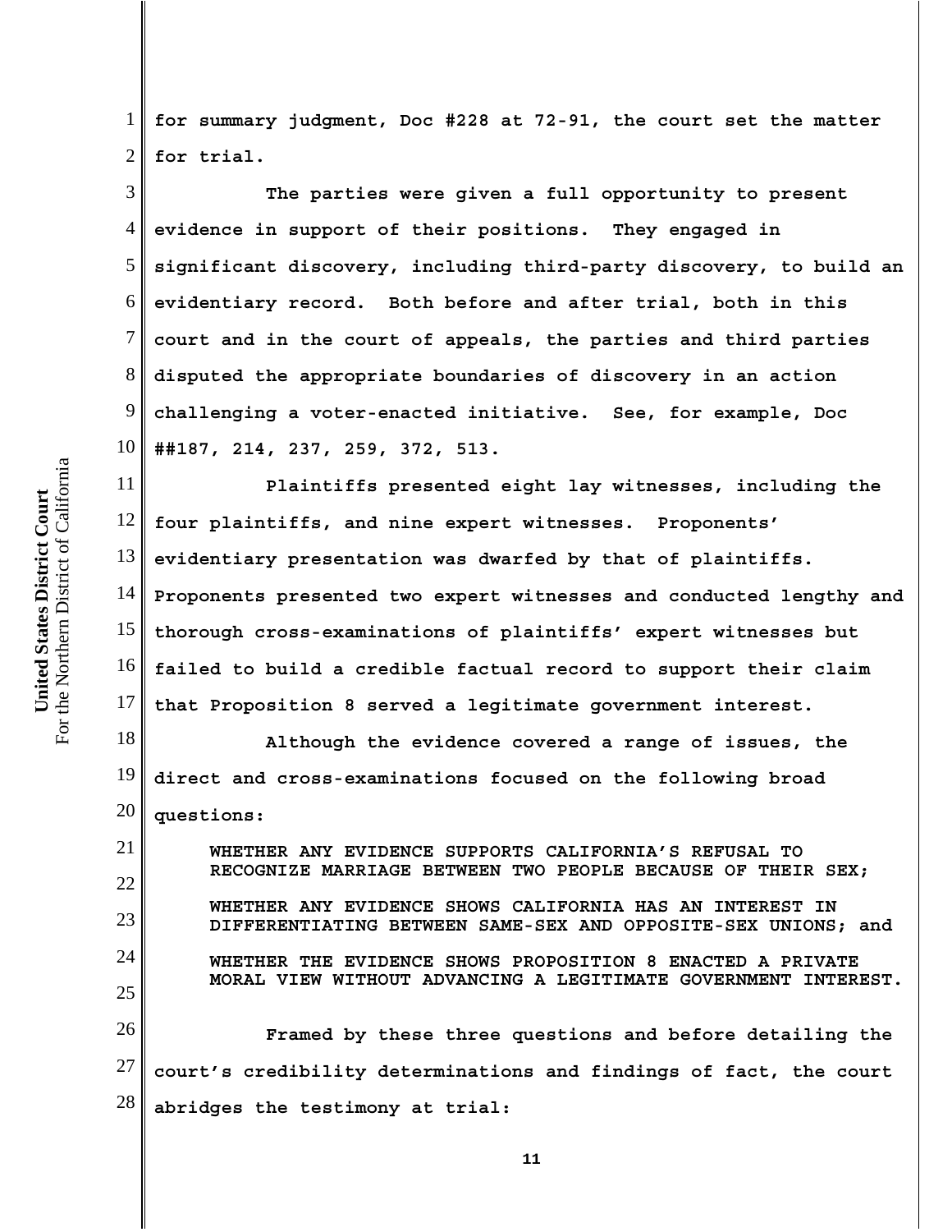for summary judgment, Doc #228 at 72-91, the court set the matter for trial.

The parties were given a full opportunity to present evidence in support of their positions. They engaged in significant discovery, including third-party discovery, to build an evidentiary record. Both before and after trial, both in this court and in the court of appeals, the parties and third parties disputed the appropriate boundaries of discovery in an action challenging a voter-enacted initiative. See, for example, Doc ##187, 214, 237, 259, 372, 513.

Plaintiffs presented eight lay witnesses, including the four plaintiffs, and nine expert witnesses. Proponents' evidentiary presentation was dwarfed by that of plaintiffs. Proponents presented two expert witnesses and conducted lengthy and thorough cross-examinations of plaintiffs' expert witnesses but failed to build a credible factual record to support their claim that Proposition 8 served a legitimate government interest.

Although the evidence covered a range of issues, the direct and cross-examinations focused on the following broad questions:

WHETHER ANY EVIDENCE SUPPORTS CALIFORNIA'S REFUSAL TO RECOGNIZE MARRIAGE BETWEEN TWO PEOPLE BECAUSE OF THEIR SEX;

WHETHER ANY EVIDENCE SHOWS CALIFORNIA HAS AN INTEREST IN DIFFERENTIATING BETWEEN SAME-SEX AND OPPOSITE-SEX UNIONS; and

WHETHER THE EVIDENCE SHOWS PROPOSITION 8 ENACTED A PRIVATE MORAL VIEW WITHOUT ADVANCING A LEGITIMATE GOVERNMENT INTEREST.

Framed by these three questions and before detailing the court's credibility determinations and findings of fact, the court abridges the testimony at trial: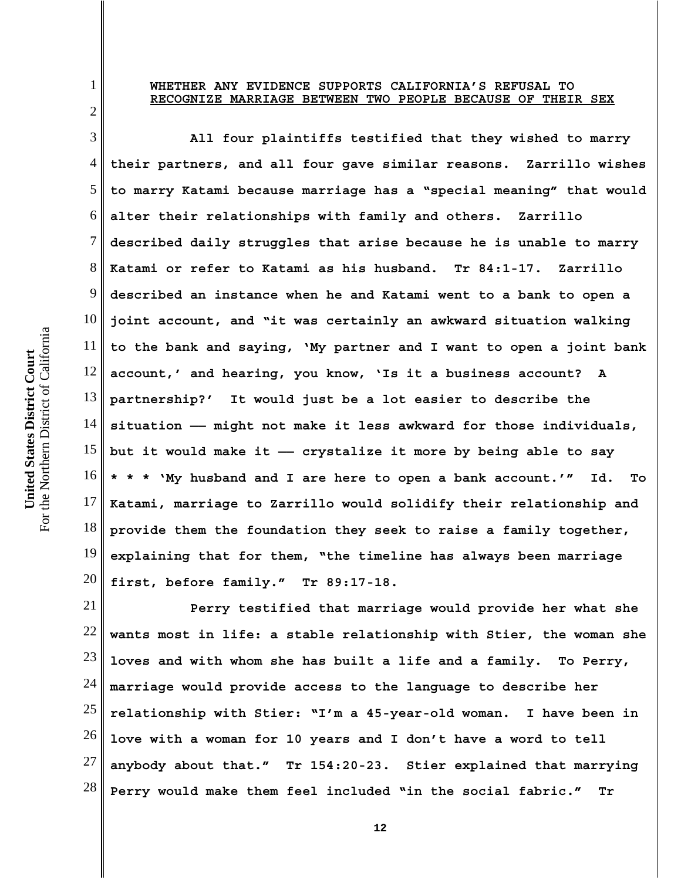## WHETHER ANY EVIDENCE SUPPORTS CALIFORNIA'S REFUSAL TO RECOGNIZE MARRIAGE BETWEEN TWO PEOPLE BECAUSE OF THEIR SEX

All four plaintiffs testified that they wished to marry their partners, and all four gave similar reasons. Zarrillo wishes to marry Katami because marriage has a "special meaning" that would alter their relationships with family and others. Zarrillo described daily struggles that arise because he is unable to marry Katami or refer to Katami as his husband. Tr 84:1-17. Zarrillo described an instance when he and Katami went to a bank to open a joint account, and "it was certainly an awkward situation walking to the bank and saying, 'My partner and I want to open a joint bank account,' and hearing, you know, 'Is it a business account? A partnership?' It would just be a lot easier to describe the situation —— might not make it less awkward for those individuals, but it would make it —— crystalize it more by being able to say * * * 'My husband and I are here to open a bank account.'" Id. To Katami, marriage to Zarrillo would solidify their relationship and provide them the foundation they seek to raise a family together, explaining that for them, "the timeline has always been marriage first, before family." Tr 89:17-18.

Perry testified that marriage would provide her what she wants most in life: a stable relationship with Stier, the woman she loves and with whom she has built a life and a family. To Perry, marriage would provide access to the language to describe her relationship with Stier: "I'm a 45-year-old woman. I have been in love with a woman for 10 years and I don't have a word to tell anybody about that." Tr 154:20-23. Stier explained that marrying Perry would make them feel included "in the social fabric." Tr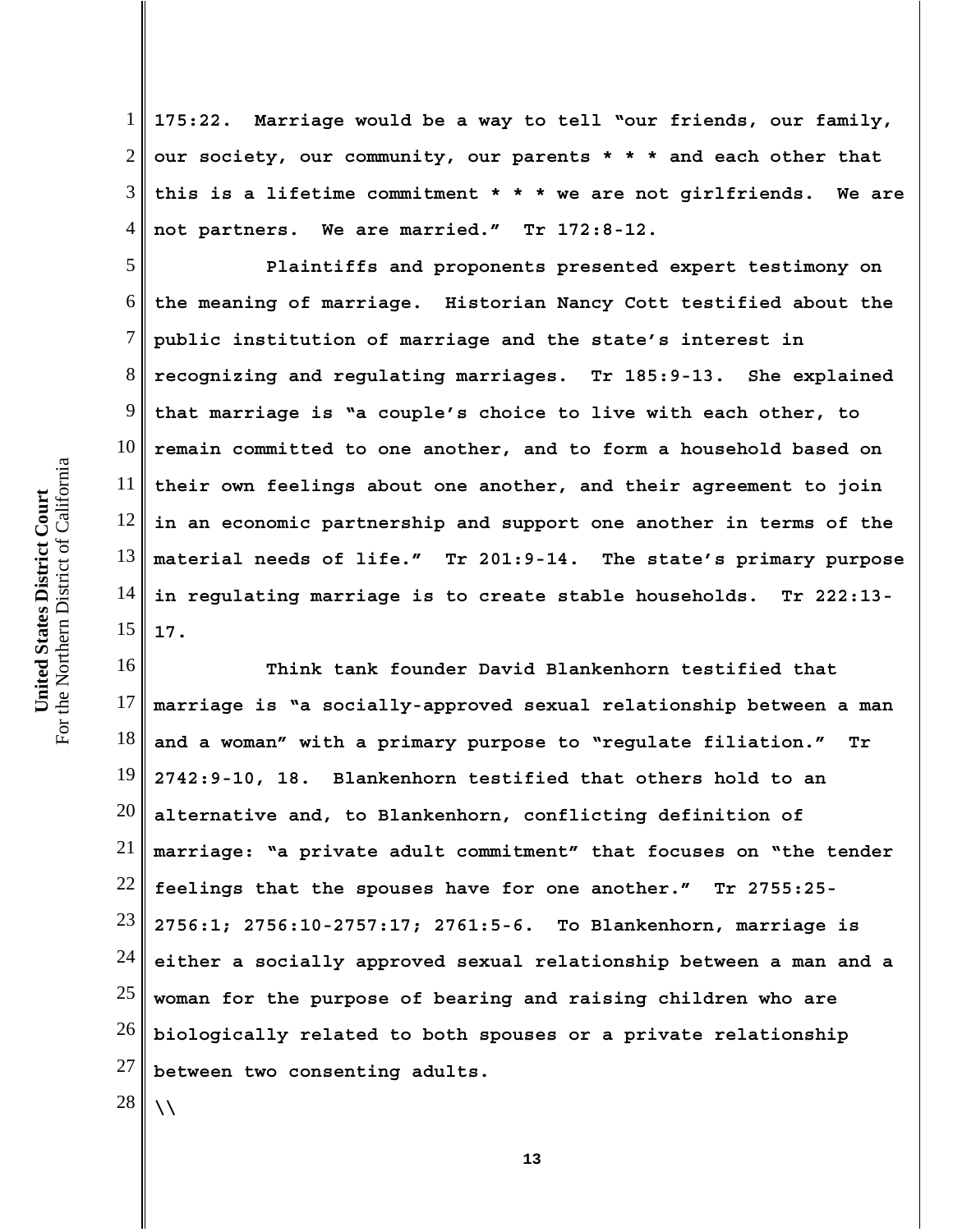175:22. Marriage would be a way to tell "our friends, our family, our society, our community, our parents * * * and each other that this is a lifetime commitment * * * we are not girlfriends. We are not partners. We are married." Tr 172:8-12.

Plaintiffs and proponents presented expert testimony on the meaning of marriage. Historian Nancy Cott testified about the public institution of marriage and the state's interest in recognizing and regulating marriages. Tr 185:9-13. She explained that marriage is "a couple's choice to live with each other, to remain committed to one another, and to form a household based on their own feelings about one another, and their agreement to join in an economic partnership and support one another in terms of the material needs of life." Tr 201:9-14. The state's primary purpose in regulating marriage is to create stable households. Tr 222:13-17.

Think tank founder David Blankenhorn testified that marriage is "a socially-approved sexual relationship between a man and a woman" with a primary purpose to "regulate filiation." Tr 2742:9-10, 18. Blankenhorn testified that others hold to an alternative and, to Blankenhorn, conflicting definition of marriage: "a private adult commitment" that focuses on "the tender feelings that the spouses have for one another." Tr 2755:25-2756:1; 2756:10-2757:17; 2761:5-6. To Blankenhorn, marriage is either a socially approved sexual relationship between a man and a woman for the purpose of bearing and raising children who are biologically related to both spouses or a private relationship between two consenting adults.

\\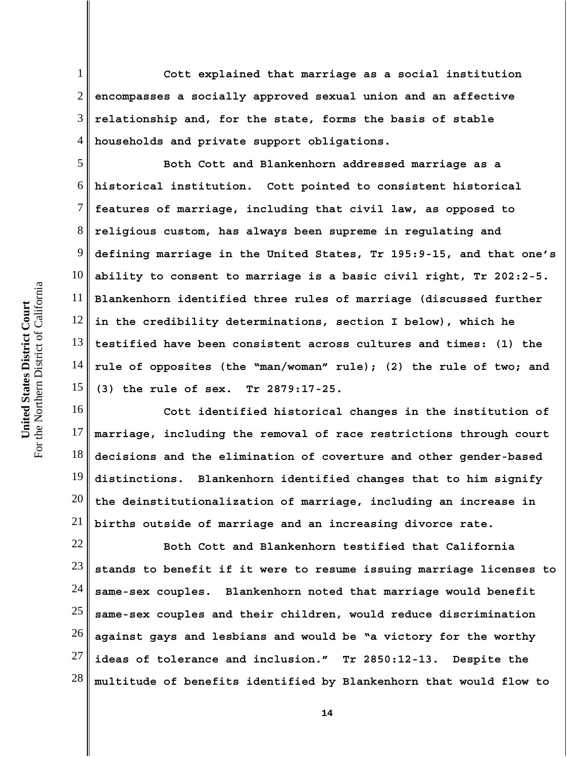Cott explained that marriage as a social institution encompasses a socially approved sexual union and an affective relationship and, for the state, forms the basis of stable households and private support obligations.

Both Cott and Blankenhorn addressed marriage as a historical institution. Cott pointed to consistent historical features of marriage, including that civil law, as opposed to religious custom, has always been supreme in regulating and defining marriage in the United States, Tr 195:9-15, and that one's ability to consent to marriage is a basic civil right, Tr 202:2-5. Blankenhorn identified three rules of marriage (discussed further in the credibility determinations, section I below), which he testified have been consistent across cultures and times: (1) the rule of opposites (the "man/woman" rule); (2) the rule of two; and (3) the rule of sex. Tr 2879:17-25.

Cott identified historical changes in the institution of marriage, including the removal of race restrictions through court decisions and the elimination of coverture and other gender-based distinctions. Blankenhorn identified changes that to him signify the deinstitutionalization of marriage, including an increase in births outside of marriage and an increasing divorce rate.

Both Cott and Blankenhorn testified that California stands to benefit if it were to resume issuing marriage licenses to same-sex couples. Blankenhorn noted that marriage would benefit same-sex couples and their children, would reduce discrimination against gays and lesbians and would be "a victory for the worthy ideas of tolerance and inclusion." Tr 2850:12-13. Despite the multitude of benefits identified by Blankenhorn that would flow to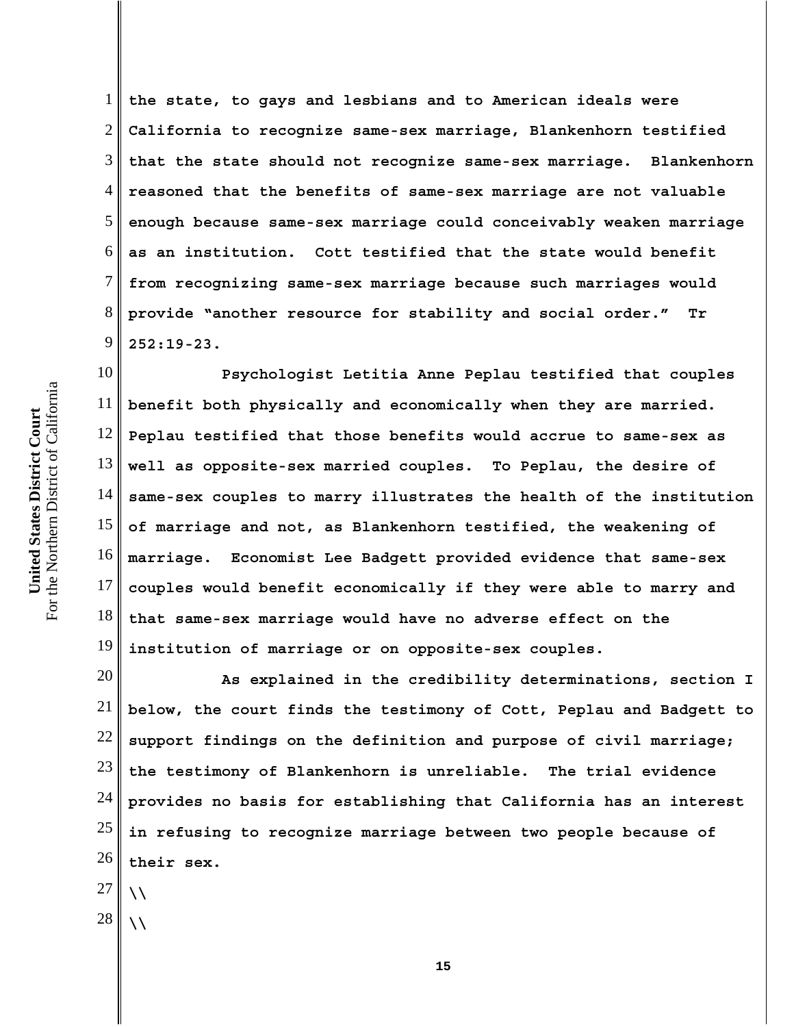the state, to gays and lesbians and to American ideals were California to recognize same-sex marriage, Blankenhorn testified that the state should not recognize same-sex marriage. Blankenhorn reasoned that the benefits of same-sex marriage are not valuable enough because same-sex marriage could conceivably weaken marriage as an institution. Cott testified that the state would benefit from recognizing same-sex marriage because such marriages would provide "another resource for stability and social order." Tr 252:19-23.

Psychologist Letitia Anne Peplau testified that couples benefit both physically and economically when they are married. Peplau testified that those benefits would accrue to same-sex as well as opposite-sex married couples. To Peplau, the desire of same-sex couples to marry illustrates the health of the institution of marriage and not, as Blankenhorn testified, the weakening of marriage. Economist Lee Badgett provided evidence that same-sex couples would benefit economically if they were able to marry and that same-sex marriage would have no adverse effect on the institution of marriage or on opposite-sex couples.

As explained in the credibility determinations, section I below, the court finds the testimony of Cott, Peplau and Badgett to support findings on the definition and purpose of civil marriage; the testimony of Blankenhorn is unreliable. The trial evidence provides no basis for establishing that California has an interest in refusing to recognize marriage between two people because of their sex.

\\

\\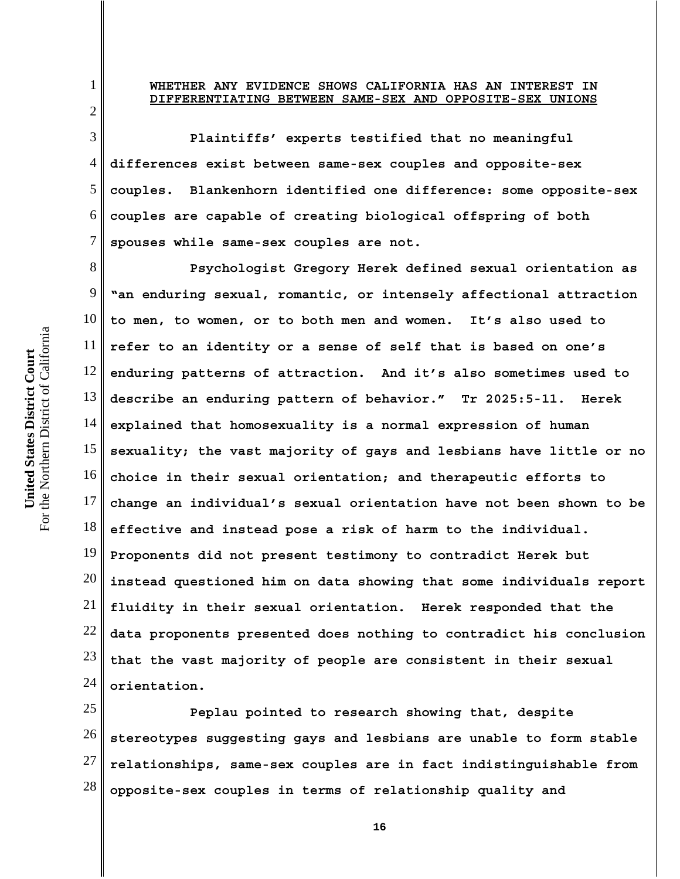## WHETHER ANY EVIDENCE SHOWS CALIFORNIA HAS AN INTEREST IN DIFFERENTIATING BETWEEN SAME-SEX AND OPPOSITE-SEX UNIONS

Plaintiffs' experts testified that no meaningful differences exist between same-sex couples and opposite-sex couples. Blankenhorn identified one difference: some opposite-sex couples are capable of creating biological offspring of both spouses while same-sex couples are not.

Psychologist Gregory Herek defined sexual orientation as "an enduring sexual, romantic, or intensely affectional attraction to men, to women, or to both men and women. It's also used to refer to an identity or a sense of self that is based on one's enduring patterns of attraction. And it's also sometimes used to describe an enduring pattern of behavior." Tr 2025:5-11. Herek explained that homosexuality is a normal expression of human sexuality; the vast majority of gays and lesbians have little or no choice in their sexual orientation; and therapeutic efforts to change an individual's sexual orientation have not been shown to be effective and instead pose a risk of harm to the individual. Proponents did not present testimony to contradict Herek but instead questioned him on data showing that some individuals report fluidity in their sexual orientation. Herek responded that the data proponents presented does nothing to contradict his conclusion that the vast majority of people are consistent in their sexual orientation.

Peplau pointed to research showing that, despite stereotypes suggesting gays and lesbians are unable to form stable relationships, same-sex couples are in fact indistinguishable from opposite-sex couples in terms of relationship quality and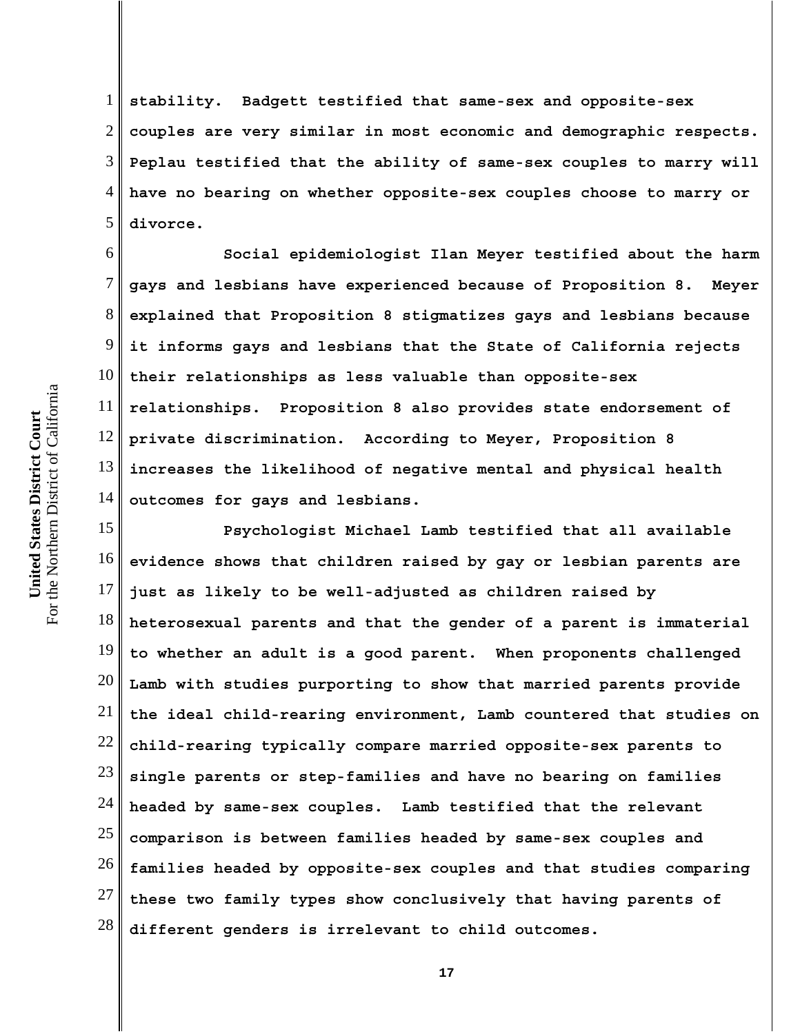stability. Badgett testified that same-sex and opposite-sex couples are very similar in most economic and demographic respects. Peplau testified that the ability of same-sex couples to marry will have no bearing on whether opposite-sex couples choose to marry or divorce.

Social epidemiologist Ilan Meyer testified about the harm gays and lesbians have experienced because of Proposition 8. Meyer explained that Proposition 8 stigmatizes gays and lesbians because it informs gays and lesbians that the State of California rejects their relationships as less valuable than opposite-sex relationships. Proposition 8 also provides state endorsement of private discrimination. According to Meyer, Proposition 8 increases the likelihood of negative mental and physical health outcomes for gays and lesbians.

Psychologist Michael Lamb testified that all available evidence shows that children raised by gay or lesbian parents are just as likely to be well-adjusted as children raised by heterosexual parents and that the gender of a parent is immaterial to whether an adult is a good parent. When proponents challenged Lamb with studies purporting to show that married parents provide the ideal child-rearing environment, Lamb countered that studies on child-rearing typically compare married opposite-sex parents to single parents or step-families and have no bearing on families headed by same-sex couples. Lamb testified that the relevant comparison is between families headed by same-sex couples and families headed by opposite-sex couples and that studies comparing these two family types show conclusively that having parents of different genders is irrelevant to child outcomes.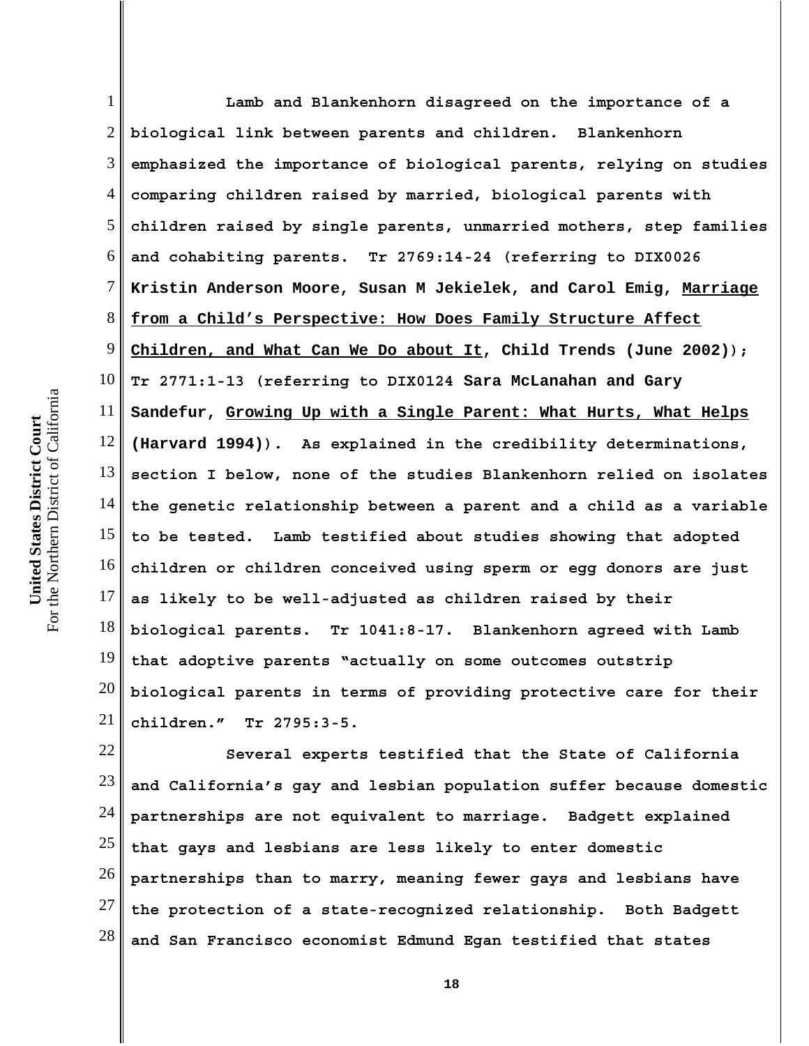Lamb and Blankenhorn disagreed on the importance of a biological link between parents and children. Blankenhorn emphasized the importance of biological parents, relying on studies comparing children raised by married, biological parents with children raised by single parents, unmarried mothers, step families and cohabiting parents. Tr 2769:14-24 (referring to DIX0026 Kristin Anderson Moore, Susan M Jekielek, and Carol Emig, Marriage from a Child's Perspective: How Does Family Structure Affect Children, and What Can We Do about It, Child Trends (June 2002)); Tr 2771:1-13 (referring to DIX0124 Sara McLanahan and Gary Sandefur, Growing Up with a Single Parent: What Hurts, What Helps (Harvard 1994)). As explained in the credibility determinations, section I below, none of the studies Blankenhorn relied on isolates the genetic relationship between a parent and a child as a variable to be tested. Lamb testified about studies showing that adopted children or children conceived using sperm or egg donors are just as likely to be well-adjusted as children raised by their biological parents. Tr 1041:8-17. Blankenhorn agreed with Lamb that adoptive parents "actually on some outcomes outstrip biological parents in terms of providing protective care for their children." Tr 2795:3-5.

Several experts testified that the State of California and California's gay and lesbian population suffer because domestic partnerships are not equivalent to marriage. Badgett explained that gays and lesbians are less likely to enter domestic partnerships than to marry, meaning fewer gays and lesbians have the protection of a state-recognized relationship. Both Badgett and San Francisco economist Edmund Egan testified that states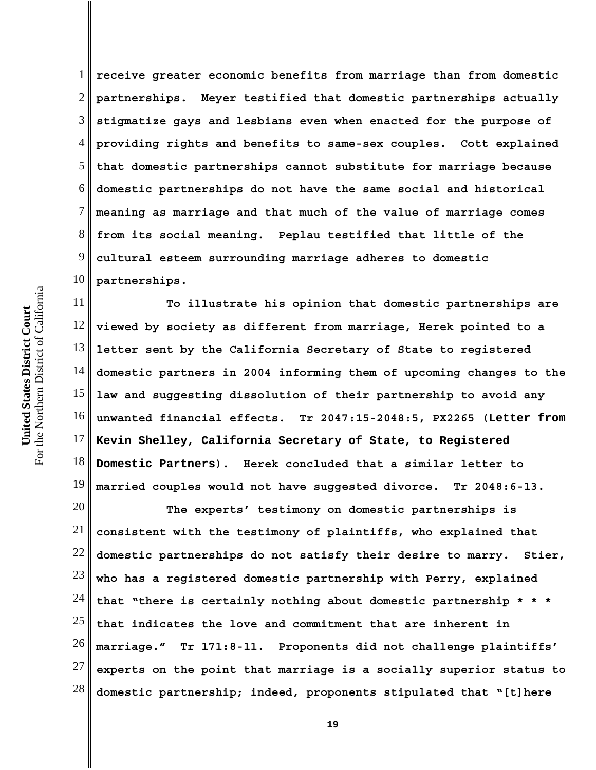receive greater economic benefits from marriage than from domestic partnerships. Meyer testified that domestic partnerships actually stigmatize gays and lesbians even when enacted for the purpose of providing rights and benefits to same-sex couples. Cott explained that domestic partnerships cannot substitute for marriage because domestic partnerships do not have the same social and historical meaning as marriage and that much of the value of marriage comes from its social meaning. Peplau testified that little of the cultural esteem surrounding marriage adheres to domestic partnerships.

To illustrate his opinion that domestic partnerships are viewed by society as different from marriage, Herek pointed to a letter sent by the California Secretary of State to registered domestic partners in 2004 informing them of upcoming changes to the law and suggesting dissolution of their partnership to avoid any unwanted financial effects. Tr 2047:15-2048:5, PX2265 (**Letter from Kevin Shelley, California Secretary of State, to Registered Domestic Partners**). Herek concluded that a similar letter to married couples would not have suggested divorce. Tr 2048:6-13.

The experts' testimony on domestic partnerships is consistent with the testimony of plaintiffs, who explained that domestic partnerships do not satisfy their desire to marry. Stier, who has a registered domestic partnership with Perry, explained that "there is certainly nothing about domestic partnership * * * that indicates the love and commitment that are inherent in marriage." Tr 171:8-11. Proponents did not challenge plaintiffs' experts on the point that marriage is a socially superior status to domestic partnership; indeed, proponents stipulated that "[t]here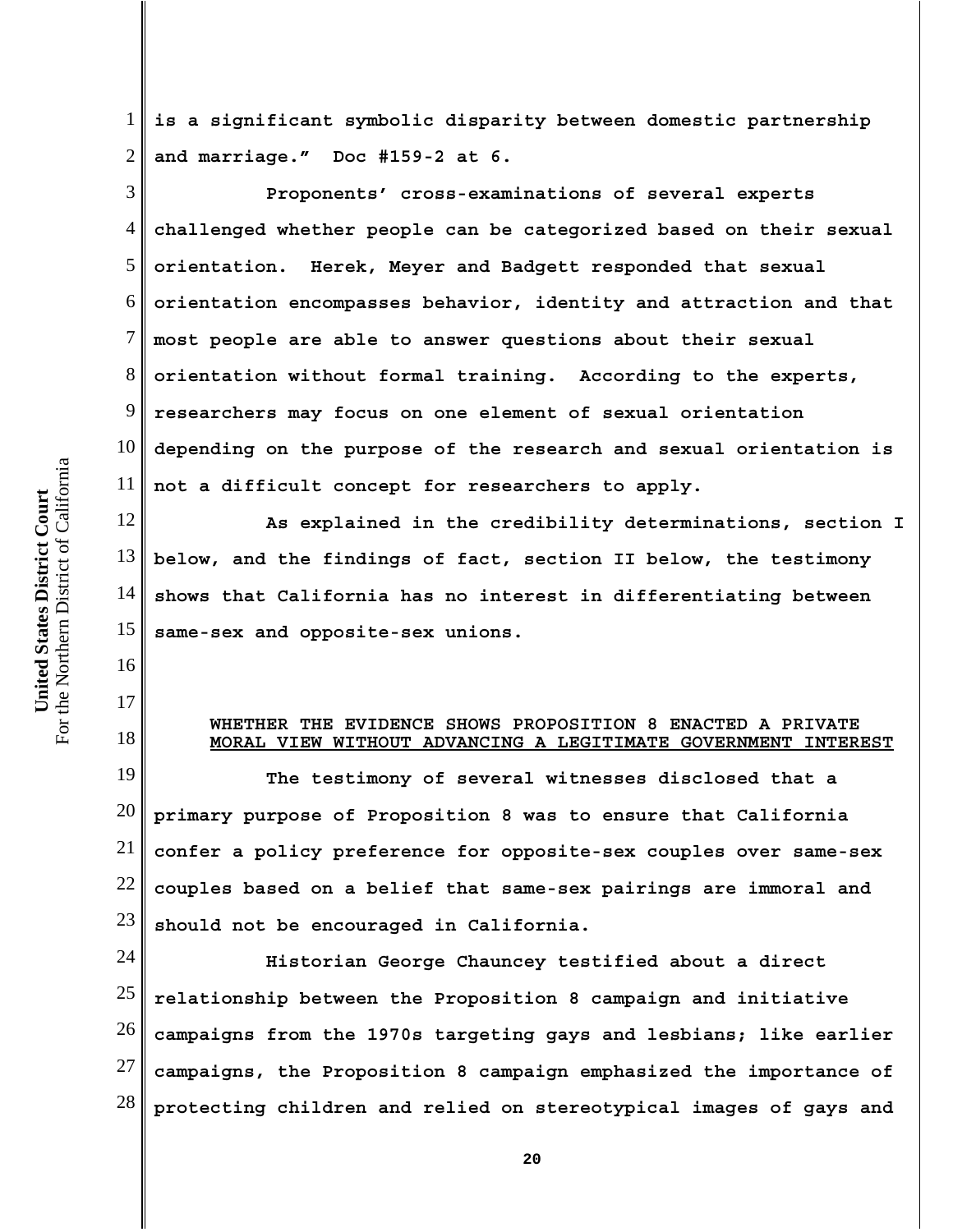is a significant symbolic disparity between domestic partnership and marriage." Doc #159-2 at 6.

Proponents' cross-examinations of several experts challenged whether people can be categorized based on their sexual orientation. Herek, Meyer and Badgett responded that sexual orientation encompasses behavior, identity and attraction and that most people are able to answer questions about their sexual orientation without formal training. According to the experts, researchers may focus on one element of sexual orientation depending on the purpose of the research and sexual orientation is not a difficult concept for researchers to apply.

As explained in the credibility determinations, section I below, and the findings of fact, section II below, the testimony shows that California has no interest in differentiating between same-sex and opposite-sex unions.

### WHETHER THE EVIDENCE SHOWS PROPOSITION 8 ENACTED A PRIVATE MORAL VIEW WITHOUT ADVANCING A LEGITIMATE GOVERNMENT INTEREST

The testimony of several witnesses disclosed that a primary purpose of Proposition 8 was to ensure that California confer a policy preference for opposite-sex couples over same-sex couples based on a belief that same-sex pairings are immoral and should not be encouraged in California.

Historian George Chauncey testified about a direct relationship between the Proposition 8 campaign and initiative campaigns from the 1970s targeting gays and lesbians; like earlier campaigns, the Proposition 8 campaign emphasized the importance of protecting children and relied on stereotypical images of gays and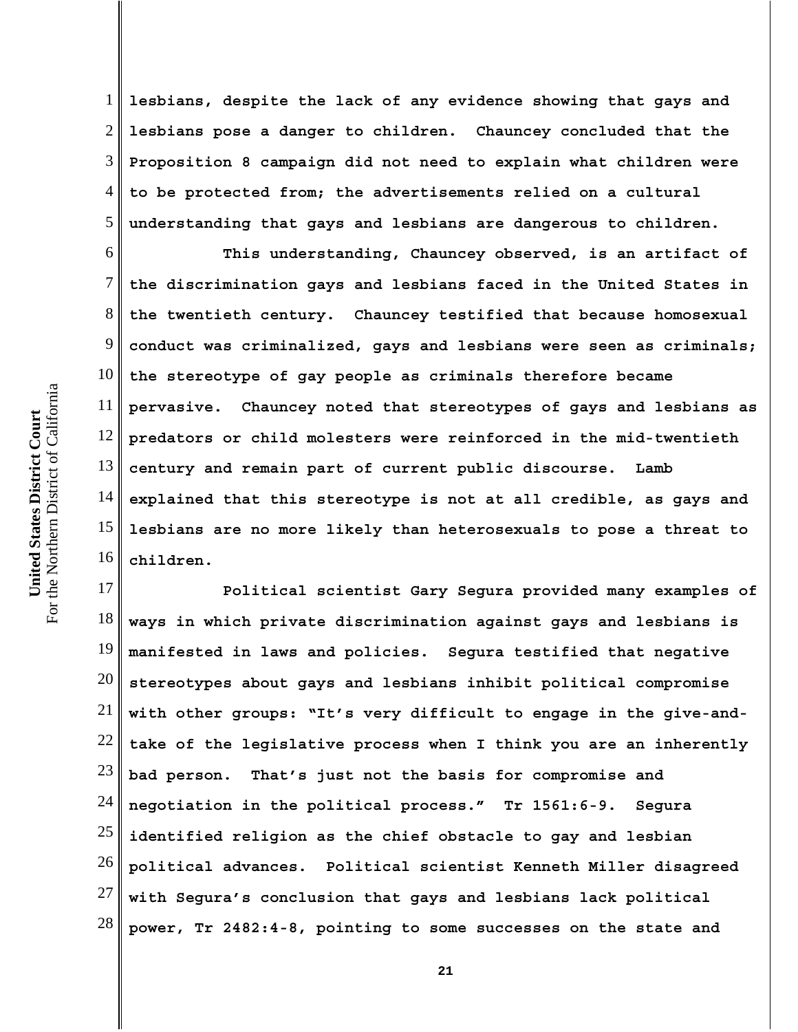lesbians, despite the lack of any evidence showing that gays and lesbians pose a danger to children. Chauncey concluded that the Proposition 8 campaign did not need to explain what children were to be protected from; the advertisements relied on a cultural understanding that gays and lesbians are dangerous to children.

This understanding, Chauncey observed, is an artifact of the discrimination gays and lesbians faced in the United States in the twentieth century. Chauncey testified that because homosexual conduct was criminalized, gays and lesbians were seen as criminals; the stereotype of gay people as criminals therefore became pervasive. Chauncey noted that stereotypes of gays and lesbians as predators or child molesters were reinforced in the mid-twentieth century and remain part of current public discourse. Lamb explained that this stereotype is not at all credible, as gays and lesbians are no more likely than heterosexuals to pose a threat to children.

Political scientist Gary Segura provided many examples of ways in which private discrimination against gays and lesbians is manifested in laws and policies. Segura testified that negative stereotypes about gays and lesbians inhibit political compromise with other groups: "It's very difficult to engage in the give-and-take of the legislative process when I think you are an inherently bad person. That's just not the basis for compromise and negotiation in the political process." Tr 1561:6-9. Segura identified religion as the chief obstacle to gay and lesbian political advances. Political scientist Kenneth Miller disagreed with Segura's conclusion that gays and lesbians lack political power, Tr 2482:4-8, pointing to some successes on the state and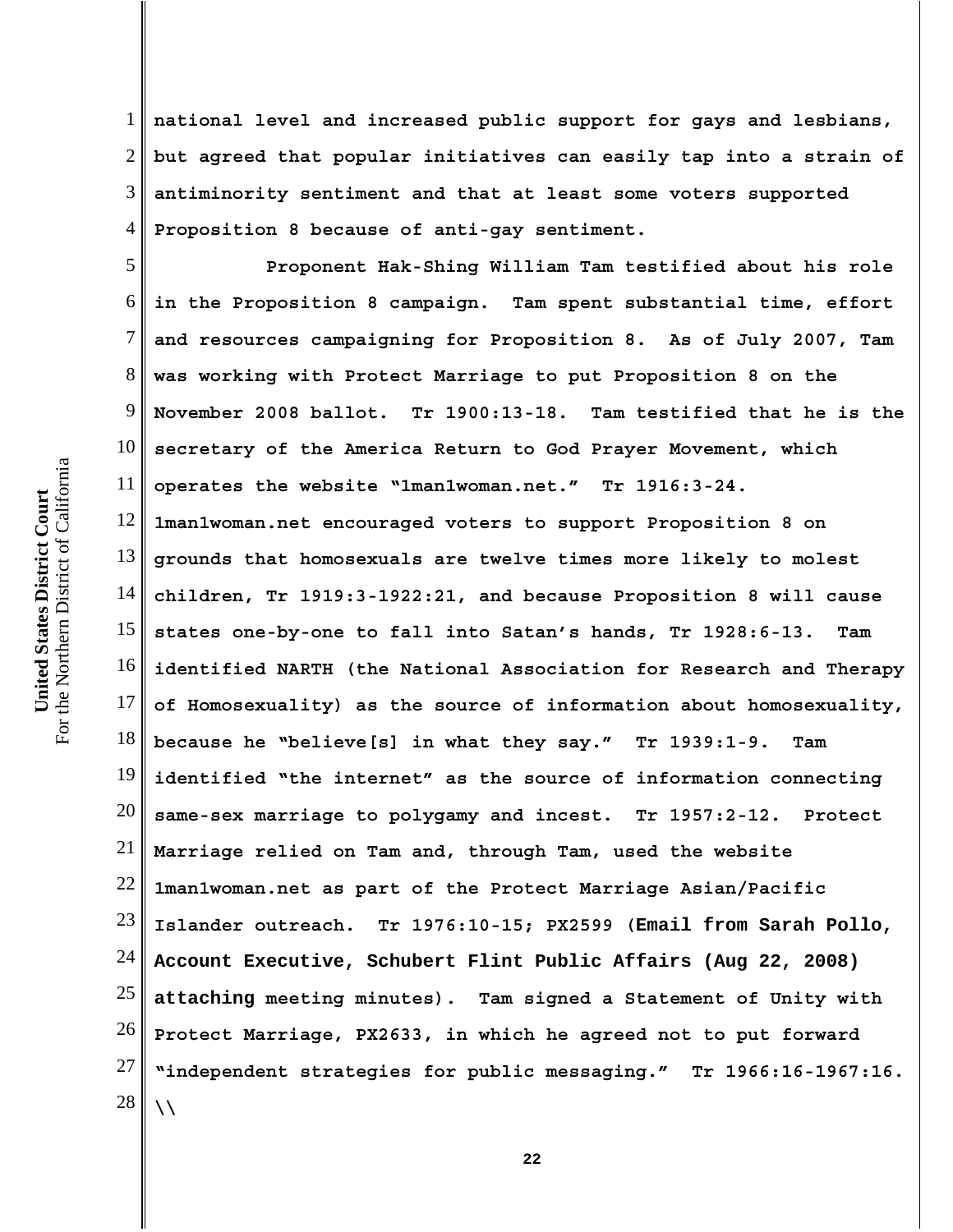national level and increased public support for gays and lesbians, but agreed that popular initiatives can easily tap into a strain of antiminority sentiment and that at least some voters supported Proposition 8 because of anti-gay sentiment.

Proponent Hak-Shing William Tam testified about his role in the Proposition 8 campaign. Tam spent substantial time, effort and resources campaigning for Proposition 8. As of July 2007, Tam was working with Protect Marriage to put Proposition 8 on the November 2008 ballot. Tr 1900:13-18. Tam testified that he is the secretary of the America Return to God Prayer Movement, which operates the website "1man1woman.net." Tr 1916:3-24. 1man1woman.net encouraged voters to support Proposition 8 on grounds that homosexuals are twelve times more likely to molest children, Tr 1919:3-1922:21, and because Proposition 8 will cause states one-by-one to fall into Satan's hands, Tr 1928:6-13. Tam identified NARTH (the National Association for Research and Therapy of Homosexuality) as the source of information about homosexuality, because he "believe[s] in what they say." Tr 1939:1-9. Tam identified "the internet" as the source of information connecting same-sex marriage to polygamy and incest. Tr 1957:2-12. Protect Marriage relied on Tam and, through Tam, used the website 1man1woman.net as part of the Protect Marriage Asian/Pacific Islander outreach. Tr 1976:10-15; PX2599 (Email from Sarah Pollo, Account Executive, Schubert Flint Public Affairs (Aug 22, 2008) attaching meeting minutes). Tam signed a Statement of Unity with Protect Marriage, PX2633, in which he agreed not to put forward "independent strategies for public messaging." Tr 1966:16-1967:16.

\\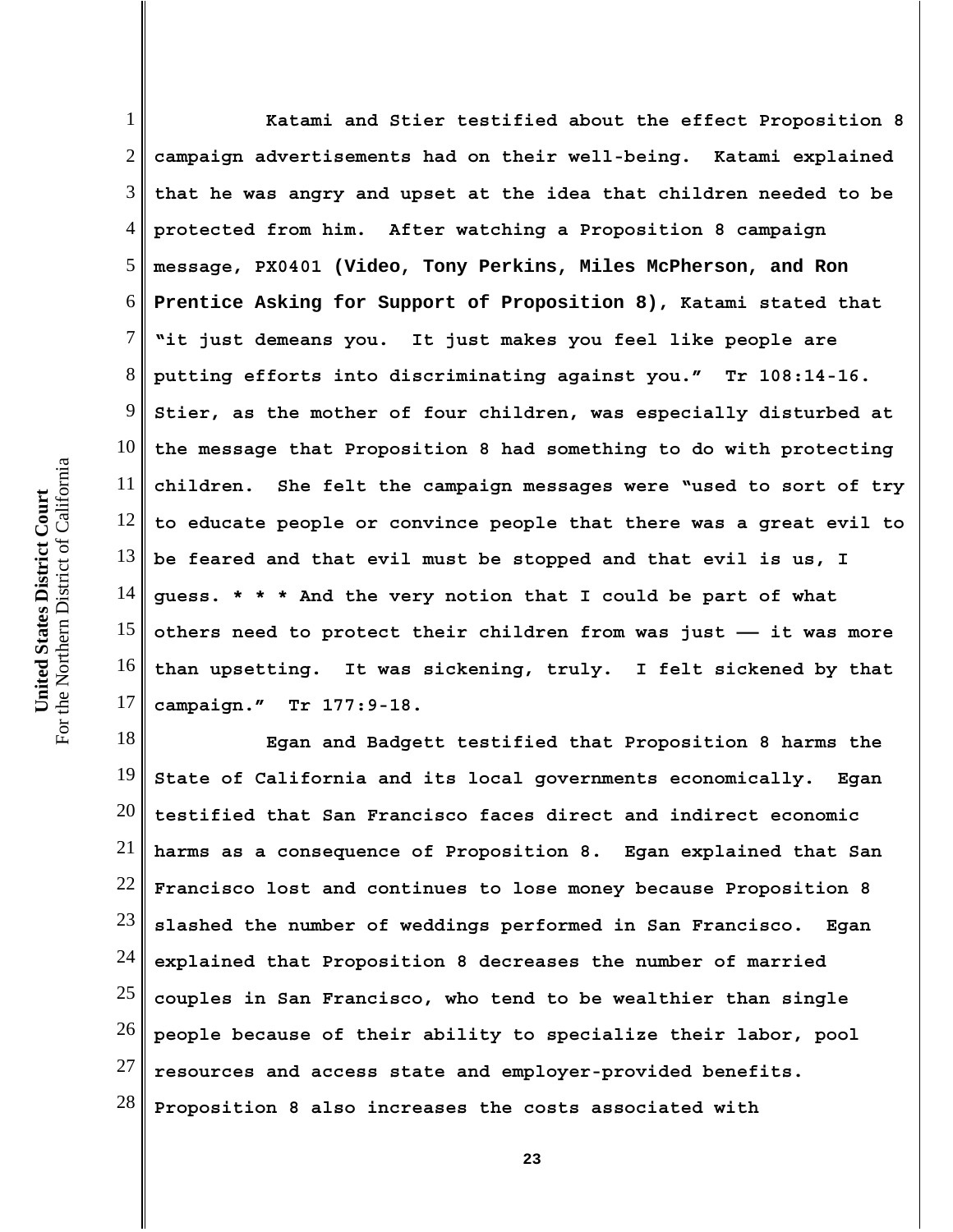Katami and Stier testified about the effect Proposition 8 campaign advertisements had on their well-being. Katami explained that he was angry and upset at the idea that children needed to be protected from him. After watching a Proposition 8 campaign message, PX0401 **(Video, Tony Perkins, Miles McPherson, and Ron Prentice Asking for Support of Proposition 8)**, Katami stated that "it just demeans you. It just makes you feel like people are putting efforts into discriminating against you." Tr 108:14-16. Stier, as the mother of four children, was especially disturbed at the message that Proposition 8 had something to do with protecting children. She felt the campaign messages were "used to sort of try to educate people or convince people that there was a great evil to be feared and that evil must be stopped and that evil is us, I guess. * * * And the very notion that I could be part of what others need to protect their children from was just —— it was more than upsetting. It was sickening, truly. I felt sickened by that campaign." Tr 177:9-18.

Egan and Badgett testified that Proposition 8 harms the State of California and its local governments economically. Egan testified that San Francisco faces direct and indirect economic harms as a consequence of Proposition 8. Egan explained that San Francisco lost and continues to lose money because Proposition 8 slashed the number of weddings performed in San Francisco. Egan explained that Proposition 8 decreases the number of married couples in San Francisco, who tend to be wealthier than single people because of their ability to specialize their labor, pool resources and access state and employer-provided benefits. Proposition 8 also increases the costs associated with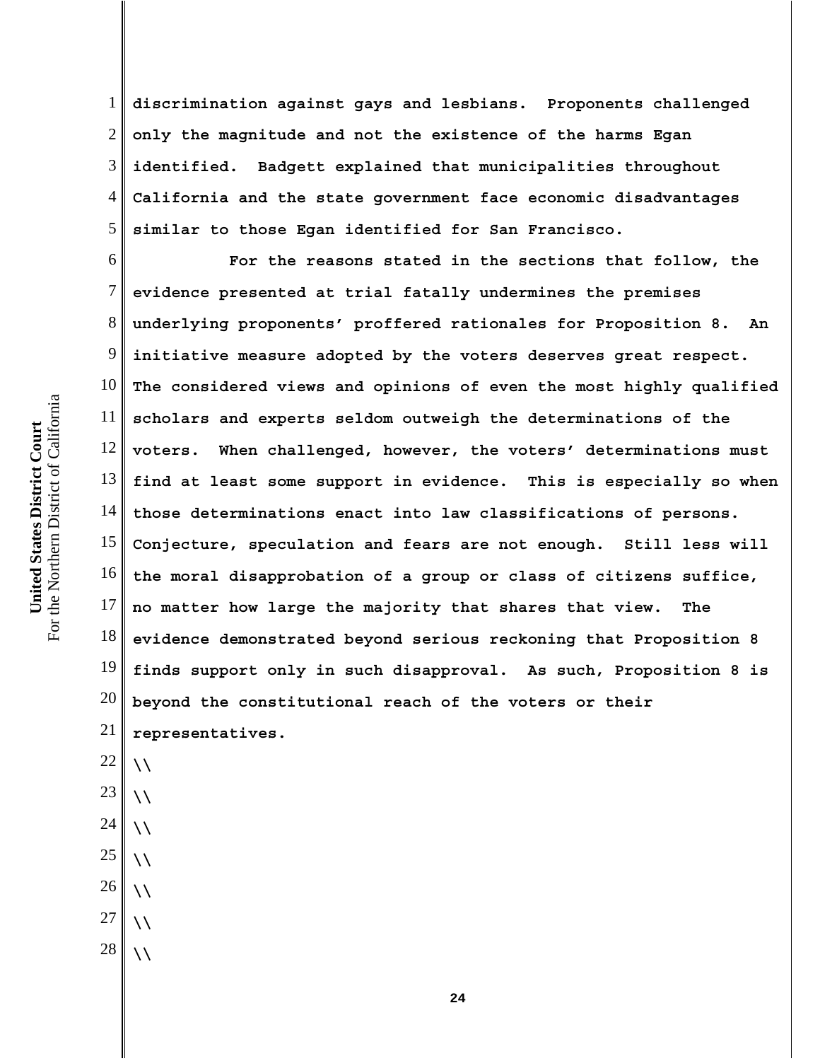discrimination against gays and lesbians. Proponents challenged only the magnitude and not the existence of the harms Egan identified. Badgett explained that municipalities throughout California and the state government face economic disadvantages similar to those Egan identified for San Francisco.

For the reasons stated in the sections that follow, the evidence presented at trial fatally undermines the premises underlying proponents' proffered rationales for Proposition 8. An initiative measure adopted by the voters deserves great respect. The considered views and opinions of even the most highly qualified scholars and experts seldom outweigh the determinations of the voters. When challenged, however, the voters' determinations must find at least some support in evidence. This is especially so when those determinations enact into law classifications of persons. Conjecture, speculation and fears are not enough. Still less will the moral disapprobation of a group or class of citizens suffice, no matter how large the majority that shares that view. The evidence demonstrated beyond serious reckoning that Proposition 8 finds support only in such disapproval. As such, Proposition 8 is beyond the constitutional reach of the voters or their representatives.

\\

\\

\\

\\

\\

\\

\\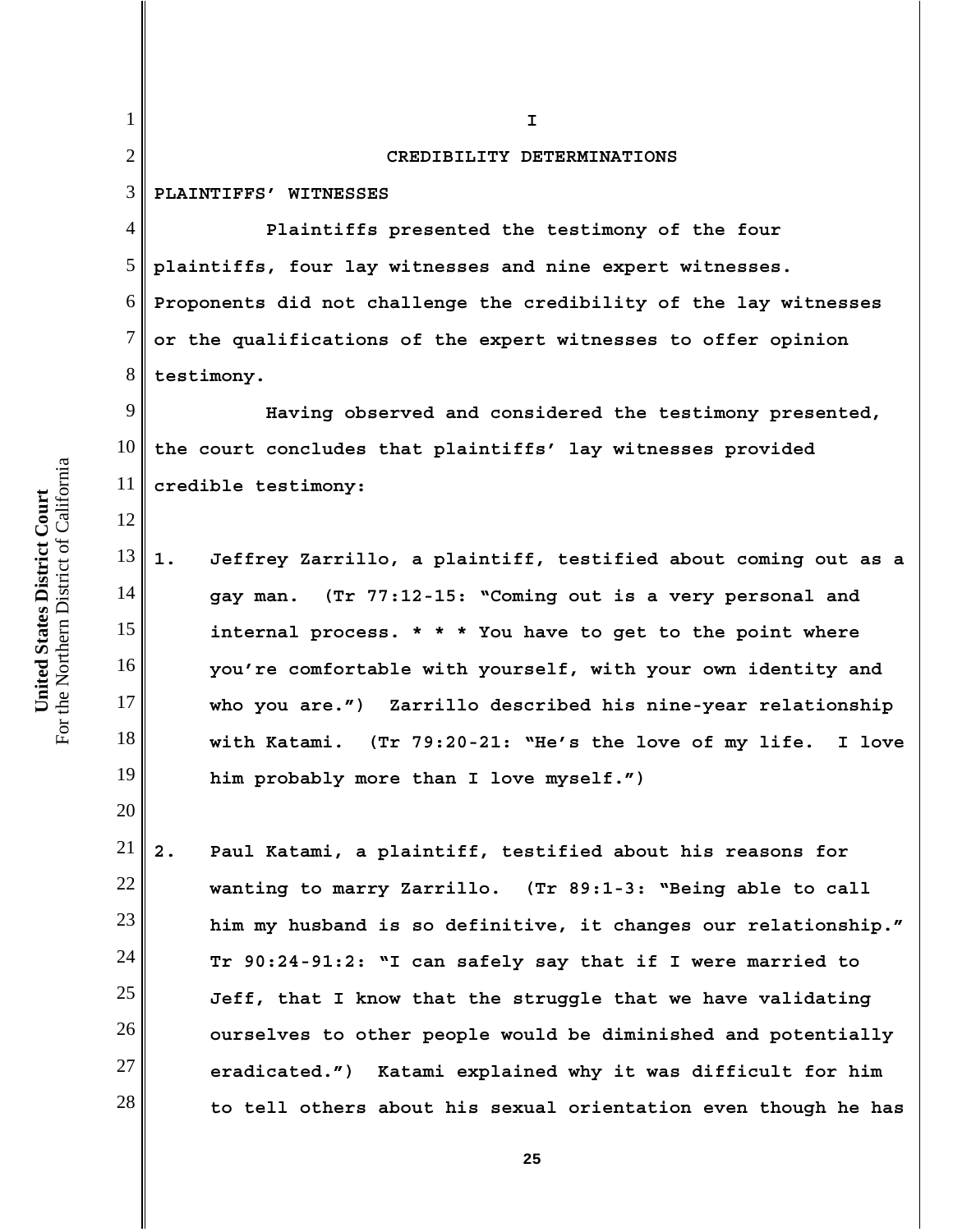# I

## CREDIBILITY DETERMINATIONS

**PLAINTIFFS' WITNESSES**

Plaintiffs presented the testimony of the four plaintiffs, four lay witnesses and nine expert witnesses. Proponents did not challenge the credibility of the lay witnesses or the qualifications of the expert witnesses to offer opinion testimony.

Having observed and considered the testimony presented, the court concludes that plaintiffs' lay witnesses provided credible testimony:

1. Jeffrey Zarrillo, a plaintiff, testified about coming out as a gay man. (Tr 77:12-15: "Coming out is a very personal and internal process. * * * You have to get to the point where you're comfortable with yourself, with your own identity and who you are.") Zarrillo described his nine-year relationship with Katami. (Tr 79:20-21: "He's the love of my life. I love him probably more than I love myself.")

2. Paul Katami, a plaintiff, testified about his reasons for wanting to marry Zarrillo. (Tr 89:1-3: "Being able to call him my husband is so definitive, it changes our relationship." Tr 90:24-91:2: "I can safely say that if I were married to Jeff, that I know that the struggle that we have validating ourselves to other people would be diminished and potentially eradicated.") Katami explained why it was difficult for him to tell others about his sexual orientation even though he has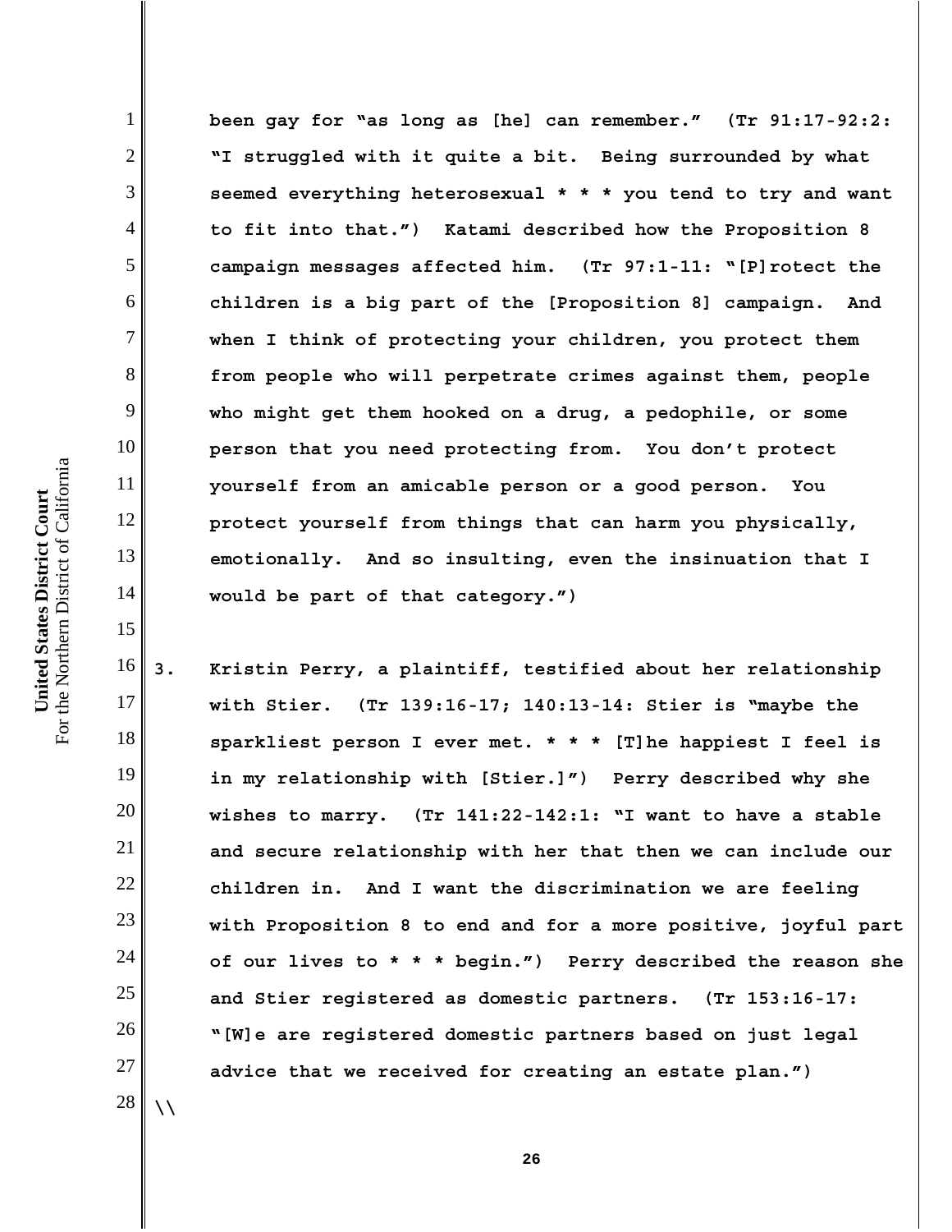been gay for "as long as [he] can remember." (Tr 91:17-92:2: "I struggled with it quite a bit. Being surrounded by what seemed everything heterosexual * * * you tend to try and want to fit into that.") Katami described how the Proposition 8 campaign messages affected him. (Tr 97:1-11: "[P]rotect the children is a big part of the [Proposition 8] campaign. And when I think of protecting your children, you protect them from people who will perpetrate crimes against them, people who might get them hooked on a drug, a pedophile, or some person that you need protecting from. You don't protect yourself from an amicable person or a good person. You protect yourself from things that can harm you physically, emotionally. And so insulting, even the insinuation that I would be part of that category.")

3. Kristin Perry, a plaintiff, testified about her relationship with Stier. (Tr 139:16-17; 140:13-14: Stier is "maybe the sparkliest person I ever met. * * * [T]he happiest I feel is in my relationship with [Stier.]") Perry described why she wishes to marry. (Tr 141:22-142:1: "I want to have a stable and secure relationship with her that then we can include our children in. And I want the discrimination we are feeling with Proposition 8 to end and for a more positive, joyful part of our lives to * * * begin.") Perry described the reason she and Stier registered as domestic partners. (Tr 153:16-17: "[W]e are registered domestic partners based on just legal advice that we received for creating an estate plan.")

\\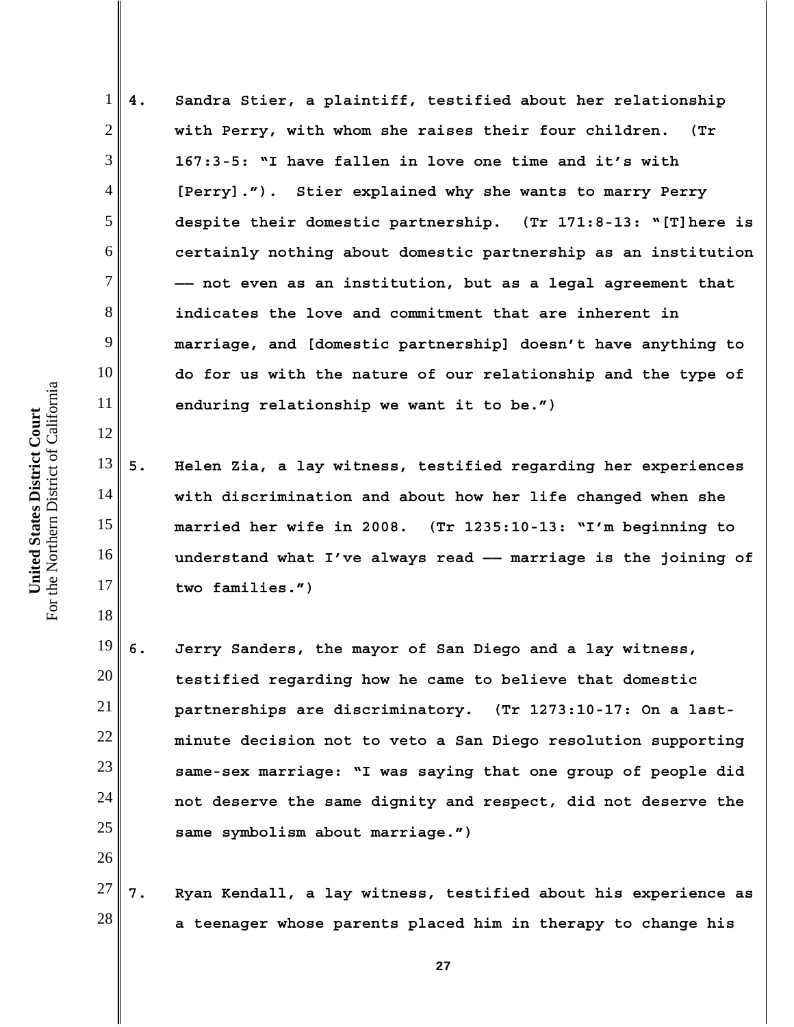4. Sandra Stier, a plaintiff, testified about her relationship with Perry, with whom she raises their four children. (Tr 167:3-5: "I have fallen in love one time and it's with [Perry]."). Stier explained why she wants to marry Perry despite their domestic partnership. (Tr 171:8-13: "[T]here is certainly nothing about domestic partnership as an institution —— not even as an institution, but as a legal agreement that indicates the love and commitment that are inherent in marriage, and [domestic partnership] doesn't have anything to do for us with the nature of our relationship and the type of enduring relationship we want it to be.")

5. Helen Zia, a lay witness, testified regarding her experiences with discrimination and about how her life changed when she married her wife in 2008. (Tr 1235:10-13: "I'm beginning to understand what I've always read —— marriage is the joining of two families.")

6. Jerry Sanders, the mayor of San Diego and a lay witness, testified regarding how he came to believe that domestic partnerships are discriminatory. (Tr 1273:10-17: On a last-minute decision not to veto a San Diego resolution supporting same-sex marriage: "I was saying that one group of people did not deserve the same dignity and respect, did not deserve the same symbolism about marriage.")

7. Ryan Kendall, a lay witness, testified about his experience as a teenager whose parents placed him in therapy to change his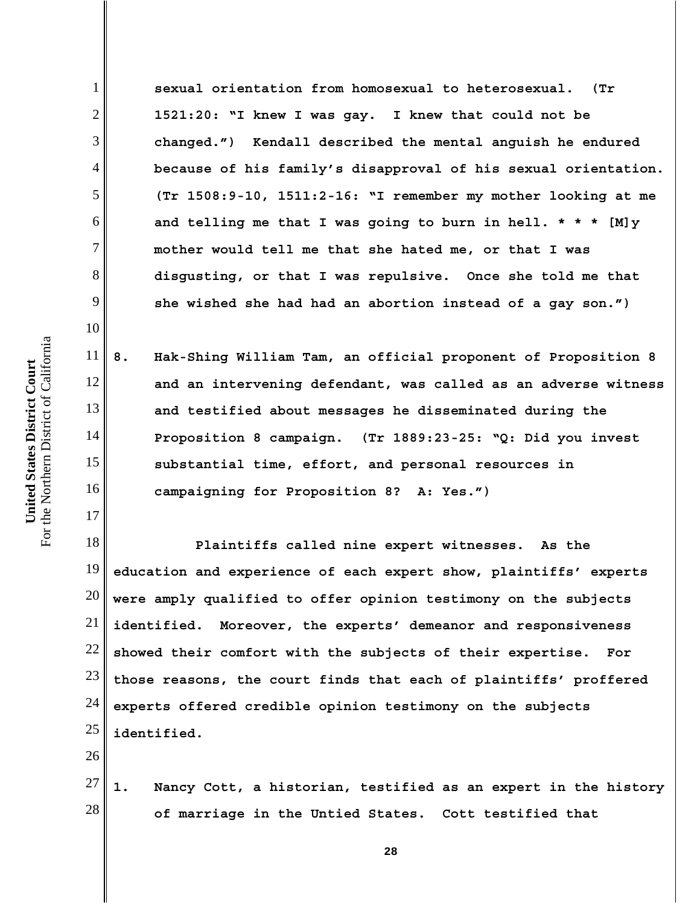sexual orientation from homosexual to heterosexual. (Tr 1521:20: "I knew I was gay. I knew that could not be changed.") Kendall described the mental anguish he endured because of his family's disapproval of his sexual orientation. (Tr 1508:9-10, 1511:2-16: "I remember my mother looking at me and telling me that I was going to burn in hell. * * * [M]y mother would tell me that she hated me, or that I was disgusting, or that I was repulsive. Once she told me that she wished she had had an abortion instead of a gay son.")

8. Hak-Shing William Tam, an official proponent of Proposition 8 and an intervening defendant, was called as an adverse witness and testified about messages he disseminated during the Proposition 8 campaign. (Tr 1889:23-25: "Q: Did you invest substantial time, effort, and personal resources in campaigning for Proposition 8? A: Yes.")

Plaintiffs called nine expert witnesses. As the education and experience of each expert show, plaintiffs' experts were amply qualified to offer opinion testimony on the subjects identified. Moreover, the experts' demeanor and responsiveness showed their comfort with the subjects of their expertise. For those reasons, the court finds that each of plaintiffs' proffered experts offered credible opinion testimony on the subjects identified.

1. Nancy Cott, a historian, testified as an expert in the history of marriage in the Untied States. Cott testified that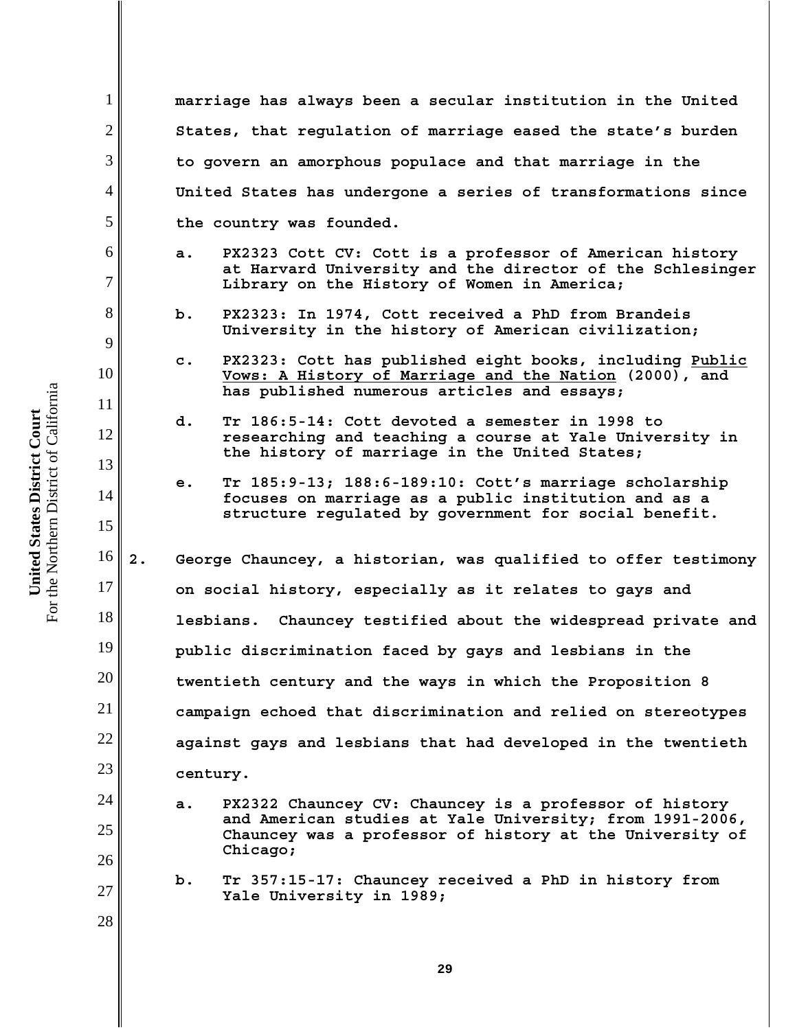marriage has always been a secular institution in the United States, that regulation of marriage eased the state's burden to govern an amorphous populace and that marriage in the United States has undergone a series of transformations since the country was founded.

a. PX2323 Cott CV: Cott is a professor of American history at Harvard University and the director of the Schlesinger Library on the History of Women in America;

b. PX2323: In 1974, Cott received a PhD from Brandeis University in the history of American civilization;

c. PX2323: Cott has published eight books, including Public Vows: A History of Marriage and the Nation (2000), and has published numerous articles and essays;

d. Tr 186:5-14: Cott devoted a semester in 1998 to researching and teaching a course at Yale University in the history of marriage in the United States;

e. Tr 185:9-13; 188:6-189:10: Cott's marriage scholarship focuses on marriage as a public institution and as a structure regulated by government for social benefit.

2. George Chauncey, a historian, was qualified to offer testimony on social history, especially as it relates to gays and lesbians. Chauncey testified about the widespread private and public discrimination faced by gays and lesbians in the twentieth century and the ways in which the Proposition 8 campaign echoed that discrimination and relied on stereotypes against gays and lesbians that had developed in the twentieth century.

a. PX2322 Chauncey CV: Chauncey is a professor of history and American studies at Yale University; from 1991-2006, Chauncey was a professor of history at the University of Chicago;

b. Tr 357:15-17: Chauncey received a PhD in history from Yale University in 1989;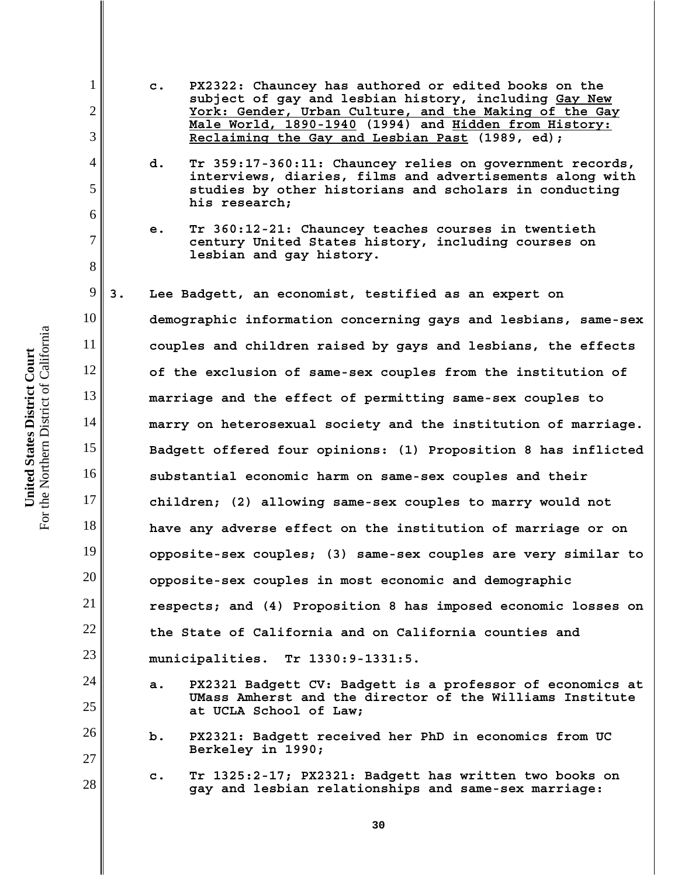c. PX2322: Chauncey has authored or edited books on the subject of gay and lesbian history, including Gay New York: Gender, Urban Culture, and the Making of the Gay Male World, 1890-1940 (1994) and Hidden from History: Reclaiming the Gay and Lesbian Past (1989, ed);

d. Tr 359:17-360:11: Chauncey relies on government records, interviews, diaries, films and advertisements along with studies by other historians and scholars in conducting his research;

e. Tr 360:12-21: Chauncey teaches courses in twentieth century United States history, including courses on lesbian and gay history.

3. Lee Badgett, an economist, testified as an expert on demographic information concerning gays and lesbians, same-sex couples and children raised by gays and lesbians, the effects of the exclusion of same-sex couples from the institution of marriage and the effect of permitting same-sex couples to marry on heterosexual society and the institution of marriage. Badgett offered four opinions: (1) Proposition 8 has inflicted substantial economic harm on same-sex couples and their children; (2) allowing same-sex couples to marry would not have any adverse effect on the institution of marriage or on opposite-sex couples; (3) same-sex couples are very similar to opposite-sex couples in most economic and demographic respects; and (4) Proposition 8 has imposed economic losses on the State of California and on California counties and municipalities. Tr 1330:9-1331:5.

a. PX2321 Badgett CV: Badgett is a professor of economics at UMass Amherst and the director of the Williams Institute at UCLA School of Law;

b. PX2321: Badgett received her PhD in economics from UC Berkeley in 1990;

c. Tr 1325:2-17; PX2321: Badgett has written two books on gay and lesbian relationships and same-sex marriage: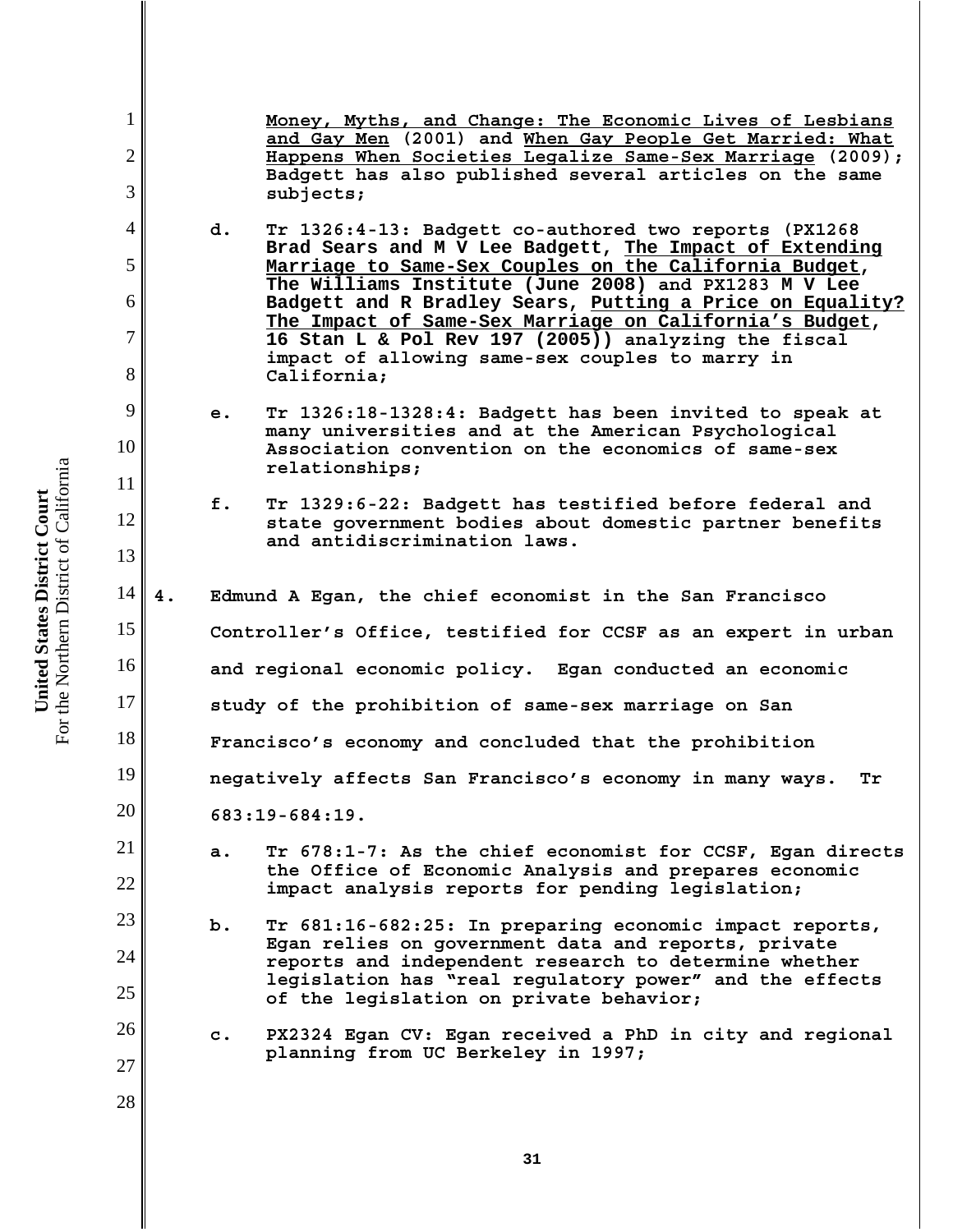Money, Myths, and Change: The Economic Lives of Lesbians and Gay Men (2001) and When Gay People Get Married: What Happens When Societies Legalize Same-Sex Marriage (2009); Badgett has also published several articles on the same subjects;

d. Tr 1326:4-13: Badgett co-authored two reports (PX1268 **Brad Sears and M V Lee Badgett, The Impact of Extending Marriage to Same-Sex Couples on the California Budget, The Williams Institute (June 2008)** and PX1283 **M V Lee Badgett and R Bradley Sears, Putting a Price on Equality? The Impact of Same-Sex Marriage on California's Budget, 16 Stan L & Pol Rev 197 (2005))** analyzing the fiscal impact of allowing same-sex couples to marry in California;

e. Tr 1326:18-1328:4: Badgett has been invited to speak at many universities and at the American Psychological Association convention on the economics of same-sex relationships;

f. Tr 1329:6-22: Badgett has testified before federal and state government bodies about domestic partner benefits and antidiscrimination laws.

4. Edmund A Egan, the chief economist in the San Francisco Controller's Office, testified for CCSF as an expert in urban and regional economic policy. Egan conducted an economic study of the prohibition of same-sex marriage on San Francisco's economy and concluded that the prohibition negatively affects San Francisco's economy in many ways. Tr 683:19-684:19.

a. Tr 678:1-7: As the chief economist for CCSF, Egan directs the Office of Economic Analysis and prepares economic impact analysis reports for pending legislation;

b. Tr 681:16-682:25: In preparing economic impact reports, Egan relies on government data and reports, private reports and independent research to determine whether legislation has "real regulatory power" and the effects of the legislation on private behavior;

c. PX2324 Egan CV: Egan received a PhD in city and regional planning from UC Berkeley in 1997;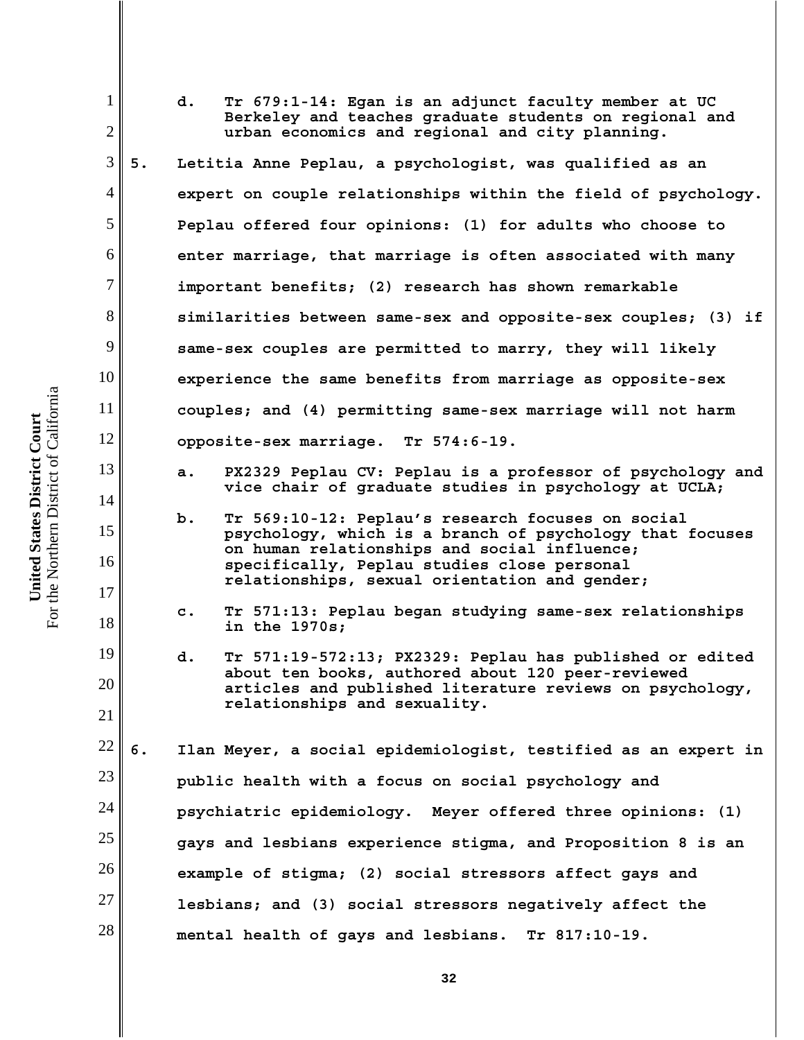d. Tr 679:1-14: Egan is an adjunct faculty member at UC Berkeley and teaches graduate students on regional and urban economics and regional and city planning.

5. Letitia Anne Peplau, a psychologist, was qualified as an expert on couple relationships within the field of psychology. Peplau offered four opinions: (1) for adults who choose to enter marriage, that marriage is often associated with many important benefits; (2) research has shown remarkable similarities between same-sex and opposite-sex couples; (3) if same-sex couples are permitted to marry, they will likely experience the same benefits from marriage as opposite-sex couples; and (4) permitting same-sex marriage will not harm opposite-sex marriage. Tr 574:6-19.

   a. PX2329 Peplau CV: Peplau is a professor of psychology and vice chair of graduate studies in psychology at UCLA;

   b. Tr 569:10-12: Peplau's research focuses on social psychology, which is a branch of psychology that focuses on human relationships and social influence; specifically, Peplau studies close personal relationships, sexual orientation and gender;

   c. Tr 571:13: Peplau began studying same-sex relationships in the 1970s;

   d. Tr 571:19-572:13; PX2329: Peplau has published or edited about ten books, authored about 120 peer-reviewed articles and published literature reviews on psychology, relationships and sexuality.

6. Ilan Meyer, a social epidemiologist, testified as an expert in public health with a focus on social psychology and psychiatric epidemiology. Meyer offered three opinions: (1) gays and lesbians experience stigma, and Proposition 8 is an example of stigma; (2) social stressors affect gays and lesbians; and (3) social stressors negatively affect the mental health of gays and lesbians. Tr 817:10-19.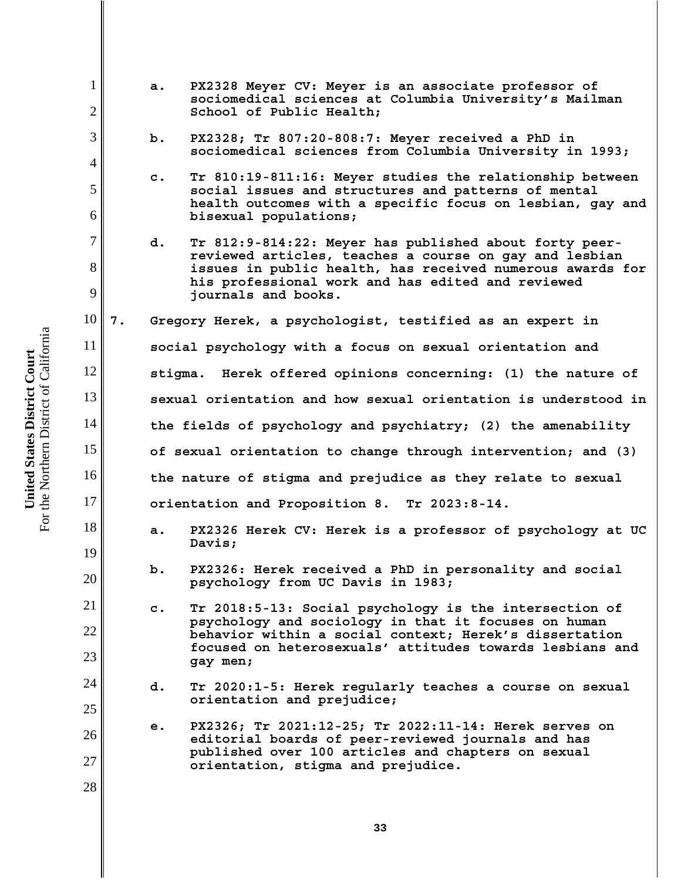a. PX2328 Meyer CV: Meyer is an associate professor of sociomedical sciences at Columbia University's Mailman School of Public Health;

b. PX2328; Tr 807:20-808:7: Meyer received a PhD in sociomedical sciences from Columbia University in 1993;

c. Tr 810:19-811:16: Meyer studies the relationship between social issues and structures and patterns of mental health outcomes with a specific focus on lesbian, gay and bisexual populations;

d. Tr 812:9-814:22: Meyer has published about forty peer-reviewed articles, teaches a course on gay and lesbian issues in public health, has received numerous awards for his professional work and has edited and reviewed journals and books.

7. Gregory Herek, a psychologist, testified as an expert in social psychology with a focus on sexual orientation and stigma. Herek offered opinions concerning: (1) the nature of sexual orientation and how sexual orientation is understood in the fields of psychology and psychiatry; (2) the amenability of sexual orientation to change through intervention; and (3) the nature of stigma and prejudice as they relate to sexual orientation and Proposition 8. Tr 2023:8-14.

a. PX2326 Herek CV: Herek is a professor of psychology at UC Davis;

b. PX2326: Herek received a PhD in personality and social psychology from UC Davis in 1983;

c. Tr 2018:5-13: Social psychology is the intersection of psychology and sociology in that it focuses on human behavior within a social context; Herek's dissertation focused on heterosexuals' attitudes towards lesbians and gay men;

d. Tr 2020:1-5: Herek regularly teaches a course on sexual orientation and prejudice;

e. PX2326; Tr 2021:12-25; Tr 2022:11-14: Herek serves on editorial boards of peer-reviewed journals and has published over 100 articles and chapters on sexual orientation, stigma and prejudice.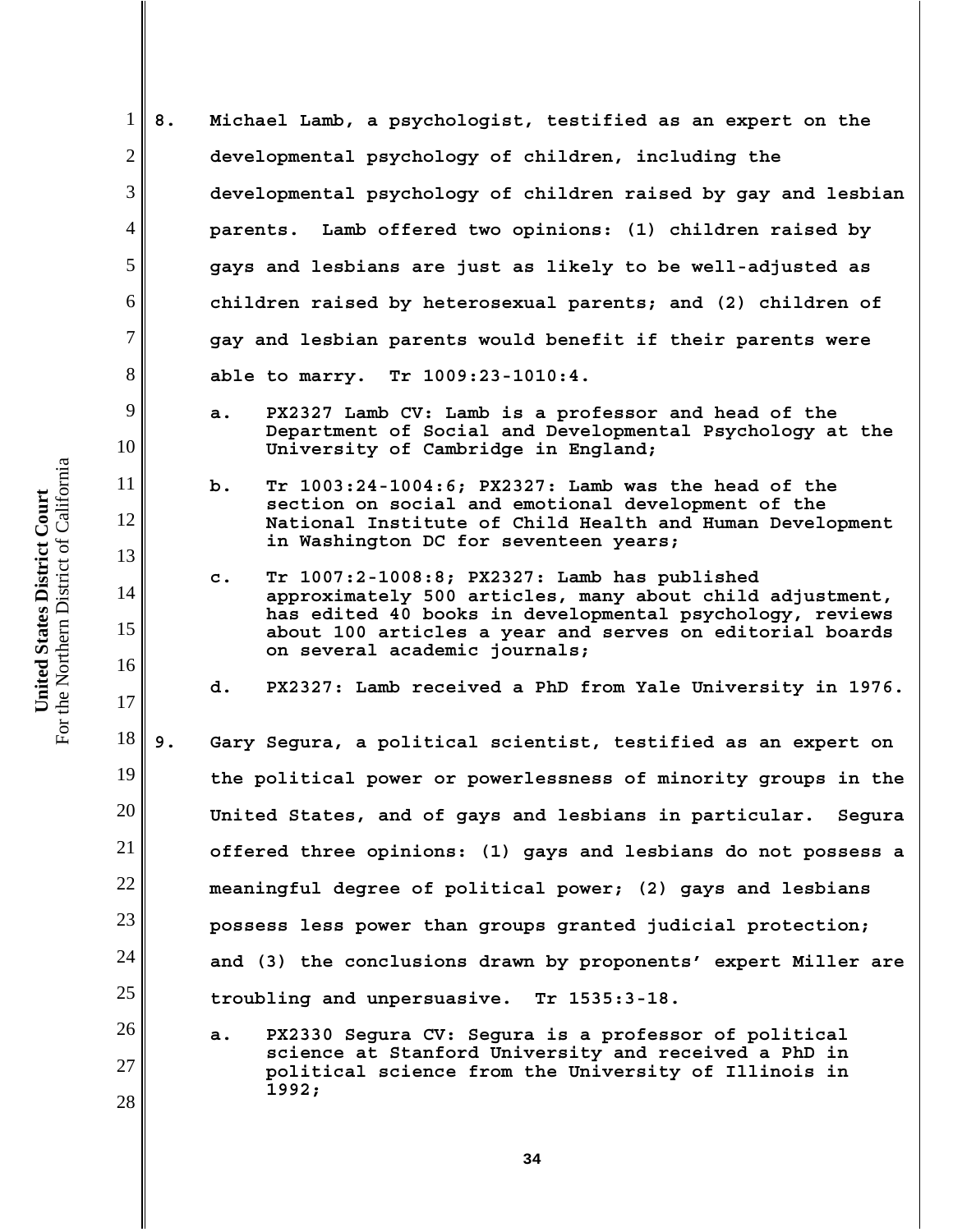8. Michael Lamb, a psychologist, testified as an expert on the developmental psychology of children, including the developmental psychology of children raised by gay and lesbian parents. Lamb offered two opinions: (1) children raised by gays and lesbians are just as likely to be well-adjusted as children raised by heterosexual parents; and (2) children of gay and lesbian parents would benefit if their parents were able to marry. Tr 1009:23-1010:4.

   a. PX2327 Lamb CV: Lamb is a professor and head of the Department of Social and Developmental Psychology at the University of Cambridge in England;

   b. Tr 1003:24-1004:6; PX2327: Lamb was the head of the section on social and emotional development of the National Institute of Child Health and Human Development in Washington DC for seventeen years;

   c. Tr 1007:2-1008:8; PX2327: Lamb has published approximately 500 articles, many about child adjustment, has edited 40 books in developmental psychology, reviews about 100 articles a year and serves on editorial boards on several academic journals;

   d. PX2327: Lamb received a PhD from Yale University in 1976.

9. Gary Segura, a political scientist, testified as an expert on the political power or powerlessness of minority groups in the United States, and of gays and lesbians in particular. Segura offered three opinions: (1) gays and lesbians do not possess a meaningful degree of political power; (2) gays and lesbians possess less power than groups granted judicial protection; and (3) the conclusions drawn by proponents' expert Miller are troubling and unpersuasive. Tr 1535:3-18.

   a. PX2330 Segura CV: Segura is a professor of political science at Stanford University and received a PhD in political science from the University of Illinois in 1992;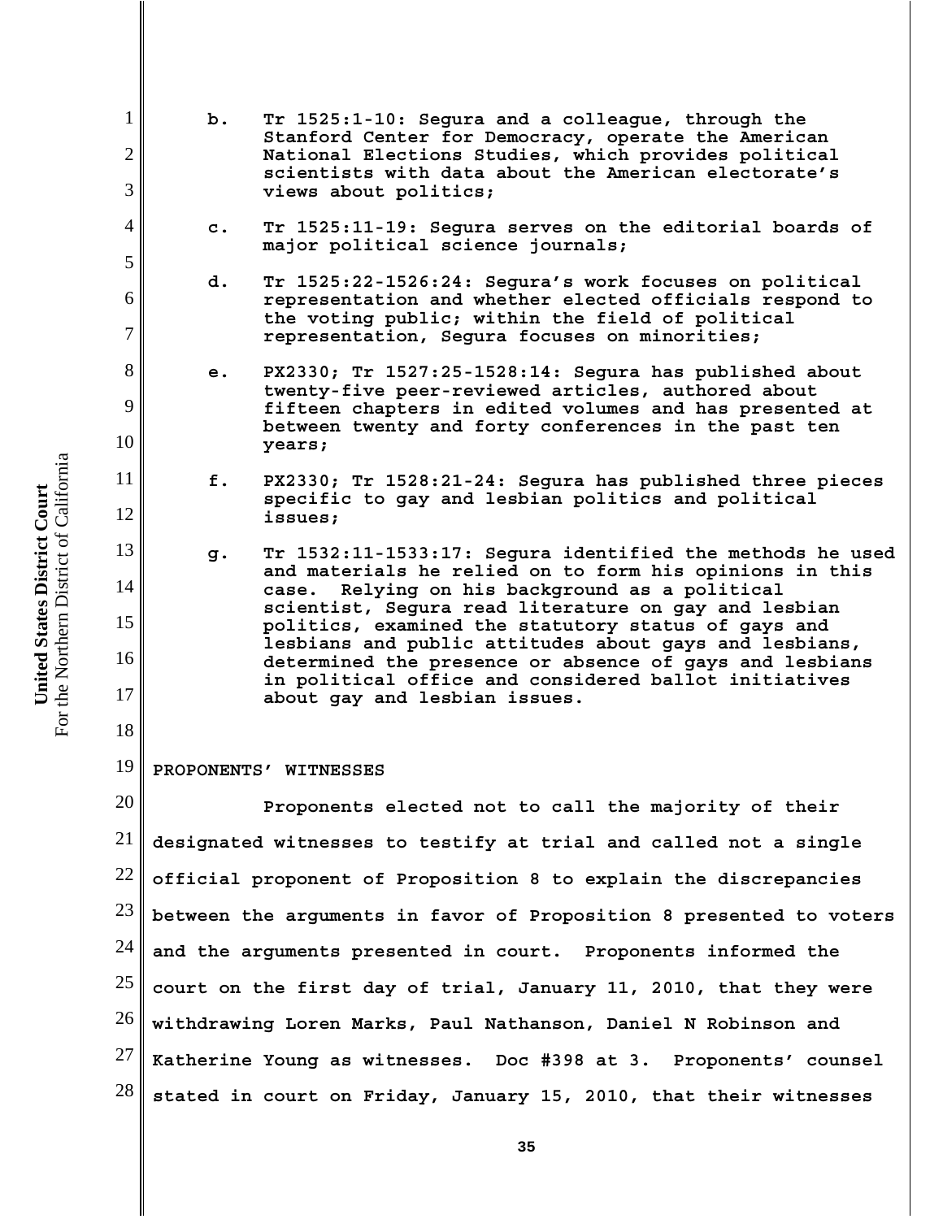b. Tr 1525:1-10: Segura and a colleague, through the Stanford Center for Democracy, operate the American National Elections Studies, which provides political scientists with data about the American electorate's views about politics;

c. Tr 1525:11-19: Segura serves on the editorial boards of major political science journals;

d. Tr 1525:22-1526:24: Segura's work focuses on political representation and whether elected officials respond to the voting public; within the field of political representation, Segura focuses on minorities;

e. PX2330; Tr 1527:25-1528:14: Segura has published about twenty-five peer-reviewed articles, authored about fifteen chapters in edited volumes and has presented at between twenty and forty conferences in the past ten years;

f. PX2330; Tr 1528:21-24: Segura has published three pieces specific to gay and lesbian politics and political issues;

g. Tr 1532:11-1533:17: Segura identified the methods he used and materials he relied on to form his opinions in this case. Relying on his background as a political scientist, Segura read literature on gay and lesbian politics, examined the statutory status of gays and lesbians and public attitudes about gays and lesbians, determined the presence or absence of gays and lesbians in political office and considered ballot initiatives about gay and lesbian issues.

**PROPONENTS' WITNESSES**

Proponents elected not to call the majority of their designated witnesses to testify at trial and called not a single official proponent of Proposition 8 to explain the discrepancies between the arguments in favor of Proposition 8 presented to voters and the arguments presented in court. Proponents informed the court on the first day of trial, January 11, 2010, that they were withdrawing Loren Marks, Paul Nathanson, Daniel N Robinson and Katherine Young as witnesses. Doc #398 at 3. Proponents' counsel stated in court on Friday, January 15, 2010, that their witnesses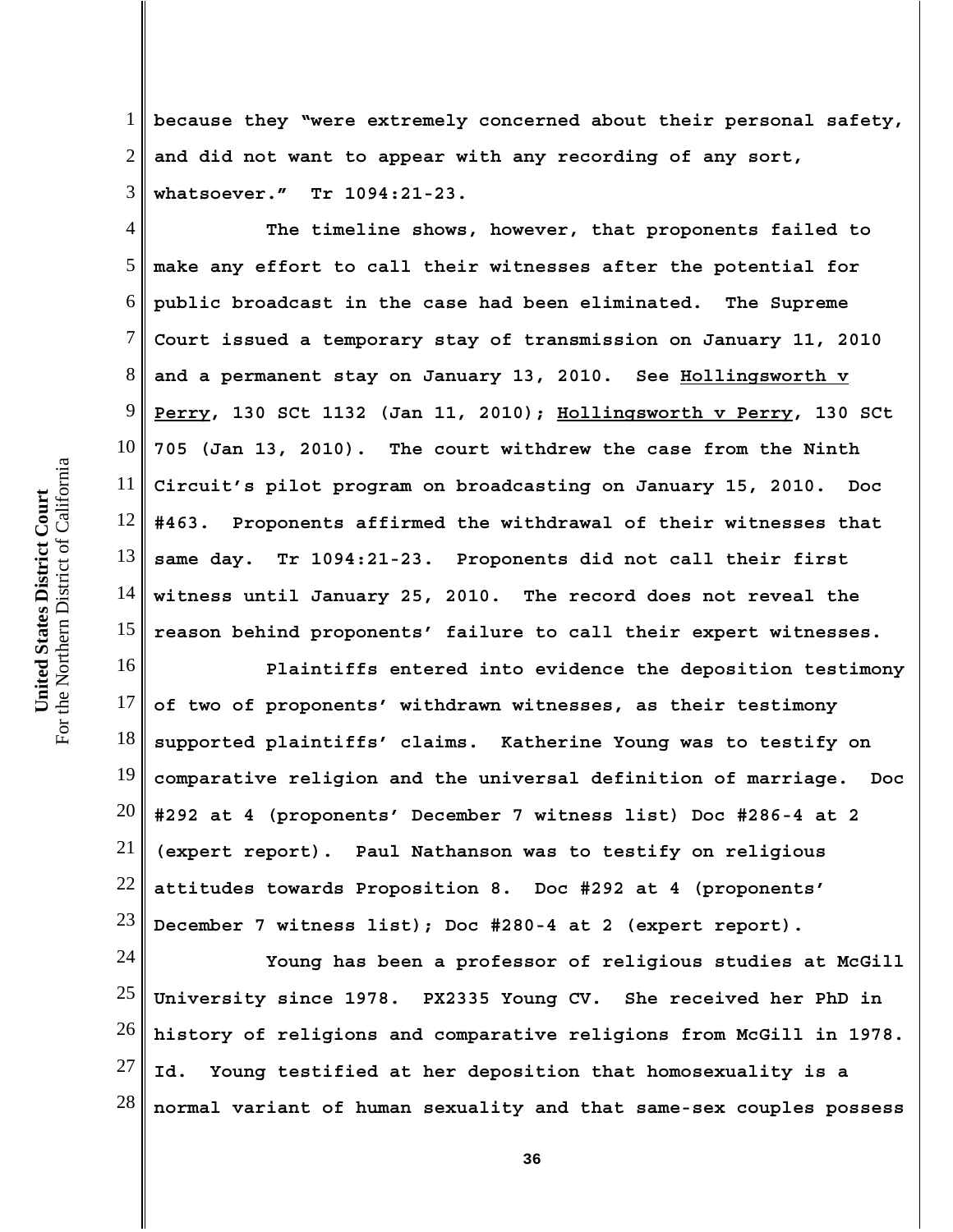because they "were extremely concerned about their personal safety, and did not want to appear with any recording of any sort, whatsoever." Tr 1094:21-23.

The timeline shows, however, that proponents failed to make any effort to call their witnesses after the potential for public broadcast in the case had been eliminated. The Supreme Court issued a temporary stay of transmission on January 11, 2010 and a permanent stay on January 13, 2010. See Hollingsworth v Perry, 130 SCt 1132 (Jan 11, 2010); Hollingsworth v Perry, 130 SCt 705 (Jan 13, 2010). The court withdrew the case from the Ninth Circuit's pilot program on broadcasting on January 15, 2010. Doc #463. Proponents affirmed the withdrawal of their witnesses that same day. Tr 1094:21-23. Proponents did not call their first witness until January 25, 2010. The record does not reveal the reason behind proponents' failure to call their expert witnesses.

Plaintiffs entered into evidence the deposition testimony of two of proponents' withdrawn witnesses, as their testimony supported plaintiffs' claims. Katherine Young was to testify on comparative religion and the universal definition of marriage. Doc #292 at 4 (proponents' December 7 witness list) Doc #286-4 at 2 (expert report). Paul Nathanson was to testify on religious attitudes towards Proposition 8. Doc #292 at 4 (proponents' December 7 witness list); Doc #280-4 at 2 (expert report).

Young has been a professor of religious studies at McGill University since 1978. PX2335 Young CV. She received her PhD in history of religions and comparative religions from McGill in 1978. Id. Young testified at her deposition that homosexuality is a normal variant of human sexuality and that same-sex couples possess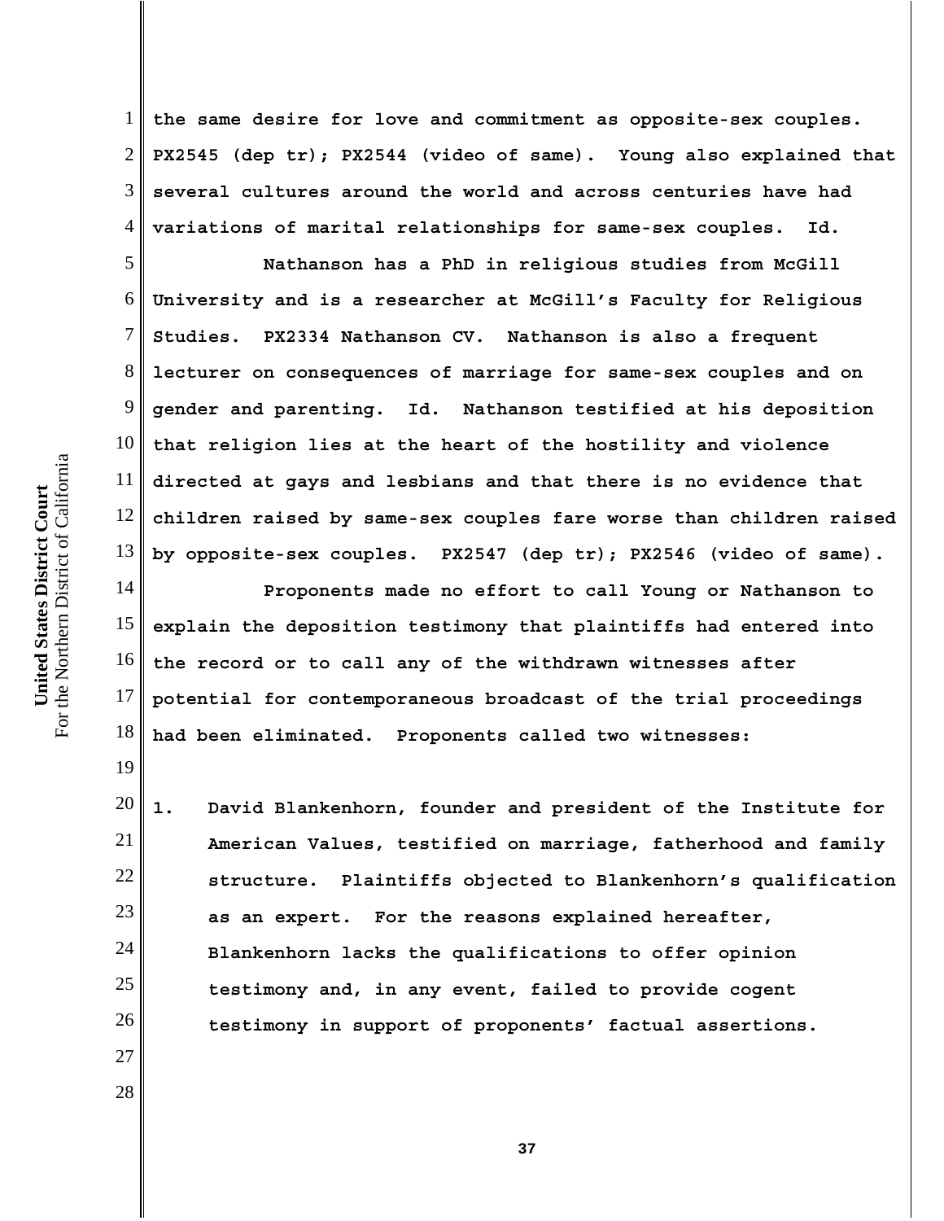the same desire for love and commitment as opposite-sex couples. PX2545 (dep tr); PX2544 (video of same). Young also explained that several cultures around the world and across centuries have had variations of marital relationships for same-sex couples. Id.

Nathanson has a PhD in religious studies from McGill University and is a researcher at McGill's Faculty for Religious Studies. PX2334 Nathanson CV. Nathanson is also a frequent lecturer on consequences of marriage for same-sex couples and on gender and parenting. Id. Nathanson testified at his deposition that religion lies at the heart of the hostility and violence directed at gays and lesbians and that there is no evidence that children raised by same-sex couples fare worse than children raised by opposite-sex couples. PX2547 (dep tr); PX2546 (video of same).

Proponents made no effort to call Young or Nathanson to explain the deposition testimony that plaintiffs had entered into the record or to call any of the withdrawn witnesses after potential for contemporaneous broadcast of the trial proceedings had been eliminated. Proponents called two witnesses:

1. David Blankenhorn, founder and president of the Institute for American Values, testified on marriage, fatherhood and family structure. Plaintiffs objected to Blankenhorn's qualification as an expert. For the reasons explained hereafter, Blankenhorn lacks the qualifications to offer opinion testimony and, in any event, failed to provide cogent testimony in support of proponents' factual assertions.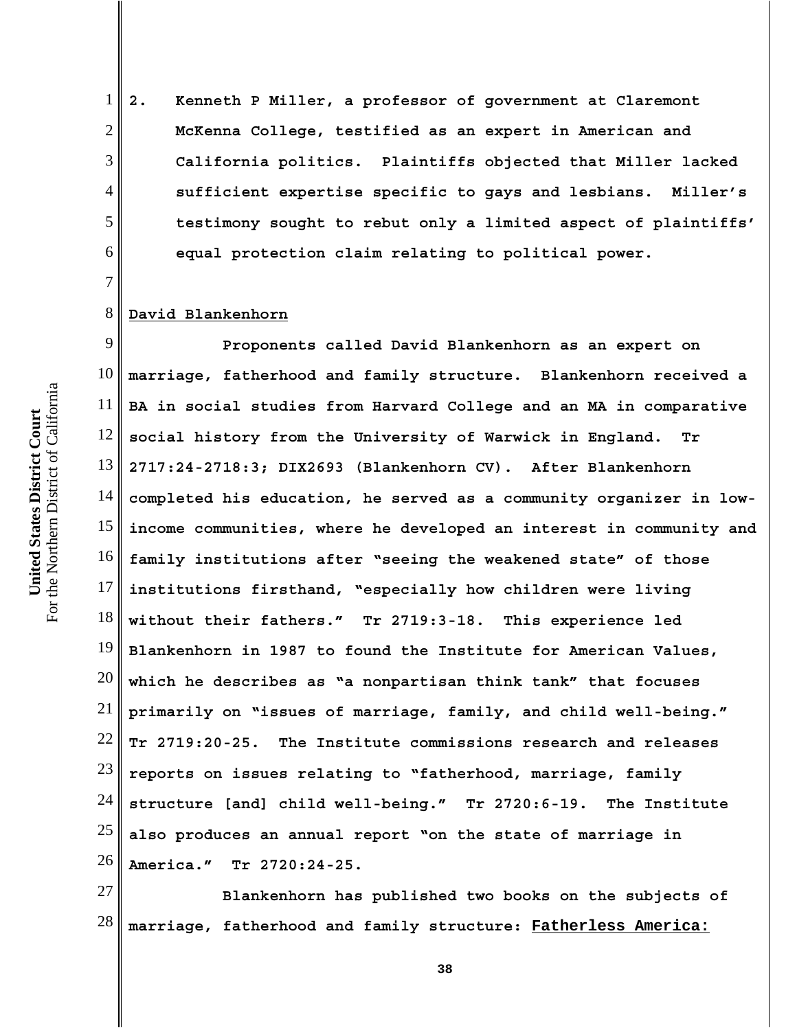2. Kenneth P Miller, a professor of government at Claremont McKenna College, testified as an expert in American and California politics. Plaintiffs objected that Miller lacked sufficient expertise specific to gays and lesbians. Miller's testimony sought to rebut only a limited aspect of plaintiffs' equal protection claim relating to political power.

David Blankenhorn

Proponents called David Blankenhorn as an expert on marriage, fatherhood and family structure. Blankenhorn received a BA in social studies from Harvard College and an MA in comparative social history from the University of Warwick in England. Tr 2717:24-2718:3; DIX2693 (Blankenhorn CV). After Blankenhorn completed his education, he served as a community organizer in low-income communities, where he developed an interest in community and family institutions after "seeing the weakened state" of those institutions firsthand, "especially how children were living without their fathers." Tr 2719:3-18. This experience led Blankenhorn in 1987 to found the Institute for American Values, which he describes as "a nonpartisan think tank" that focuses primarily on "issues of marriage, family, and child well-being." Tr 2719:20-25. The Institute commissions research and releases reports on issues relating to "fatherhood, marriage, family structure [and] child well-being." Tr 2720:6-19. The Institute also produces an annual report "on the state of marriage in America." Tr 2720:24-25.

Blankenhorn has published two books on the subjects of marriage, fatherhood and family structure: Fatherless America: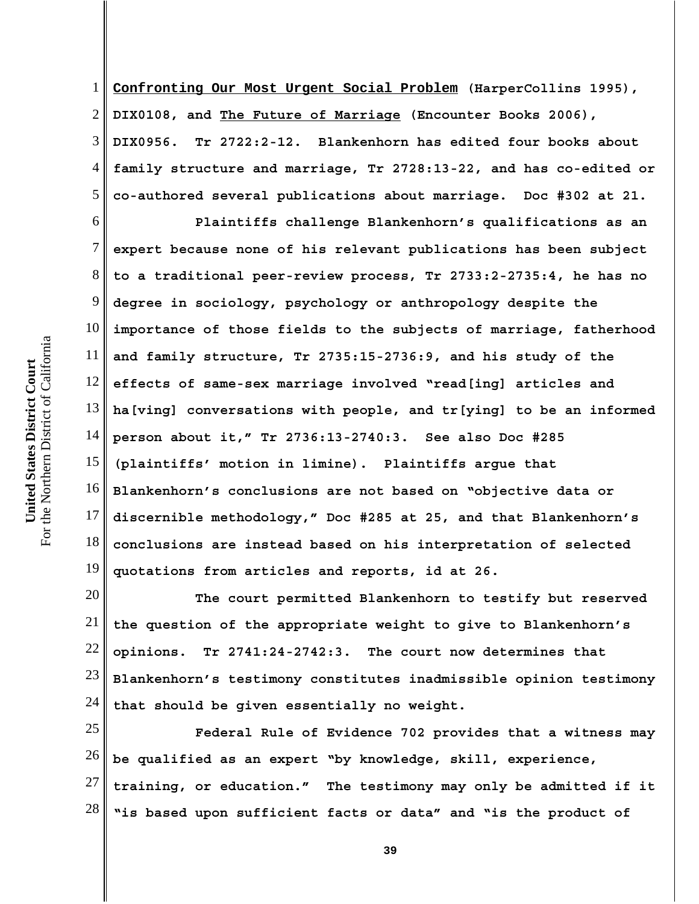**Confronting Our Most Urgent Social Problem** (HarperCollins 1995), DIX0108, and The Future of Marriage (Encounter Books 2006), DIX0956. Tr 2722:2-12. Blankenhorn has edited four books about family structure and marriage, Tr 2728:13-22, and has co-edited or co-authored several publications about marriage. Doc #302 at 21.

Plaintiffs challenge Blankenhorn's qualifications as an expert because none of his relevant publications has been subject to a traditional peer-review process, Tr 2733:2-2735:4, he has no degree in sociology, psychology or anthropology despite the importance of those fields to the subjects of marriage, fatherhood and family structure, Tr 2735:15-2736:9, and his study of the effects of same-sex marriage involved "read[ing] articles and ha[ving] conversations with people, and tr[ying] to be an informed person about it," Tr 2736:13-2740:3. See also Doc #285 (plaintiffs' motion in limine). Plaintiffs argue that Blankenhorn's conclusions are not based on "objective data or discernible methodology," Doc #285 at 25, and that Blankenhorn's conclusions are instead based on his interpretation of selected quotations from articles and reports, id at 26.

The court permitted Blankenhorn to testify but reserved the question of the appropriate weight to give to Blankenhorn's opinions. Tr 2741:24-2742:3. The court now determines that Blankenhorn's testimony constitutes inadmissible opinion testimony that should be given essentially no weight.

Federal Rule of Evidence 702 provides that a witness may be qualified as an expert "by knowledge, skill, experience, training, or education." The testimony may only be admitted if it "is based upon sufficient facts or data" and "is the product of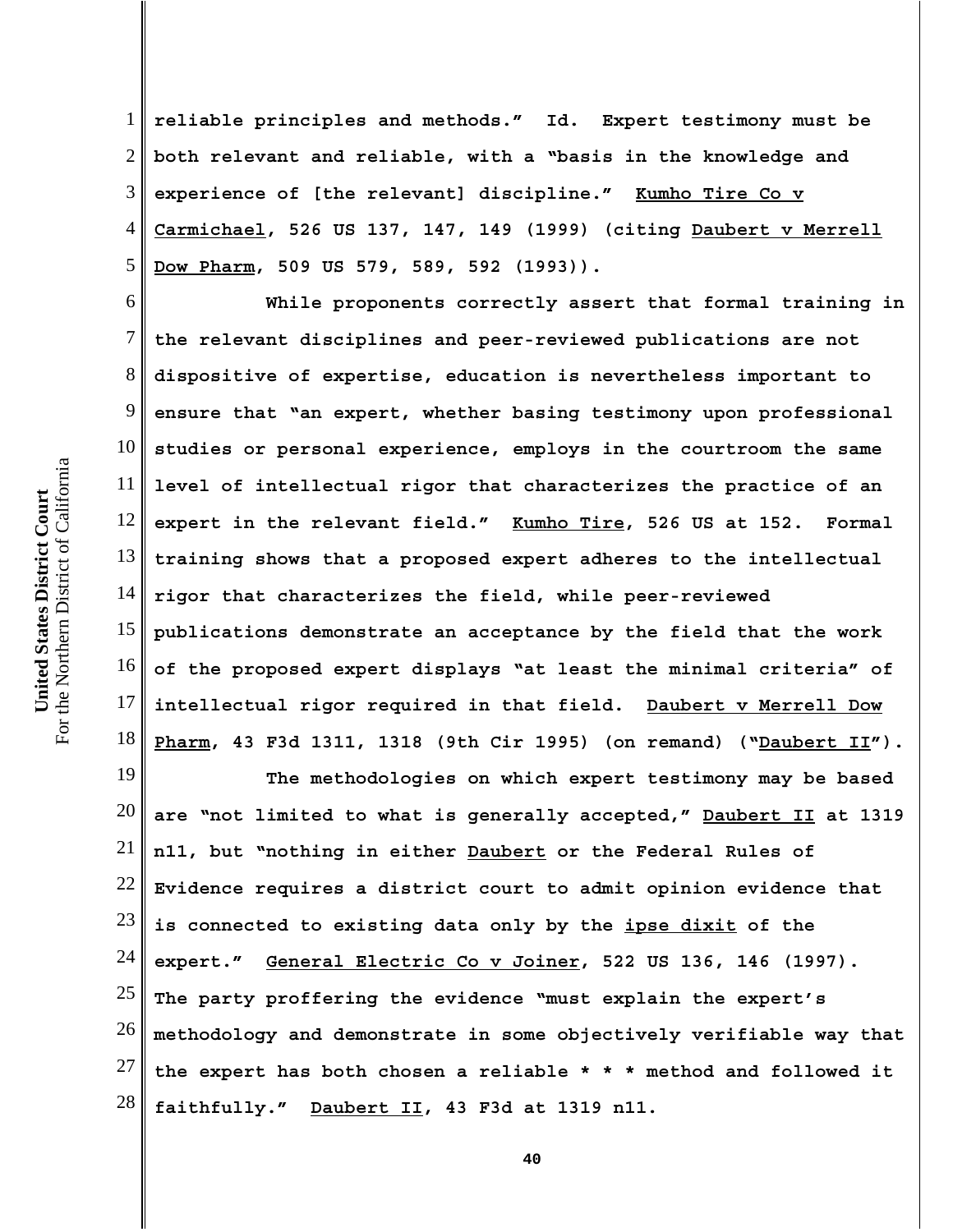reliable principles and methods." Id. Expert testimony must be both relevant and reliable, with a "basis in the knowledge and experience of [the relevant] discipline." Kumho Tire Co v Carmichael, 526 US 137, 147, 149 (1999) (citing Daubert v Merrell Dow Pharm, 509 US 579, 589, 592 (1993)).

While proponents correctly assert that formal training in the relevant disciplines and peer-reviewed publications are not dispositive of expertise, education is nevertheless important to ensure that "an expert, whether basing testimony upon professional studies or personal experience, employs in the courtroom the same level of intellectual rigor that characterizes the practice of an expert in the relevant field." Kumho Tire, 526 US at 152. Formal training shows that a proposed expert adheres to the intellectual rigor that characterizes the field, while peer-reviewed publications demonstrate an acceptance by the field that the work of the proposed expert displays "at least the minimal criteria" of intellectual rigor required in that field. Daubert v Merrell Dow Pharm, 43 F3d 1311, 1318 (9th Cir 1995) (on remand) ("Daubert II").

The methodologies on which expert testimony may be based are "not limited to what is generally accepted," Daubert II at 1319 n11, but "nothing in either Daubert or the Federal Rules of Evidence requires a district court to admit opinion evidence that is connected to existing data only by the ipse dixit of the expert." General Electric Co v Joiner, 522 US 136, 146 (1997). The party proffering the evidence "must explain the expert's methodology and demonstrate in some objectively verifiable way that the expert has both chosen a reliable * * * method and followed it faithfully." Daubert II, 43 F3d at 1319 n11.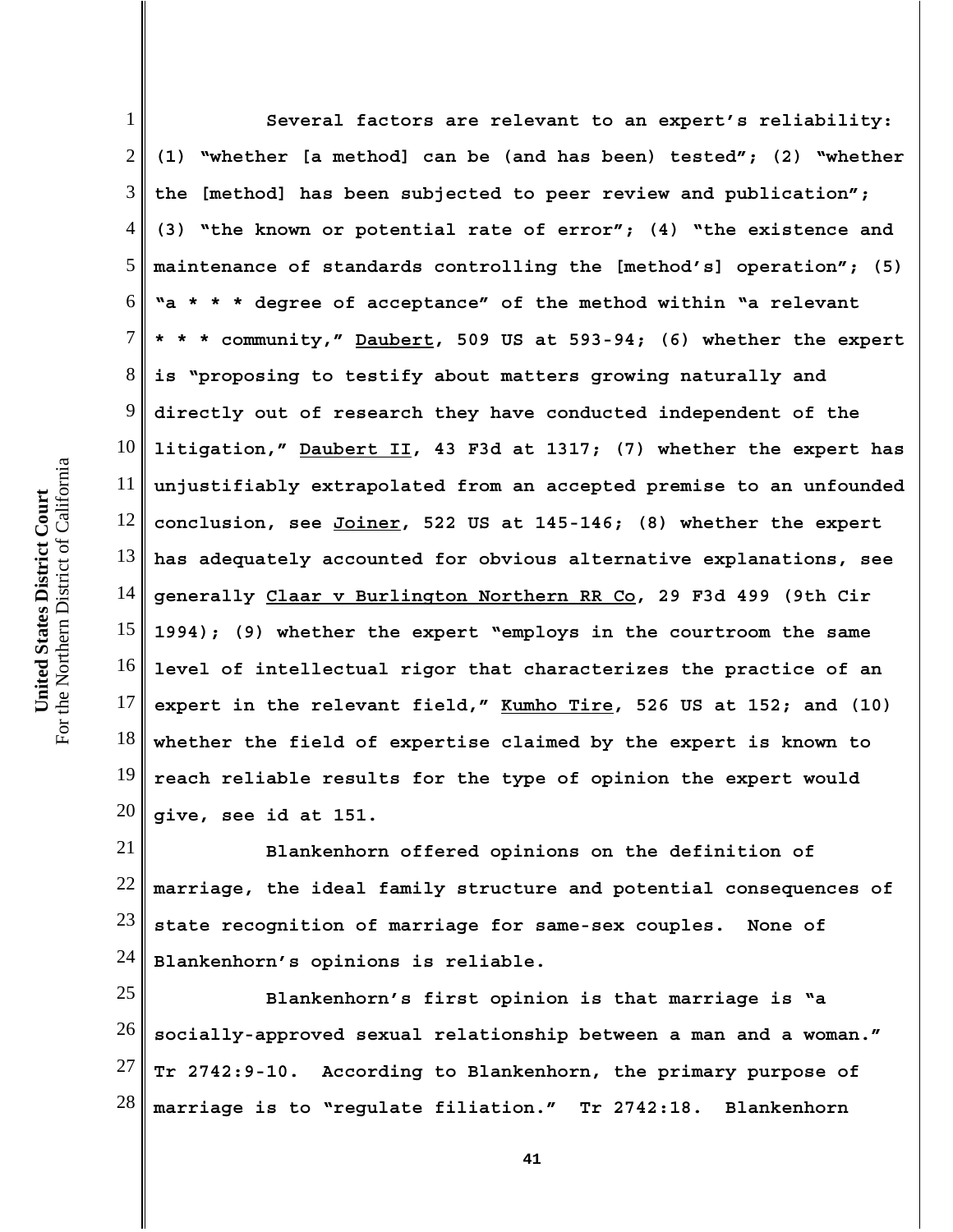Several factors are relevant to an expert's reliability: (1) "whether [a method] can be (and has been) tested"; (2) "whether the [method] has been subjected to peer review and publication"; (3) "the known or potential rate of error"; (4) "the existence and maintenance of standards controlling the [method's] operation"; (5) "a * * * degree of acceptance" of the method within "a relevant * * * community," Daubert, 509 US at 593-94; (6) whether the expert is "proposing to testify about matters growing naturally and directly out of research they have conducted independent of the litigation," Daubert II, 43 F3d at 1317; (7) whether the expert has unjustifiably extrapolated from an accepted premise to an unfounded conclusion, see Joiner, 522 US at 145-146; (8) whether the expert has adequately accounted for obvious alternative explanations, see generally Claar v Burlington Northern RR Co, 29 F3d 499 (9th Cir 1994); (9) whether the expert "employs in the courtroom the same level of intellectual rigor that characterizes the practice of an expert in the relevant field," Kumho Tire, 526 US at 152; and (10) whether the field of expertise claimed by the expert is known to reach reliable results for the type of opinion the expert would give, see id at 151.

Blankenhorn offered opinions on the definition of marriage, the ideal family structure and potential consequences of state recognition of marriage for same-sex couples. None of Blankenhorn's opinions is reliable.

Blankenhorn's first opinion is that marriage is "a socially-approved sexual relationship between a man and a woman." Tr 2742:9-10. According to Blankenhorn, the primary purpose of marriage is to "regulate filiation." Tr 2742:18. Blankenhorn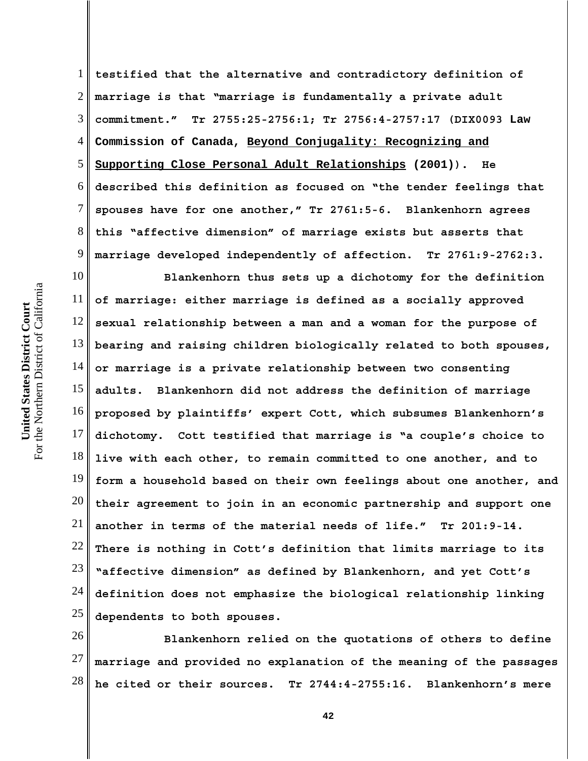testified that the alternative and contradictory definition of marriage is that "marriage is fundamentally a private adult commitment." Tr 2755:25-2756:1; Tr 2756:4-2757:17 (DIX0093 Law Commission of Canada, Beyond Conjugality: Recognizing and Supporting Close Personal Adult Relationships (2001)). He described this definition as focused on "the tender feelings that spouses have for one another," Tr 2761:5-6. Blankenhorn agrees this "affective dimension" of marriage exists but asserts that marriage developed independently of affection. Tr 2761:9-2762:3.

Blankenhorn thus sets up a dichotomy for the definition of marriage: either marriage is defined as a socially approved sexual relationship between a man and a woman for the purpose of bearing and raising children biologically related to both spouses, or marriage is a private relationship between two consenting adults. Blankenhorn did not address the definition of marriage proposed by plaintiffs' expert Cott, which subsumes Blankenhorn's dichotomy. Cott testified that marriage is "a couple's choice to live with each other, to remain committed to one another, and to form a household based on their own feelings about one another, and their agreement to join in an economic partnership and support one another in terms of the material needs of life." Tr 201:9-14. There is nothing in Cott's definition that limits marriage to its "affective dimension" as defined by Blankenhorn, and yet Cott's definition does not emphasize the biological relationship linking dependents to both spouses.

Blankenhorn relied on the quotations of others to define marriage and provided no explanation of the meaning of the passages he cited or their sources. Tr 2744:4-2755:16. Blankenhorn's mere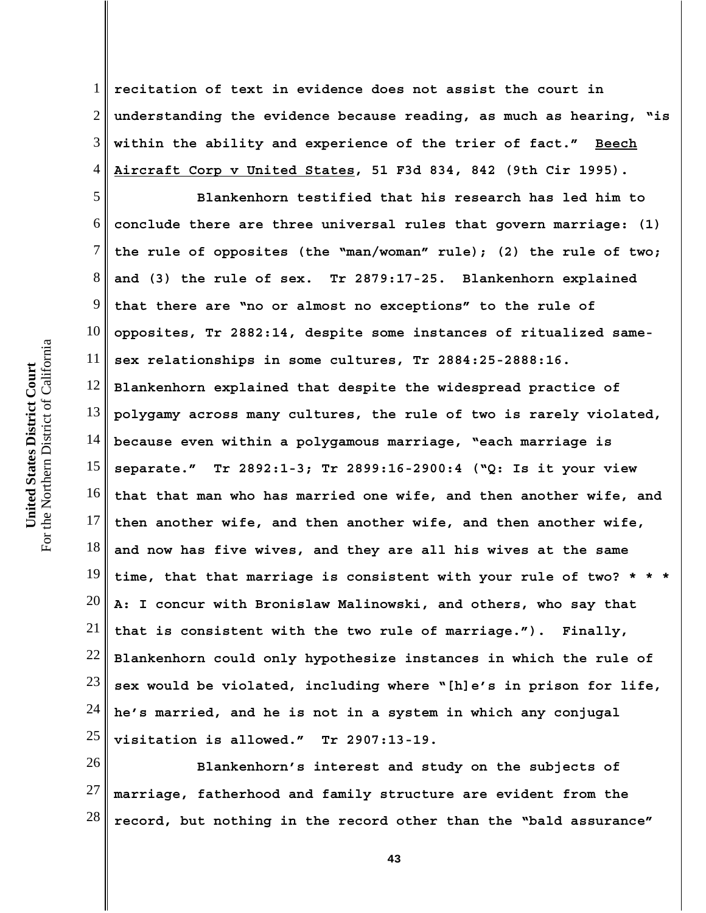recitation of text in evidence does not assist the court in understanding the evidence because reading, as much as hearing, "is within the ability and experience of the trier of fact." Beech Aircraft Corp v United States, 51 F3d 834, 842 (9th Cir 1995).

Blankenhorn testified that his research has led him to conclude there are three universal rules that govern marriage: (1) the rule of opposites (the "man/woman" rule); (2) the rule of two; and (3) the rule of sex. Tr 2879:17-25. Blankenhorn explained that there are "no or almost no exceptions" to the rule of opposites, Tr 2882:14, despite some instances of ritualized same-sex relationships in some cultures, Tr 2884:25-2888:16. Blankenhorn explained that despite the widespread practice of polygamy across many cultures, the rule of two is rarely violated, because even within a polygamous marriage, "each marriage is separate." Tr 2892:1-3; Tr 2899:16-2900:4 ("Q: Is it your view that that man who has married one wife, and then another wife, and then another wife, and then another wife, and then another wife, and now has five wives, and they are all his wives at the same time, that that marriage is consistent with your rule of two? * * * A: I concur with Bronislaw Malinowski, and others, who say that that is consistent with the two rule of marriage."). Finally, Blankenhorn could only hypothesize instances in which the rule of sex would be violated, including where "[h]e's in prison for life, he's married, and he is not in a system in which any conjugal visitation is allowed." Tr 2907:13-19.

Blankenhorn's interest and study on the subjects of marriage, fatherhood and family structure are evident from the record, but nothing in the record other than the "bald assurance"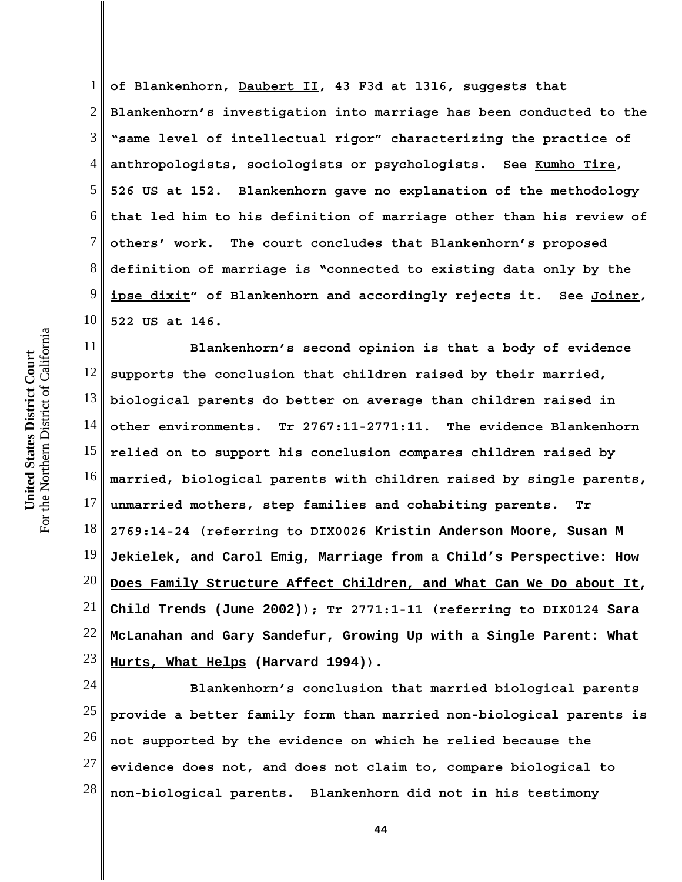of Blankenhorn, Daubert II, 43 F3d at 1316, suggests that Blankenhorn's investigation into marriage has been conducted to the "same level of intellectual rigor" characterizing the practice of anthropologists, sociologists or psychologists. See Kumho Tire, 526 US at 152. Blankenhorn gave no explanation of the methodology that led him to his definition of marriage other than his review of others' work. The court concludes that Blankenhorn's proposed definition of marriage is "connected to existing data only by the *ipse dixit*" of Blankenhorn and accordingly rejects it. See Joiner, 522 US at 146.

Blankenhorn's second opinion is that a body of evidence supports the conclusion that children raised by their married, biological parents do better on average than children raised in other environments. Tr 2767:11-2771:11. The evidence Blankenhorn relied on to support his conclusion compares children raised by married, biological parents with children raised by single parents, unmarried mothers, step families and cohabiting parents. Tr 2769:14-24 (referring to DIX0026 Kristin Anderson Moore, Susan M Jekielek, and Carol Emig, Marriage from a Child's Perspective: How Does Family Structure Affect Children, and What Can We Do about It, Child Trends (June 2002)); Tr 2771:1-11 (referring to DIX0124 Sara McLanahan and Gary Sandefur, Growing Up with a Single Parent: What Hurts, What Helps (Harvard 1994)).

Blankenhorn's conclusion that married biological parents provide a better family form than married non-biological parents is not supported by the evidence on which he relied because the evidence does not, and does not claim to, compare biological to non-biological parents. Blankenhorn did not in his testimony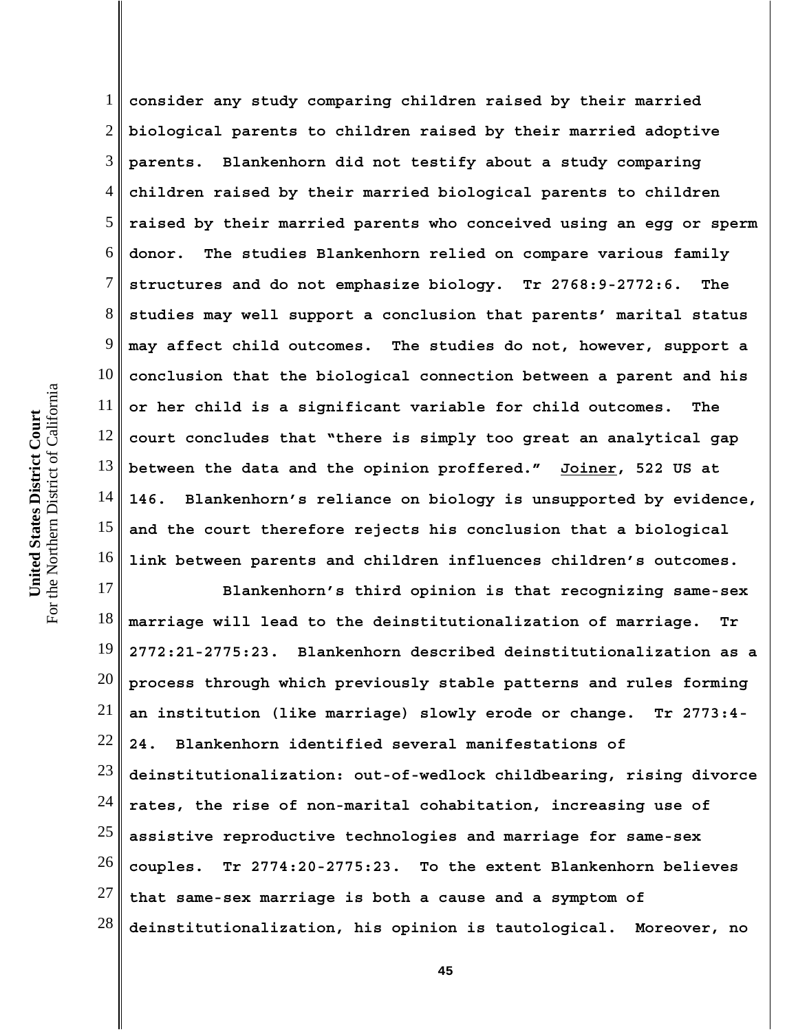consider any study comparing children raised by their married biological parents to children raised by their married adoptive parents. Blankenhorn did not testify about a study comparing children raised by their married biological parents to children raised by their married parents who conceived using an egg or sperm donor. The studies Blankenhorn relied on compare various family structures and do not emphasize biology. Tr 2768:9-2772:6. The studies may well support a conclusion that parents' marital status may affect child outcomes. The studies do not, however, support a conclusion that the biological connection between a parent and his or her child is a significant variable for child outcomes. The court concludes that "there is simply too great an analytical gap between the data and the opinion proffered." Joiner, 522 US at 146. Blankenhorn's reliance on biology is unsupported by evidence, and the court therefore rejects his conclusion that a biological link between parents and children influences children's outcomes.

Blankenhorn's third opinion is that recognizing same-sex marriage will lead to the deinstitutionalization of marriage. Tr 2772:21-2775:23. Blankenhorn described deinstitutionalization as a process through which previously stable patterns and rules forming an institution (like marriage) slowly erode or change. Tr 2773:4-24. Blankenhorn identified several manifestations of deinstitutionalization: out-of-wedlock childbearing, rising divorce rates, the rise of non-marital cohabitation, increasing use of assistive reproductive technologies and marriage for same-sex couples. Tr 2774:20-2775:23. To the extent Blankenhorn believes that same-sex marriage is both a cause and a symptom of deinstitutionalization, his opinion is tautological. Moreover, no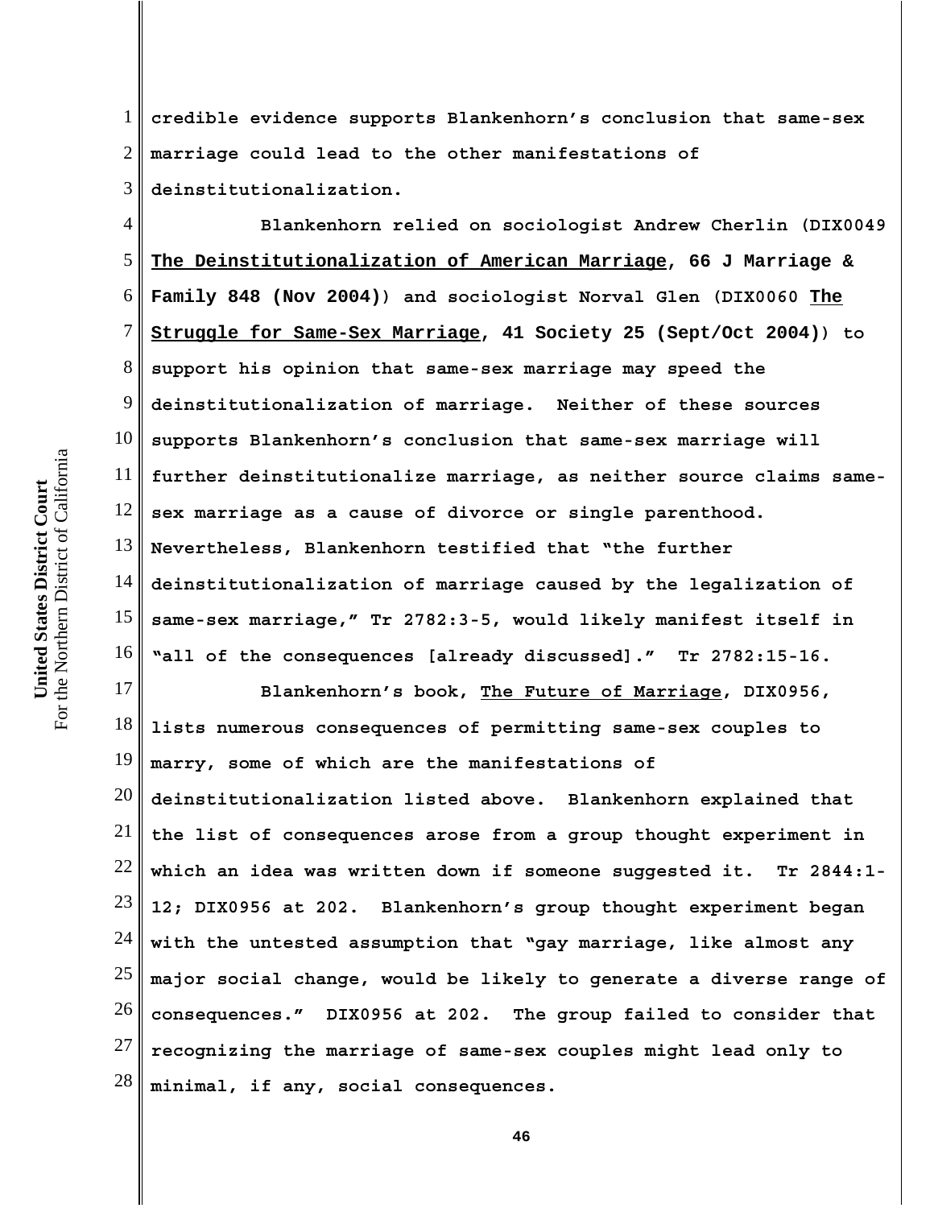credible evidence supports Blankenhorn's conclusion that same-sex marriage could lead to the other manifestations of deinstitutionalization.

Blankenhorn relied on sociologist Andrew Cherlin (DIX0049 **The Deinstitutionalization of American Marriage, 66 J Marriage & Family 848 (Nov 2004)**) and sociologist Norval Glen (DIX0060 **The Struggle for Same-Sex Marriage, 41 Society 25 (Sept/Oct 2004)**) to support his opinion that same-sex marriage may speed the deinstitutionalization of marriage. Neither of these sources supports Blankenhorn's conclusion that same-sex marriage will further deinstitutionalize marriage, as neither source claims same-sex marriage as a cause of divorce or single parenthood. Nevertheless, Blankenhorn testified that "the further deinstitutionalization of marriage caused by the legalization of same-sex marriage," Tr 2782:3-5, would likely manifest itself in "all of the consequences [already discussed]." Tr 2782:15-16.

Blankenhorn's book, The Future of Marriage, DIX0956, lists numerous consequences of permitting same-sex couples to marry, some of which are the manifestations of deinstitutionalization listed above. Blankenhorn explained that the list of consequences arose from a group thought experiment in which an idea was written down if someone suggested it. Tr 2844:1-12; DIX0956 at 202. Blankenhorn's group thought experiment began with the untested assumption that "gay marriage, like almost any major social change, would be likely to generate a diverse range of consequences." DIX0956 at 202. The group failed to consider that recognizing the marriage of same-sex couples might lead only to minimal, if any, social consequences.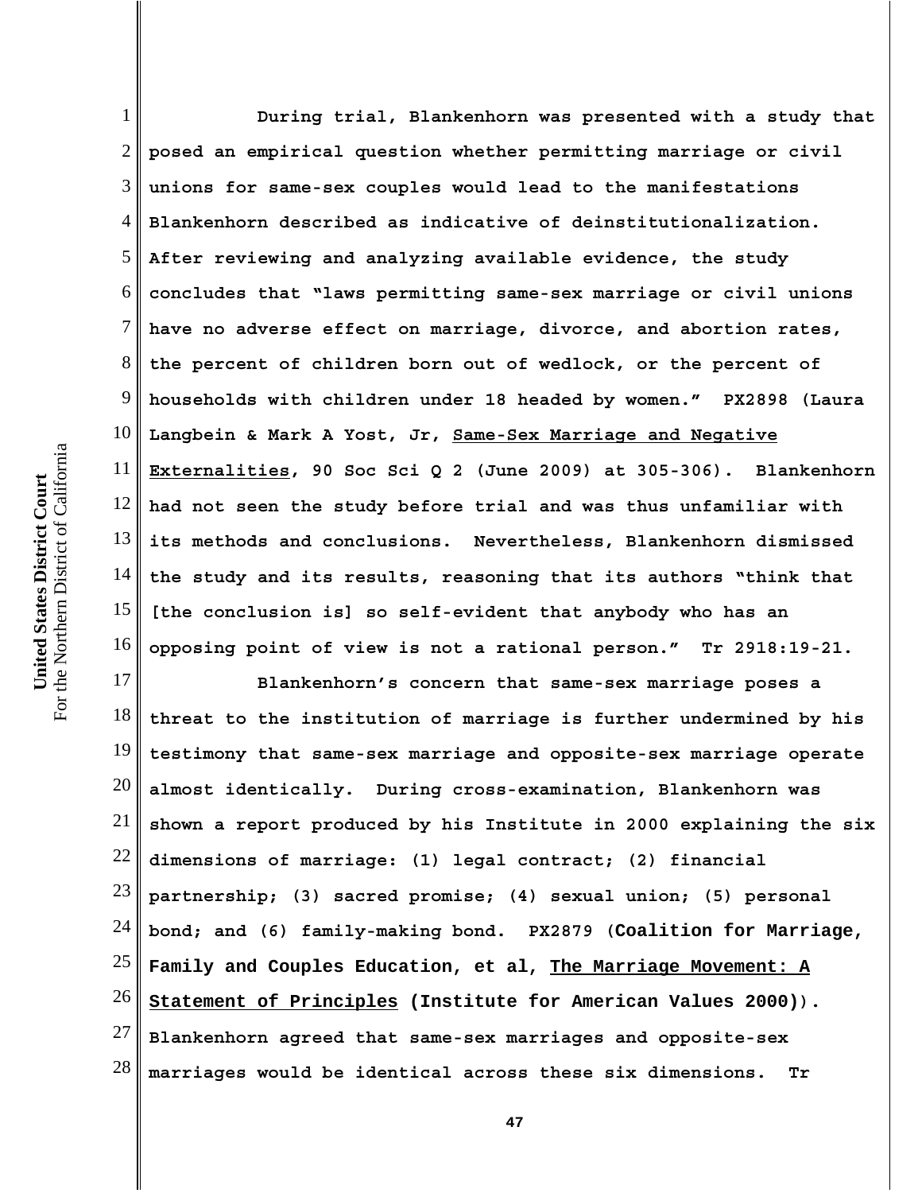During trial, Blankenhorn was presented with a study that posed an empirical question whether permitting marriage or civil unions for same-sex couples would lead to the manifestations Blankenhorn described as indicative of deinstitutionalization. After reviewing and analyzing available evidence, the study concludes that "laws permitting same-sex marriage or civil unions have no adverse effect on marriage, divorce, and abortion rates, the percent of children born out of wedlock, or the percent of households with children under 18 headed by women." PX2898 (Laura Langbein & Mark A Yost, Jr, Same-Sex Marriage and Negative Externalities, 90 Soc Sci Q 2 (June 2009) at 305-306). Blankenhorn had not seen the study before trial and was thus unfamiliar with its methods and conclusions. Nevertheless, Blankenhorn dismissed the study and its results, reasoning that its authors "think that [the conclusion is] so self-evident that anybody who has an opposing point of view is not a rational person." Tr 2918:19-21.

Blankenhorn's concern that same-sex marriage poses a threat to the institution of marriage is further undermined by his testimony that same-sex marriage and opposite-sex marriage operate almost identically. During cross-examination, Blankenhorn was shown a report produced by his Institute in 2000 explaining the six dimensions of marriage: (1) legal contract; (2) financial partnership; (3) sacred promise; (4) sexual union; (5) personal bond; and (6) family-making bond. PX2879 (**Coalition for Marriage, Family and Couples Education, et al, The Marriage Movement: A Statement of Principles (Institute for American Values 2000)**). Blankenhorn agreed that same-sex marriages and opposite-sex marriages would be identical across these six dimensions. Tr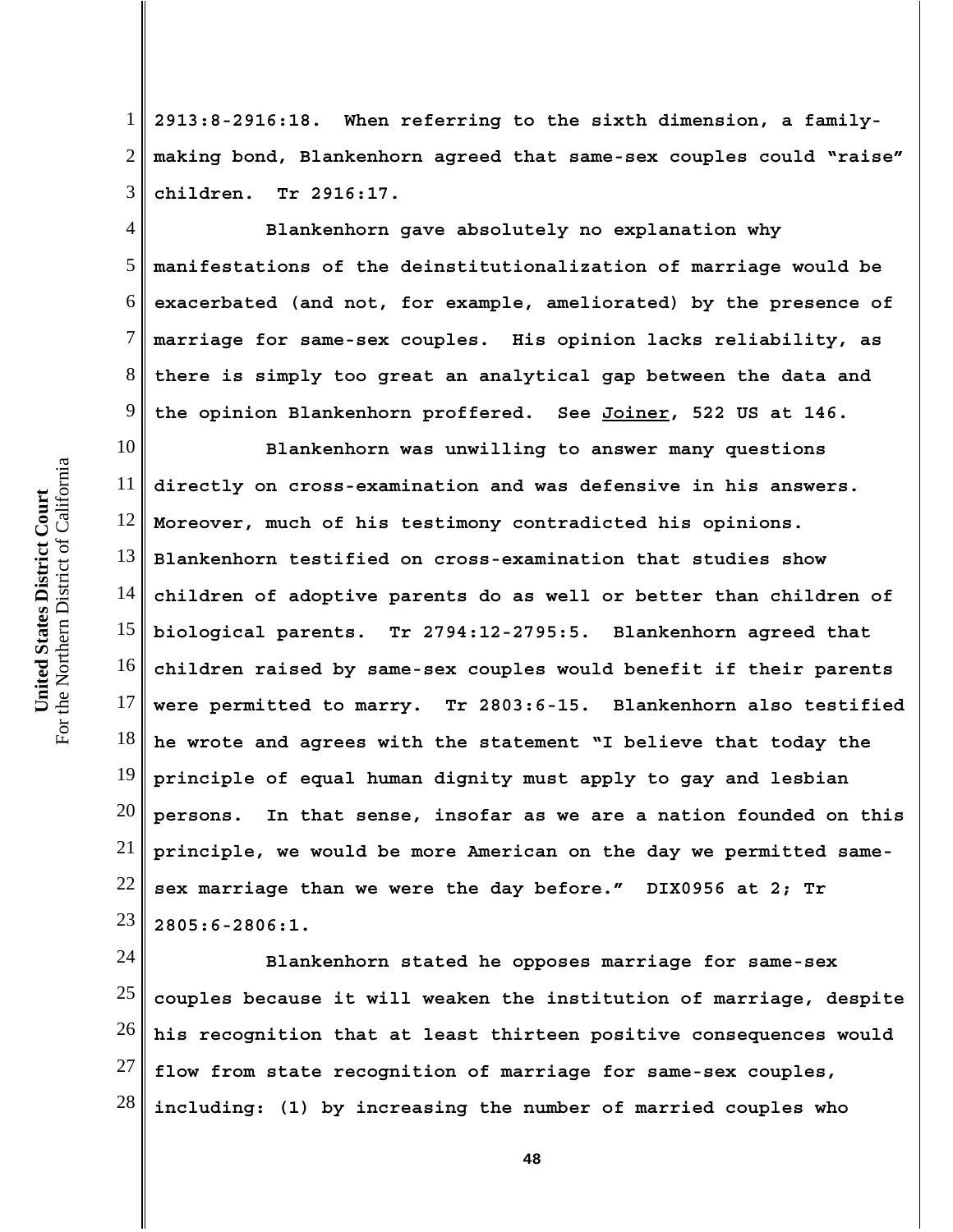2913:8-2916:18. When referring to the sixth dimension, a family-making bond, Blankenhorn agreed that same-sex couples could "raise" children. Tr 2916:17.

Blankenhorn gave absolutely no explanation why manifestations of the deinstitutionalization of marriage would be exacerbated (and not, for example, ameliorated) by the presence of marriage for same-sex couples. His opinion lacks reliability, as there is simply too great an analytical gap between the data and the opinion Blankenhorn proffered. See Joiner, 522 US at 146.

Blankenhorn was unwilling to answer many questions directly on cross-examination and was defensive in his answers. Moreover, much of his testimony contradicted his opinions. Blankenhorn testified on cross-examination that studies show children of adoptive parents do as well or better than children of biological parents. Tr 2794:12-2795:5. Blankenhorn agreed that children raised by same-sex couples would benefit if their parents were permitted to marry. Tr 2803:6-15. Blankenhorn also testified he wrote and agrees with the statement "I believe that today the principle of equal human dignity must apply to gay and lesbian persons. In that sense, insofar as we are a nation founded on this principle, we would be more American on the day we permitted same-sex marriage than we were the day before." DIX0956 at 2; Tr 2805:6-2806:1.

Blankenhorn stated he opposes marriage for same-sex couples because it will weaken the institution of marriage, despite his recognition that at least thirteen positive consequences would flow from state recognition of marriage for same-sex couples, including: (1) by increasing the number of married couples who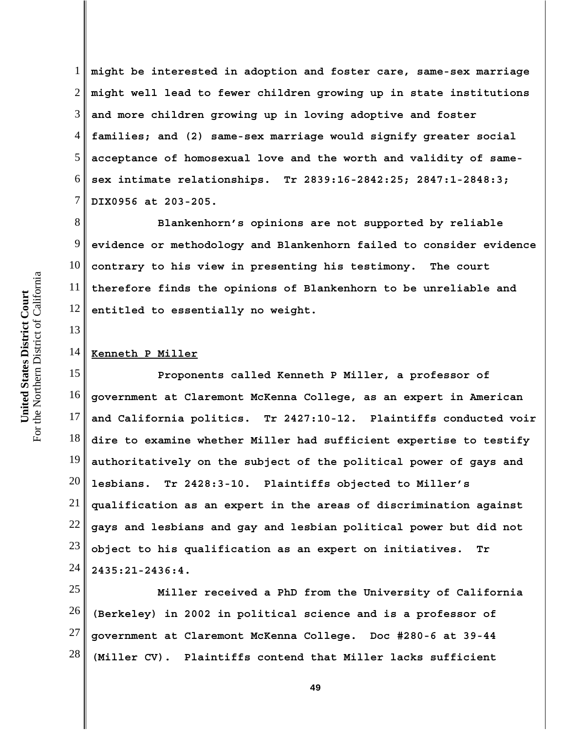might be interested in adoption and foster care, same-sex marriage might well lead to fewer children growing up in state institutions and more children growing up in loving adoptive and foster families; and (2) same-sex marriage would signify greater social acceptance of homosexual love and the worth and validity of same-sex intimate relationships. Tr 2839:16-2842:25; 2847:1-2848:3; DIX0956 at 203-205.

Blankenhorn's opinions are not supported by reliable evidence or methodology and Blankenhorn failed to consider evidence contrary to his view in presenting his testimony. The court therefore finds the opinions of Blankenhorn to be unreliable and entitled to essentially no weight.

<u>Kenneth P Miller</u>

Proponents called Kenneth P Miller, a professor of government at Claremont McKenna College, as an expert in American and California politics. Tr 2427:10-12. Plaintiffs conducted voir dire to examine whether Miller had sufficient expertise to testify authoritatively on the subject of the political power of gays and lesbians. Tr 2428:3-10. Plaintiffs objected to Miller's qualification as an expert in the areas of discrimination against gays and lesbians and gay and lesbian political power but did not object to his qualification as an expert on initiatives. Tr 2435:21-2436:4.

Miller received a PhD from the University of California (Berkeley) in 2002 in political science and is a professor of government at Claremont McKenna College. Doc #280-6 at 39-44 (Miller CV). Plaintiffs contend that Miller lacks sufficient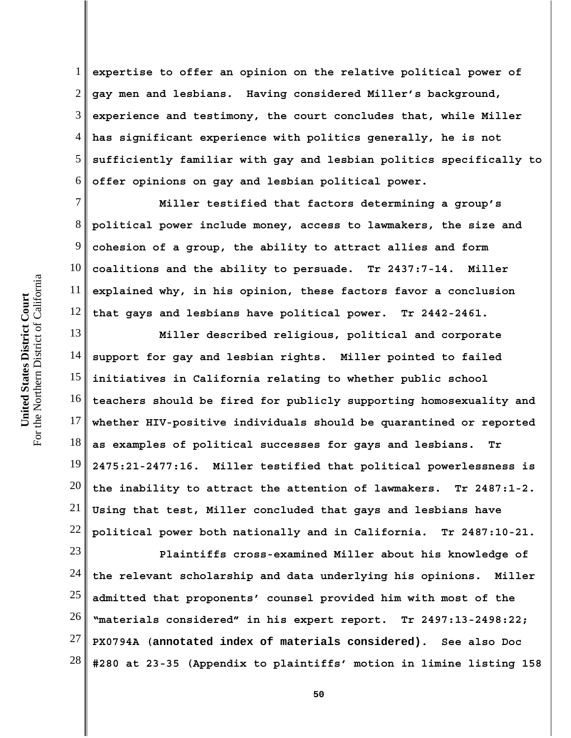expertise to offer an opinion on the relative political power of gay men and lesbians. Having considered Miller's background, experience and testimony, the court concludes that, while Miller has significant experience with politics generally, he is not sufficiently familiar with gay and lesbian politics specifically to offer opinions on gay and lesbian political power.

Miller testified that factors determining a group's political power include money, access to lawmakers, the size and cohesion of a group, the ability to attract allies and form coalitions and the ability to persuade. Tr 2437:7-14. Miller explained why, in his opinion, these factors favor a conclusion that gays and lesbians have political power. Tr 2442-2461.

Miller described religious, political and corporate support for gay and lesbian rights. Miller pointed to failed initiatives in California relating to whether public school teachers should be fired for publicly supporting homosexuality and whether HIV-positive individuals should be quarantined or reported as examples of political successes for gays and lesbians. Tr 2475:21-2477:16. Miller testified that political powerlessness is the inability to attract the attention of lawmakers. Tr 2487:1-2. Using that test, Miller concluded that gays and lesbians have political power both nationally and in California. Tr 2487:10-21.

Plaintiffs cross-examined Miller about his knowledge of the relevant scholarship and data underlying his opinions. Miller admitted that proponents' counsel provided him with most of the "materials considered" in his expert report. Tr 2497:13-2498:22; PX0794A (annotated index of materials considered). See also Doc #280 at 23-35 (Appendix to plaintiffs' motion in limine listing 158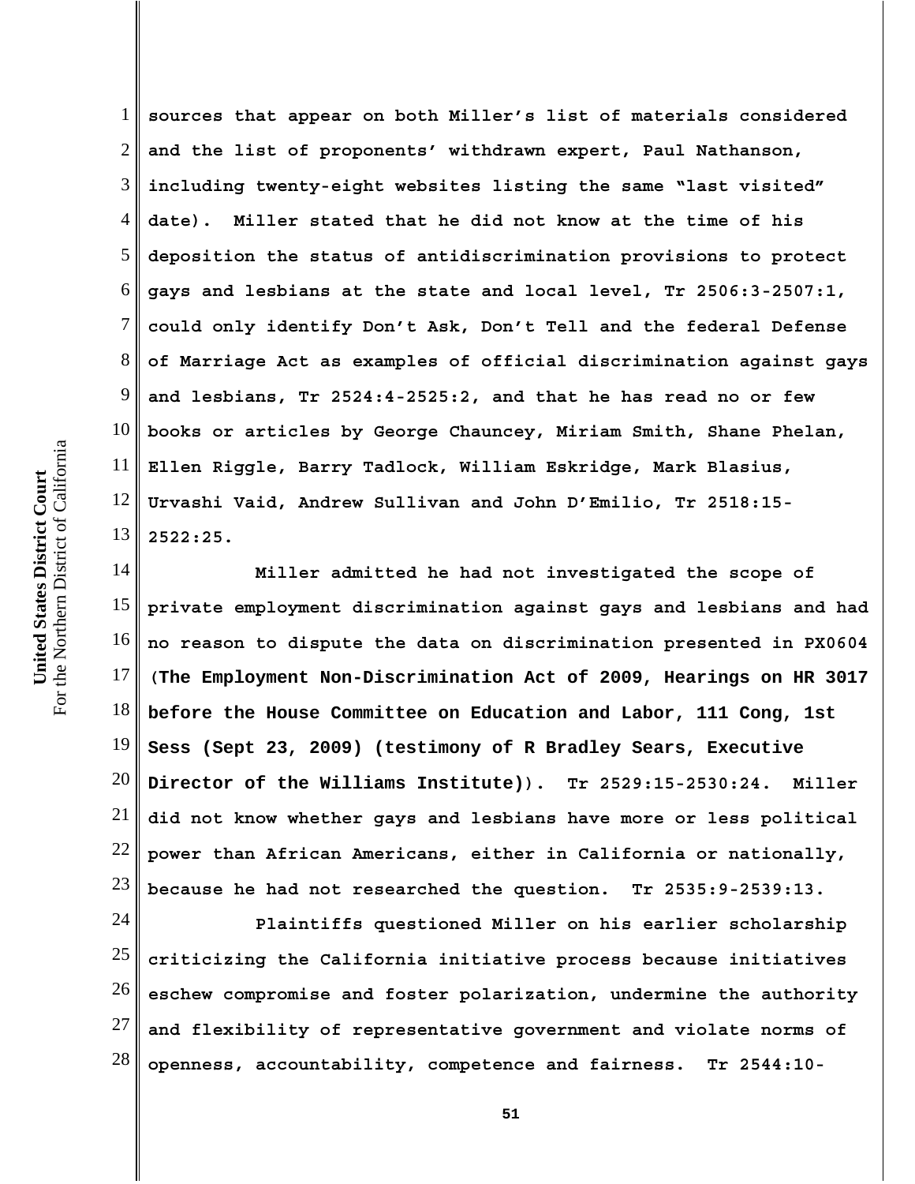sources that appear on both Miller's list of materials considered and the list of proponents' withdrawn expert, Paul Nathanson, including twenty-eight websites listing the same "last visited" date). Miller stated that he did not know at the time of his deposition the status of antidiscrimination provisions to protect gays and lesbians at the state and local level, Tr 2506:3-2507:1, could only identify Don't Ask, Don't Tell and the federal Defense of Marriage Act as examples of official discrimination against gays and lesbians, Tr 2524:4-2525:2, and that he has read no or few books or articles by George Chauncey, Miriam Smith, Shane Phelan, Ellen Riggle, Barry Tadlock, William Eskridge, Mark Blasius, Urvashi Vaid, Andrew Sullivan and John D'Emilio, Tr 2518:15-2522:25.

Miller admitted he had not investigated the scope of private employment discrimination against gays and lesbians and had no reason to dispute the data on discrimination presented in PX0604 (**The Employment Non-Discrimination Act of 2009, Hearings on HR 3017 before the House Committee on Education and Labor, 111 Cong, 1st Sess (Sept 23, 2009) (testimony of R Bradley Sears, Executive Director of the Williams Institute)**). Tr 2529:15-2530:24. Miller did not know whether gays and lesbians have more or less political power than African Americans, either in California or nationally, because he had not researched the question. Tr 2535:9-2539:13.

Plaintiffs questioned Miller on his earlier scholarship criticizing the California initiative process because initiatives eschew compromise and foster polarization, undermine the authority and flexibility of representative government and violate norms of openness, accountability, competence and fairness. Tr 2544:10-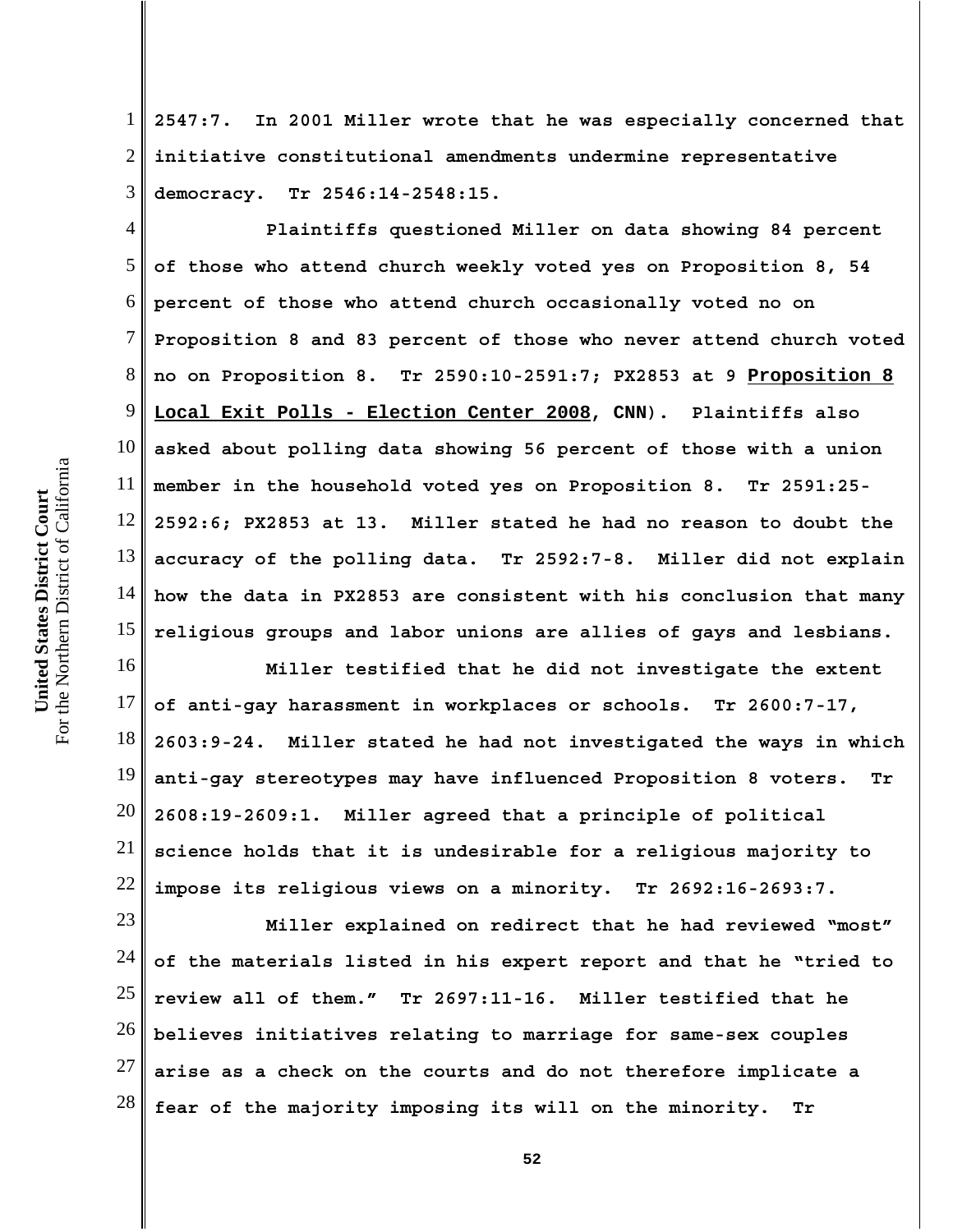2547:7. In 2001 Miller wrote that he was especially concerned that initiative constitutional amendments undermine representative democracy. Tr 2546:14-2548:15.

Plaintiffs questioned Miller on data showing 84 percent of those who attend church weekly voted yes on Proposition 8, 54 percent of those who attend church occasionally voted no on Proposition 8 and 83 percent of those who never attend church voted no on Proposition 8. Tr 2590:10-2591:7; PX2853 at 9 <u>**Proposition 8 Local Exit Polls - Election Center 2008**</u>, CNN). Plaintiffs also asked about polling data showing 56 percent of those with a union member in the household voted yes on Proposition 8. Tr 2591:25-2592:6; PX2853 at 13. Miller stated he had no reason to doubt the accuracy of the polling data. Tr 2592:7-8. Miller did not explain how the data in PX2853 are consistent with his conclusion that many religious groups and labor unions are allies of gays and lesbians.

Miller testified that he did not investigate the extent of anti-gay harassment in workplaces or schools. Tr 2600:7-17, 2603:9-24. Miller stated he had not investigated the ways in which anti-gay stereotypes may have influenced Proposition 8 voters. Tr 2608:19-2609:1. Miller agreed that a principle of political science holds that it is undesirable for a religious majority to impose its religious views on a minority. Tr 2692:16-2693:7.

Miller explained on redirect that he had reviewed "most" of the materials listed in his expert report and that he "tried to review all of them." Tr 2697:11-16. Miller testified that he believes initiatives relating to marriage for same-sex couples arise as a check on the courts and do not therefore implicate a fear of the majority imposing its will on the minority. Tr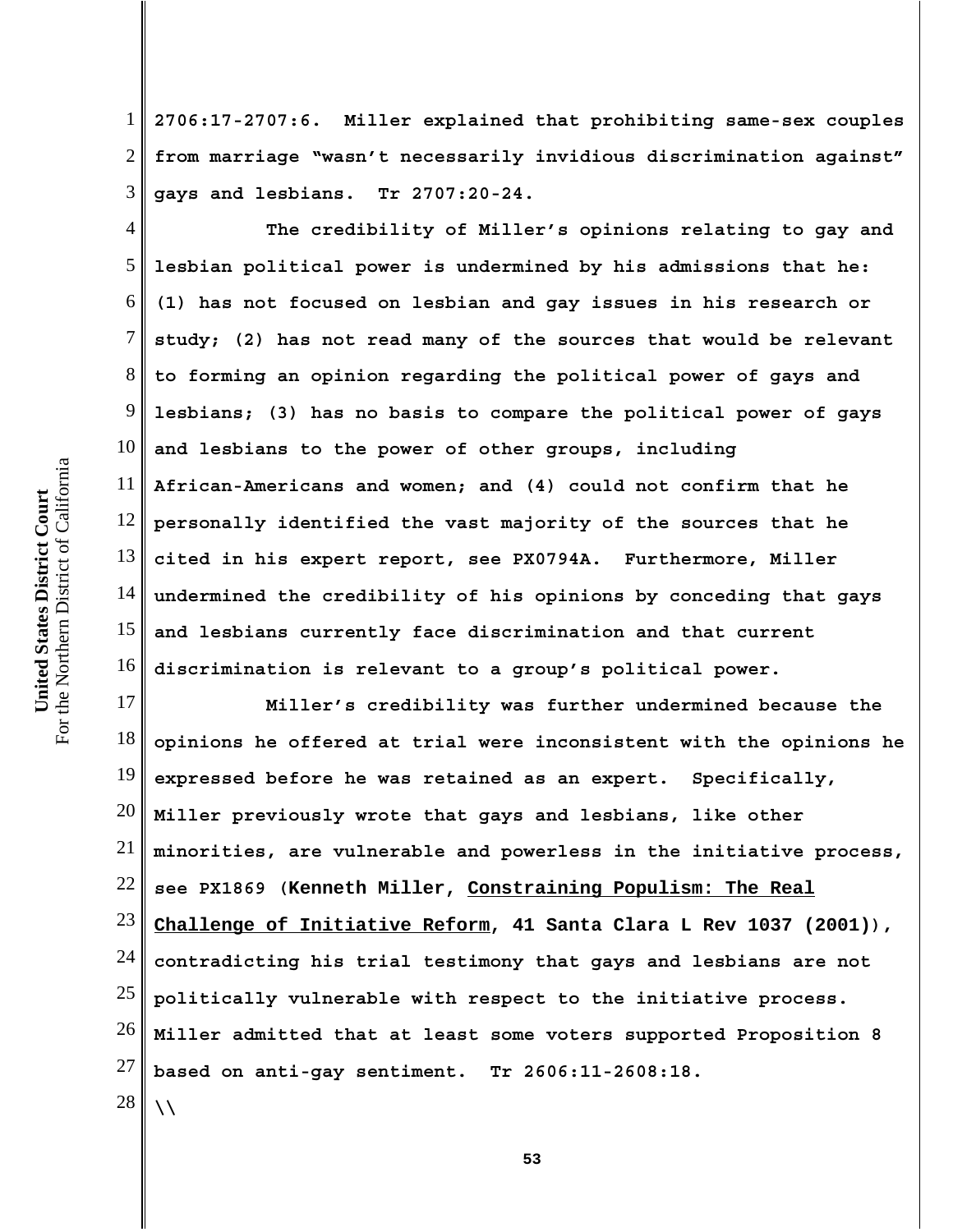2706:17-2707:6. Miller explained that prohibiting same-sex couples from marriage "wasn't necessarily invidious discrimination against" gays and lesbians. Tr 2707:20-24.

The credibility of Miller's opinions relating to gay and lesbian political power is undermined by his admissions that he: (1) has not focused on lesbian and gay issues in his research or study; (2) has not read many of the sources that would be relevant to forming an opinion regarding the political power of gays and lesbians; (3) has no basis to compare the political power of gays and lesbians to the power of other groups, including African-Americans and women; and (4) could not confirm that he personally identified the vast majority of the sources that he cited in his expert report, see PX0794A. Furthermore, Miller undermined the credibility of his opinions by conceding that gays and lesbians currently face discrimination and that current discrimination is relevant to a group's political power.

Miller's credibility was further undermined because the opinions he offered at trial were inconsistent with the opinions he expressed before he was retained as an expert. Specifically, Miller previously wrote that gays and lesbians, like other minorities, are vulnerable and powerless in the initiative process, see PX1869 (Kenneth Miller, Constraining Populism: The Real Challenge of Initiative Reform, 41 Santa Clara L Rev 1037 (2001)), contradicting his trial testimony that gays and lesbians are not politically vulnerable with respect to the initiative process. Miller admitted that at least some voters supported Proposition 8 based on anti-gay sentiment. Tr 2606:11-2608:18.

\\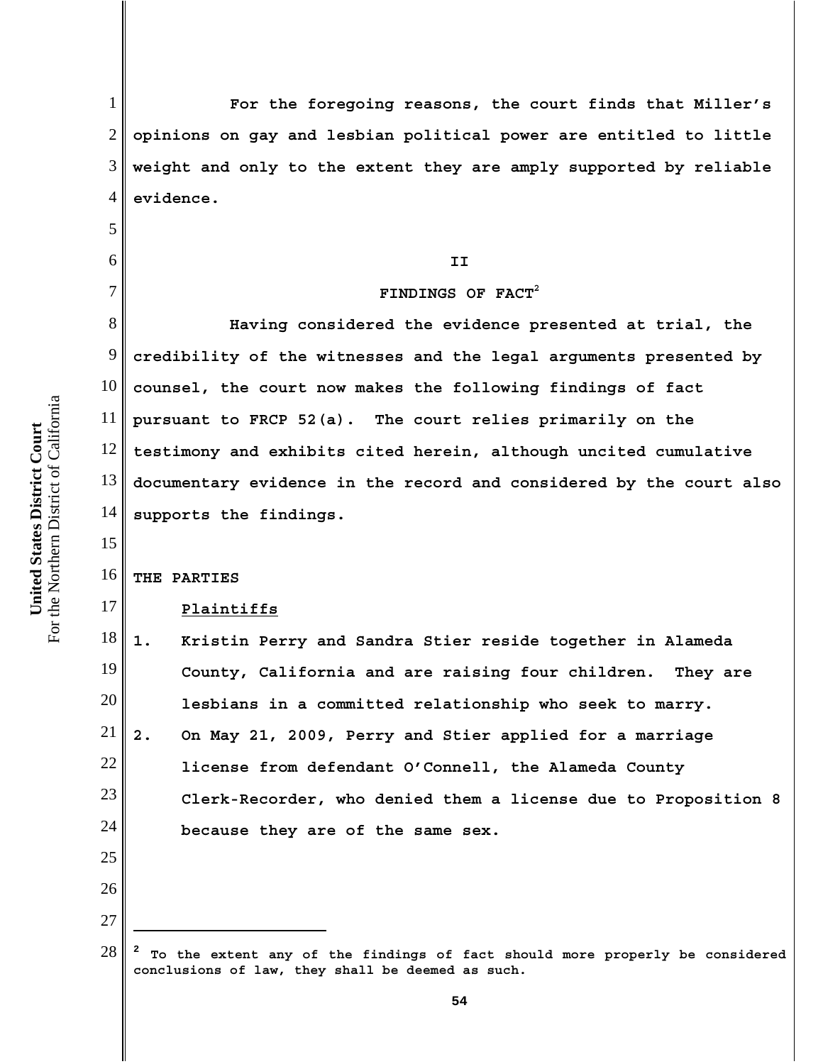For the foregoing reasons, the court finds that Miller's opinions on gay and lesbian political power are entitled to little weight and only to the extent they are amply supported by reliable evidence.

## II

## FINDINGS OF FACT[2]

Having considered the evidence presented at trial, the credibility of the witnesses and the legal arguments presented by counsel, the court now makes the following findings of fact pursuant to FRCP 52(a). The court relies primarily on the testimony and exhibits cited herein, although uncited cumulative documentary evidence in the record and considered by the court also supports the findings.

### THE PARTIES

<u>Plaintiffs</u>

1. Kristin Perry and Sandra Stier reside together in Alameda County, California and are raising four children. They are lesbians in a committed relationship who seek to marry.
2. On May 21, 2009, Perry and Stier applied for a marriage license from defendant O'Connell, the Alameda County Clerk-Recorder, who denied them a license due to Proposition 8 because they are of the same sex.

---

[2] To the extent any of the findings of fact should more properly be considered conclusions of law, they shall be deemed as such.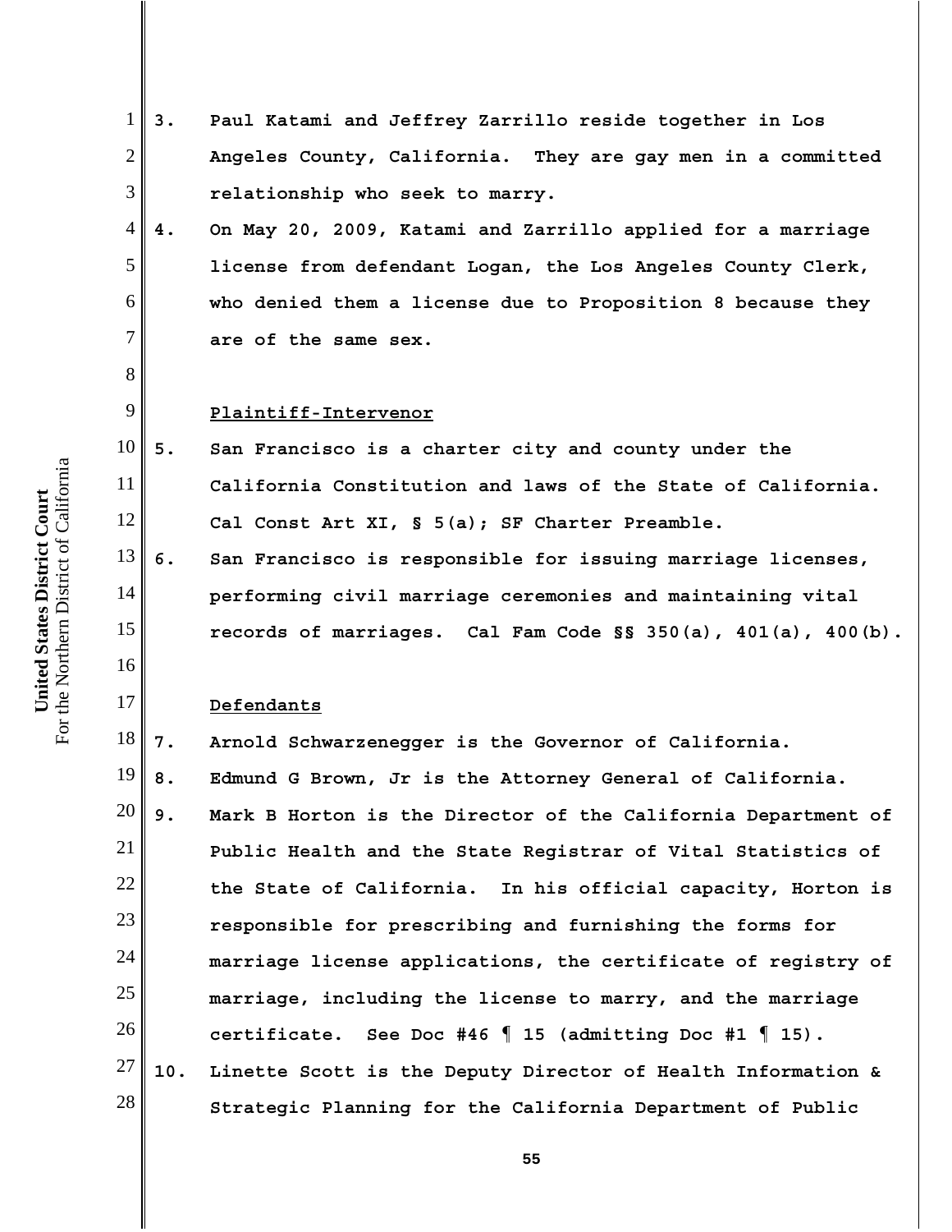3. Paul Katami and Jeffrey Zarrillo reside together in Los Angeles County, California. They are gay men in a committed relationship who seek to marry.

4. On May 20, 2009, Katami and Zarrillo applied for a marriage license from defendant Logan, the Los Angeles County Clerk, who denied them a license due to Proposition 8 because they are of the same sex.

<u>Plaintiff-Intervenor</u>

5. San Francisco is a charter city and county under the California Constitution and laws of the State of California. Cal Const Art XI, § 5(a); SF Charter Preamble.

6. San Francisco is responsible for issuing marriage licenses, performing civil marriage ceremonies and maintaining vital records of marriages. Cal Fam Code §§ 350(a), 401(a), 400(b).

<u>Defendants</u>

7. Arnold Schwarzenegger is the Governor of California.

8. Edmund G Brown, Jr is the Attorney General of California.

9. Mark B Horton is the Director of the California Department of Public Health and the State Registrar of Vital Statistics of the State of California. In his official capacity, Horton is responsible for prescribing and furnishing the forms for marriage license applications, the certificate of registry of marriage, including the license to marry, and the marriage certificate. See Doc #46 ¶ 15 (admitting Doc #1 ¶ 15).

10. Linette Scott is the Deputy Director of Health Information & Strategic Planning for the California Department of Public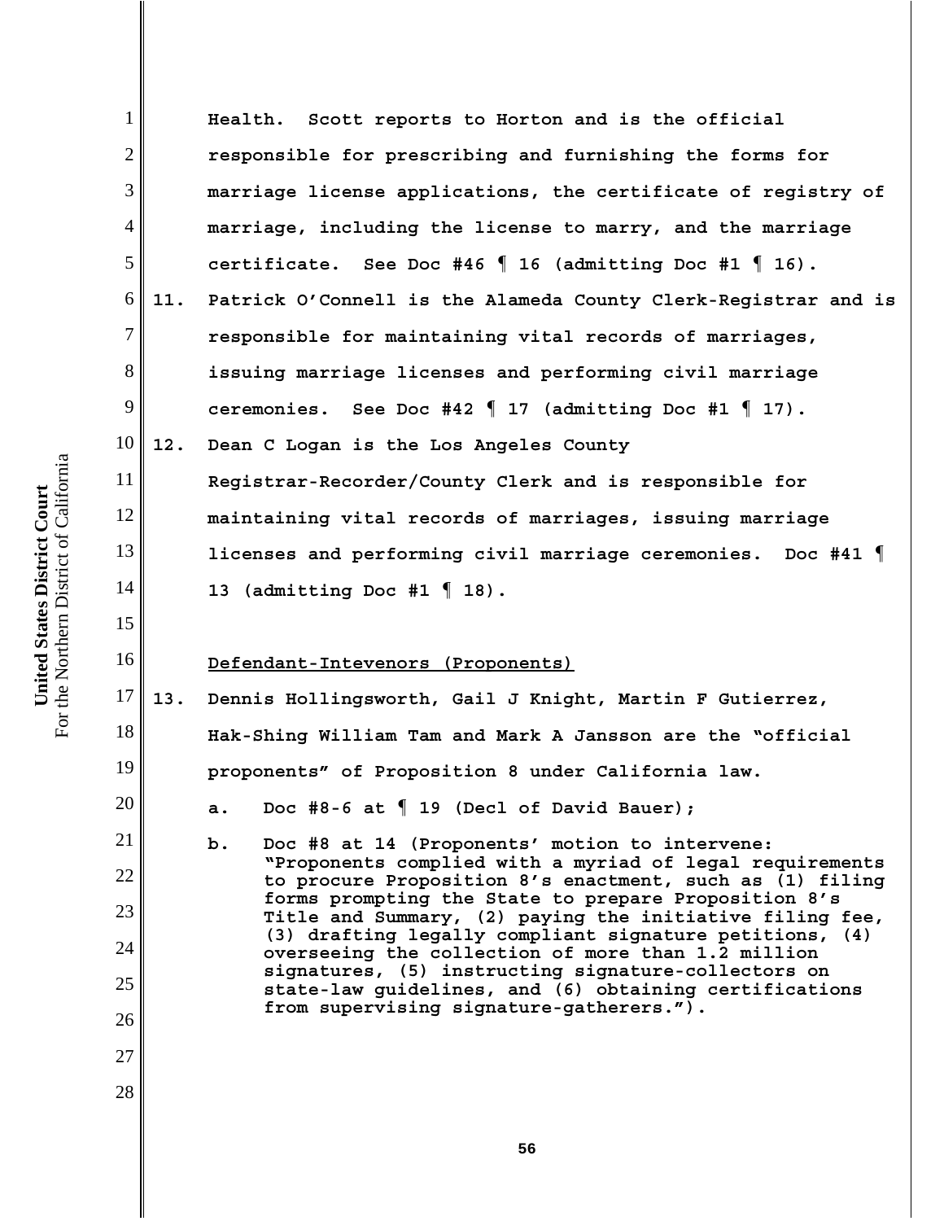Health. Scott reports to Horton and is the official responsible for prescribing and furnishing the forms for marriage license applications, the certificate of registry of marriage, including the license to marry, and the marriage certificate. See Doc #46 ¶ 16 (admitting Doc #1 ¶ 16).

11. Patrick O'Connell is the Alameda County Clerk-Registrar and is responsible for maintaining vital records of marriages, issuing marriage licenses and performing civil marriage ceremonies. See Doc #42 ¶ 17 (admitting Doc #1 ¶ 17).

12. Dean C Logan is the Los Angeles County Registrar-Recorder/County Clerk and is responsible for maintaining vital records of marriages, issuing marriage licenses and performing civil marriage ceremonies. Doc #41 ¶ 13 (admitting Doc #1 ¶ 18).

<u>Defendant-Intevenors (Proponents)</u>

13. Dennis Hollingsworth, Gail J Knight, Martin F Gutierrez, Hak-Shing William Tam and Mark A Jansson are the "official proponents" of Proposition 8 under California law.

    a. Doc #8-6 at ¶ 19 (Decl of David Bauer);

    b. Doc #8 at 14 (Proponents' motion to intervene: "Proponents complied with a myriad of legal requirements to procure Proposition 8's enactment, such as (1) filing forms prompting the State to prepare Proposition 8's Title and Summary, (2) paying the initiative filing fee, (3) drafting legally compliant signature petitions, (4) overseeing the collection of more than 1.2 million signatures, (5) instructing signature-collectors on state-law guidelines, and (6) obtaining certifications from supervising signature-gatherers.").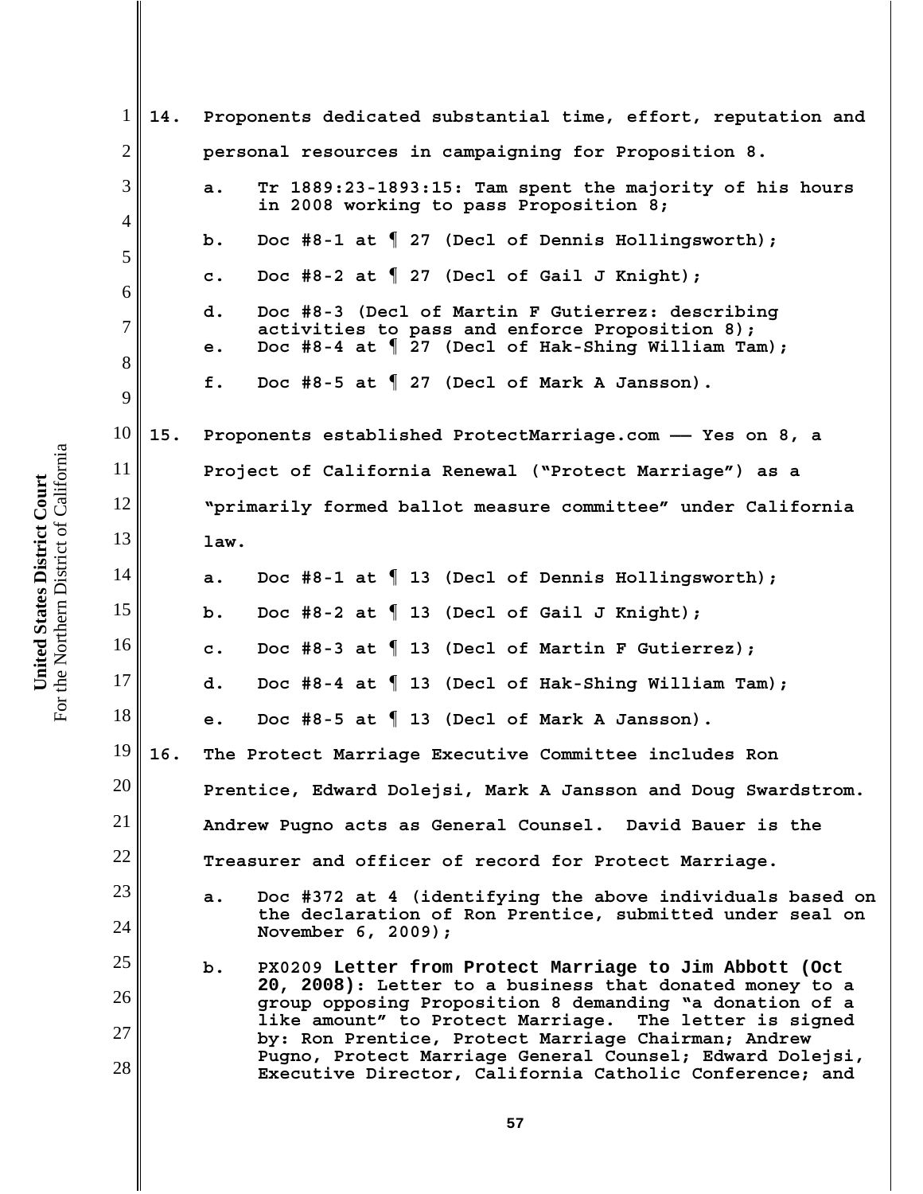14. Proponents dedicated substantial time, effort, reputation and personal resources in campaigning for Proposition 8.

   a. Tr 1889:23-1893:15: Tam spent the majority of his hours in 2008 working to pass Proposition 8;

   b. Doc #8-1 at ¶ 27 (Decl of Dennis Hollingsworth);

   c. Doc #8-2 at ¶ 27 (Decl of Gail J Knight);

   d. Doc #8-3 (Decl of Martin F Gutierrez: describing activities to pass and enforce Proposition 8);

   e. Doc #8-4 at ¶ 27 (Decl of Hak-Shing William Tam);

   f. Doc #8-5 at ¶ 27 (Decl of Mark A Jansson).

15. Proponents established ProtectMarriage.com –– Yes on 8, a Project of California Renewal ("Protect Marriage") as a "primarily formed ballot measure committee" under California law.

   a. Doc #8-1 at ¶ 13 (Decl of Dennis Hollingsworth);

   b. Doc #8-2 at ¶ 13 (Decl of Gail J Knight);

   c. Doc #8-3 at ¶ 13 (Decl of Martin F Gutierrez);

   d. Doc #8-4 at ¶ 13 (Decl of Hak-Shing William Tam);

   e. Doc #8-5 at ¶ 13 (Decl of Mark A Jansson).

16. The Protect Marriage Executive Committee includes Ron Prentice, Edward Dolejsi, Mark A Jansson and Doug Swardstrom. Andrew Pugno acts as General Counsel. David Bauer is the Treasurer and officer of record for Protect Marriage.

   a. Doc #372 at 4 (identifying the above individuals based on the declaration of Ron Prentice, submitted under seal on November 6, 2009);

   b. PX0209 **Letter from Protect Marriage to Jim Abbott (Oct 20, 2008)**: Letter to a business that donated money to a group opposing Proposition 8 demanding "a donation of a like amount" to Protect Marriage. The letter is signed by: Ron Prentice, Protect Marriage Chairman; Andrew Pugno, Protect Marriage General Counsel; Edward Dolejsi, Executive Director, California Catholic Conference; and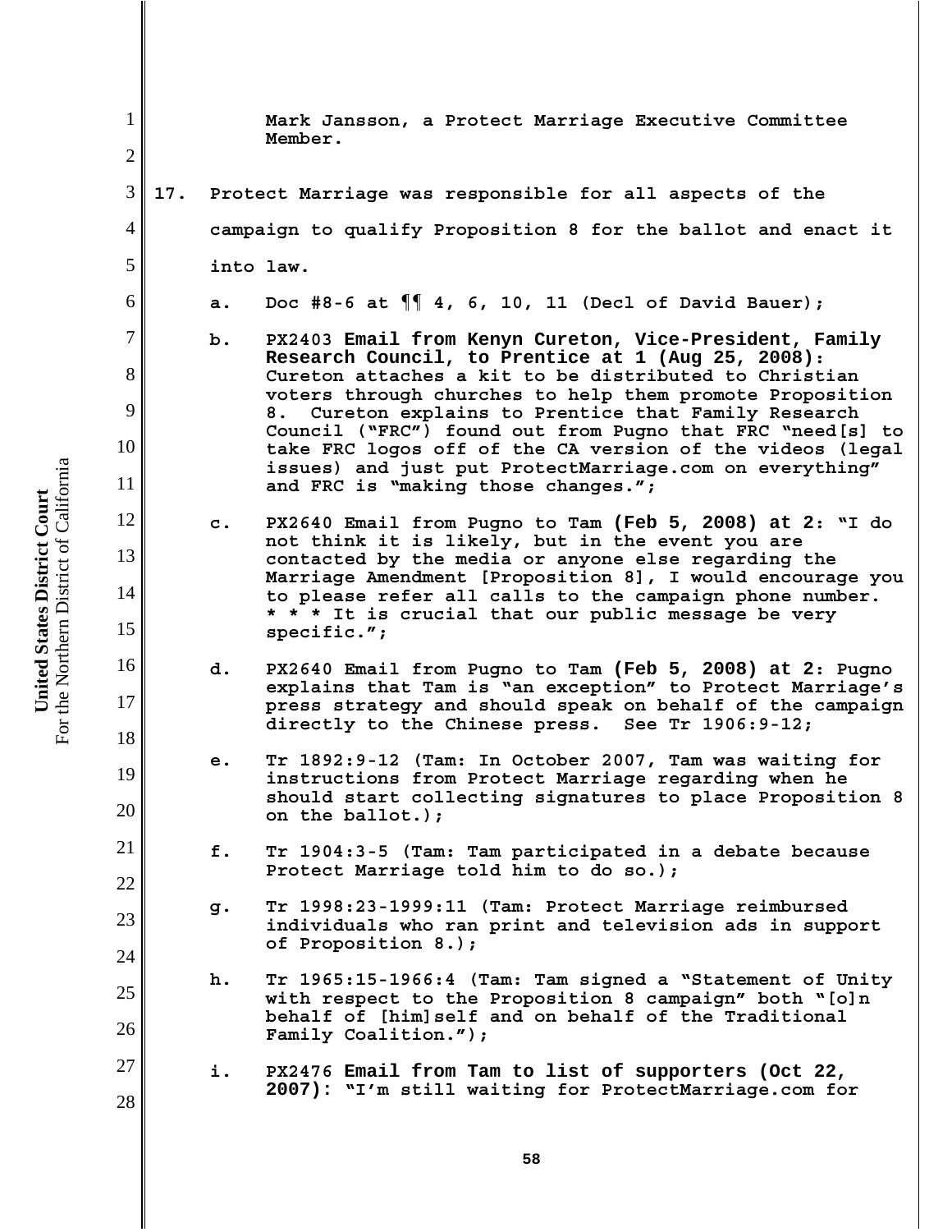Mark Jansson, a Protect Marriage Executive Committee Member.

17. Protect Marriage was responsible for all aspects of the campaign to qualify Proposition 8 for the ballot and enact it into law.

a. Doc #8-6 at ¶¶ 4, 6, 10, 11 (Decl of David Bauer);

b. PX2403 **Email from Kenyn Cureton, Vice-President, Family Research Council, to Prentice at 1 (Aug 25, 2008)**: Cureton attaches a kit to be distributed to Christian voters through churches to help them promote Proposition 8. Cureton explains to Prentice that Family Research Council ("FRC") found out from Pugno that FRC "need[s] to take FRC logos off of the CA version of the videos (legal issues) and just put ProtectMarriage.com on everything" and FRC is "making those changes.";

c. PX2640 Email from Pugno to Tam **(Feb 5, 2008) at 2**: "I do not think it is likely, but in the event you are contacted by the media or anyone else regarding the Marriage Amendment [Proposition 8], I would encourage you to please refer all calls to the campaign phone number. * * * It is crucial that our public message be very specific.";

d. PX2640 Email from Pugno to Tam **(Feb 5, 2008) at 2**: Pugno explains that Tam is "an exception" to Protect Marriage's press strategy and should speak on behalf of the campaign directly to the Chinese press. See Tr 1906:9-12;

e. Tr 1892:9-12 (Tam: In October 2007, Tam was waiting for instructions from Protect Marriage regarding when he should start collecting signatures to place Proposition 8 on the ballot.);

f. Tr 1904:3-5 (Tam: Tam participated in a debate because Protect Marriage told him to do so.);

g. Tr 1998:23-1999:11 (Tam: Protect Marriage reimbursed individuals who ran print and television ads in support of Proposition 8.);

h. Tr 1965:15-1966:4 (Tam: Tam signed a "Statement of Unity with respect to the Proposition 8 campaign" both "[o]n behalf of [him]self and on behalf of the Traditional Family Coalition.");

i. PX2476 **Email from Tam to list of supporters (Oct 22, 2007)**: "I'm still waiting for ProtectMarriage.com for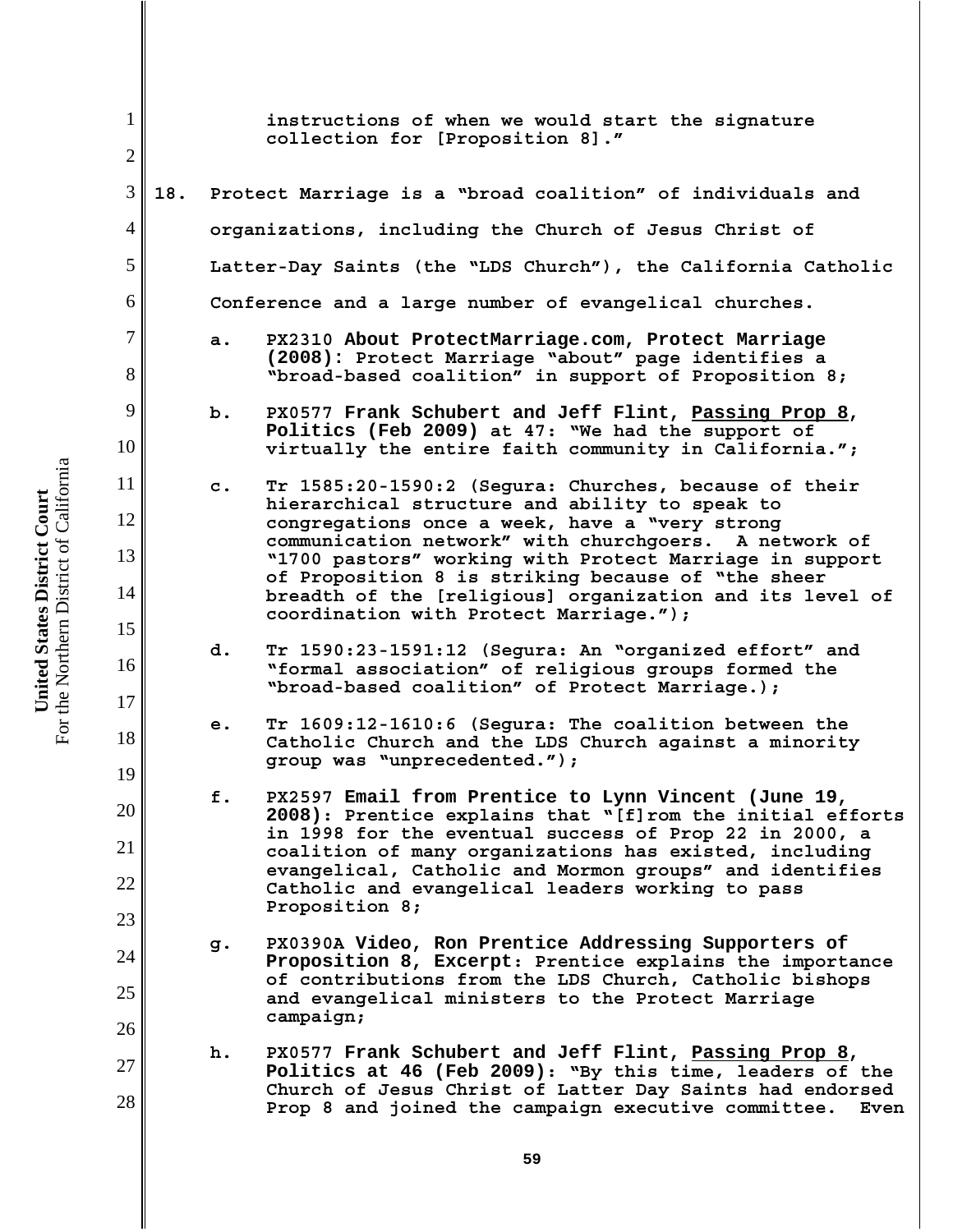instructions of when we would start the signature collection for [Proposition 8]."

18. Protect Marriage is a "broad coalition" of individuals and organizations, including the Church of Jesus Christ of Latter-Day Saints (the "LDS Church"), the California Catholic Conference and a large number of evangelical churches.

   a. PX2310 **About ProtectMarriage.com, Protect Marriage (2008)**: Protect Marriage "about" page identifies a "broad-based coalition" in support of Proposition 8;

   b. PX0577 **Frank Schubert and Jeff Flint, Passing Prop 8, Politics (Feb 2009)** at 47: "We had the support of virtually the entire faith community in California.";

   c. Tr 1585:20-1590:2 (Segura: Churches, because of their hierarchical structure and ability to speak to congregations once a week, have a "very strong communication network" with churchgoers. A network of "1700 pastors" working with Protect Marriage in support of Proposition 8 is striking because of "the sheer breadth of the [religious] organization and its level of coordination with Protect Marriage.");

   d. Tr 1590:23-1591:12 (Segura: An "organized effort" and "formal association" of religious groups formed the "broad-based coalition" of Protect Marriage.);

   e. Tr 1609:12-1610:6 (Segura: The coalition between the Catholic Church and the LDS Church against a minority group was "unprecedented.");

   f. PX2597 **Email from Prentice to Lynn Vincent (June 19, 2008)**: Prentice explains that "[f]rom the initial efforts in 1998 for the eventual success of Prop 22 in 2000, a coalition of many organizations has existed, including evangelical, Catholic and Mormon groups" and identifies Catholic and evangelical leaders working to pass Proposition 8;

   g. PX0390A **Video, Ron Prentice Addressing Supporters of Proposition 8, Excerpt**: Prentice explains the importance of contributions from the LDS Church, Catholic bishops and evangelical ministers to the Protect Marriage campaign;

   h. PX0577 **Frank Schubert and Jeff Flint, Passing Prop 8, Politics at 46 (Feb 2009)**: "By this time, leaders of the Church of Jesus Christ of Latter Day Saints had endorsed Prop 8 and joined the campaign executive committee. Even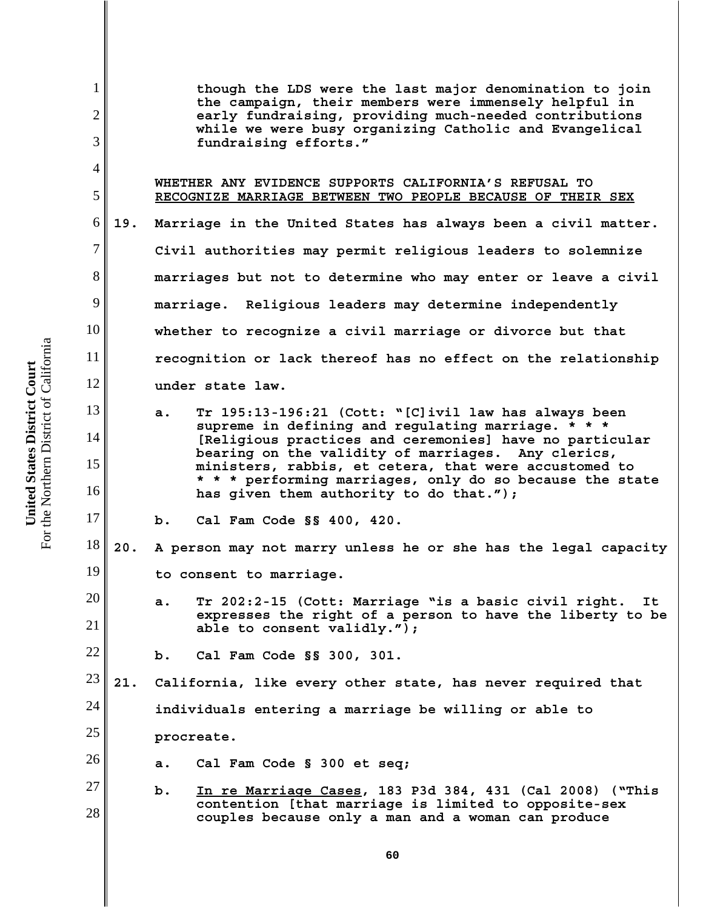though the LDS were the last major denomination to join the campaign, their members were immensely helpful in early fundraising, providing much-needed contributions while we were busy organizing Catholic and Evangelical fundraising efforts."

WHETHER ANY EVIDENCE SUPPORTS CALIFORNIA'S REFUSAL TO <u>RECOGNIZE MARRIAGE BETWEEN TWO PEOPLE BECAUSE OF THEIR SEX</u>

19. Marriage in the United States has always been a civil matter. Civil authorities may permit religious leaders to solemnize marriages but not to determine who may enter or leave a civil marriage. Religious leaders may determine independently whether to recognize a civil marriage or divorce but that recognition or lack thereof has no effect on the relationship under state law.

   a. Tr 195:13-196:21 (Cott: "[C]ivil law has always been supreme in defining and regulating marriage. * * * [Religious practices and ceremonies] have no particular bearing on the validity of marriages. Any clerics, ministers, rabbis, et cetera, that were accustomed to * * * performing marriages, only do so because the state has given them authority to do that.");

   b. Cal Fam Code §§ 400, 420.

20. A person may not marry unless he or she has the legal capacity to consent to marriage.

   a. Tr 202:2-15 (Cott: Marriage "is a basic civil right. It expresses the right of a person to have the liberty to be able to consent validly.");

   b. Cal Fam Code §§ 300, 301.

21. California, like every other state, has never required that individuals entering a marriage be willing or able to procreate.

   a. Cal Fam Code § 300 et seq;

   b. <u>In re Marriage Cases</u>, 183 P3d 384, 431 (Cal 2008) ("This contention [that marriage is limited to opposite-sex couples because only a man and a woman can produce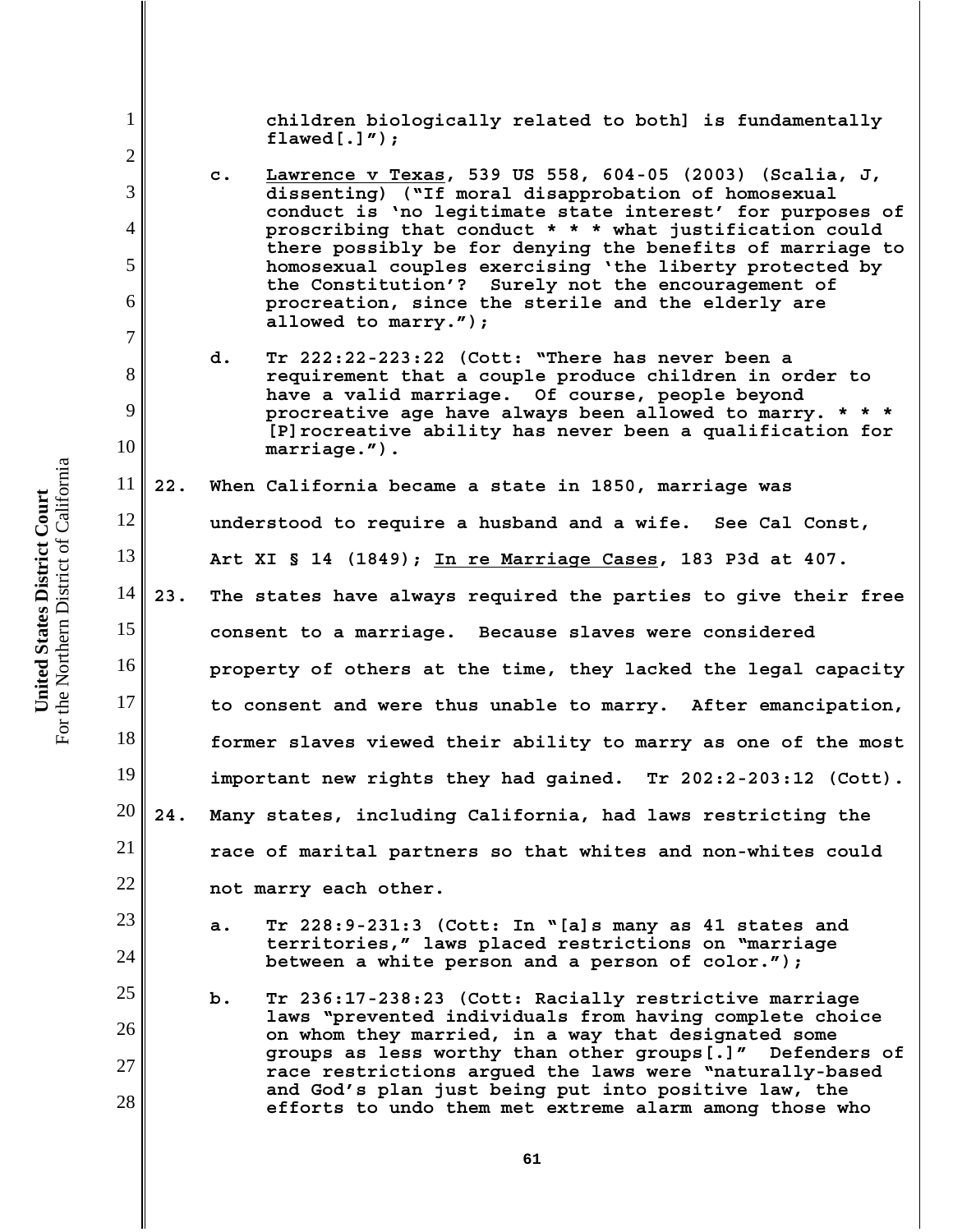children biologically related to both] is fundamentally flawed[.]");

c. Lawrence v Texas, 539 US 558, 604-05 (2003) (Scalia, J, dissenting) ("If moral disapprobation of homosexual conduct is 'no legitimate state interest' for purposes of proscribing that conduct * * * what justification could there possibly be for denying the benefits of marriage to homosexual couples exercising 'the liberty protected by the Constitution'? Surely not the encouragement of procreation, since the sterile and the elderly are allowed to marry.");

d. Tr 222:22-223:22 (Cott: "There has never been a requirement that a couple produce children in order to have a valid marriage. Of course, people beyond procreative age have always been allowed to marry. * * * [P]rocreative ability has never been a qualification for marriage.").

22. When California became a state in 1850, marriage was understood to require a husband and a wife. See Cal Const, Art XI § 14 (1849); In re Marriage Cases, 183 P3d at 407.

23. The states have always required the parties to give their free consent to a marriage. Because slaves were considered property of others at the time, they lacked the legal capacity to consent and were thus unable to marry. After emancipation, former slaves viewed their ability to marry as one of the most important new rights they had gained. Tr 202:2-203:12 (Cott).

24. Many states, including California, had laws restricting the race of marital partners so that whites and non-whites could not marry each other.

a. Tr 228:9-231:3 (Cott: In "[a]s many as 41 states and territories," laws placed restrictions on "marriage between a white person and a person of color.");

b. Tr 236:17-238:23 (Cott: Racially restrictive marriage laws "prevented individuals from having complete choice on whom they married, in a way that designated some groups as less worthy than other groups[.]" Defenders of race restrictions argued the laws were "naturally-based and God's plan just being put into positive law, the efforts to undo them met extreme alarm among those who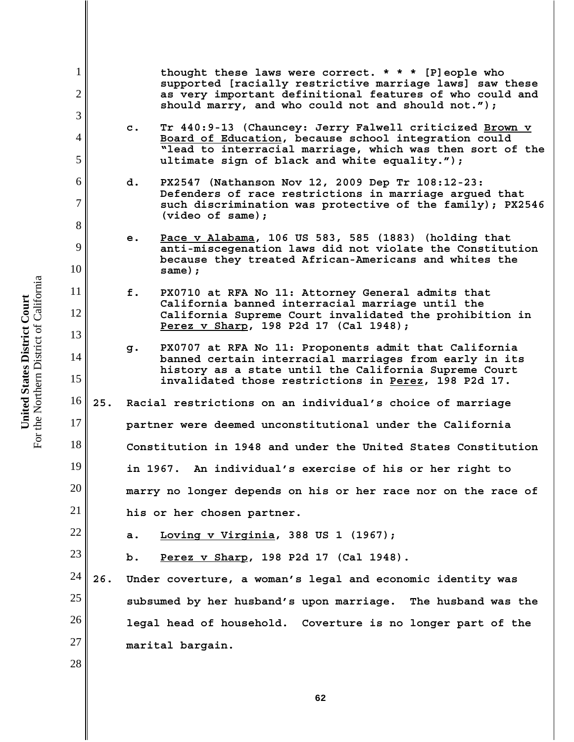thought these laws were correct. * * * [P]eople who supported [racially restrictive marriage laws] saw these as very important definitional features of who could and should marry, and who could not and should not.");

c. Tr 440:9-13 (Chauncey: Jerry Falwell criticized Brown v Board of Education, because school integration could "lead to interracial marriage, which was then sort of the ultimate sign of black and white equality.");

d. PX2547 (Nathanson Nov 12, 2009 Dep Tr 108:12-23: Defenders of race restrictions in marriage argued that such discrimination was protective of the family); PX2546 (video of same);

e. Pace v Alabama, 106 US 583, 585 (1883) (holding that anti-miscegenation laws did not violate the Constitution because they treated African-Americans and whites the same);

f. PX0710 at RFA No 11: Attorney General admits that California banned interracial marriage until the California Supreme Court invalidated the prohibition in Perez v Sharp, 198 P2d 17 (Cal 1948);

g. PX0707 at RFA No 11: Proponents admit that California banned certain interracial marriages from early in its history as a state until the California Supreme Court invalidated those restrictions in Perez, 198 P2d 17.

25. Racial restrictions on an individual's choice of marriage partner were deemed unconstitutional under the California Constitution in 1948 and under the United States Constitution in 1967. An individual's exercise of his or her right to marry no longer depends on his or her race nor on the race of his or her chosen partner.

a. Loving v Virginia, 388 US 1 (1967);

b. Perez v Sharp, 198 P2d 17 (Cal 1948).

26. Under coverture, a woman's legal and economic identity was subsumed by her husband's upon marriage. The husband was the legal head of household. Coverture is no longer part of the marital bargain.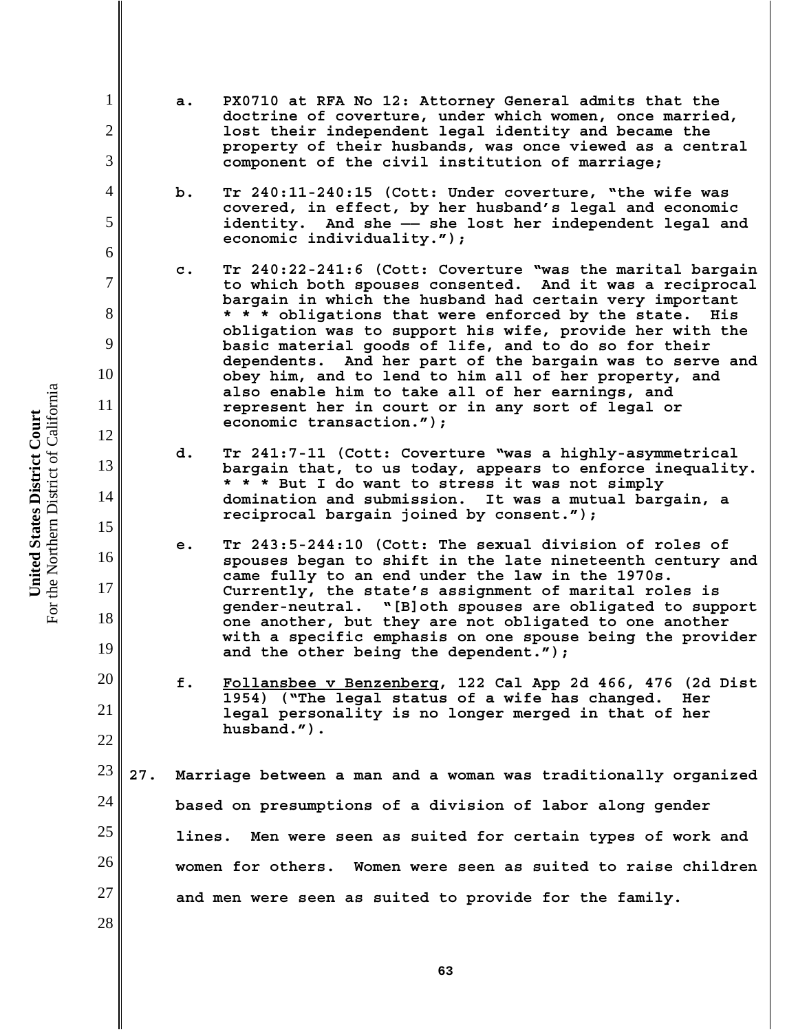a. PX0710 at RFA No 12: Attorney General admits that the doctrine of coverture, under which women, once married, lost their independent legal identity and became the property of their husbands, was once viewed as a central component of the civil institution of marriage;

b. Tr 240:11-240:15 (Cott: Under coverture, "the wife was covered, in effect, by her husband's legal and economic identity. And she —— she lost her independent legal and economic individuality.");

c. Tr 240:22-241:6 (Cott: Coverture "was the marital bargain to which both spouses consented. And it was a reciprocal bargain in which the husband had certain very important * * * obligations that were enforced by the state. His obligation was to support his wife, provide her with the basic material goods of life, and to do so for their dependents. And her part of the bargain was to serve and obey him, and to lend to him all of her property, and also enable him to take all of her earnings, and represent her in court or in any sort of legal or economic transaction.");

d. Tr 241:7-11 (Cott: Coverture "was a highly-asymmetrical bargain that, to us today, appears to enforce inequality. * * * But I do want to stress it was not simply domination and submission. It was a mutual bargain, a reciprocal bargain joined by consent.");

e. Tr 243:5-244:10 (Cott: The sexual division of roles of spouses began to shift in the late nineteenth century and came fully to an end under the law in the 1970s. Currently, the state's assignment of marital roles is gender-neutral. "[B]oth spouses are obligated to support one another, but they are not obligated to one another with a specific emphasis on one spouse being the provider and the other being the dependent.");

f. Follansbee v Benzenberg, 122 Cal App 2d 466, 476 (2d Dist 1954) ("The legal status of a wife has changed. Her legal personality is no longer merged in that of her husband.").

27. Marriage between a man and a woman was traditionally organized based on presumptions of a division of labor along gender lines. Men were seen as suited for certain types of work and women for others. Women were seen as suited to raise children and men were seen as suited to provide for the family.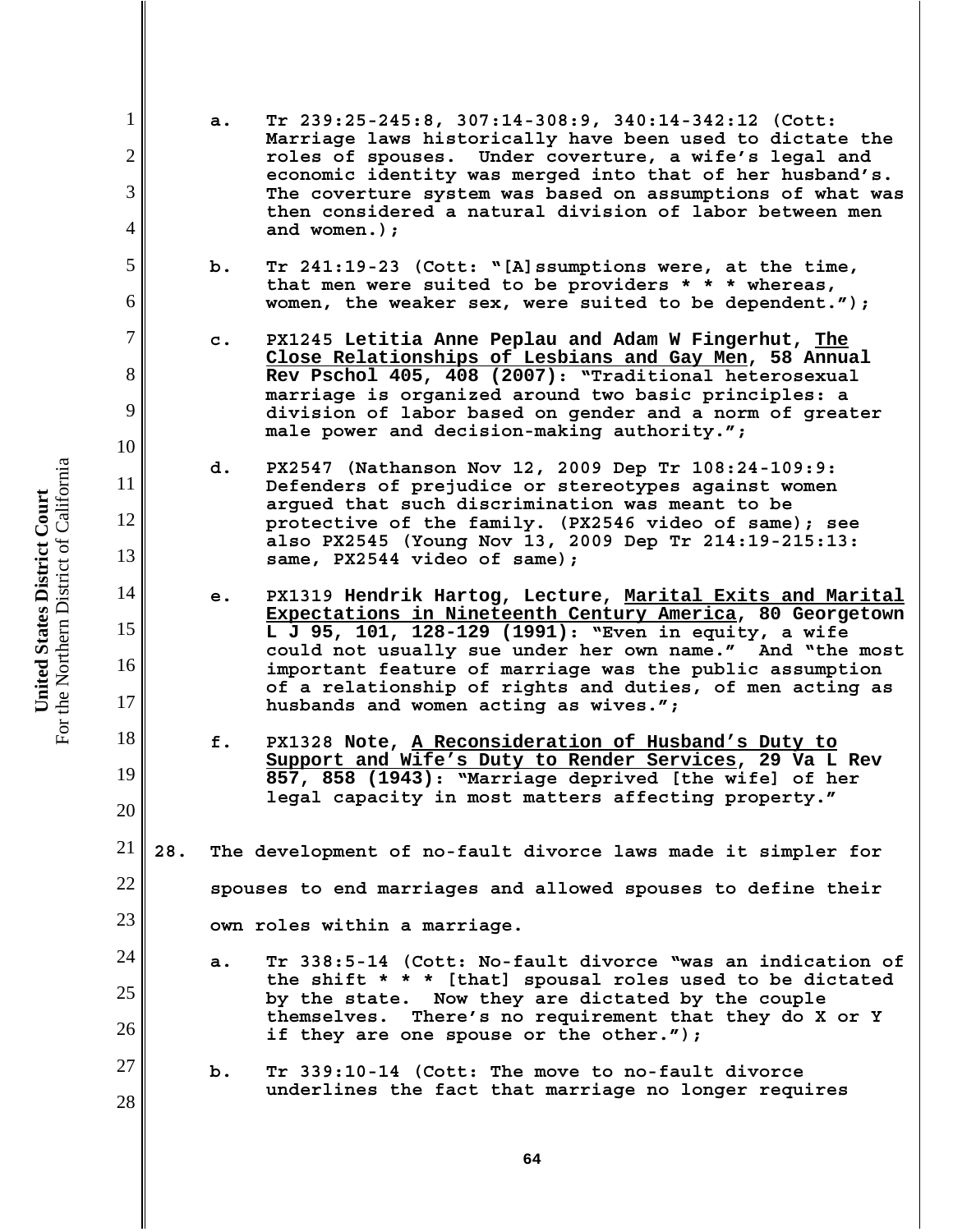a. Tr 239:25-245:8, 307:14-308:9, 340:14-342:12 (Cott: Marriage laws historically have been used to dictate the roles of spouses. Under coverture, a wife's legal and economic identity was merged into that of her husband's. The coverture system was based on assumptions of what was then considered a natural division of labor between men and women.);

b. Tr 241:19-23 (Cott: "[A]ssumptions were, at the time, that men were suited to be providers * * * whereas, women, the weaker sex, were suited to be dependent.");

c. PX1245 **Letitia Anne Peplau and Adam W Fingerhut, The Close Relationships of Lesbians and Gay Men, 58 Annual Rev Pschol 405, 408 (2007)**: "Traditional heterosexual marriage is organized around two basic principles: a division of labor based on gender and a norm of greater male power and decision-making authority.";

d. PX2547 (Nathanson Nov 12, 2009 Dep Tr 108:24-109:9: Defenders of prejudice or stereotypes against women argued that such discrimination was meant to be protective of the family. (PX2546 video of same); see also PX2545 (Young Nov 13, 2009 Dep Tr 214:19-215:13: same, PX2544 video of same);

e. PX1319 **Hendrik Hartog, Lecture, Marital Exits and Marital Expectations in Nineteenth Century America, 80 Georgetown L J 95, 101, 128-129 (1991)**: "Even in equity, a wife could not usually sue under her own name." And "the most important feature of marriage was the public assumption of a relationship of rights and duties, of men acting as husbands and women acting as wives.";

f. PX1328 **Note, A Reconsideration of Husband's Duty to Support and Wife's Duty to Render Services, 29 Va L Rev 857, 858 (1943)**: "Marriage deprived [the wife] of her legal capacity in most matters affecting property."

28. The development of no-fault divorce laws made it simpler for spouses to end marriages and allowed spouses to define their own roles within a marriage.

a. Tr 338:5-14 (Cott: No-fault divorce "was an indication of the shift * * * [that] spousal roles used to be dictated by the state. Now they are dictated by the couple themselves. There's no requirement that they do X or Y if they are one spouse or the other.");

b. Tr 339:10-14 (Cott: The move to no-fault divorce underlines the fact that marriage no longer requires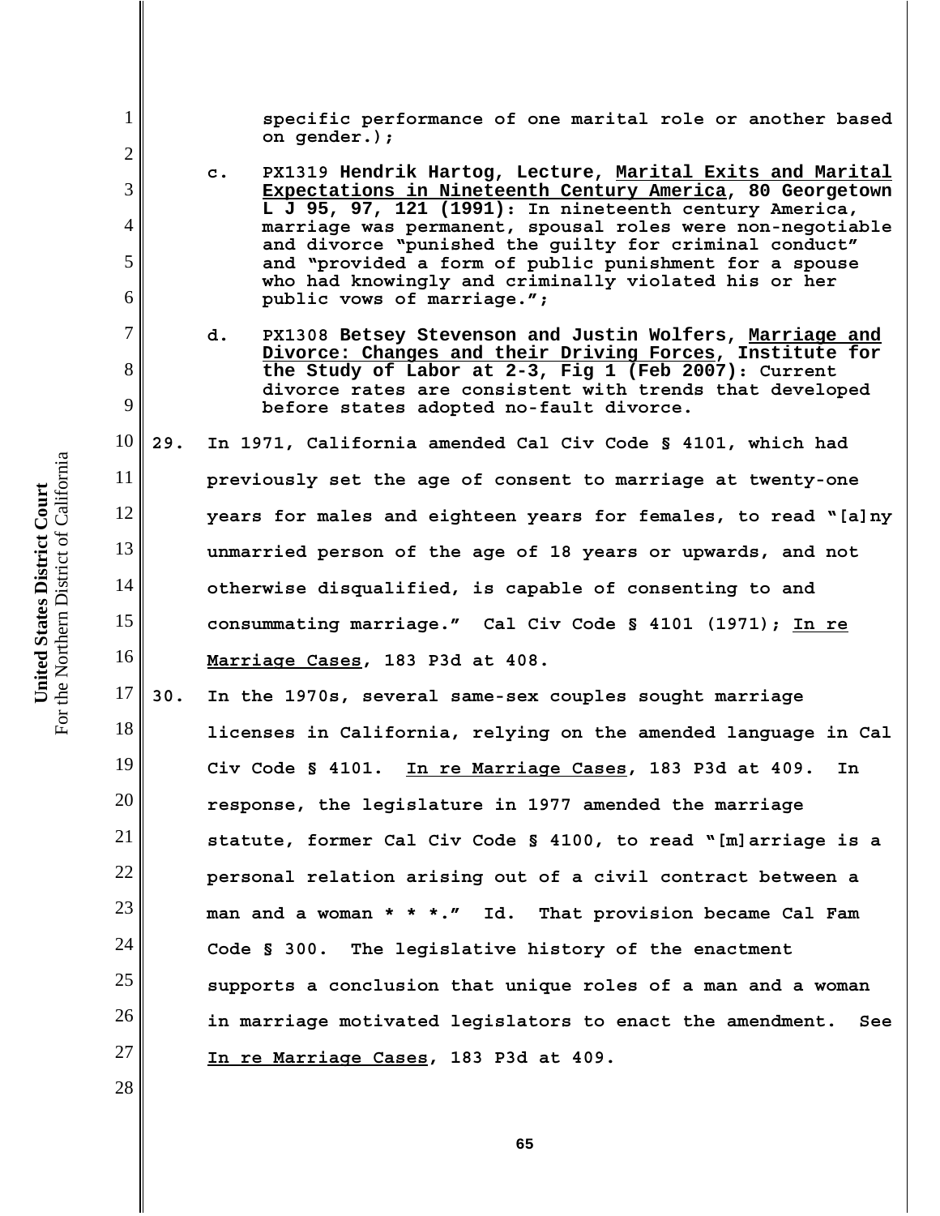specific performance of one marital role or another based on gender.);

c. PX1319 **Hendrik Hartog, Lecture, Marital Exits and Marital Expectations in Nineteenth Century America, 80 Georgetown L J 95, 97, 121 (1991)**: In nineteenth century America, marriage was permanent, spousal roles were non-negotiable and divorce "punished the guilty for criminal conduct" and "provided a form of public punishment for a spouse who had knowingly and criminally violated his or her public vows of marriage.";

d. PX1308 **Betsey Stevenson and Justin Wolfers, Marriage and Divorce: Changes and their Driving Forces, Institute for the Study of Labor at 2-3, Fig 1 (Feb 2007)**: Current divorce rates are consistent with trends that developed before states adopted no-fault divorce.

29. In 1971, California amended Cal Civ Code § 4101, which had previously set the age of consent to marriage at twenty-one years for males and eighteen years for females, to read "[a]ny unmarried person of the age of 18 years or upwards, and not otherwise disqualified, is capable of consenting to and consummating marriage." Cal Civ Code § 4101 (1971); In re Marriage Cases, 183 P3d at 408.

30. In the 1970s, several same-sex couples sought marriage licenses in California, relying on the amended language in Cal Civ Code § 4101. In re Marriage Cases, 183 P3d at 409. In response, the legislature in 1977 amended the marriage statute, former Cal Civ Code § 4100, to read "[m]arriage is a personal relation arising out of a civil contract between a man and a woman * * *." Id. That provision became Cal Fam Code § 300. The legislative history of the enactment supports a conclusion that unique roles of a man and a woman in marriage motivated legislators to enact the amendment. See In re Marriage Cases, 183 P3d at 409.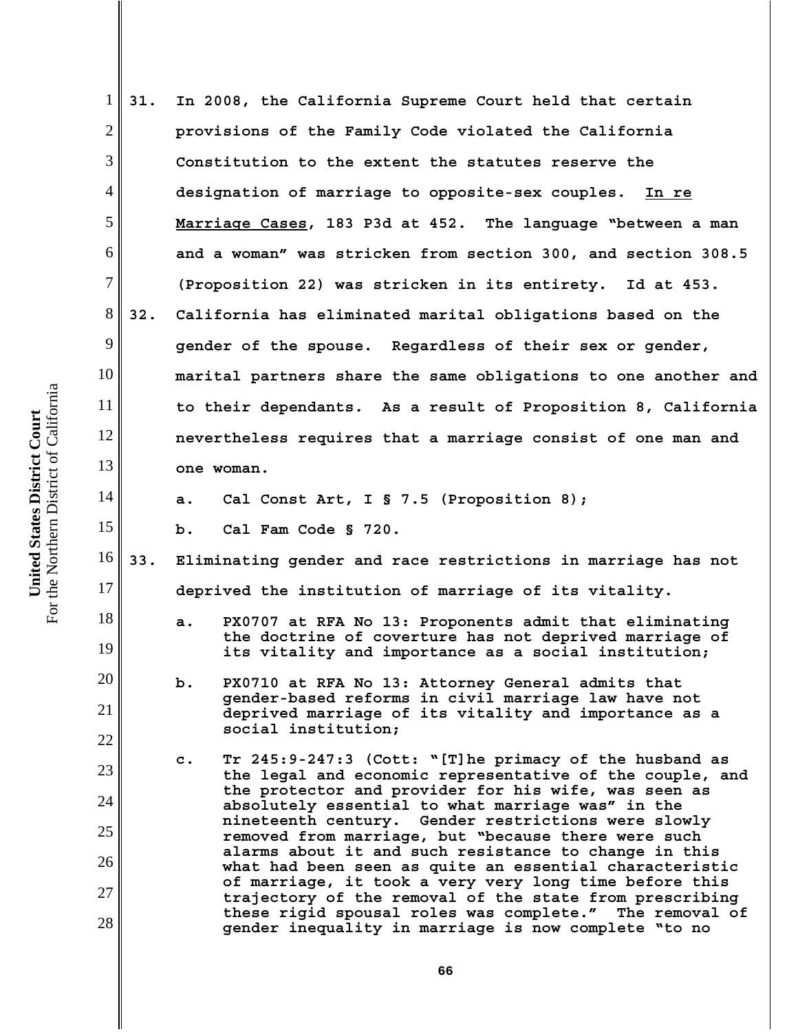31. In 2008, the California Supreme Court held that certain provisions of the Family Code violated the California Constitution to the extent the statutes reserve the designation of marriage to opposite-sex couples. In re Marriage Cases, 183 P3d at 452. The language "between a man and a woman" was stricken from section 300, and section 308.5 (Proposition 22) was stricken in its entirety. Id at 453.

32. California has eliminated marital obligations based on the gender of the spouse. Regardless of their sex or gender, marital partners share the same obligations to one another and to their dependants. As a result of Proposition 8, California nevertheless requires that a marriage consist of one man and one woman.

    a. Cal Const Art, I § 7.5 (Proposition 8);

    b. Cal Fam Code § 720.

33. Eliminating gender and race restrictions in marriage has not deprived the institution of marriage of its vitality.

    a. PX0707 at RFA No 13: Proponents admit that eliminating the doctrine of coverture has not deprived marriage of its vitality and importance as a social institution;

    b. PX0710 at RFA No 13: Attorney General admits that gender-based reforms in civil marriage law have not deprived marriage of its vitality and importance as a social institution;

    c. Tr 245:9-247:3 (Cott: "[T]he primacy of the husband as the legal and economic representative of the couple, and the protector and provider for his wife, was seen as absolutely essential to what marriage was" in the nineteenth century. Gender restrictions were slowly removed from marriage, but "because there were such alarms about it and such resistance to change in this what had been seen as quite an essential characteristic of marriage, it took a very very long time before this trajectory of the removal of the state from prescribing these rigid spousal roles was complete." The removal of gender inequality in marriage is now complete "to no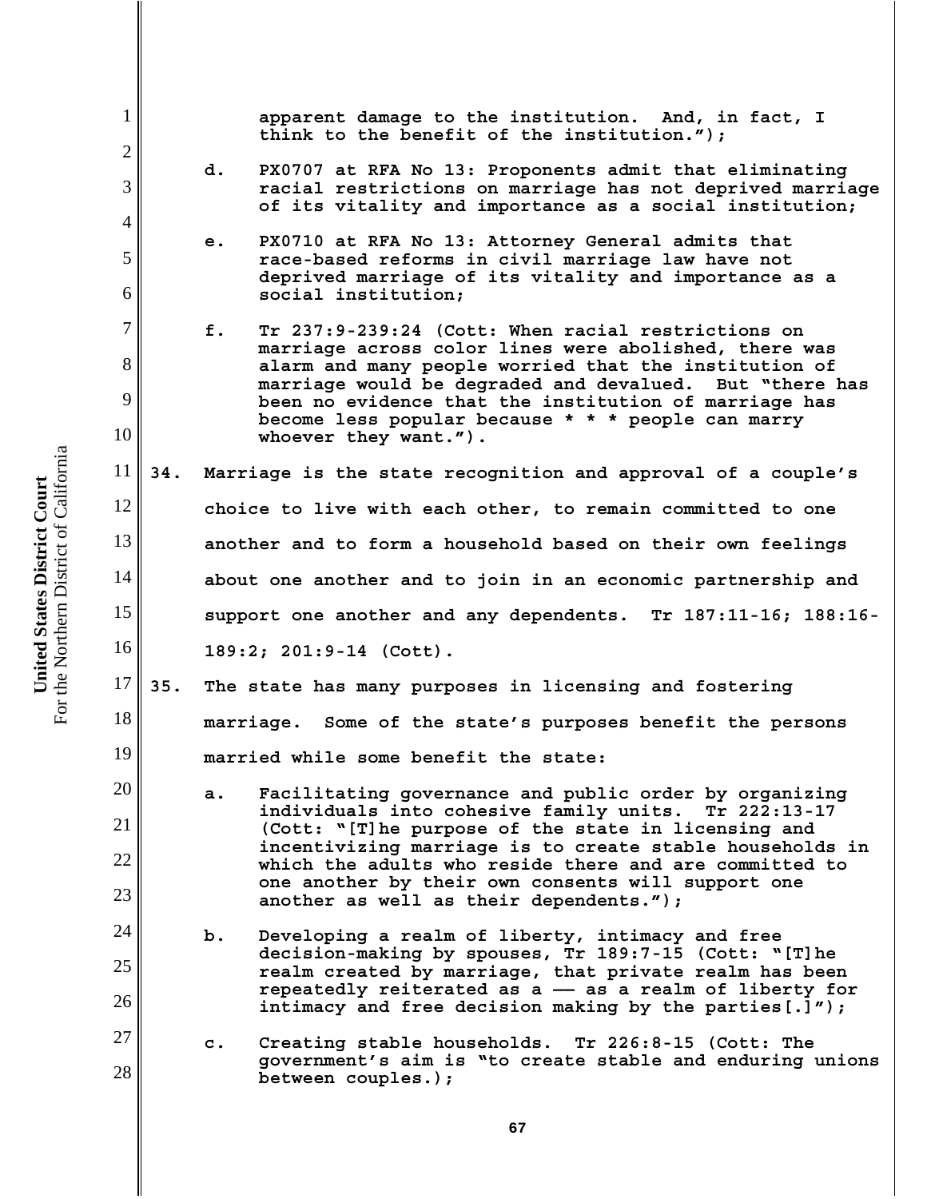apparent damage to the institution. And, in fact, I think to the benefit of the institution.");

d. PX0707 at RFA No 13: Proponents admit that eliminating racial restrictions on marriage has not deprived marriage of its vitality and importance as a social institution;

e. PX0710 at RFA No 13: Attorney General admits that race-based reforms in civil marriage law have not deprived marriage of its vitality and importance as a social institution;

f. Tr 237:9-239:24 (Cott: When racial restrictions on marriage across color lines were abolished, there was alarm and many people worried that the institution of marriage would be degraded and devalued. But "there has been no evidence that the institution of marriage has become less popular because * * * people can marry whoever they want.").

34. Marriage is the state recognition and approval of a couple's choice to live with each other, to remain committed to one another and to form a household based on their own feelings about one another and to join in an economic partnership and support one another and any dependents. Tr 187:11-16; 188:16-189:2; 201:9-14 (Cott).

35. The state has many purposes in licensing and fostering marriage. Some of the state's purposes benefit the persons married while some benefit the state:

a. Facilitating governance and public order by organizing individuals into cohesive family units. Tr 222:13-17 (Cott: "[T]he purpose of the state in licensing and incentivizing marriage is to create stable households in which the adults who reside there and are committed to one another by their own consents will support one another as well as their dependents.");

b. Developing a realm of liberty, intimacy and free decision-making by spouses, Tr 189:7-15 (Cott: "[T]he realm created by marriage, that private realm has been repeatedly reiterated as a –– as a realm of liberty for intimacy and free decision making by the parties[.]");

c. Creating stable households. Tr 226:8-15 (Cott: The government's aim is "to create stable and enduring unions between couples.);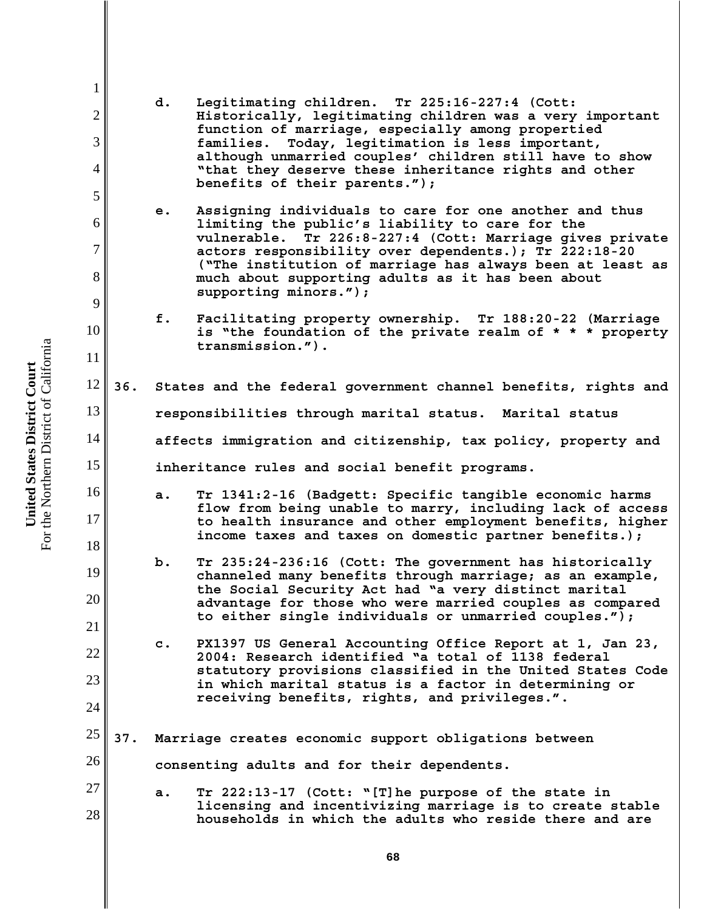d. Legitimating children. Tr 225:16-227:4 (Cott: Historically, legitimating children was a very important function of marriage, especially among propertied families. Today, legitimation is less important, although unmarried couples' children still have to show "that they deserve these inheritance rights and other benefits of their parents.");

e. Assigning individuals to care for one another and thus limiting the public's liability to care for the vulnerable. Tr 226:8-227:4 (Cott: Marriage gives private actors responsibility over dependents.); Tr 222:18-20 ("The institution of marriage has always been at least as much about supporting adults as it has been about supporting minors.");

f. Facilitating property ownership. Tr 188:20-22 (Marriage is "the foundation of the private realm of * * * property transmission.").

36. States and the federal government channel benefits, rights and responsibilities through marital status. Marital status affects immigration and citizenship, tax policy, property and inheritance rules and social benefit programs.

a. Tr 1341:2-16 (Badgett: Specific tangible economic harms flow from being unable to marry, including lack of access to health insurance and other employment benefits, higher income taxes and taxes on domestic partner benefits.);

b. Tr 235:24-236:16 (Cott: The government has historically channeled many benefits through marriage; as an example, the Social Security Act had "a very distinct marital advantage for those who were married couples as compared to either single individuals or unmarried couples.");

c. PX1397 US General Accounting Office Report at 1, Jan 23, 2004: Research identified "a total of 1138 federal statutory provisions classified in the United States Code in which marital status is a factor in determining or receiving benefits, rights, and privileges.".

37. Marriage creates economic support obligations between consenting adults and for their dependents.

a. Tr 222:13-17 (Cott: "[T]he purpose of the state in licensing and incentivizing marriage is to create stable households in which the adults who reside there and are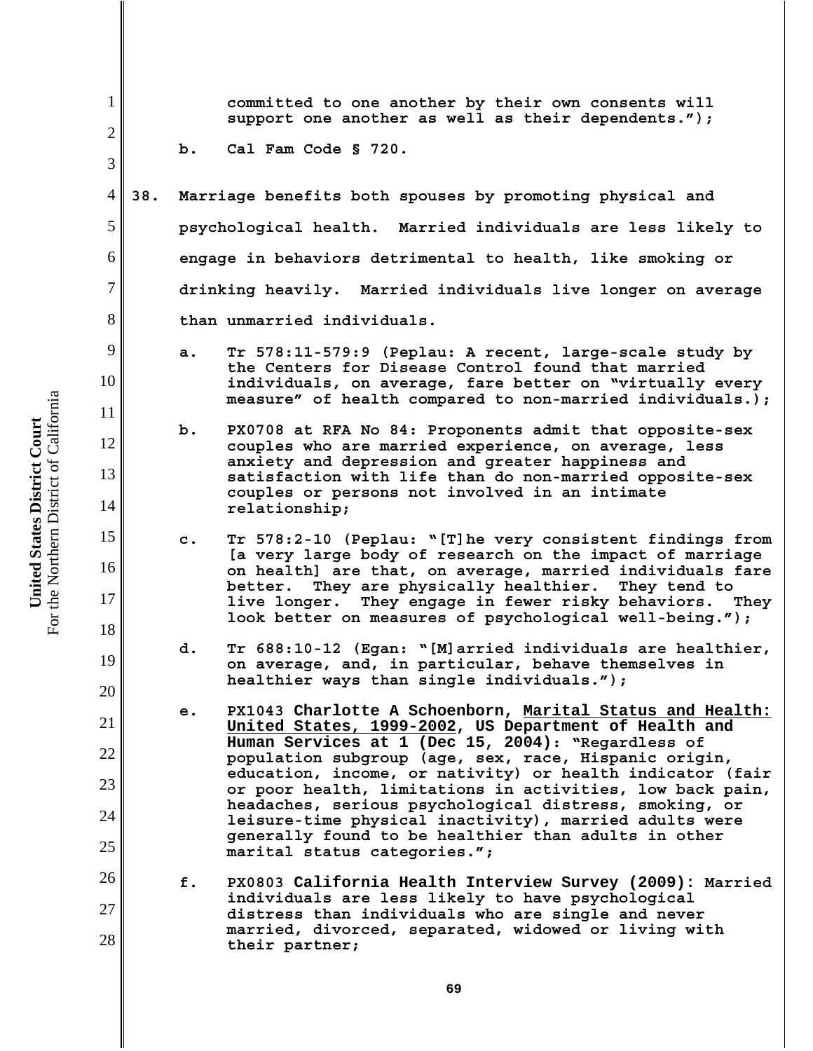committed to one another by their own consents will support one another as well as their dependents.");

b. Cal Fam Code § 720.

38. Marriage benefits both spouses by promoting physical and psychological health. Married individuals are less likely to engage in behaviors detrimental to health, like smoking or drinking heavily. Married individuals live longer on average than unmarried individuals.

a. Tr 578:11-579:9 (Peplau: A recent, large-scale study by the Centers for Disease Control found that married individuals, on average, fare better on "virtually every measure" of health compared to non-married individuals.);

b. PX0708 at RFA No 84: Proponents admit that opposite-sex couples who are married experience, on average, less anxiety and depression and greater happiness and satisfaction with life than do non-married opposite-sex couples or persons not involved in an intimate relationship;

c. Tr 578:2-10 (Peplau: "[T]he very consistent findings from [a very large body of research on the impact of marriage on health] are that, on average, married individuals fare better. They are physically healthier. They tend to live longer. They engage in fewer risky behaviors. They look better on measures of psychological well-being.");

d. Tr 688:10-12 (Egan: "[M]arried individuals are healthier, on average, and, in particular, behave themselves in healthier ways than single individuals.");

e. PX1043 **Charlotte A Schoenborn, Marital Status and Health: United States, 1999-2002, US Department of Health and Human Services at 1 (Dec 15, 2004)**: "Regardless of population subgroup (age, sex, race, Hispanic origin, education, income, or nativity) or health indicator (fair or poor health, limitations in activities, low back pain, headaches, serious psychological distress, smoking, or leisure-time physical inactivity), married adults were generally found to be healthier than adults in other marital status categories.";

f. PX0803 **California Health Interview Survey (2009)**: Married individuals are less likely to have psychological distress than individuals who are single and never married, divorced, separated, widowed or living with their partner;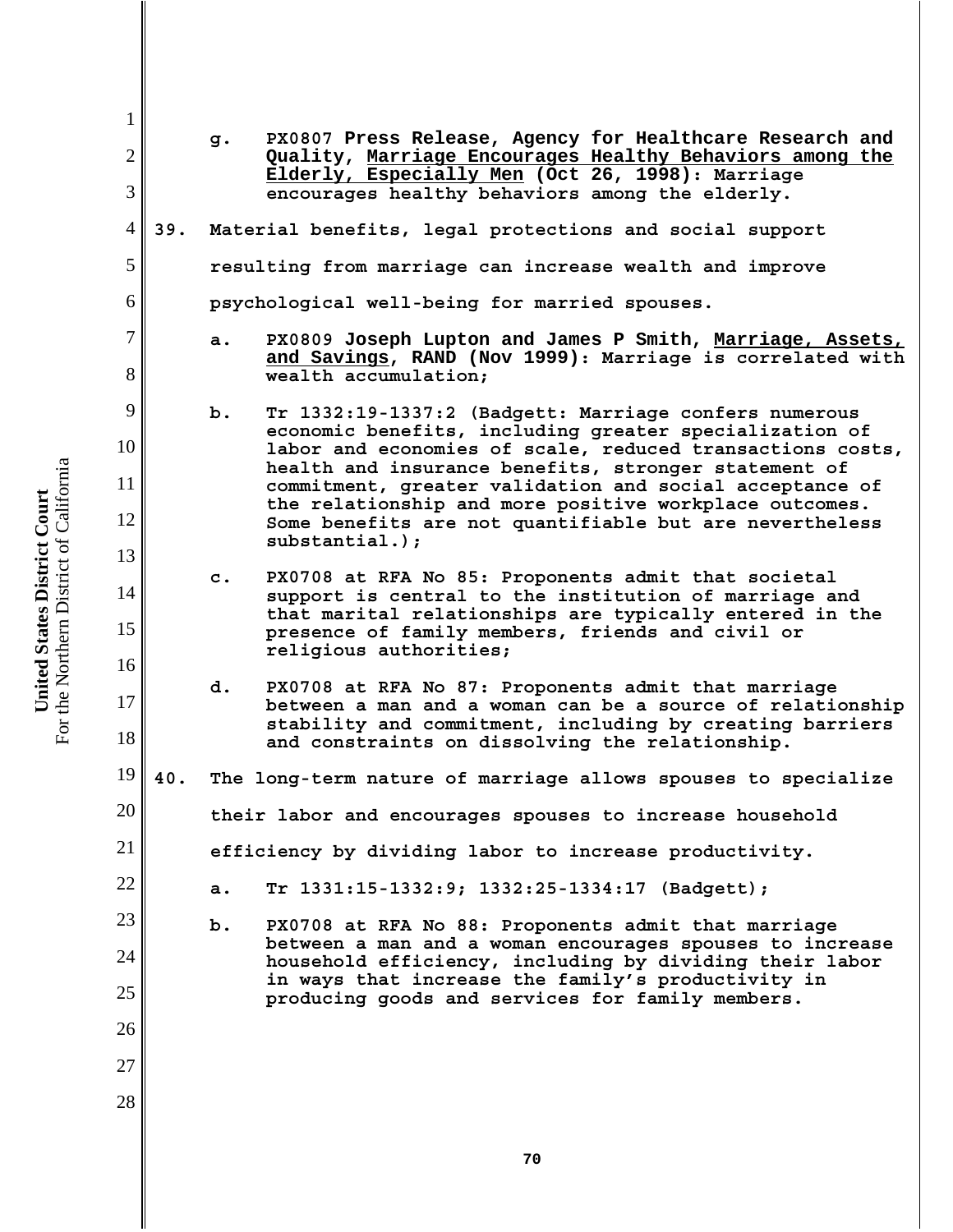g. PX0807 **Press Release, Agency for Healthcare Research and Quality, <u>Marriage Encourages Healthy Behaviors among the Elderly, Especially Men</u> (Oct 26, 1998)**: Marriage encourages healthy behaviors among the elderly.

39. Material benefits, legal protections and social support resulting from marriage can increase wealth and improve psychological well-being for married spouses.

a. PX0809 **Joseph Lupton and James P Smith, <u>Marriage, Assets, and Savings</u>, RAND (Nov 1999)**: Marriage is correlated with wealth accumulation;

b. Tr 1332:19-1337:2 (Badgett: Marriage confers numerous economic benefits, including greater specialization of labor and economies of scale, reduced transactions costs, health and insurance benefits, stronger statement of commitment, greater validation and social acceptance of the relationship and more positive workplace outcomes. Some benefits are not quantifiable but are nevertheless substantial.);

c. PX0708 at RFA No 85: Proponents admit that societal support is central to the institution of marriage and that marital relationships are typically entered in the presence of family members, friends and civil or religious authorities;

d. PX0708 at RFA No 87: Proponents admit that marriage between a man and a woman can be a source of relationship stability and commitment, including by creating barriers and constraints on dissolving the relationship.

40. The long-term nature of marriage allows spouses to specialize their labor and encourages spouses to increase household efficiency by dividing labor to increase productivity.

a. Tr 1331:15-1332:9; 1332:25-1334:17 (Badgett);

b. PX0708 at RFA No 88: Proponents admit that marriage between a man and a woman encourages spouses to increase household efficiency, including by dividing their labor in ways that increase the family's productivity in producing goods and services for family members.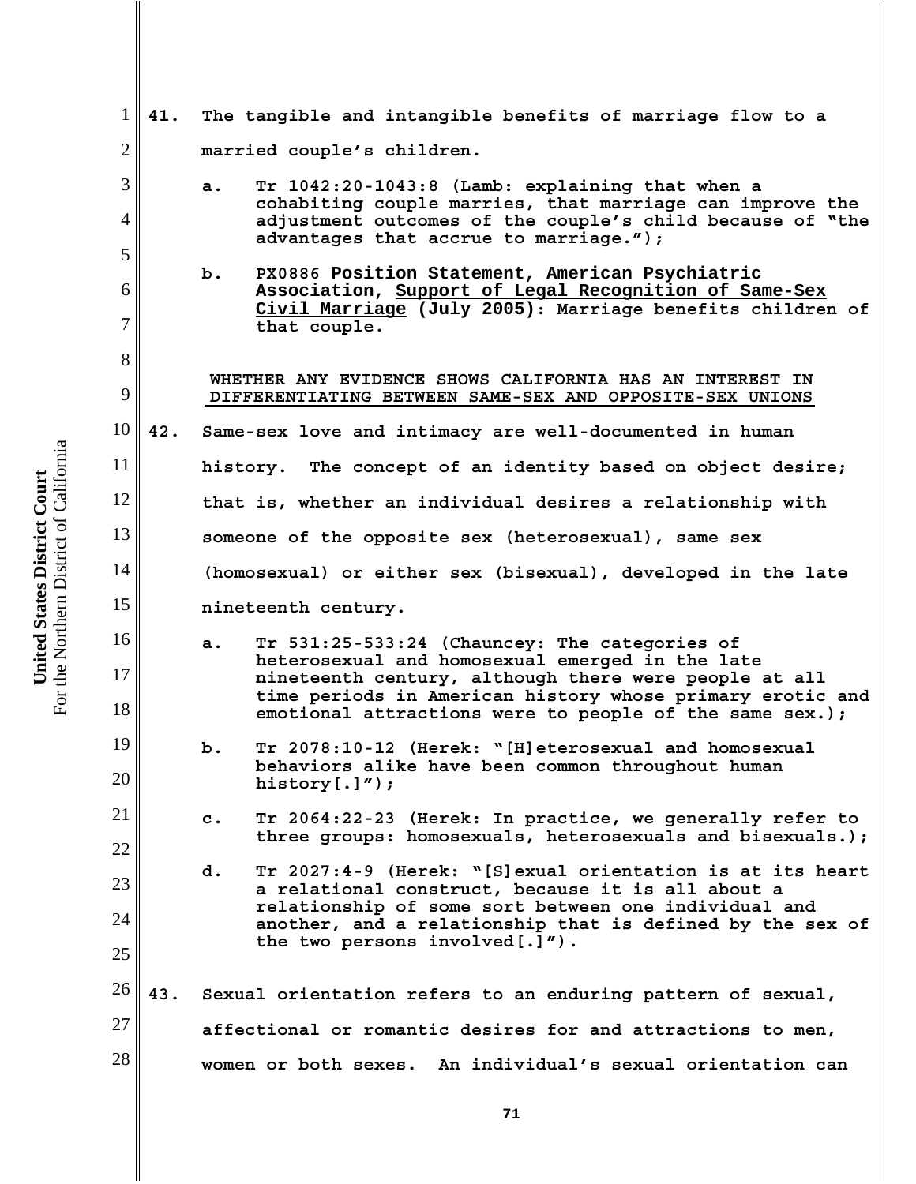41. The tangible and intangible benefits of marriage flow to a married couple's children.

   a. Tr 1042:20-1043:8 (Lamb: explaining that when a cohabiting couple marries, that marriage can improve the adjustment outcomes of the couple's child because of "the advantages that accrue to marriage.");

   b. PX0886 **Position Statement, American Psychiatric Association, Support of Legal Recognition of Same-Sex Civil Marriage (July 2005):** Marriage benefits children of that couple.

WHETHER ANY EVIDENCE SHOWS CALIFORNIA HAS AN INTEREST IN DIFFERENTIATING BETWEEN SAME-SEX AND OPPOSITE-SEX UNIONS

42. Same-sex love and intimacy are well-documented in human history. The concept of an identity based on object desire; that is, whether an individual desires a relationship with someone of the opposite sex (heterosexual), same sex (homosexual) or either sex (bisexual), developed in the late nineteenth century.

   a. Tr 531:25-533:24 (Chauncey: The categories of heterosexual and homosexual emerged in the late nineteenth century, although there were people at all time periods in American history whose primary erotic and emotional attractions were to people of the same sex.);

   b. Tr 2078:10-12 (Herek: "[H]eterosexual and homosexual behaviors alike have been common throughout human history[.]");

   c. Tr 2064:22-23 (Herek: In practice, we generally refer to three groups: homosexuals, heterosexuals and bisexuals.);

   d. Tr 2027:4-9 (Herek: "[S]exual orientation is at its heart a relational construct, because it is all about a relationship of some sort between one individual and another, and a relationship that is defined by the sex of the two persons involved[.]").

43. Sexual orientation refers to an enduring pattern of sexual, affectional or romantic desires for and attractions to men, women or both sexes. An individual's sexual orientation can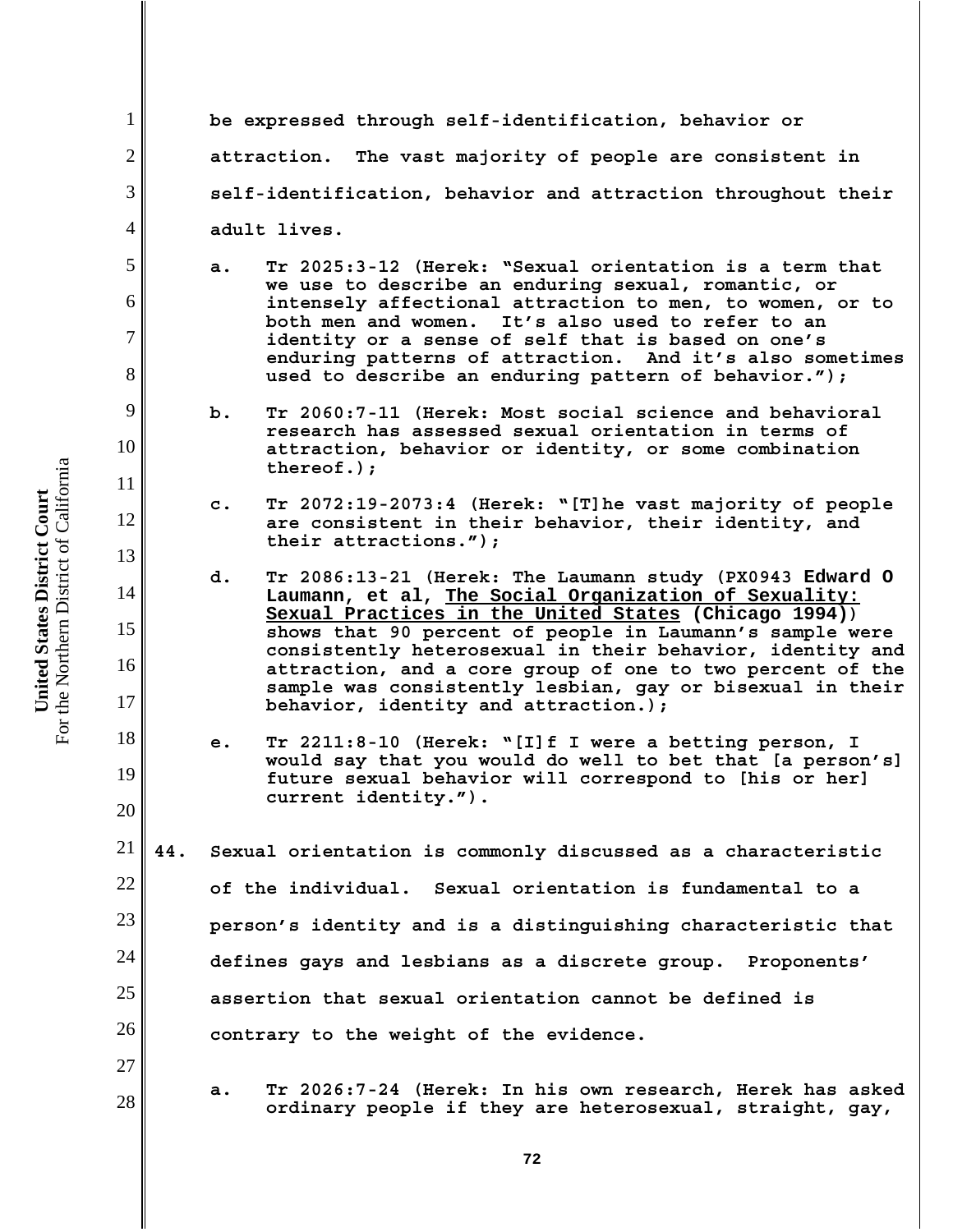be expressed through self-identification, behavior or attraction. The vast majority of people are consistent in self-identification, behavior and attraction throughout their adult lives.

a. Tr 2025:3-12 (Herek: "Sexual orientation is a term that we use to describe an enduring sexual, romantic, or intensely affectional attraction to men, to women, or to both men and women. It's also used to refer to an identity or a sense of self that is based on one's enduring patterns of attraction. And it's also sometimes used to describe an enduring pattern of behavior.");

b. Tr 2060:7-11 (Herek: Most social science and behavioral research has assessed sexual orientation in terms of attraction, behavior or identity, or some combination thereof.);

c. Tr 2072:19-2073:4 (Herek: "[T]he vast majority of people are consistent in their behavior, their identity, and their attractions.");

d. Tr 2086:13-21 (Herek: The Laumann study (PX0943 Edward O Laumann, et al, <u>The Social Organization of Sexuality: Sexual Practices in the United States</u> (Chicago 1994)) shows that 90 percent of people in Laumann's sample were consistently heterosexual in their behavior, identity and attraction, and a core group of one to two percent of the sample was consistently lesbian, gay or bisexual in their behavior, identity and attraction.);

e. Tr 2211:8-10 (Herek: "[I]f I were a betting person, I would say that you would do well to bet that [a person's] future sexual behavior will correspond to [his or her] current identity.").

44. Sexual orientation is commonly discussed as a characteristic of the individual. Sexual orientation is fundamental to a person's identity and is a distinguishing characteristic that defines gays and lesbians as a discrete group. Proponents' assertion that sexual orientation cannot be defined is contrary to the weight of the evidence.

a. Tr 2026:7-24 (Herek: In his own research, Herek has asked ordinary people if they are heterosexual, straight, gay,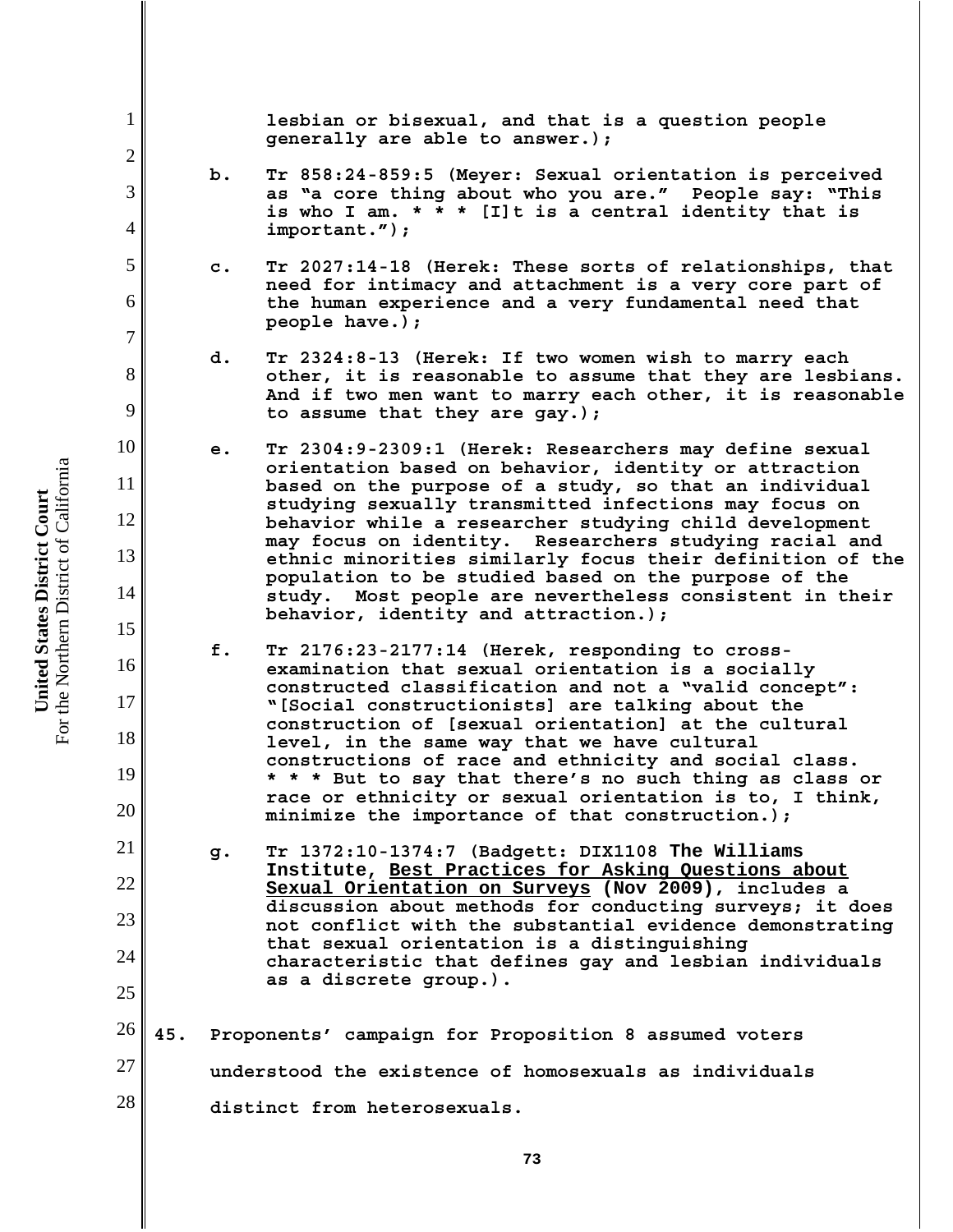lesbian or bisexual, and that is a question people generally are able to answer.);

b. Tr 858:24-859:5 (Meyer: Sexual orientation is perceived as "a core thing about who you are." People say: "This is who I am. * * * [I]t is a central identity that is important.");

c. Tr 2027:14-18 (Herek: These sorts of relationships, that need for intimacy and attachment is a very core part of the human experience and a very fundamental need that people have.);

d. Tr 2324:8-13 (Herek: If two women wish to marry each other, it is reasonable to assume that they are lesbians. And if two men want to marry each other, it is reasonable to assume that they are gay.);

e. Tr 2304:9-2309:1 (Herek: Researchers may define sexual orientation based on behavior, identity or attraction based on the purpose of a study, so that an individual studying sexually transmitted infections may focus on behavior while a researcher studying child development may focus on identity. Researchers studying racial and ethnic minorities similarly focus their definition of the population to be studied based on the purpose of the study. Most people are nevertheless consistent in their behavior, identity and attraction.);

f. Tr 2176:23-2177:14 (Herek, responding to cross-examination that sexual orientation is a socially constructed classification and not a "valid concept": "[Social constructionists] are talking about the construction of [sexual orientation] at the cultural level, in the same way that we have cultural constructions of race and ethnicity and social class. * * * But to say that there's no such thing as class or race or ethnicity or sexual orientation is to, I think, minimize the importance of that construction.);

g. Tr 1372:10-1374:7 (Badgett: DIX1108 **The Williams Institute, Best Practices for Asking Questions about Sexual Orientation on Surveys (Nov 2009)**, includes a discussion about methods for conducting surveys; it does not conflict with the substantial evidence demonstrating that sexual orientation is a distinguishing characteristic that defines gay and lesbian individuals as a discrete group.).

**45. Proponents' campaign for Proposition 8 assumed voters understood the existence of homosexuals as individuals distinct from heterosexuals.**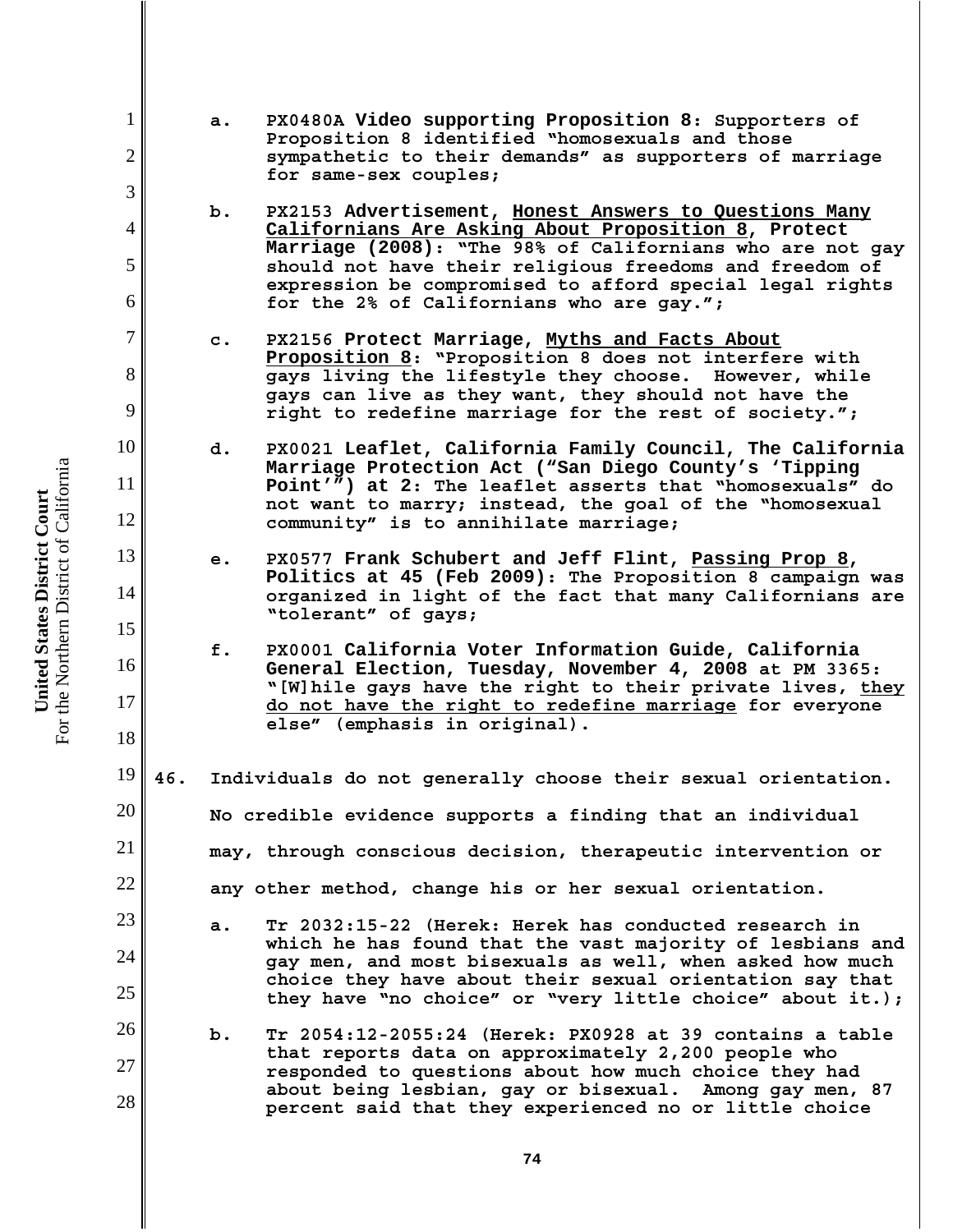a. PX0480A **Video supporting Proposition 8**: Supporters of Proposition 8 identified "homosexuals and those sympathetic to their demands" as supporters of marriage for same-sex couples;

b. PX2153 **Advertisement, Honest Answers to Questions Many Californians Are Asking About Proposition 8, Protect Marriage (2008)**: "The 98% of Californians who are not gay should not have their religious freedoms and freedom of expression be compromised to afford special legal rights for the 2% of Californians who are gay.";

c. PX2156 **Protect Marriage, Myths and Facts About Proposition 8**: "Proposition 8 does not interfere with gays living the lifestyle they choose. However, while gays can live as they want, they should not have the right to redefine marriage for the rest of society.";

d. PX0021 **Leaflet, California Family Council, The California Marriage Protection Act ("San Diego County's 'Tipping Point'") at 2**: The leaflet asserts that "homosexuals" do not want to marry; instead, the goal of the "homosexual community" is to annihilate marriage;

e. PX0577 **Frank Schubert and Jeff Flint, Passing Prop 8, Politics at 45 (Feb 2009)**: The Proposition 8 campaign was organized in light of the fact that many Californians are "tolerant" of gays;

f. PX0001 **California Voter Information Guide, California General Election, Tuesday, November 4, 2008** at PM 3365: "[W]hile gays have the right to their private lives, they do not have the right to redefine marriage for everyone else" (emphasis in original).

**46.** Individuals do not generally choose their sexual orientation. No credible evidence supports a finding that an individual may, through conscious decision, therapeutic intervention or any other method, change his or her sexual orientation.

a. Tr 2032:15-22 (Herek: Herek has conducted research in which he has found that the vast majority of lesbians and gay men, and most bisexuals as well, when asked how much choice they have about their sexual orientation say that they have "no choice" or "very little choice" about it.);

b. Tr 2054:12-2055:24 (Herek: PX0928 at 39 contains a table that reports data on approximately 2,200 people who responded to questions about how much choice they had about being lesbian, gay or bisexual. Among gay men, 87 percent said that they experienced no or little choice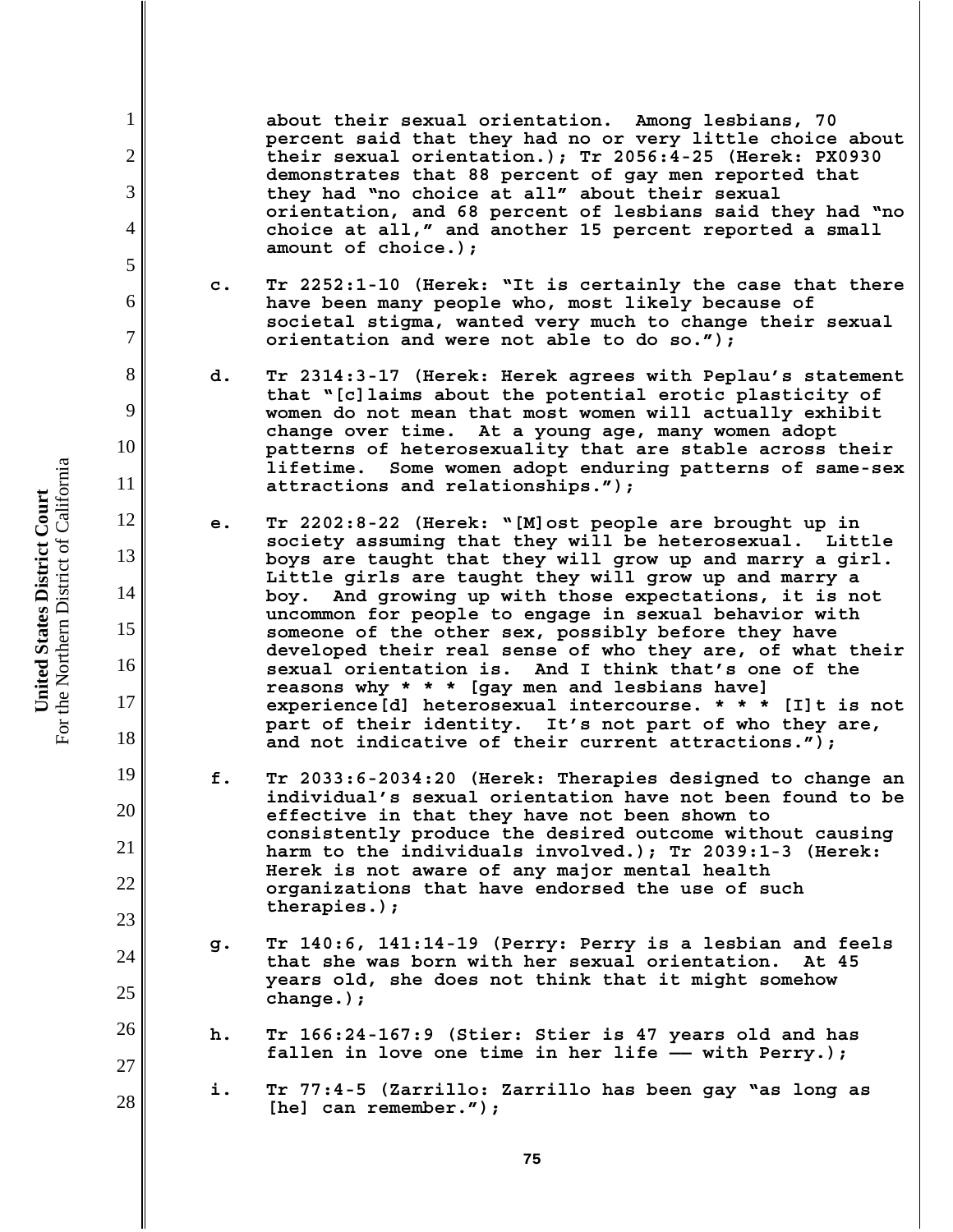about their sexual orientation. Among lesbians, 70 percent said that they had no or very little choice about their sexual orientation.); Tr 2056:4-25 (Herek: PX0930 demonstrates that 88 percent of gay men reported that they had "no choice at all" about their sexual orientation, and 68 percent of lesbians said they had "no choice at all," and another 15 percent reported a small amount of choice.);

c. Tr 2252:1-10 (Herek: "It is certainly the case that there have been many people who, most likely because of societal stigma, wanted very much to change their sexual orientation and were not able to do so.");

d. Tr 2314:3-17 (Herek: Herek agrees with Peplau's statement that "[c]laims about the potential erotic plasticity of women do not mean that most women will actually exhibit change over time. At a young age, many women adopt patterns of heterosexuality that are stable across their lifetime. Some women adopt enduring patterns of same-sex attractions and relationships.");

e. Tr 2202:8-22 (Herek: "[M]ost people are brought up in society assuming that they will be heterosexual. Little boys are taught that they will grow up and marry a girl. Little girls are taught they will grow up and marry a boy. And growing up with those expectations, it is not uncommon for people to engage in sexual behavior with someone of the other sex, possibly before they have developed their real sense of who they are, of what their sexual orientation is. And I think that's one of the reasons why * * * [gay men and lesbians have] experience[d] heterosexual intercourse. * * * [I]t is not part of their identity. It's not part of who they are, and not indicative of their current attractions.");

f. Tr 2033:6-2034:20 (Herek: Therapies designed to change an individual's sexual orientation have not been found to be effective in that they have not been shown to consistently produce the desired outcome without causing harm to the individuals involved.); Tr 2039:1-3 (Herek: Herek is not aware of any major mental health organizations that have endorsed the use of such therapies.);

g. Tr 140:6, 141:14-19 (Perry: Perry is a lesbian and feels that she was born with her sexual orientation. At 45 years old, she does not think that it might somehow change.);

h. Tr 166:24-167:9 (Stier: Stier is 47 years old and has fallen in love one time in her life — with Perry.);

i. Tr 77:4-5 (Zarrillo: Zarrillo has been gay "as long as [he] can remember.");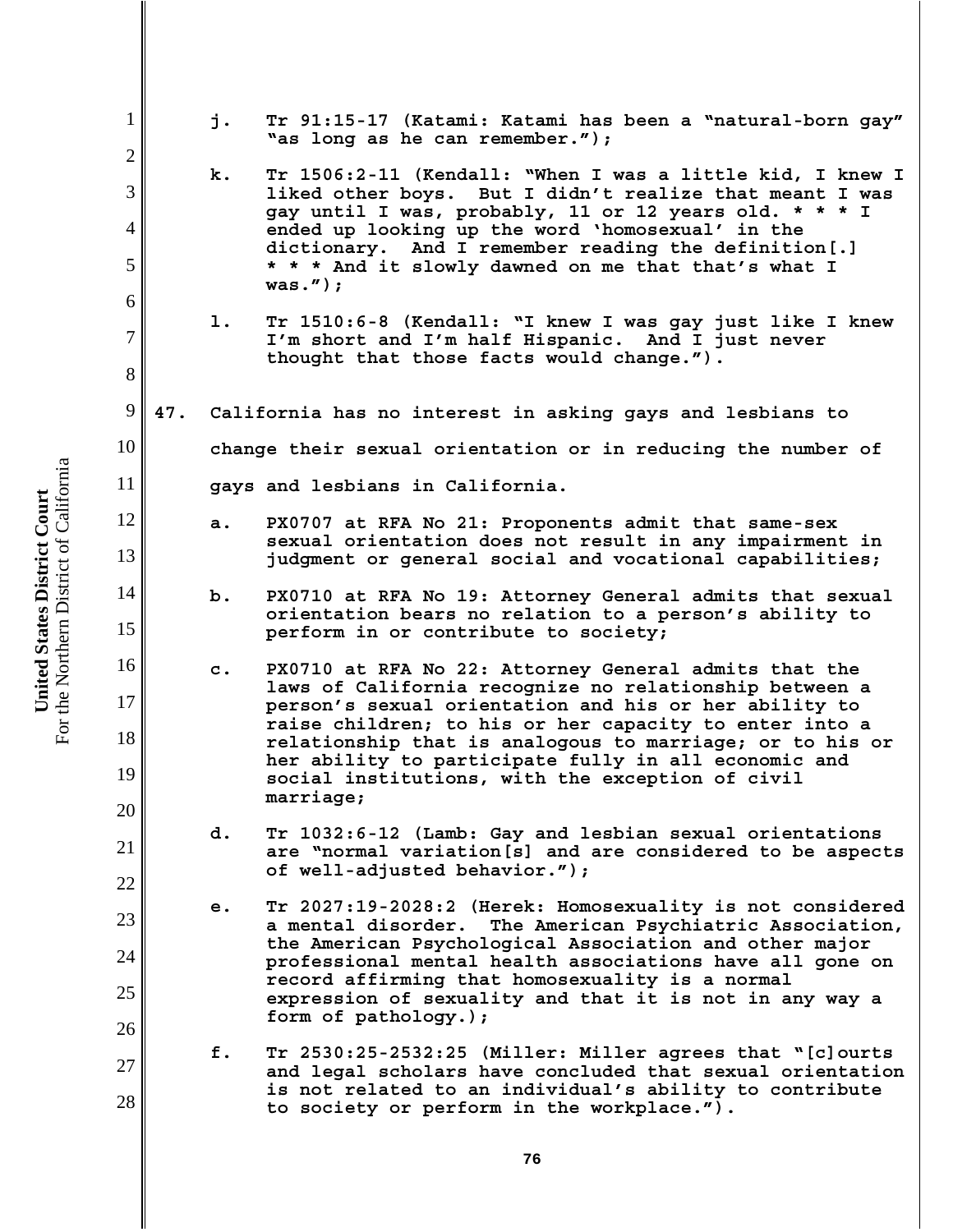j. Tr 91:15-17 (Katami: Katami has been a "natural-born gay" "as long as he can remember.");

k. Tr 1506:2-11 (Kendall: "When I was a little kid, I knew I liked other boys. But I didn't realize that meant I was gay until I was, probably, 11 or 12 years old. * * * I ended up looking up the word 'homosexual' in the dictionary. And I remember reading the definition[.] * * * And it slowly dawned on me that that's what I was.");

l. Tr 1510:6-8 (Kendall: "I knew I was gay just like I knew I'm short and I'm half Hispanic. And I just never thought that those facts would change.").

**47. California has no interest in asking gays and lesbians to change their sexual orientation or in reducing the number of gays and lesbians in California.**

a. PX0707 at RFA No 21: Proponents admit that same-sex sexual orientation does not result in any impairment in judgment or general social and vocational capabilities;

b. PX0710 at RFA No 19: Attorney General admits that sexual orientation bears no relation to a person's ability to perform in or contribute to society;

c. PX0710 at RFA No 22: Attorney General admits that the laws of California recognize no relationship between a person's sexual orientation and his or her ability to raise children; to his or her capacity to enter into a relationship that is analogous to marriage; or to his or her ability to participate fully in all economic and social institutions, with the exception of civil marriage;

d. Tr 1032:6-12 (Lamb: Gay and lesbian sexual orientations are "normal variation[s] and are considered to be aspects of well-adjusted behavior.");

e. Tr 2027:19-2028:2 (Herek: Homosexuality is not considered a mental disorder. The American Psychiatric Association, the American Psychological Association and other major professional mental health associations have all gone on record affirming that homosexuality is a normal expression of sexuality and that it is not in any way a form of pathology.);

f. Tr 2530:25-2532:25 (Miller: Miller agrees that "[c]ourts and legal scholars have concluded that sexual orientation is not related to an individual's ability to contribute to society or perform in the workplace.").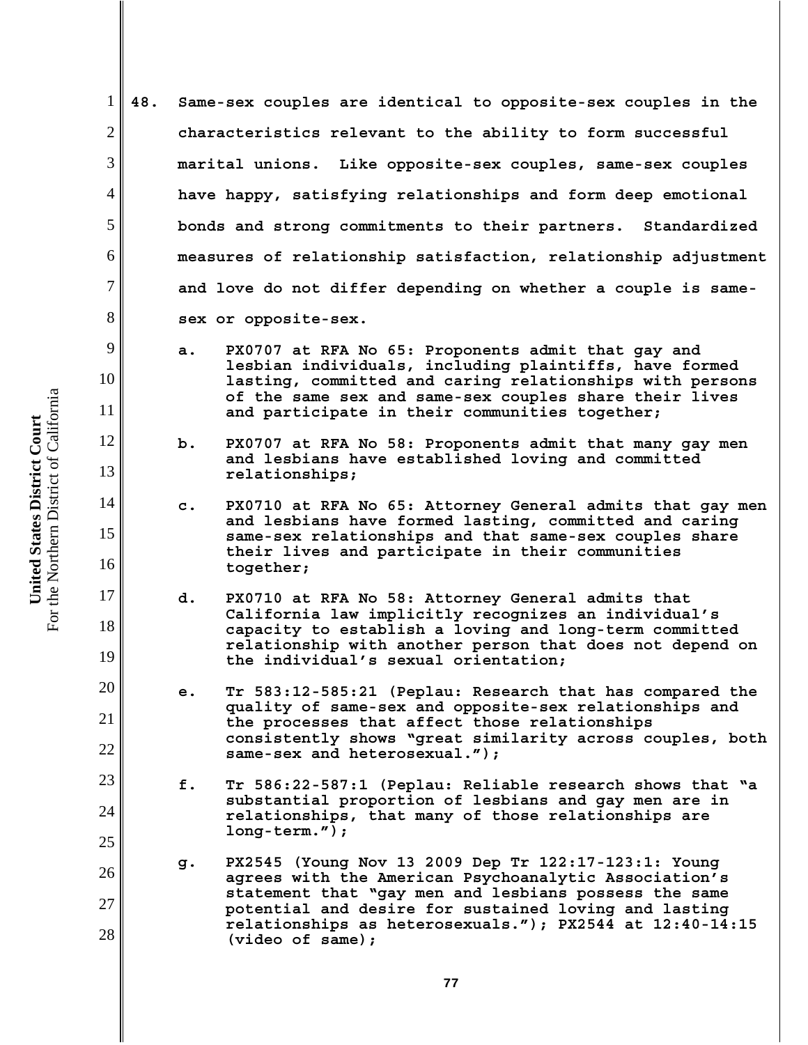48. Same-sex couples are identical to opposite-sex couples in the characteristics relevant to the ability to form successful marital unions. Like opposite-sex couples, same-sex couples have happy, satisfying relationships and form deep emotional bonds and strong commitments to their partners. Standardized measures of relationship satisfaction, relationship adjustment and love do not differ depending on whether a couple is same-sex or opposite-sex.

a. PX0707 at RFA No 65: Proponents admit that gay and lesbian individuals, including plaintiffs, have formed lasting, committed and caring relationships with persons of the same sex and same-sex couples share their lives and participate in their communities together;

b. PX0707 at RFA No 58: Proponents admit that many gay men and lesbians have established loving and committed relationships;

c. PX0710 at RFA No 65: Attorney General admits that gay men and lesbians have formed lasting, committed and caring same-sex relationships and that same-sex couples share their lives and participate in their communities together;

d. PX0710 at RFA No 58: Attorney General admits that California law implicitly recognizes an individual's capacity to establish a loving and long-term committed relationship with another person that does not depend on the individual's sexual orientation;

e. Tr 583:12-585:21 (Peplau: Research that has compared the quality of same-sex and opposite-sex relationships and the processes that affect those relationships consistently shows "great similarity across couples, both same-sex and heterosexual.");

f. Tr 586:22-587:1 (Peplau: Reliable research shows that "a substantial proportion of lesbians and gay men are in relationships, that many of those relationships are long-term.");

g. PX2545 (Young Nov 13 2009 Dep Tr 122:17-123:1: Young agrees with the American Psychoanalytic Association's statement that "gay men and lesbians possess the same potential and desire for sustained loving and lasting relationships as heterosexuals."); PX2544 at 12:40-14:15 (video of same);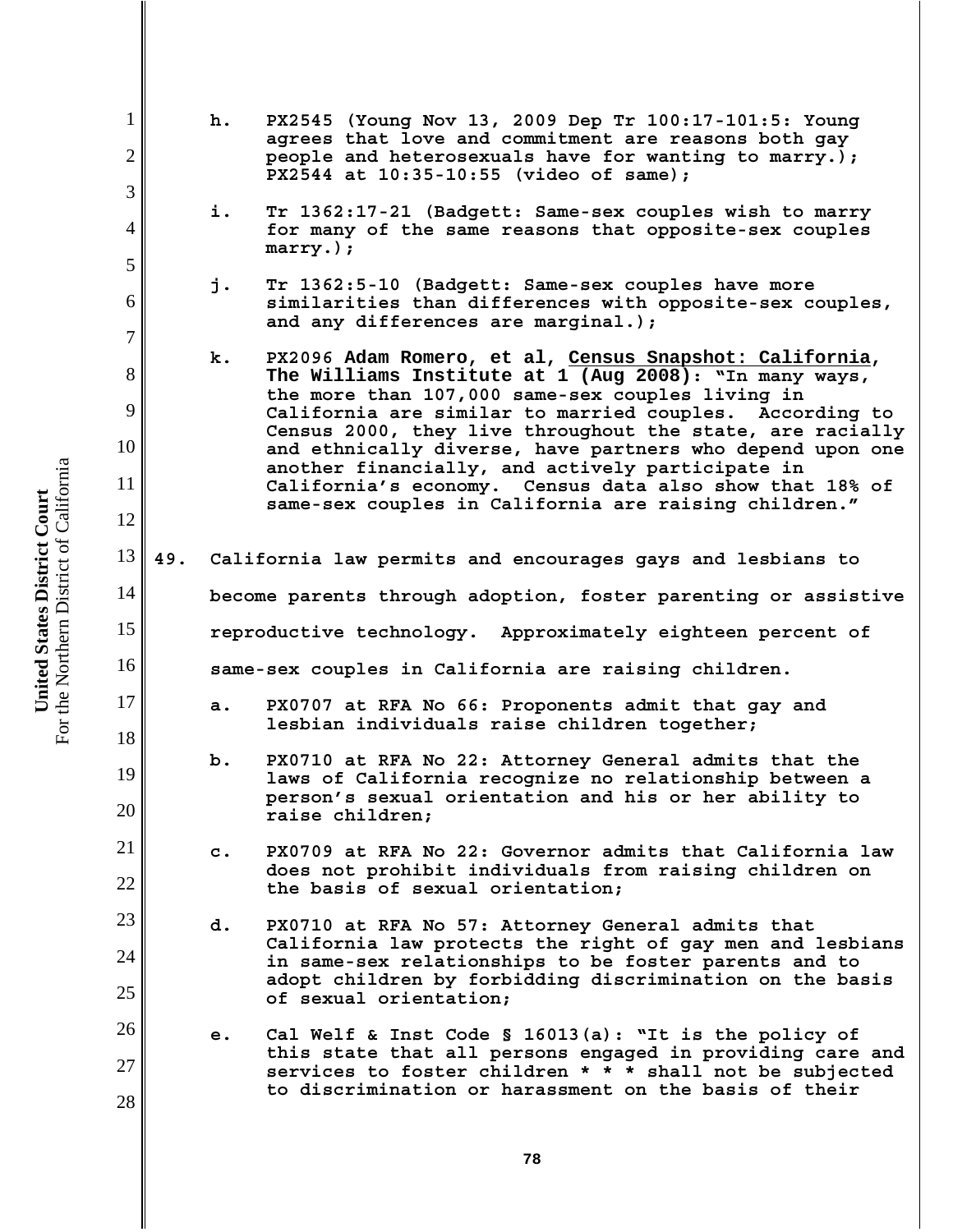h. PX2545 (Young Nov 13, 2009 Dep Tr 100:17-101:5: Young agrees that love and commitment are reasons both gay people and heterosexuals have for wanting to marry.); PX2544 at 10:35-10:55 (video of same);

i. Tr 1362:17-21 (Badgett: Same-sex couples wish to marry for many of the same reasons that opposite-sex couples marry.);

j. Tr 1362:5-10 (Badgett: Same-sex couples have more similarities than differences with opposite-sex couples, and any differences are marginal.);

k. PX2096 **Adam Romero, et al, <u>Census Snapshot: California</u>, The Williams Institute at 1 (Aug 2008)**: "In many ways, the more than 107,000 same-sex couples living in California are similar to married couples. According to Census 2000, they live throughout the state, are racially and ethnically diverse, have partners who depend upon one another financially, and actively participate in California's economy. Census data also show that 18% of same-sex couples in California are raising children."

49. California law permits and encourages gays and lesbians to become parents through adoption, foster parenting or assistive reproductive technology. Approximately eighteen percent of same-sex couples in California are raising children.

a. PX0707 at RFA No 66: Proponents admit that gay and lesbian individuals raise children together;

b. PX0710 at RFA No 22: Attorney General admits that the laws of California recognize no relationship between a person's sexual orientation and his or her ability to raise children;

c. PX0709 at RFA No 22: Governor admits that California law does not prohibit individuals from raising children on the basis of sexual orientation;

d. PX0710 at RFA No 57: Attorney General admits that California law protects the right of gay men and lesbians in same-sex relationships to be foster parents and to adopt children by forbidding discrimination on the basis of sexual orientation;

e. Cal Welf & Inst Code § 16013(a): "It is the policy of this state that all persons engaged in providing care and services to foster children * * * shall not be subjected to discrimination or harassment on the basis of their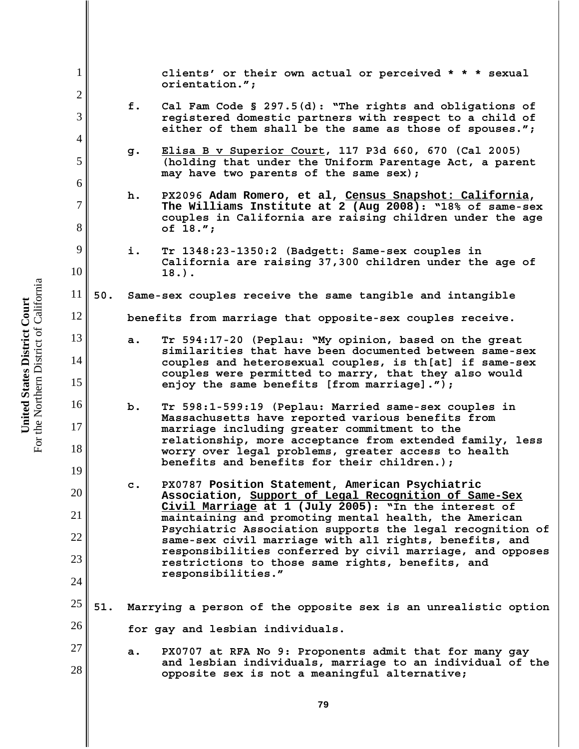clients' or their own actual or perceived * * * sexual orientation.";

f. Cal Fam Code § 297.5(d): "The rights and obligations of registered domestic partners with respect to a child of either of them shall be the same as those of spouses.";

g. Elisa B v Superior Court, 117 P3d 660, 670 (Cal 2005) (holding that under the Uniform Parentage Act, a parent may have two parents of the same sex);

h. PX2096 **Adam Romero, et al, Census Snapshot: California, The Williams Institute at 2 (Aug 2008)**: "18% of same-sex couples in California are raising children under the age of 18.";

i. Tr 1348:23-1350:2 (Badgett: Same-sex couples in California are raising 37,300 children under the age of 18.).

50. Same-sex couples receive the same tangible and intangible benefits from marriage that opposite-sex couples receive.

a. Tr 594:17-20 (Peplau: "My opinion, based on the great similarities that have been documented between same-sex couples and heterosexual couples, is th[at] if same-sex couples were permitted to marry, that they also would enjoy the same benefits [from marriage].");

b. Tr 598:1-599:19 (Peplau: Married same-sex couples in Massachusetts have reported various benefits from marriage including greater commitment to the relationship, more acceptance from extended family, less worry over legal problems, greater access to health benefits and benefits for their children.);

c. PX0787 **Position Statement, American Psychiatric Association, Support of Legal Recognition of Same-Sex Civil Marriage at 1 (July 2005)**: "In the interest of maintaining and promoting mental health, the American Psychiatric Association supports the legal recognition of same-sex civil marriage with all rights, benefits, and responsibilities conferred by civil marriage, and opposes restrictions to those same rights, benefits, and responsibilities."

51. Marrying a person of the opposite sex is an unrealistic option for gay and lesbian individuals.

a. PX0707 at RFA No 9: Proponents admit that for many gay and lesbian individuals, marriage to an individual of the opposite sex is not a meaningful alternative;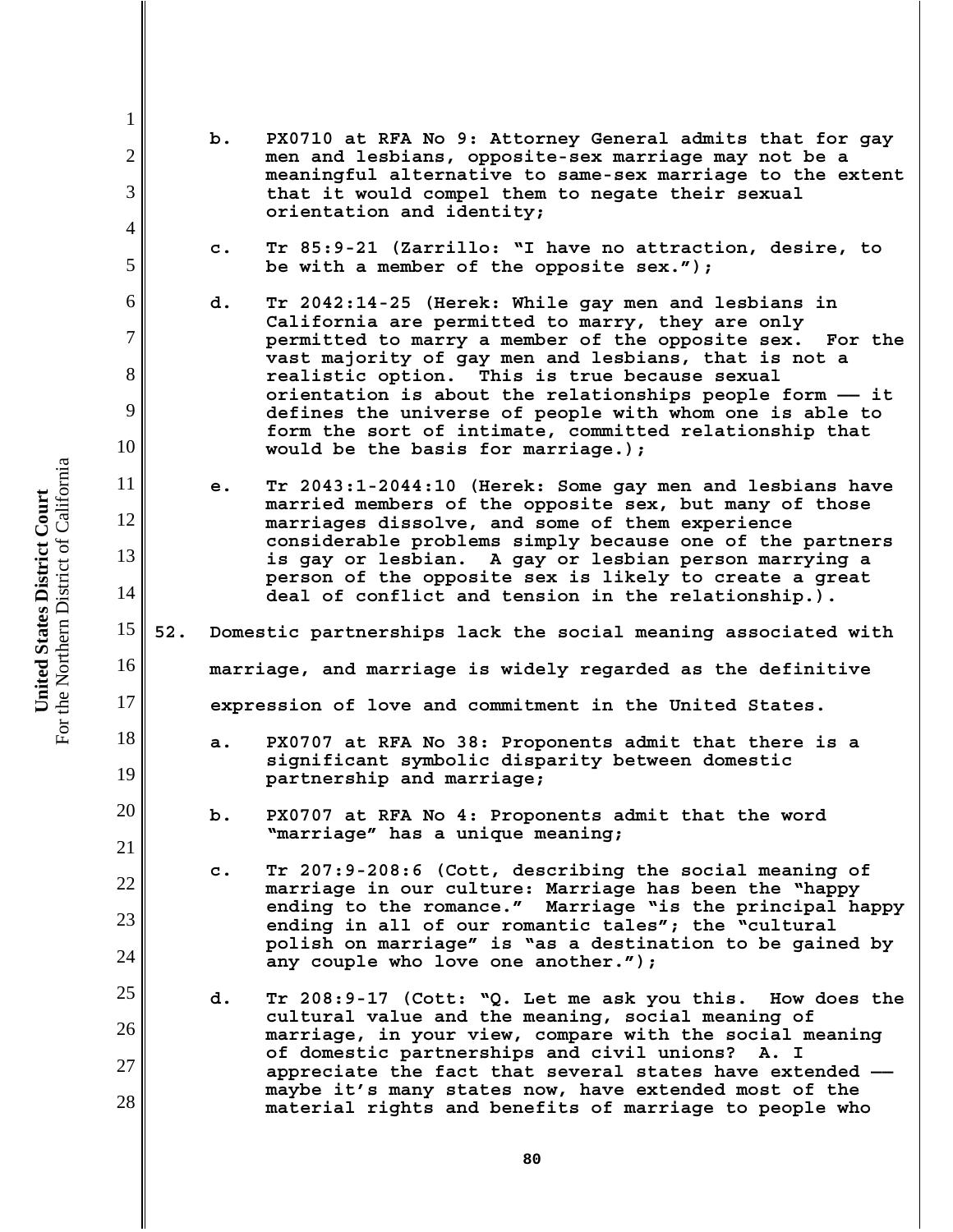b. PX0710 at RFA No 9: Attorney General admits that for gay men and lesbians, opposite-sex marriage may not be a meaningful alternative to same-sex marriage to the extent that it would compel them to negate their sexual orientation and identity;

c. Tr 85:9-21 (Zarrillo: "I have no attraction, desire, to be with a member of the opposite sex.");

d. Tr 2042:14-25 (Herek: While gay men and lesbians in California are permitted to marry, they are only permitted to marry a member of the opposite sex. For the vast majority of gay men and lesbians, that is not a realistic option. This is true because sexual orientation is about the relationships people form –– it defines the universe of people with whom one is able to form the sort of intimate, committed relationship that would be the basis for marriage.);

e. Tr 2043:1-2044:10 (Herek: Some gay men and lesbians have married members of the opposite sex, but many of those marriages dissolve, and some of them experience considerable problems simply because one of the partners is gay or lesbian. A gay or lesbian person marrying a person of the opposite sex is likely to create a great deal of conflict and tension in the relationship.).

52. Domestic partnerships lack the social meaning associated with marriage, and marriage is widely regarded as the definitive expression of love and commitment in the United States.

a. PX0707 at RFA No 38: Proponents admit that there is a significant symbolic disparity between domestic partnership and marriage;

b. PX0707 at RFA No 4: Proponents admit that the word "marriage" has a unique meaning;

c. Tr 207:9-208:6 (Cott, describing the social meaning of marriage in our culture: Marriage has been the "happy ending to the romance." Marriage "is the principal happy ending in all of our romantic tales"; the "cultural polish on marriage" is "as a destination to be gained by any couple who love one another.");

d. Tr 208:9-17 (Cott: "Q. Let me ask you this. How does the cultural value and the meaning, social meaning of marriage, in your view, compare with the social meaning of domestic partnerships and civil unions? A. I appreciate the fact that several states have extended –– maybe it's many states now, have extended most of the material rights and benefits of marriage to people who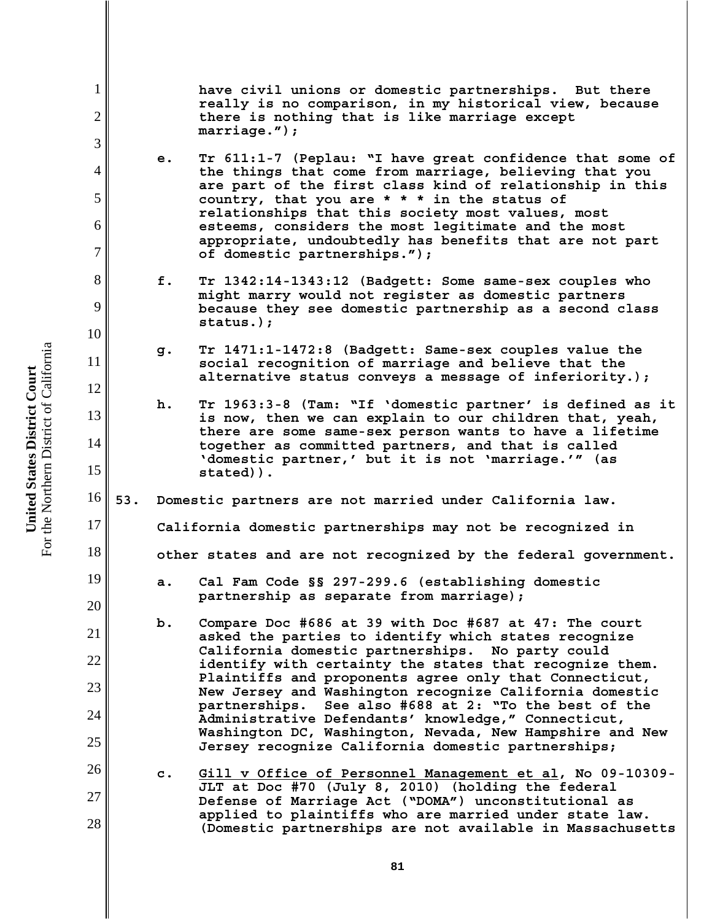have civil unions or domestic partnerships. But there really is no comparison, in my historical view, because there is nothing that is like marriage except marriage.");

e. Tr 611:1-7 (Peplau: "I have great confidence that some of the things that come from marriage, believing that you are part of the first class kind of relationship in this country, that you are * * * in the status of relationships that this society most values, most esteems, considers the most legitimate and the most appropriate, undoubtedly has benefits that are not part of domestic partnerships.");

f. Tr 1342:14-1343:12 (Badgett: Some same-sex couples who might marry would not register as domestic partners because they see domestic partnership as a second class status.);

g. Tr 1471:1-1472:8 (Badgett: Same-sex couples value the social recognition of marriage and believe that the alternative status conveys a message of inferiority.);

h. Tr 1963:3-8 (Tam: "If 'domestic partner' is defined as it is now, then we can explain to our children that, yeah, there are some same-sex person wants to have a lifetime together as committed partners, and that is called 'domestic partner,' but it is not 'marriage.'" (as stated)).

53. Domestic partners are not married under California law. California domestic partnerships may not be recognized in other states and are not recognized by the federal government.

a. Cal Fam Code §§ 297-299.6 (establishing domestic partnership as separate from marriage);

b. Compare Doc #686 at 39 with Doc #687 at 47: The court asked the parties to identify which states recognize California domestic partnerships. No party could identify with certainty the states that recognize them. Plaintiffs and proponents agree only that Connecticut, New Jersey and Washington recognize California domestic partnerships. See also #688 at 2: "To the best of the Administrative Defendants' knowledge," Connecticut, Washington DC, Washington, Nevada, New Hampshire and New Jersey recognize California domestic partnerships;

c. Gill v Office of Personnel Management et al, No 09-10309-JLT at Doc #70 (July 8, 2010) (holding the federal Defense of Marriage Act ("DOMA") unconstitutional as applied to plaintiffs who are married under state law. (Domestic partnerships are not available in Massachusetts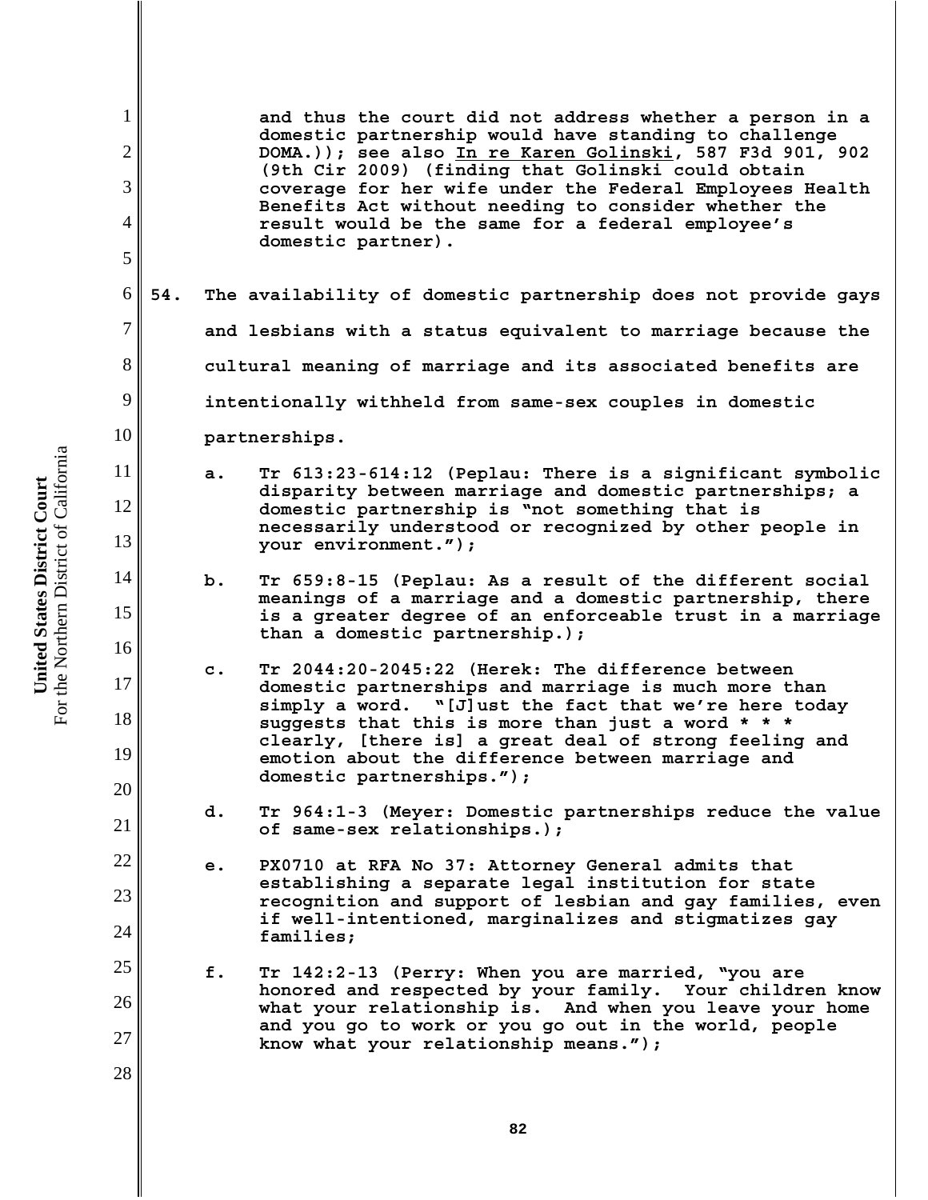and thus the court did not address whether a person in a domestic partnership would have standing to challenge DOMA.)); see also In re Karen Golinski, 587 F3d 901, 902 (9th Cir 2009) (finding that Golinski could obtain coverage for her wife under the Federal Employees Health Benefits Act without needing to consider whether the result would be the same for a federal employee's domestic partner).

**54. The availability of domestic partnership does not provide gays and lesbians with a status equivalent to marriage because the cultural meaning of marriage and its associated benefits are intentionally withheld from same-sex couples in domestic partnerships.**

a. Tr 613:23-614:12 (Peplau: There is a significant symbolic disparity between marriage and domestic partnerships; a domestic partnership is "not something that is necessarily understood or recognized by other people in your environment.");

b. Tr 659:8-15 (Peplau: As a result of the different social meanings of a marriage and a domestic partnership, there is a greater degree of an enforceable trust in a marriage than a domestic partnership.);

c. Tr 2044:20-2045:22 (Herek: The difference between domestic partnerships and marriage is much more than simply a word. "[J]ust the fact that we're here today suggests that this is more than just a word * * * clearly, [there is] a great deal of strong feeling and emotion about the difference between marriage and domestic partnerships.");

d. Tr 964:1-3 (Meyer: Domestic partnerships reduce the value of same-sex relationships.);

e. PX0710 at RFA No 37: Attorney General admits that establishing a separate legal institution for state recognition and support of lesbian and gay families, even if well-intentioned, marginalizes and stigmatizes gay families;

f. Tr 142:2-13 (Perry: When you are married, "you are honored and respected by your family. Your children know what your relationship is. And when you leave your home and you go to work or you go out in the world, people know what your relationship means.");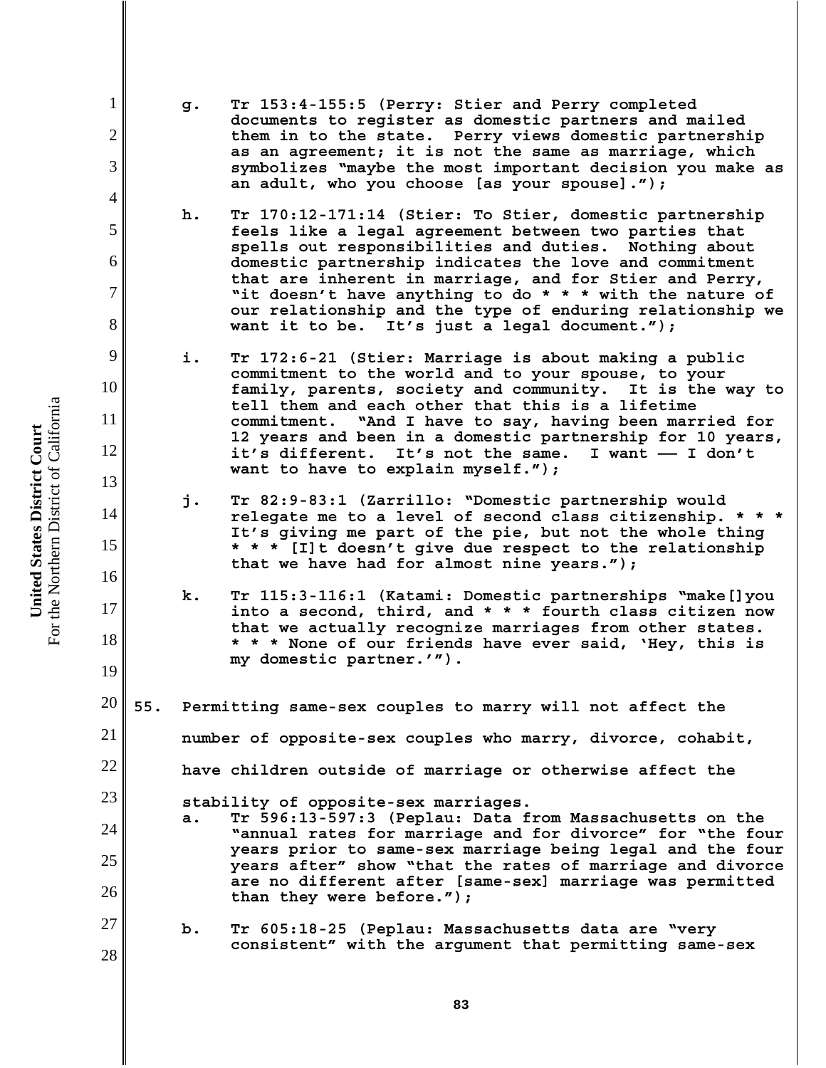g. Tr 153:4-155:5 (Perry: Stier and Perry completed documents to register as domestic partners and mailed them in to the state. Perry views domestic partnership as an agreement; it is not the same as marriage, which symbolizes "maybe the most important decision you make as an adult, who you choose [as your spouse].");

h. Tr 170:12-171:14 (Stier: To Stier, domestic partnership feels like a legal agreement between two parties that spells out responsibilities and duties. Nothing about domestic partnership indicates the love and commitment that are inherent in marriage, and for Stier and Perry, "it doesn't have anything to do * * * with the nature of our relationship and the type of enduring relationship we want it to be. It's just a legal document.");

i. Tr 172:6-21 (Stier: Marriage is about making a public commitment to the world and to your spouse, to your family, parents, society and community. It is the way to tell them and each other that this is a lifetime commitment. "And I have to say, having been married for 12 years and been in a domestic partnership for 10 years, it's different. It's not the same. I want —— I don't want to have to explain myself.");

j. Tr 82:9-83:1 (Zarrillo: "Domestic partnership would relegate me to a level of second class citizenship. * * * It's giving me part of the pie, but not the whole thing * * * [I]t doesn't give due respect to the relationship that we have had for almost nine years.");

k. Tr 115:3-116:1 (Katami: Domestic partnerships "make[]you into a second, third, and * * * fourth class citizen now that we actually recognize marriages from other states. * * * None of our friends have ever said, 'Hey, this is my domestic partner.'").

55. Permitting same-sex couples to marry will not affect the number of opposite-sex couples who marry, divorce, cohabit, have children outside of marriage or otherwise affect the stability of opposite-sex marriages.

a. Tr 596:13-597:3 (Peplau: Data from Massachusetts on the "annual rates for marriage and for divorce" for "the four years prior to same-sex marriage being legal and the four years after" show "that the rates of marriage and divorce are no different after [same-sex] marriage was permitted than they were before.");

b. Tr 605:18-25 (Peplau: Massachusetts data are "very consistent" with the argument that permitting same-sex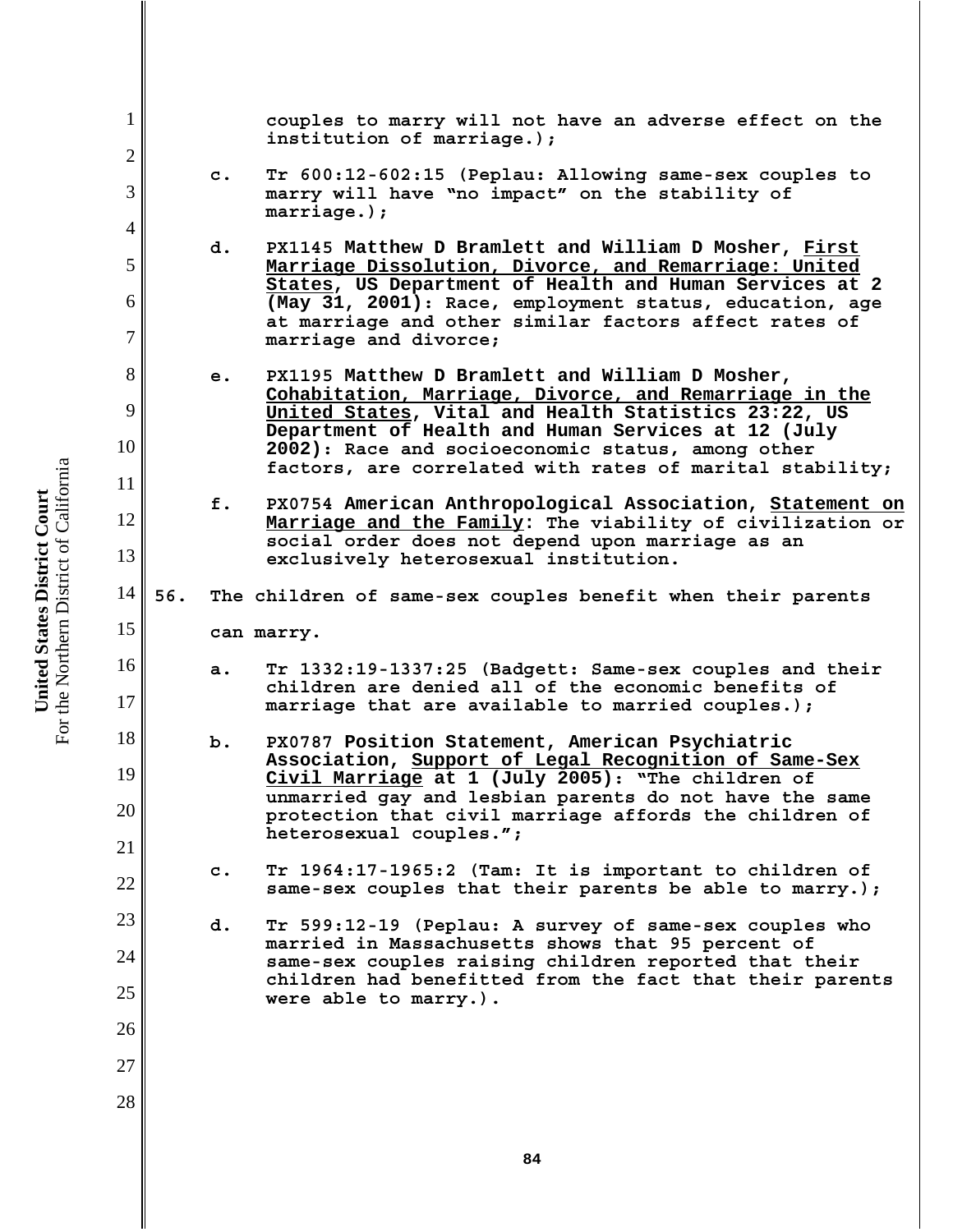couples to marry will not have an adverse effect on the institution of marriage.);

c. Tr 600:12-602:15 (Peplau: Allowing same-sex couples to marry will have "no impact" on the stability of marriage.);

d. PX1145 **Matthew D Bramlett and William D Mosher, First Marriage Dissolution, Divorce, and Remarriage: United States, US Department of Health and Human Services at 2 (May 31, 2001)**: Race, employment status, education, age at marriage and other similar factors affect rates of marriage and divorce;

e. PX1195 **Matthew D Bramlett and William D Mosher, Cohabitation, Marriage, Divorce, and Remarriage in the United States, Vital and Health Statistics 23:22, US Department of Health and Human Services at 12 (July 2002)**: Race and socioeconomic status, among other factors, are correlated with rates of marital stability;

f. PX0754 **American Anthropological Association, Statement on Marriage and the Family**: The viability of civilization or social order does not depend upon marriage as an exclusively heterosexual institution.

56. The children of same-sex couples benefit when their parents can marry.

a. Tr 1332:19-1337:25 (Badgett: Same-sex couples and their children are denied all of the economic benefits of marriage that are available to married couples.);

b. PX0787 **Position Statement, American Psychiatric Association, Support of Legal Recognition of Same-Sex Civil Marriage at 1 (July 2005)**: "The children of unmarried gay and lesbian parents do not have the same protection that civil marriage affords the children of heterosexual couples.";

c. Tr 1964:17-1965:2 (Tam: It is important to children of same-sex couples that their parents be able to marry.);

d. Tr 599:12-19 (Peplau: A survey of same-sex couples who married in Massachusetts shows that 95 percent of same-sex couples raising children reported that their children had benefitted from the fact that their parents were able to marry.).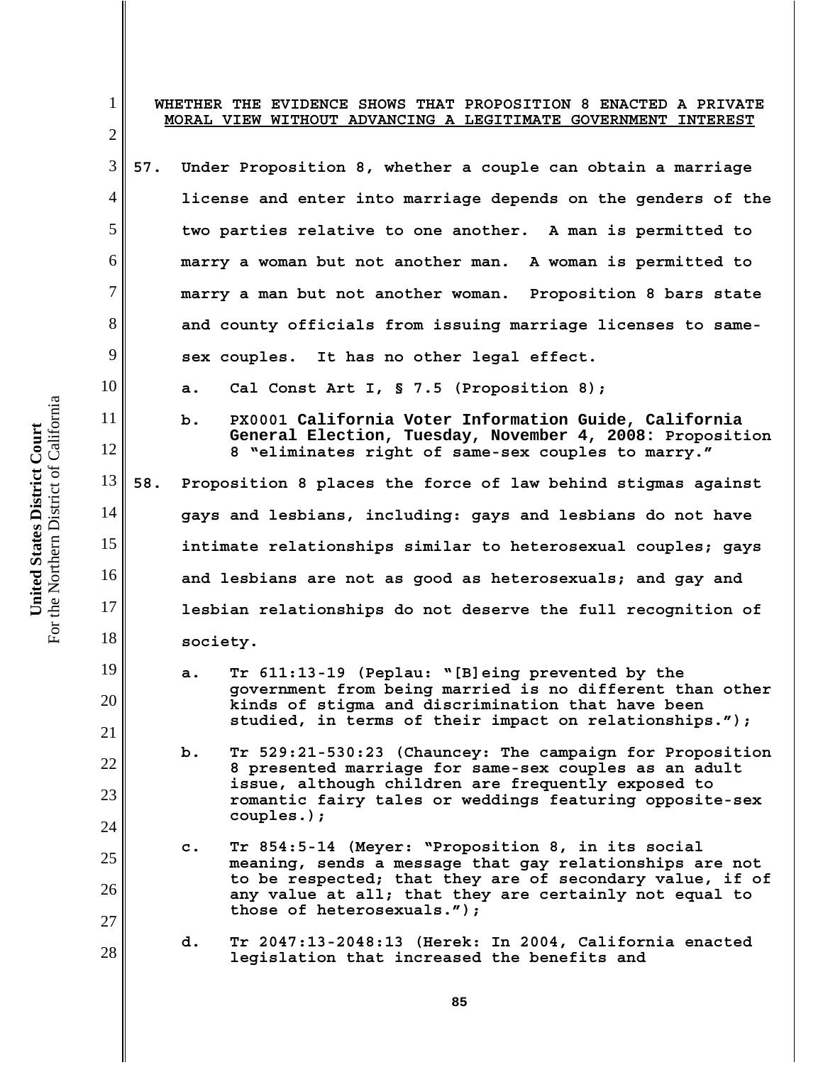## WHETHER THE EVIDENCE SHOWS THAT PROPOSITION 8 ENACTED A PRIVATE MORAL VIEW WITHOUT ADVANCING A LEGITIMATE GOVERNMENT INTEREST

**57. Under Proposition 8, whether a couple can obtain a marriage license and enter into marriage depends on the genders of the two parties relative to one another. A man is permitted to marry a woman but not another man. A woman is permitted to marry a man but not another woman. Proposition 8 bars state and county officials from issuing marriage licenses to same-sex couples. It has no other legal effect.**

a. Cal Const Art I, § 7.5 (Proposition 8);

b. PX0001 California Voter Information Guide, California General Election, Tuesday, November 4, 2008: Proposition 8 "eliminates right of same-sex couples to marry."

**58. Proposition 8 places the force of law behind stigmas against gays and lesbians, including: gays and lesbians do not have intimate relationships similar to heterosexual couples; gays and lesbians are not as good as heterosexuals; and gay and lesbian relationships do not deserve the full recognition of society.**

a. Tr 611:13-19 (Peplau: "[B]eing prevented by the government from being married is no different than other kinds of stigma and discrimination that have been studied, in terms of their impact on relationships.");

b. Tr 529:21-530:23 (Chauncey: The campaign for Proposition 8 presented marriage for same-sex couples as an adult issue, although children are frequently exposed to romantic fairy tales or weddings featuring opposite-sex couples.);

c. Tr 854:5-14 (Meyer: "Proposition 8, in its social meaning, sends a message that gay relationships are not to be respected; that they are of secondary value, if of any value at all; that they are certainly not equal to those of heterosexuals.");

d. Tr 2047:13-2048:13 (Herek: In 2004, California enacted legislation that increased the benefits and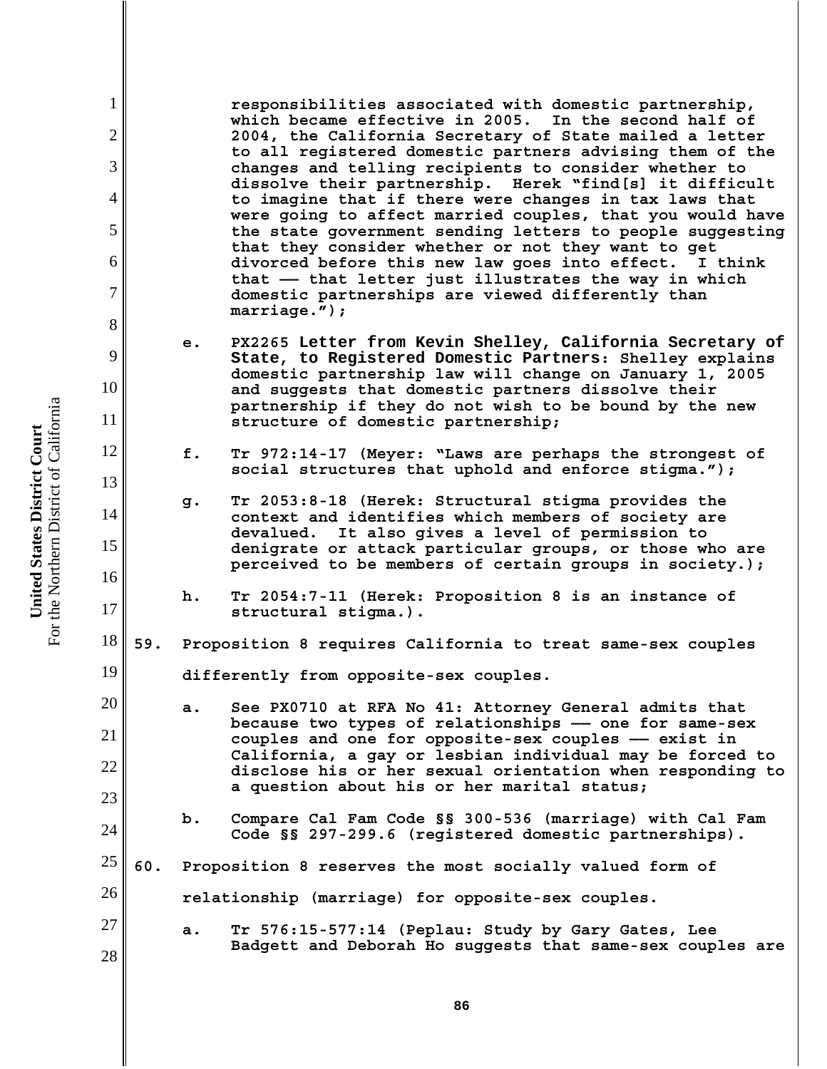responsibilities associated with domestic partnership, which became effective in 2005. In the second half of 2004, the California Secretary of State mailed a letter to all registered domestic partners advising them of the changes and telling recipients to consider whether to dissolve their partnership. Herek "find[s] it difficult to imagine that if there were changes in tax laws that were going to affect married couples, that you would have the state government sending letters to people suggesting that they consider whether or not they want to get divorced before this new law goes into effect. I think that –– that letter just illustrates the way in which domestic partnerships are viewed differently than marriage.");

e. PX2265 **Letter from Kevin Shelley, California Secretary of State, to Registered Domestic Partners**: Shelley explains domestic partnership law will change on January 1, 2005 and suggests that domestic partners dissolve their partnership if they do not wish to be bound by the new structure of domestic partnership;

f. Tr 972:14-17 (Meyer: "Laws are perhaps the strongest of social structures that uphold and enforce stigma.");

g. Tr 2053:8-18 (Herek: Structural stigma provides the context and identifies which members of society are devalued. It also gives a level of permission to denigrate or attack particular groups, or those who are perceived to be members of certain groups in society.);

h. Tr 2054:7-11 (Herek: Proposition 8 is an instance of structural stigma.).

59. Proposition 8 requires California to treat same-sex couples differently from opposite-sex couples.

a. See PX0710 at RFA No 41: Attorney General admits that because two types of relationships –– one for same-sex couples and one for opposite-sex couples –– exist in California, a gay or lesbian individual may be forced to disclose his or her sexual orientation when responding to a question about his or her marital status;

b. Compare Cal Fam Code §§ 300-536 (marriage) with Cal Fam Code §§ 297-299.6 (registered domestic partnerships).

60. Proposition 8 reserves the most socially valued form of relationship (marriage) for opposite-sex couples.

a. Tr 576:15-577:14 (Peplau: Study by Gary Gates, Lee Badgett and Deborah Ho suggests that same-sex couples are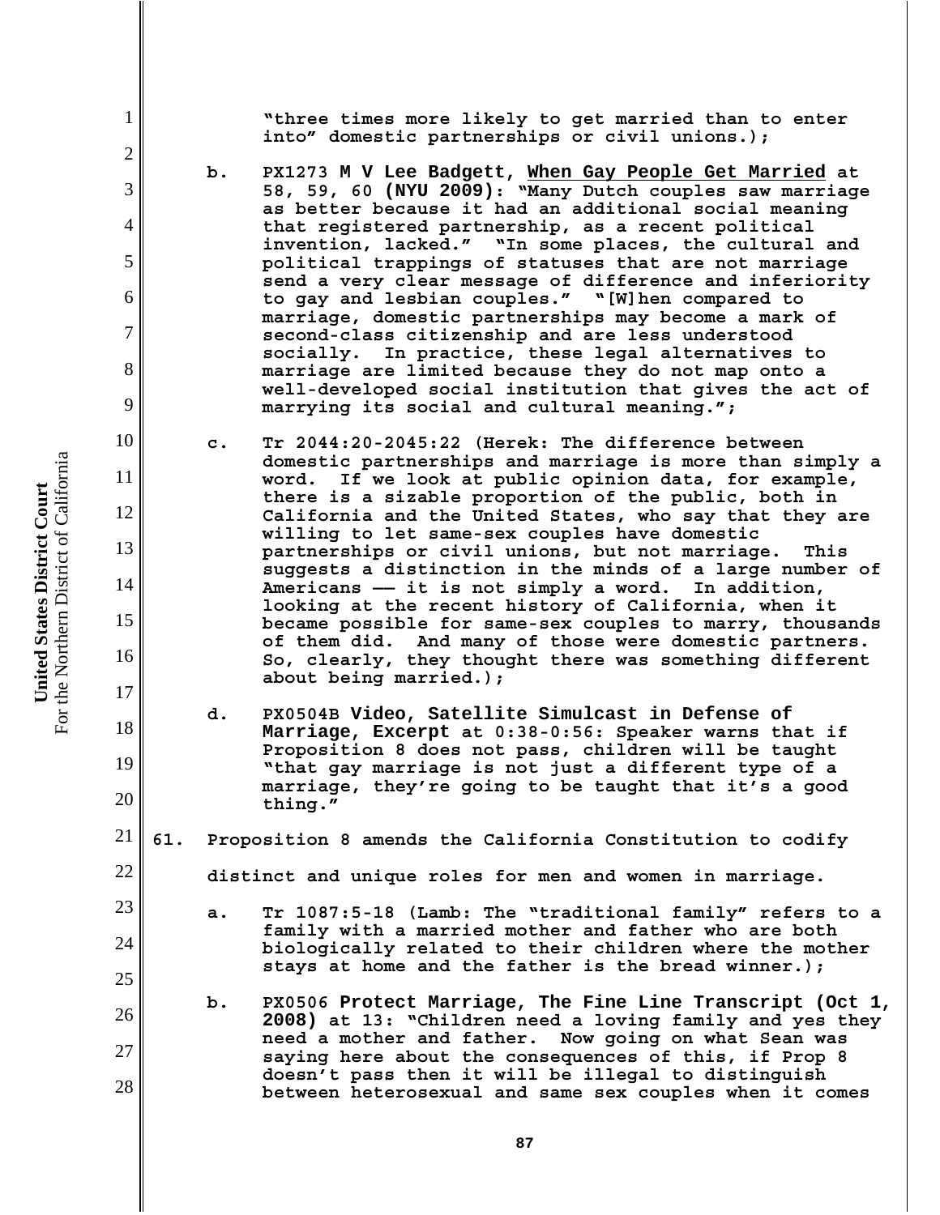"three times more likely to get married than to enter into" domestic partnerships or civil unions.);

b. PX1273 **M V Lee Badgett, When Gay People Get Married** at 58, 59, 60 **(NYU 2009)**: "Many Dutch couples saw marriage as better because it had an additional social meaning that registered partnership, as a recent political invention, lacked." "In some places, the cultural and political trappings of statuses that are not marriage send a very clear message of difference and inferiority to gay and lesbian couples." "[W]hen compared to marriage, domestic partnerships may become a mark of second-class citizenship and are less understood socially. In practice, these legal alternatives to marriage are limited because they do not map onto a well-developed social institution that gives the act of marrying its social and cultural meaning.";

c. Tr 2044:20-2045:22 (Herek: The difference between domestic partnerships and marriage is more than simply a word. If we look at public opinion data, for example, there is a sizable proportion of the public, both in California and the United States, who say that they are willing to let same-sex couples have domestic partnerships or civil unions, but not marriage. This suggests a distinction in the minds of a large number of Americans –– it is not simply a word. In addition, looking at the recent history of California, when it became possible for same-sex couples to marry, thousands of them did. And many of those were domestic partners. So, clearly, they thought there was something different about being married.);

d. PX0504B **Video, Satellite Simulcast in Defense of Marriage, Excerpt** at 0:38-0:56: Speaker warns that if Proposition 8 does not pass, children will be taught "that gay marriage is not just a different type of a marriage, they're going to be taught that it's a good thing."

61. Proposition 8 amends the California Constitution to codify distinct and unique roles for men and women in marriage.

a. Tr 1087:5-18 (Lamb: The "traditional family" refers to a family with a married mother and father who are both biologically related to their children where the mother stays at home and the father is the bread winner.);

b. PX0506 **Protect Marriage, The Fine Line Transcript (Oct 1, 2008)** at 13: "Children need a loving family and yes they need a mother and father. Now going on what Sean was saying here about the consequences of this, if Prop 8 doesn't pass then it will be illegal to distinguish between heterosexual and same sex couples when it comes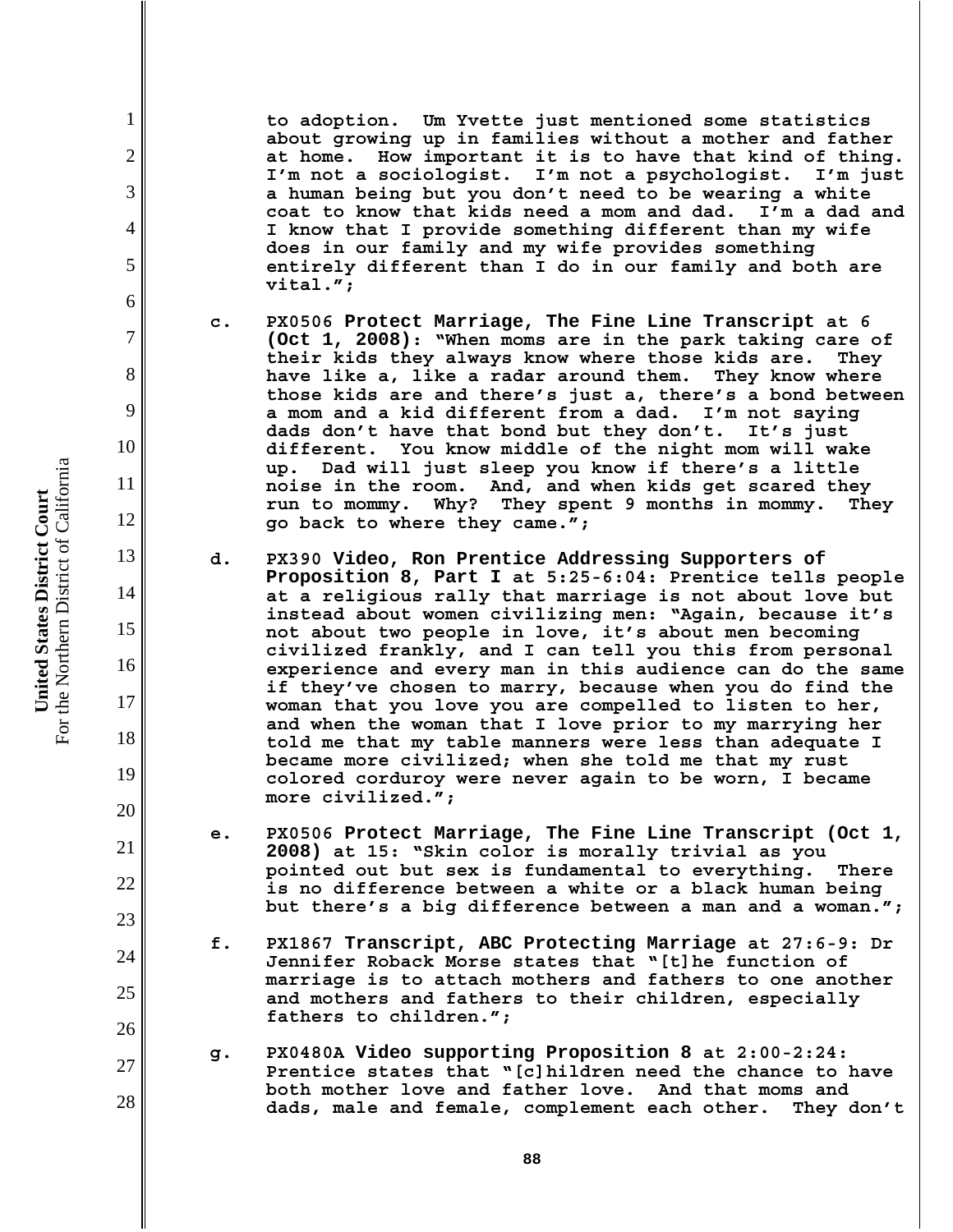to adoption. Um Yvette just mentioned some statistics about growing up in families without a mother and father at home. How important it is to have that kind of thing. I'm not a sociologist. I'm not a psychologist. I'm just a human being but you don't need to be wearing a white coat to know that kids need a mom and dad. I'm a dad and I know that I provide something different than my wife does in our family and my wife provides something entirely different than I do in our family and both are vital.";

c. PX0506 **Protect Marriage, The Fine Line Transcript** at 6 **(Oct 1, 2008)**: "When moms are in the park taking care of their kids they always know where those kids are. They have like a, like a radar around them. They know where those kids are and there's just a, there's a bond between a mom and a kid different from a dad. I'm not saying dads don't have that bond but they don't. It's just different. You know middle of the night mom will wake up. Dad will just sleep you know if there's a little noise in the room. And, and when kids get scared they run to mommy. Why? They spent 9 months in mommy. They go back to where they came.";

d. PX390 **Video, Ron Prentice Addressing Supporters of Proposition 8, Part I** at 5:25-6:04: Prentice tells people at a religious rally that marriage is not about love but instead about women civilizing men: "Again, because it's not about two people in love, it's about men becoming civilized frankly, and I can tell you this from personal experience and every man in this audience can do the same if they've chosen to marry, because when you do find the woman that you love you are compelled to listen to her, and when the woman that I love prior to my marrying her told me that my table manners were less than adequate I became more civilized; when she told me that my rust colored corduroy were never again to be worn, I became more civilized.";

e. PX0506 **Protect Marriage, The Fine Line Transcript (Oct 1, 2008)** at 15: "Skin color is morally trivial as you pointed out but sex is fundamental to everything. There is no difference between a white or a black human being but there's a big difference between a man and a woman.";

f. PX1867 **Transcript, ABC Protecting Marriage** at 27:6-9: Dr Jennifer Roback Morse states that "[t]he function of marriage is to attach mothers and fathers to one another and mothers and fathers to their children, especially fathers to children.";

g. PX0480A **Video supporting Proposition 8** at 2:00-2:24: Prentice states that "[c]hildren need the chance to have both mother love and father love. And that moms and dads, male and female, complement each other. They don't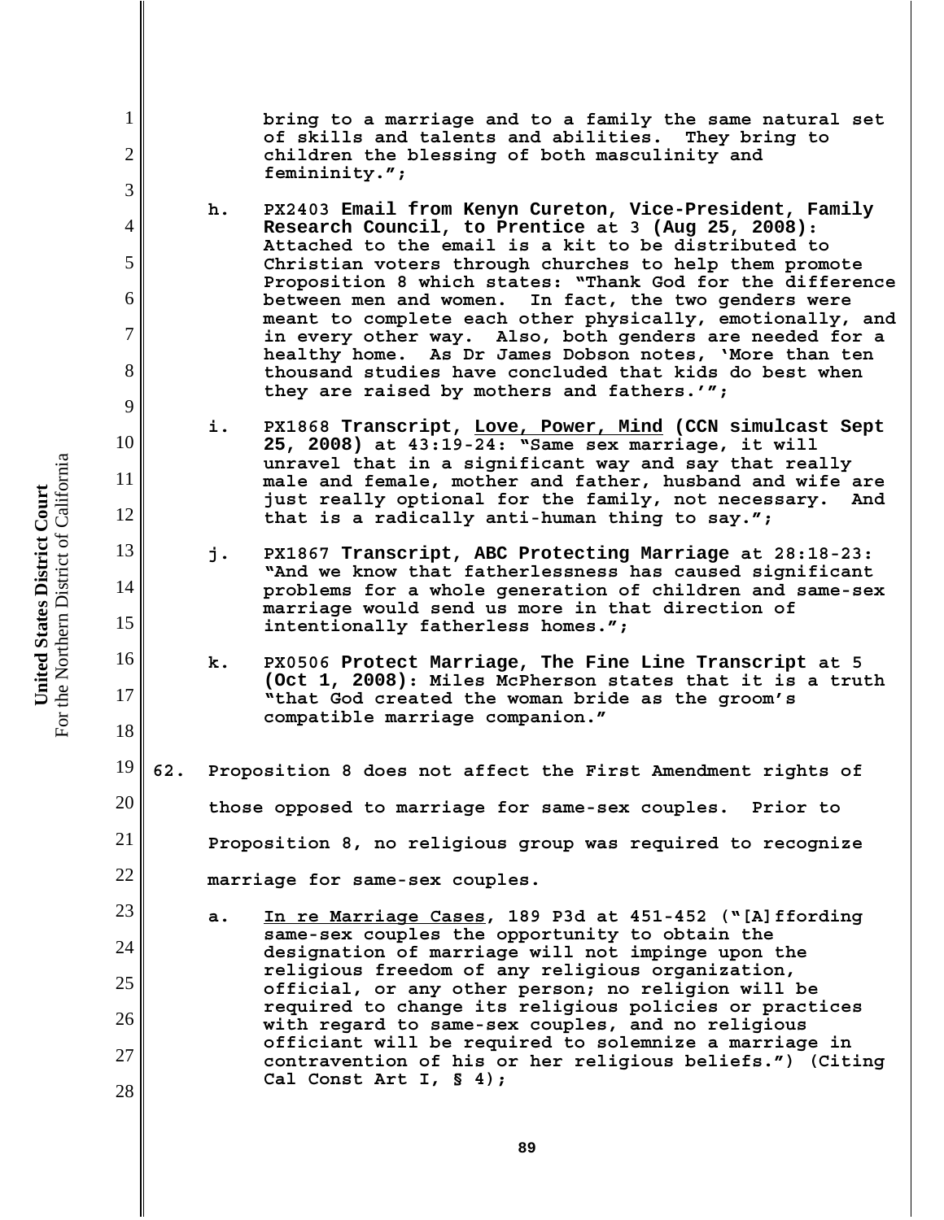bring to a marriage and to a family the same natural set of skills and talents and abilities. They bring to children the blessing of both masculinity and femininity.";

h. PX2403 **Email from Kenyn Cureton, Vice-President, Family Research Council, to Prentice** at 3 **(Aug 25, 2008)**: Attached to the email is a kit to be distributed to Christian voters through churches to help them promote Proposition 8 which states: "Thank God for the difference between men and women. In fact, the two genders were meant to complete each other physically, emotionally, and in every other way. Also, both genders are needed for a healthy home. As Dr James Dobson notes, 'More than ten thousand studies have concluded that kids do best when they are raised by mothers and fathers.'";

i. PX1868 **Transcript, Love, Power, Mind (CCN simulcast Sept 25, 2008)** at 43:19-24: "Same sex marriage, it will unravel that in a significant way and say that really male and female, mother and father, husband and wife are just really optional for the family, not necessary. And that is a radically anti-human thing to say.";

j. PX1867 **Transcript, ABC Protecting Marriage** at 28:18-23: "And we know that fatherlessness has caused significant problems for a whole generation of children and same-sex marriage would send us more in that direction of intentionally fatherless homes.";

k. PX0506 **Protect Marriage, The Fine Line Transcript** at 5 **(Oct 1, 2008)**: Miles McPherson states that it is a truth "that God created the woman bride as the groom's compatible marriage companion."

62. Proposition 8 does not affect the First Amendment rights of those opposed to marriage for same-sex couples. Prior to Proposition 8, no religious group was required to recognize marriage for same-sex couples.

a. In re Marriage Cases, 189 P3d at 451-452 ("[A]ffording same-sex couples the opportunity to obtain the designation of marriage will not impinge upon the religious freedom of any religious organization, official, or any other person; no religion will be required to change its religious policies or practices with regard to same-sex couples, and no religious officiant will be required to solemnize a marriage in contravention of his or her religious beliefs.") (Citing Cal Const Art I, § 4);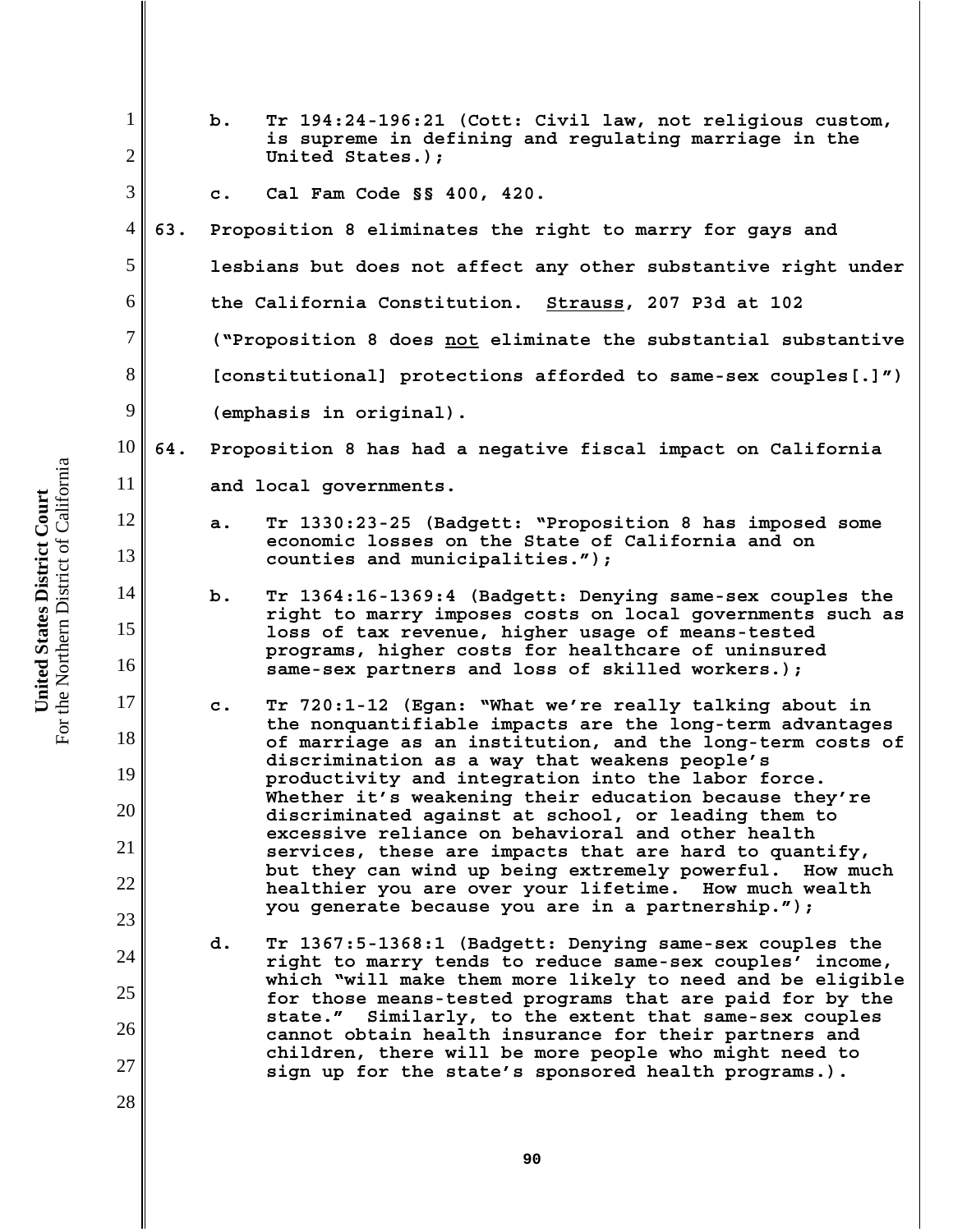b. Tr 194:24-196:21 (Cott: Civil law, not religious custom, is supreme in defining and regulating marriage in the United States.);

c. Cal Fam Code §§ 400, 420.

63. Proposition 8 eliminates the right to marry for gays and lesbians but does not affect any other substantive right under the California Constitution. Strauss, 207 P3d at 102 ("Proposition 8 does not eliminate the substantial substantive [constitutional] protections afforded to same-sex couples[.]") (emphasis in original).

64. Proposition 8 has had a negative fiscal impact on California and local governments.

a. Tr 1330:23-25 (Badgett: "Proposition 8 has imposed some economic losses on the State of California and on counties and municipalities.");

b. Tr 1364:16-1369:4 (Badgett: Denying same-sex couples the right to marry imposes costs on local governments such as loss of tax revenue, higher usage of means-tested programs, higher costs for healthcare of uninsured same-sex partners and loss of skilled workers.);

c. Tr 720:1-12 (Egan: "What we're really talking about in the nonquantifiable impacts are the long-term advantages of marriage as an institution, and the long-term costs of discrimination as a way that weakens people's productivity and integration into the labor force. Whether it's weakening their education because they're discriminated against at school, or leading them to excessive reliance on behavioral and other health services, these are impacts that are hard to quantify, but they can wind up being extremely powerful. How much healthier you are over your lifetime. How much wealth you generate because you are in a partnership.");

d. Tr 1367:5-1368:1 (Badgett: Denying same-sex couples the right to marry tends to reduce same-sex couples' income, which "will make them more likely to need and be eligible for those means-tested programs that are paid for by the state." Similarly, to the extent that same-sex couples cannot obtain health insurance for their partners and children, there will be more people who might need to sign up for the state's sponsored health programs.).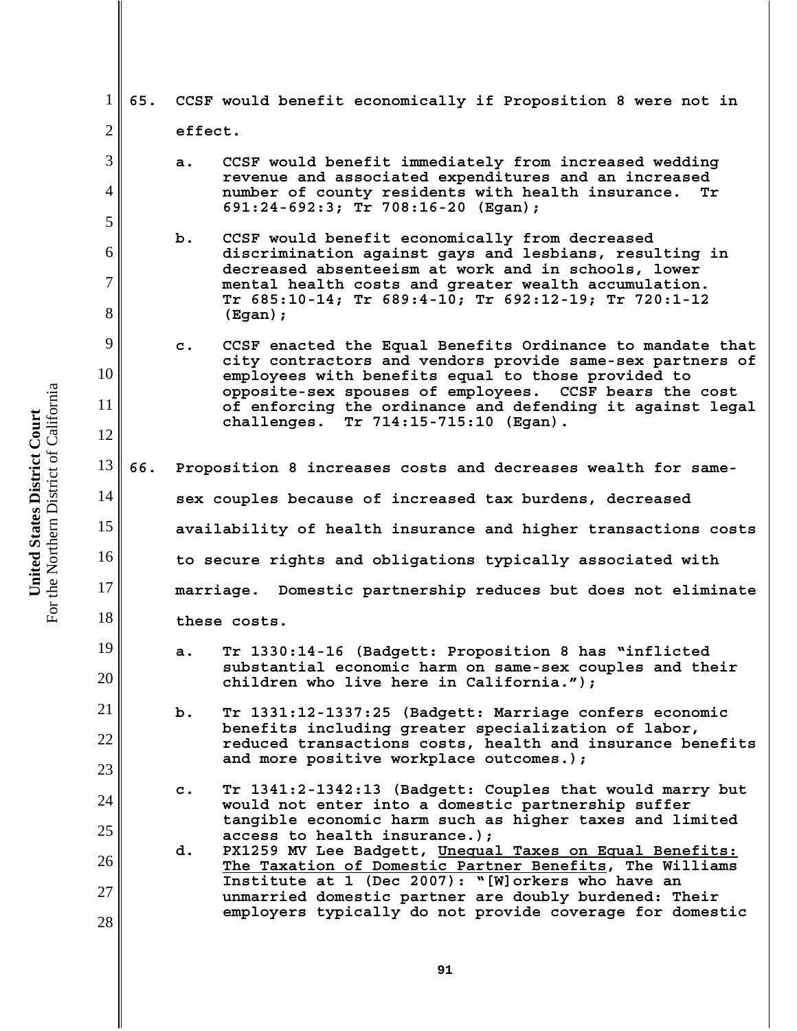**65. CCSF would benefit economically if Proposition 8 were not in effect.**

a. CCSF would benefit immediately from increased wedding revenue and associated expenditures and an increased number of county residents with health insurance. Tr 691:24-692:3; Tr 708:16-20 (Egan);

b. CCSF would benefit economically from decreased discrimination against gays and lesbians, resulting in decreased absenteeism at work and in schools, lower mental health costs and greater wealth accumulation. Tr 685:10-14; Tr 689:4-10; Tr 692:12-19; Tr 720:1-12 (Egan);

c. CCSF enacted the Equal Benefits Ordinance to mandate that city contractors and vendors provide same-sex partners of employees with benefits equal to those provided to opposite-sex spouses of employees. CCSF bears the cost of enforcing the ordinance and defending it against legal challenges. Tr 714:15-715:10 (Egan).

**66. Proposition 8 increases costs and decreases wealth for same-sex couples because of increased tax burdens, decreased availability of health insurance and higher transactions costs to secure rights and obligations typically associated with marriage. Domestic partnership reduces but does not eliminate these costs.**

a. Tr 1330:14-16 (Badgett: Proposition 8 has "inflicted substantial economic harm on same-sex couples and their children who live here in California.");

b. Tr 1331:12-1337:25 (Badgett: Marriage confers economic benefits including greater specialization of labor, reduced transactions costs, health and insurance benefits and more positive workplace outcomes.);

c. Tr 1341:2-1342:13 (Badgett: Couples that would marry but would not enter into a domestic partnership suffer tangible economic harm such as higher taxes and limited access to health insurance.);

d. PX1259 MV Lee Badgett, Unequal Taxes on Equal Benefits: The Taxation of Domestic Partner Benefits, The Williams Institute at 1 (Dec 2007): "[W]orkers who have an unmarried domestic partner are doubly burdened: Their employers typically do not provide coverage for domestic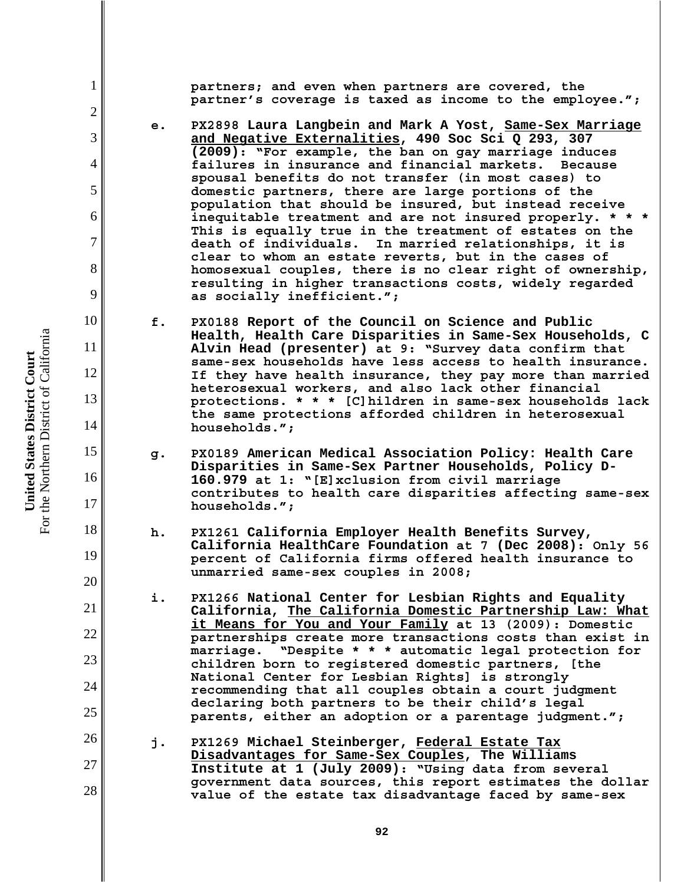partners; and even when partners are covered, the partner's coverage is taxed as income to the employee.";

e. PX2898 **Laura Langbein and Mark A Yost, Same-Sex Marriage and Negative Externalities, 490 Soc Sci Q 293, 307 (2009)**: "For example, the ban on gay marriage induces failures in insurance and financial markets. Because spousal benefits do not transfer (in most cases) to domestic partners, there are large portions of the population that should be insured, but instead receive inequitable treatment and are not insured properly. * * * This is equally true in the treatment of estates on the death of individuals. In married relationships, it is clear to whom an estate reverts, but in the cases of homosexual couples, there is no clear right of ownership, resulting in higher transactions costs, widely regarded as socially inefficient.";

f. PX0188 **Report of the Council on Science and Public Health, Health Care Disparities in Same-Sex Households, C Alvin Head (presenter)** at 9: "Survey data confirm that same-sex households have less access to health insurance. If they have health insurance, they pay more than married heterosexual workers, and also lack other financial protections. * * * [C]hildren in same-sex households lack the same protections afforded children in heterosexual households.";

g. PX0189 **American Medical Association Policy: Health Care Disparities in Same-Sex Partner Households, Policy D-160.979** at 1: "[E]xclusion from civil marriage contributes to health care disparities affecting same-sex households.";

h. PX1261 **California Employer Health Benefits Survey, California HealthCare Foundation** at 7 **(Dec 2008)**: Only 56 percent of California firms offered health insurance to unmarried same-sex couples in 2008;

i. PX1266 **National Center for Lesbian Rights and Equality California, The California Domestic Partnership Law: What it Means for You and Your Family** at 13 (2009): Domestic partnerships create more transactions costs than exist in marriage. "Despite * * * automatic legal protection for children born to registered domestic partners, [the National Center for Lesbian Rights] is strongly recommending that all couples obtain a court judgment declaring both partners to be their child's legal parents, either an adoption or a parentage judgment.";

j. PX1269 **Michael Steinberger, Federal Estate Tax Disadvantages for Same-Sex Couples, The Williams Institute at 1 (July 2009)**: "Using data from several government data sources, this report estimates the dollar value of the estate tax disadvantage faced by same-sex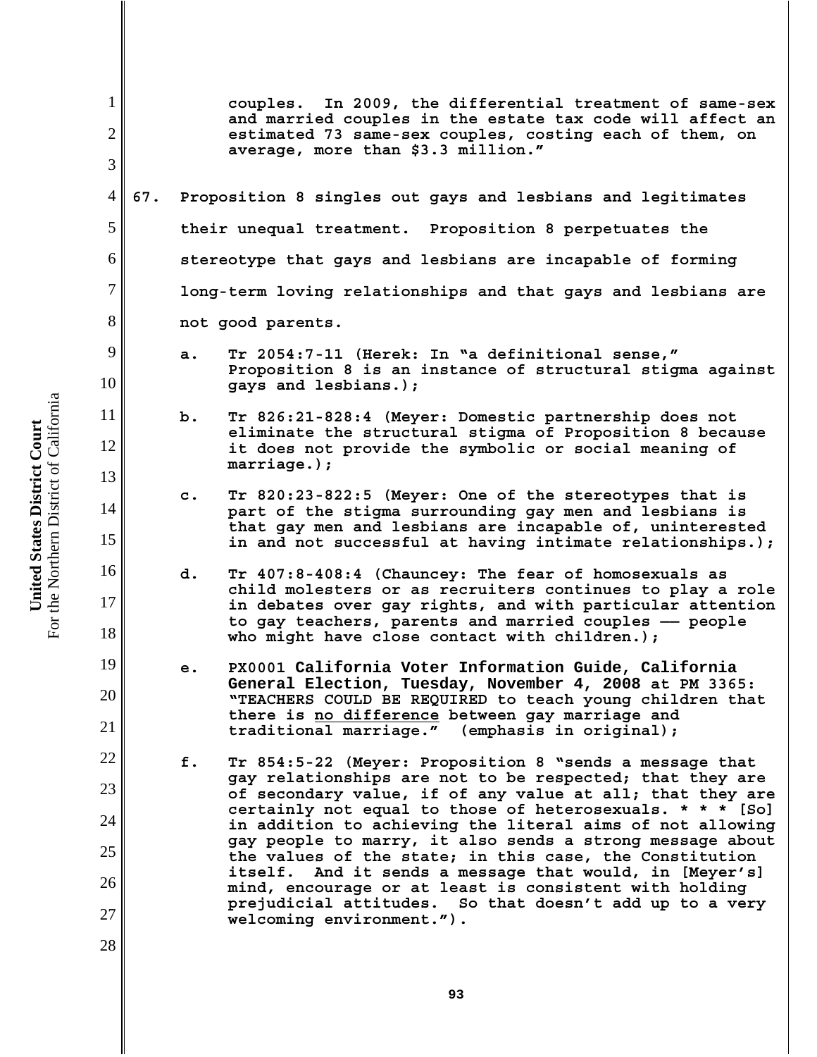couples. In 2009, the differential treatment of same-sex and married couples in the estate tax code will affect an estimated 73 same-sex couples, costing each of them, on average, more than $3.3 million."

**67. Proposition 8 singles out gays and lesbians and legitimates their unequal treatment. Proposition 8 perpetuates the stereotype that gays and lesbians are incapable of forming long-term loving relationships and that gays and lesbians are not good parents.**

a. Tr 2054:7-11 (Herek: In "a definitional sense," Proposition 8 is an instance of structural stigma against gays and lesbians.);

b. Tr 826:21-828:4 (Meyer: Domestic partnership does not eliminate the structural stigma of Proposition 8 because it does not provide the symbolic or social meaning of marriage.);

c. Tr 820:23-822:5 (Meyer: One of the stereotypes that is part of the stigma surrounding gay men and lesbians is that gay men and lesbians are incapable of, uninterested in and not successful at having intimate relationships.);

d. Tr 407:8-408:4 (Chauncey: The fear of homosexuals as child molesters or as recruiters continues to play a role in debates over gay rights, and with particular attention to gay teachers, parents and married couples —— people who might have close contact with children.);

e. PX0001 **California Voter Information Guide, California General Election, Tuesday, November 4, 2008** at PM 3365: "TEACHERS COULD BE REQUIRED to teach young children that there is <u>no difference</u> between gay marriage and traditional marriage." (emphasis in original);

f. Tr 854:5-22 (Meyer: Proposition 8 "sends a message that gay relationships are not to be respected; that they are of secondary value, if of any value at all; that they are certainly not equal to those of heterosexuals. * * * [So] in addition to achieving the literal aims of not allowing gay people to marry, it also sends a strong message about the values of the state; in this case, the Constitution itself. And it sends a message that would, in [Meyer's] mind, encourage or at least is consistent with holding prejudicial attitudes. So that doesn't add up to a very welcoming environment.").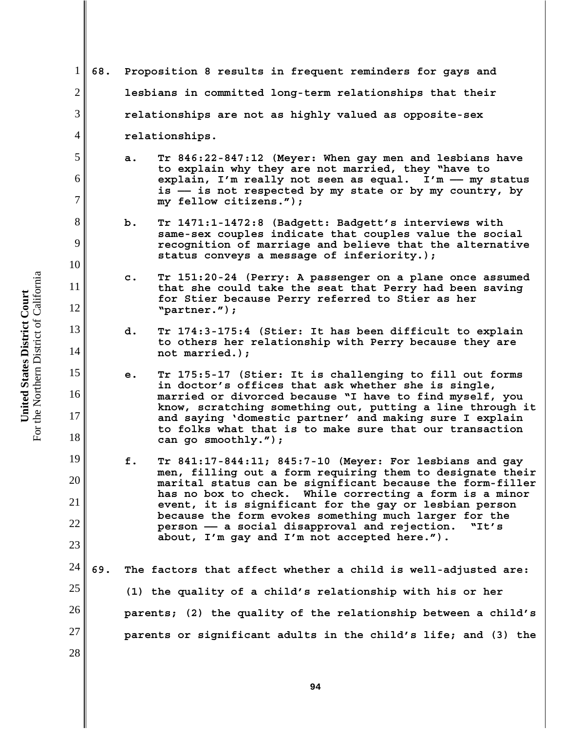**68. Proposition 8 results in frequent reminders for gays and lesbians in committed long-term relationships that their relationships are not as highly valued as opposite-sex relationships.**

a. Tr 846:22-847:12 (Meyer: When gay men and lesbians have to explain why they are not married, they "have to explain, I'm really not seen as equal. I'm –– my status is –– is not respected by my state or by my country, by my fellow citizens.");

b. Tr 1471:1-1472:8 (Badgett: Badgett's interviews with same-sex couples indicate that couples value the social recognition of marriage and believe that the alternative status conveys a message of inferiority.);

c. Tr 151:20-24 (Perry: A passenger on a plane once assumed that she could take the seat that Perry had been saving for Stier because Perry referred to Stier as her "partner.");

d. Tr 174:3-175:4 (Stier: It has been difficult to explain to others her relationship with Perry because they are not married.);

e. Tr 175:5-17 (Stier: It is challenging to fill out forms in doctor's offices that ask whether she is single, married or divorced because "I have to find myself, you know, scratching something out, putting a line through it and saying 'domestic partner' and making sure I explain to folks what that is to make sure that our transaction can go smoothly.");

f. Tr 841:17-844:11; 845:7-10 (Meyer: For lesbians and gay men, filling out a form requiring them to designate their marital status can be significant because the form-filler has no box to check. While correcting a form is a minor event, it is significant for the gay or lesbian person because the form evokes something much larger for the person –– a social disapproval and rejection. "It's about, I'm gay and I'm not accepted here.").

**69. The factors that affect whether a child is well-adjusted are: (1) the quality of a child's relationship with his or her parents; (2) the quality of the relationship between a child's parents or significant adults in the child's life; and (3) the**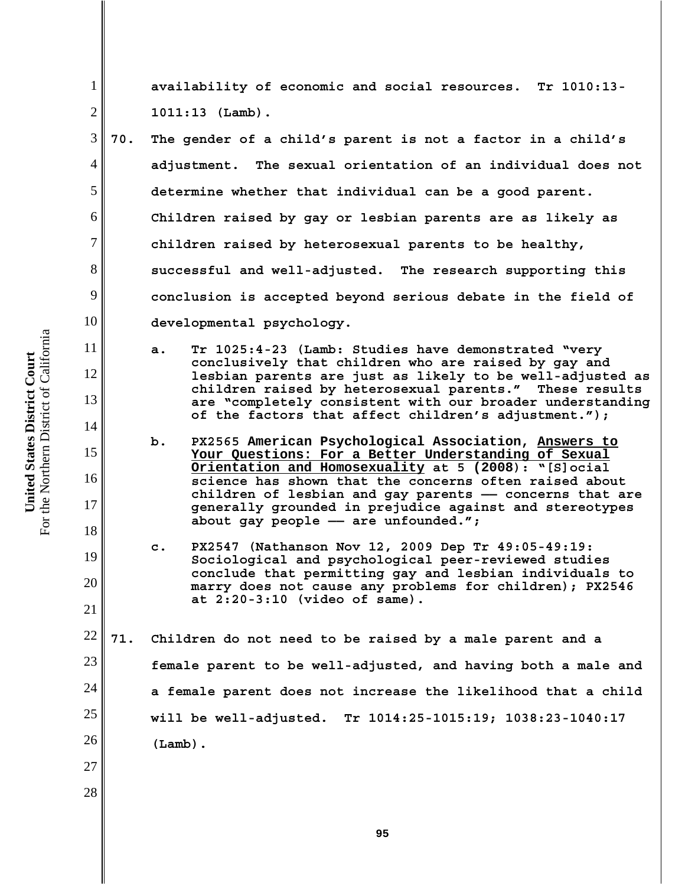availability of economic and social resources. Tr 1010:13-1011:13 (Lamb).

**70.** The gender of a child's parent is not a factor in a child's adjustment. The sexual orientation of an individual does not determine whether that individual can be a good parent. Children raised by gay or lesbian parents are as likely as children raised by heterosexual parents to be healthy, successful and well-adjusted. The research supporting this conclusion is accepted beyond serious debate in the field of developmental psychology.

a. Tr 1025:4-23 (Lamb: Studies have demonstrated "very conclusively that children who are raised by gay and lesbian parents are just as likely to be well-adjusted as children raised by heterosexual parents." These results are "completely consistent with our broader understanding of the factors that affect children's adjustment.");

b. PX2565 American Psychological Association, Answers to Your Questions: For a Better Understanding of Sexual Orientation and Homosexuality at 5 (2008): "[S]ocial science has shown that the concerns often raised about children of lesbian and gay parents — concerns that are generally grounded in prejudice against and stereotypes about gay people — are unfounded.";

c. PX2547 (Nathanson Nov 12, 2009 Dep Tr 49:05-49:19: Sociological and psychological peer-reviewed studies conclude that permitting gay and lesbian individuals to marry does not cause any problems for children); PX2546 at 2:20-3:10 (video of same).

**71.** Children do not need to be raised by a male parent and a female parent to be well-adjusted, and having both a male and a female parent does not increase the likelihood that a child will be well-adjusted. Tr 1014:25-1015:19; 1038:23-1040:17 (Lamb).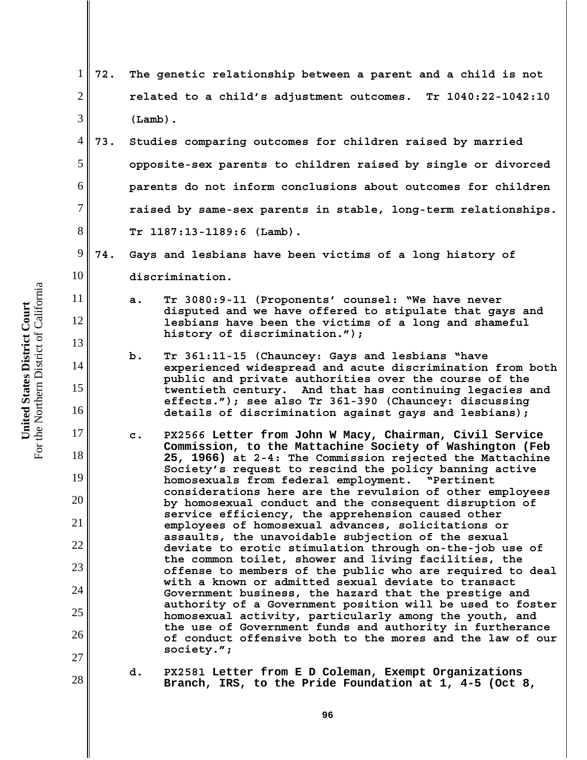**72. The genetic relationship between a parent and a child is not related to a child's adjustment outcomes. Tr 1040:22-1042:10 (Lamb).**

**73. Studies comparing outcomes for children raised by married opposite-sex parents to children raised by single or divorced parents do not inform conclusions about outcomes for children raised by same-sex parents in stable, long-term relationships. Tr 1187:13-1189:6 (Lamb).**

**74. Gays and lesbians have been victims of a long history of discrimination.**

a. Tr 3080:9-11 (Proponents' counsel: "We have never disputed and we have offered to stipulate that gays and lesbians have been the victims of a long and shameful history of discrimination.");

b. Tr 361:11-15 (Chauncey: Gays and lesbians "have experienced widespread and acute discrimination from both public and private authorities over the course of the twentieth century. And that has continuing legacies and effects."); see also Tr 361-390 (Chauncey: discussing details of discrimination against gays and lesbians);

c. PX2566 **Letter from John W Macy, Chairman, Civil Service Commission, to the Mattachine Society of Washington (Feb 25, 1966)** at 2-4: The Commission rejected the Mattachine Society's request to rescind the policy banning active homosexuals from federal employment. "Pertinent considerations here are the revulsion of other employees by homosexual conduct and the consequent disruption of service efficiency, the apprehension caused other employees of homosexual advances, solicitations or assaults, the unavoidable subjection of the sexual deviate to erotic stimulation through on-the-job use of the common toilet, shower and living facilities, the offense to members of the public who are required to deal with a known or admitted sexual deviate to transact Government business, the hazard that the prestige and authority of a Government position will be used to foster homosexual activity, particularly among the youth, and the use of Government funds and authority in furtherance of conduct offensive both to the mores and the law of our society.";

d. PX2581 **Letter from E D Coleman, Exempt Organizations Branch, IRS, to the Pride Foundation at 1, 4-5 (Oct 8,**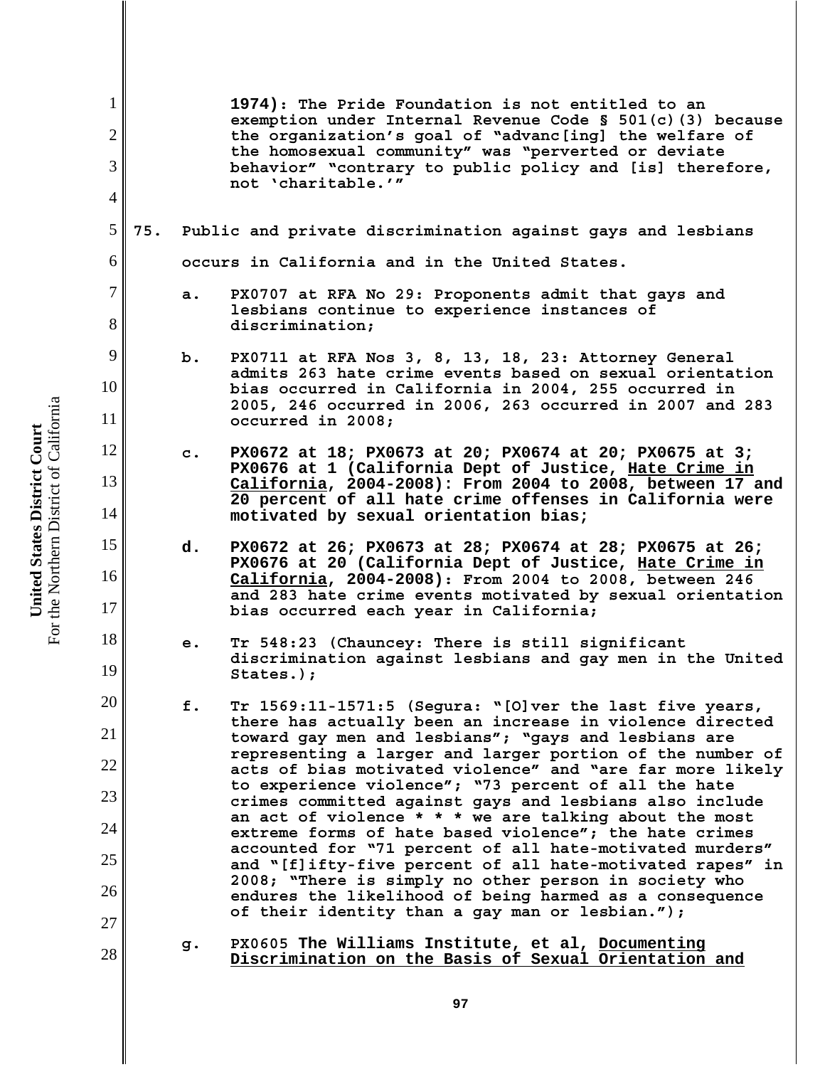**1974)**: The Pride Foundation is not entitled to an exemption under Internal Revenue Code § 501(c)(3) because the organization's goal of "advanc[ing] the welfare of the homosexual community" was "perverted or deviate behavior" "contrary to public policy and [is] therefore, not 'charitable.'"

**75.** Public and private discrimination against gays and lesbians occurs in California and in the United States.

a. PX0707 at RFA No 29: Proponents admit that gays and lesbians continue to experience instances of discrimination;

b. PX0711 at RFA Nos 3, 8, 13, 18, 23: Attorney General admits 263 hate crime events based on sexual orientation bias occurred in California in 2004, 255 occurred in 2005, 246 occurred in 2006, 263 occurred in 2007 and 283 occurred in 2008;

c. **PX0672 at 18; PX0673 at 20; PX0674 at 20; PX0675 at 3; PX0676 at 1 (California Dept of Justice, Hate Crime in California, 2004-2008): From 2004 to 2008, between 17 and 20 percent of all hate crime offenses in California were motivated by sexual orientation bias;**

d. **PX0672 at 26; PX0673 at 28; PX0674 at 28; PX0675 at 26; PX0676 at 20 (California Dept of Justice, Hate Crime in California, 2004-2008)**: From 2004 to 2008, between 246 and 283 hate crime events motivated by sexual orientation bias occurred each year in California;

e. Tr 548:23 (Chauncey: There is still significant discrimination against lesbians and gay men in the United States.);

f. Tr 1569:11-1571:5 (Segura: "[O]ver the last five years, there has actually been an increase in violence directed toward gay men and lesbians"; "gays and lesbians are representing a larger and larger portion of the number of acts of bias motivated violence" and "are far more likely to experience violence"; "73 percent of all the hate crimes committed against gays and lesbians also include an act of violence * * * we are talking about the most extreme forms of hate based violence"; the hate crimes accounted for "71 percent of all hate-motivated murders" and "[f]ifty-five percent of all hate-motivated rapes" in 2008; "There is simply no other person in society who endures the likelihood of being harmed as a consequence of their identity than a gay man or lesbian.");

g. PX0605 **The Williams Institute, et al, Documenting Discrimination on the Basis of Sexual Orientation and**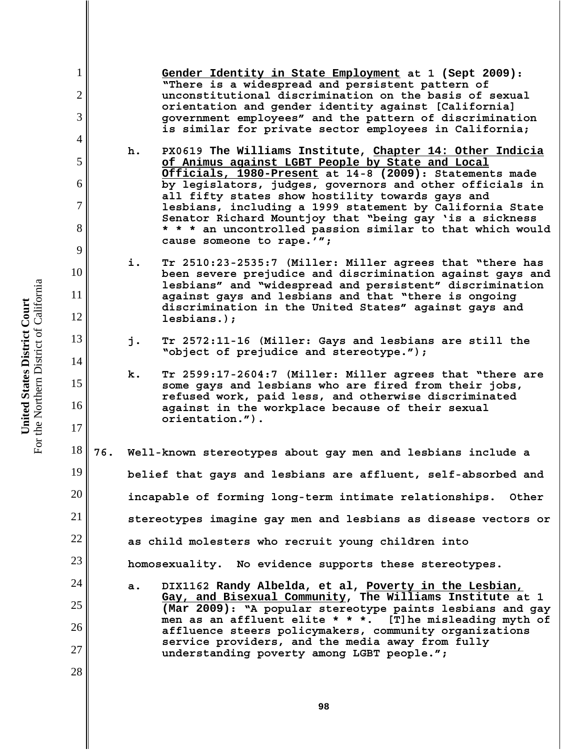**Gender Identity in State Employment** at 1 **(Sept 2009)**: "There is a widespread and persistent pattern of unconstitutional discrimination on the basis of sexual orientation and gender identity against [California] government employees" and the pattern of discrimination is similar for private sector employees in California;

h. PX0619 **The Williams Institute, Chapter 14: Other Indicia of Animus against LGBT People by State and Local Officials, 1980-Present** at 14-8 **(2009)**: Statements made by legislators, judges, governors and other officials in all fifty states show hostility towards gays and lesbians, including a 1999 statement by California State Senator Richard Mountjoy that "being gay 'is a sickness * * * an uncontrolled passion similar to that which would cause someone to rape.'";

i. Tr 2510:23-2535:7 (Miller: Miller agrees that "there has been severe prejudice and discrimination against gays and lesbians" and "widespread and persistent" discrimination against gays and lesbians and that "there is ongoing discrimination in the United States" against gays and lesbians.);

j. Tr 2572:11-16 (Miller: Gays and lesbians are still the "object of prejudice and stereotype.");

k. Tr 2599:17-2604:7 (Miller: Miller agrees that "there are some gays and lesbians who are fired from their jobs, refused work, paid less, and otherwise discriminated against in the workplace because of their sexual orientation.").

76. Well-known stereotypes about gay men and lesbians include a belief that gays and lesbians are affluent, self-absorbed and incapable of forming long-term intimate relationships. Other stereotypes imagine gay men and lesbians as disease vectors or as child molesters who recruit young children into homosexuality. No evidence supports these stereotypes.

a. DIX1162 **Randy Albelda, et al, Poverty in the Lesbian, Gay, and Bisexual Community, The Williams Institute** at 1 **(Mar 2009)**: "A popular stereotype paints lesbians and gay men as an affluent elite * * *. [T]he misleading myth of affluence steers policymakers, community organizations service providers, and the media away from fully understanding poverty among LGBT people.";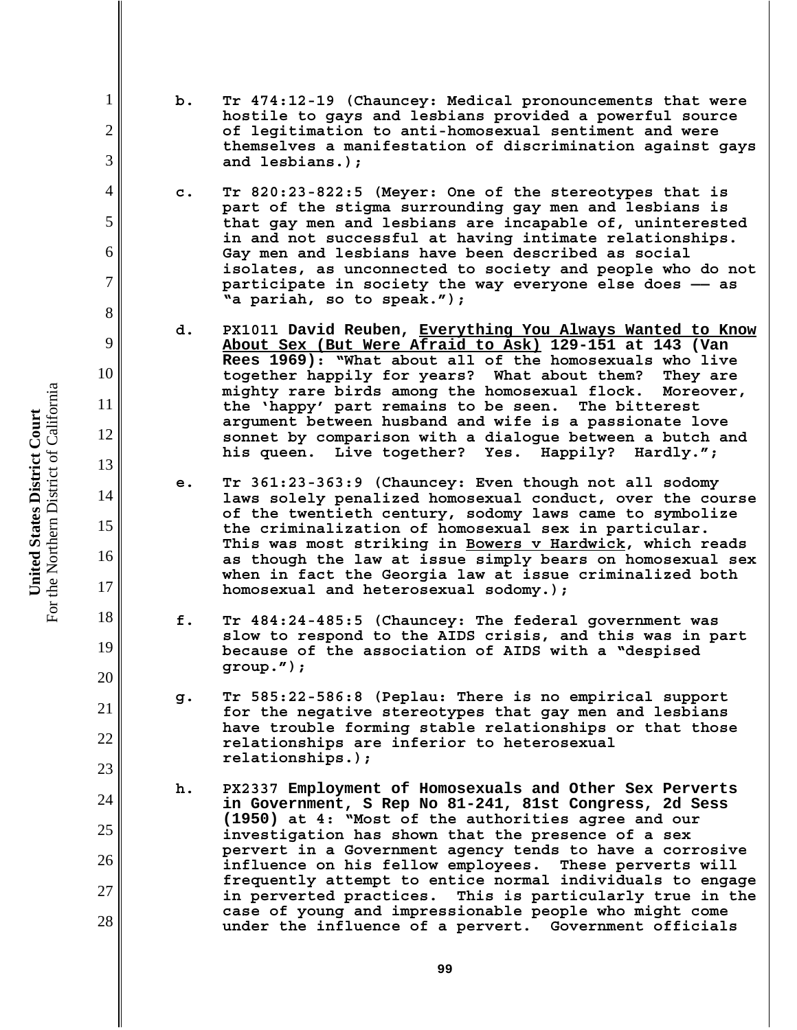b. Tr 474:12-19 (Chauncey: Medical pronouncements that were hostile to gays and lesbians provided a powerful source of legitimation to anti-homosexual sentiment and were themselves a manifestation of discrimination against gays and lesbians.);

c. Tr 820:23-822:5 (Meyer: One of the stereotypes that is part of the stigma surrounding gay men and lesbians is that gay men and lesbians are incapable of, uninterested in and not successful at having intimate relationships. Gay men and lesbians have been described as social isolates, as unconnected to society and people who do not participate in society the way everyone else does —— as "a pariah, so to speak.");

d. PX1011 **David Reuben, Everything You Always Wanted to Know About Sex (But Were Afraid to Ask) 129-151 at 143 (Van Rees 1969)**: "What about all of the homosexuals who live together happily for years? What about them? They are mighty rare birds among the homosexual flock. Moreover, the 'happy' part remains to be seen. The bitterest argument between husband and wife is a passionate love sonnet by comparison with a dialogue between a butch and his queen. Live together? Yes. Happily? Hardly.";

e. Tr 361:23-363:9 (Chauncey: Even though not all sodomy laws solely penalized homosexual conduct, over the course of the twentieth century, sodomy laws came to symbolize the criminalization of homosexual sex in particular. This was most striking in Bowers v Hardwick, which reads as though the law at issue simply bears on homosexual sex when in fact the Georgia law at issue criminalized both homosexual and heterosexual sodomy.);

f. Tr 484:24-485:5 (Chauncey: The federal government was slow to respond to the AIDS crisis, and this was in part because of the association of AIDS with a "despised group.");

g. Tr 585:22-586:8 (Peplau: There is no empirical support for the negative stereotypes that gay men and lesbians have trouble forming stable relationships or that those relationships are inferior to heterosexual relationships.);

h. PX2337 **Employment of Homosexuals and Other Sex Perverts in Government, S Rep No 81-241, 81st Congress, 2d Sess (1950)** at 4: "Most of the authorities agree and our investigation has shown that the presence of a sex pervert in a Government agency tends to have a corrosive influence on his fellow employees. These perverts will frequently attempt to entice normal individuals to engage in perverted practices. This is particularly true in the case of young and impressionable people who might come under the influence of a pervert. Government officials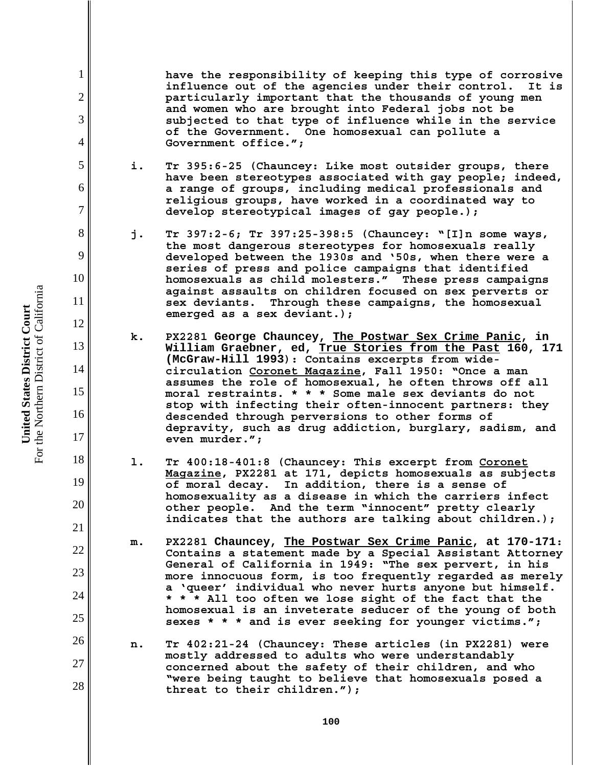have the responsibility of keeping this type of corrosive influence out of the agencies under their control. It is particularly important that the thousands of young men and women who are brought into Federal jobs not be subjected to that type of influence while in the service of the Government. One homosexual can pollute a Government office.";

i. Tr 395:6-25 (Chauncey: Like most outsider groups, there have been stereotypes associated with gay people; indeed, a range of groups, including medical professionals and religious groups, have worked in a coordinated way to develop stereotypical images of gay people.);

j. Tr 397:2-6; Tr 397:25-398:5 (Chauncey: "[I]n some ways, the most dangerous stereotypes for homosexuals really developed between the 1930s and '50s, when there were a series of press and police campaigns that identified homosexuals as child molesters." These press campaigns against assaults on children focused on sex perverts or sex deviants. Through these campaigns, the homosexual emerged as a sex deviant.);

k. PX2281 **George Chauncey, <u>The Postwar Sex Crime Panic</u>, in William Graebner, ed, <u>True Stories from the Past</u> 160, 171 (McGraw-Hill 1993)**: Contains excerpts from wide-circulation <u>Coronet Magazine</u>, Fall 1950: "Once a man assumes the role of homosexual, he often throws off all moral restraints. * * * Some male sex deviants do not stop with infecting their often-innocent partners: they descended through perversions to other forms of depravity, such as drug addiction, burglary, sadism, and even murder.";

l. Tr 400:18-401:8 (Chauncey: This excerpt from <u>Coronet Magazine</u>, PX2281 at 171, depicts homosexuals as subjects of moral decay. In addition, there is a sense of homosexuality as a disease in which the carriers infect other people. And the term "innocent" pretty clearly indicates that the authors are talking about children.);

m. PX2281 **Chauncey, <u>The Postwar Sex Crime Panic</u>, at 170-171**: Contains a statement made by a Special Assistant Attorney General of California in 1949: "The sex pervert, in his more innocuous form, is too frequently regarded as merely a 'queer' individual who never hurts anyone but himself. * * * All too often we lose sight of the fact that the homosexual is an inveterate seducer of the young of both sexes * * * and is ever seeking for younger victims.";

n. Tr 402:21-24 (Chauncey: These articles (in PX2281) were mostly addressed to adults who were understandably concerned about the safety of their children, and who "were being taught to believe that homosexuals posed a threat to their children.");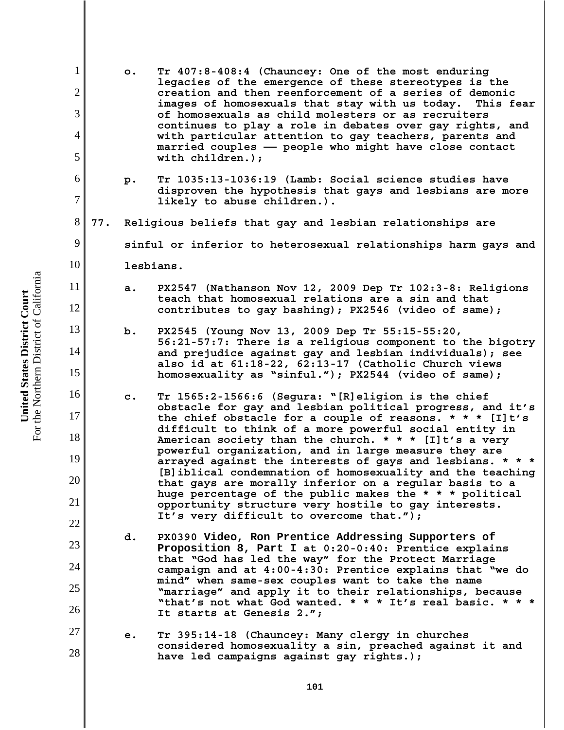o. Tr 407:8-408:4 (Chauncey: One of the most enduring legacies of the emergence of these stereotypes is the creation and then reenforcement of a series of demonic images of homosexuals that stay with us today. This fear of homosexuals as child molesters or as recruiters continues to play a role in debates over gay rights, and with particular attention to gay teachers, parents and married couples –– people who might have close contact with children.);

p. Tr 1035:13-1036:19 (Lamb: Social science studies have disproven the hypothesis that gays and lesbians are more likely to abuse children.).

77. Religious beliefs that gay and lesbian relationships are sinful or inferior to heterosexual relationships harm gays and lesbians.

a. PX2547 (Nathanson Nov 12, 2009 Dep Tr 102:3-8: Religions teach that homosexual relations are a sin and that contributes to gay bashing); PX2546 (video of same);

b. PX2545 (Young Nov 13, 2009 Dep Tr 55:15-55:20, 56:21-57:7: There is a religious component to the bigotry and prejudice against gay and lesbian individuals); see also id at 61:18-22, 62:13-17 (Catholic Church views homosexuality as "sinful."); PX2544 (video of same);

c. Tr 1565:2-1566:6 (Segura: "[R]eligion is the chief obstacle for gay and lesbian political progress, and it's the chief obstacle for a couple of reasons. * * * [I]t's difficult to think of a more powerful social entity in American society than the church. * * * [I]t's a very powerful organization, and in large measure they are arrayed against the interests of gays and lesbians. * * * [B]iblical condemnation of homosexuality and the teaching that gays are morally inferior on a regular basis to a huge percentage of the public makes the * * * political opportunity structure very hostile to gay interests. It's very difficult to overcome that.");

d. PX0390 **Video, Ron Prentice Addressing Supporters of Proposition 8, Part I** at 0:20-0:40: Prentice explains that "God has led the way" for the Protect Marriage campaign and at 4:00-4:30: Prentice explains that "we do mind" when same-sex couples want to take the name "marriage" and apply it to their relationships, because "that's not what God wanted. * * * It's real basic. * * * It starts at Genesis 2.";

e. Tr 395:14-18 (Chauncey: Many clergy in churches considered homosexuality a sin, preached against it and have led campaigns against gay rights.);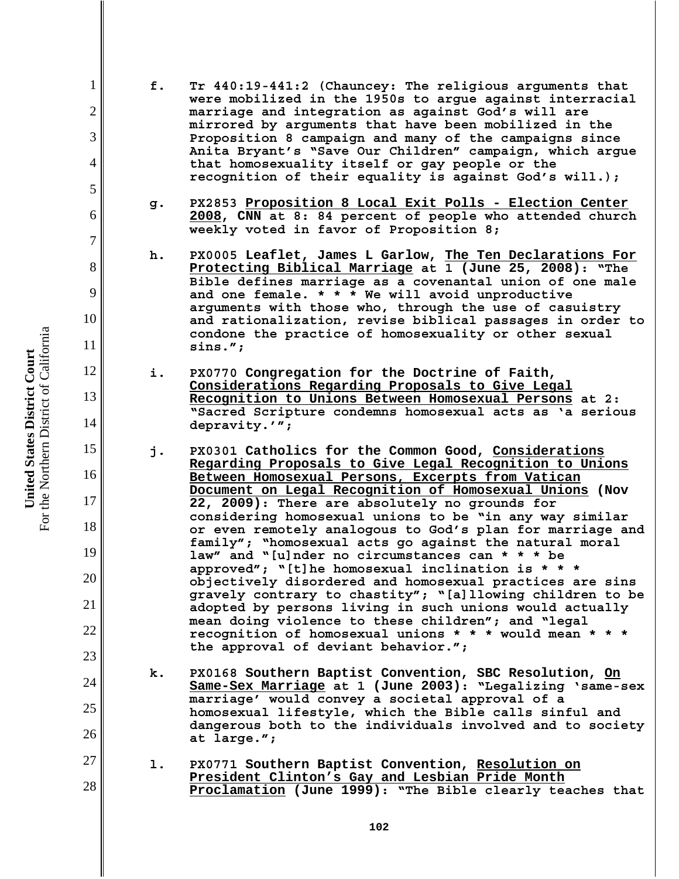f. Tr 440:19-441:2 (Chauncey: The religious arguments that were mobilized in the 1950s to argue against interracial marriage and integration as against God's will are mirrored by arguments that have been mobilized in the Proposition 8 campaign and many of the campaigns since Anita Bryant's "Save Our Children" campaign, which argue that homosexuality itself or gay people or the recognition of their equality is against God's will.);

g. PX2853 **Proposition 8 Local Exit Polls - Election Center 2008, CNN** at 8: 84 percent of people who attended church weekly voted in favor of Proposition 8;

h. PX0005 **Leaflet, James L Garlow, The Ten Declarations For Protecting Biblical Marriage** at 1 **(June 25, 2008)**: "The Bible defines marriage as a covenantal union of one male and one female. * * * We will avoid unproductive arguments with those who, through the use of casuistry and rationalization, revise biblical passages in order to condone the practice of homosexuality or other sexual sins.";

i. PX0770 **Congregation for the Doctrine of Faith, Considerations Regarding Proposals to Give Legal Recognition to Unions Between Homosexual Persons** at 2: "Sacred Scripture condemns homosexual acts as 'a serious depravity.'";

j. PX0301 **Catholics for the Common Good, Considerations Regarding Proposals to Give Legal Recognition to Unions Between Homosexual Persons, Excerpts from Vatican Document on Legal Recognition of Homosexual Unions (Nov 22, 2009)**: There are absolutely no grounds for considering homosexual unions to be "in any way similar or even remotely analogous to God's plan for marriage and family"; "homosexual acts go against the natural moral law" and "[u]nder no circumstances can * * * be approved"; "[t]he homosexual inclination is * * * objectively disordered and homosexual practices are sins gravely contrary to chastity"; "[a]llowing children to be adopted by persons living in such unions would actually mean doing violence to these children"; and "legal recognition of homosexual unions * * * would mean * * * the approval of deviant behavior.";

k. PX0168 **Southern Baptist Convention, SBC Resolution, On Same-Sex Marriage** at 1 **(June 2003)**: "Legalizing 'same-sex marriage' would convey a societal approval of a homosexual lifestyle, which the Bible calls sinful and dangerous both to the individuals involved and to society at large.";

l. PX0771 **Southern Baptist Convention, Resolution on President Clinton's Gay and Lesbian Pride Month Proclamation (June 1999)**: "The Bible clearly teaches that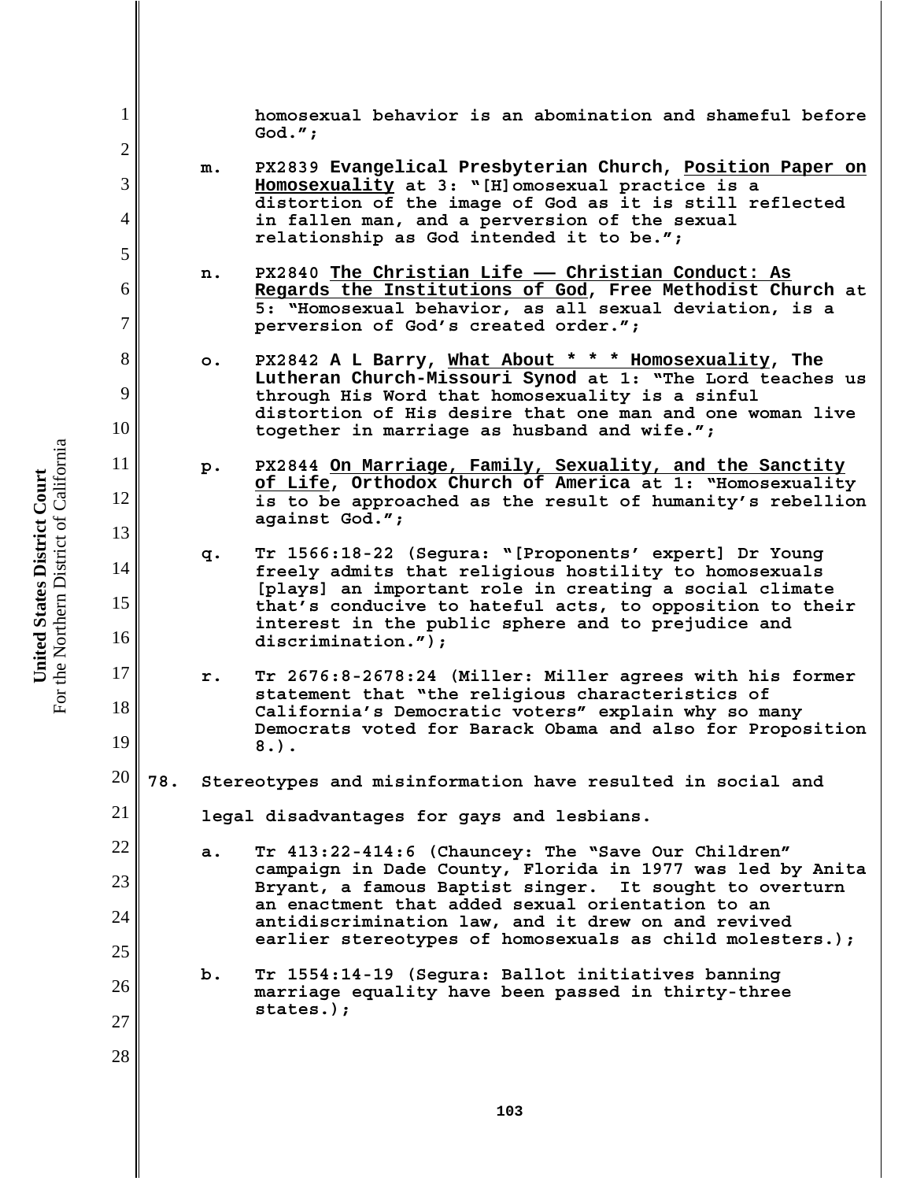homosexual behavior is an abomination and shameful before God.";

m. PX2839 **Evangelical Presbyterian Church**, **<u>Position Paper on Homosexuality</u>** at 3: "[H]omosexual practice is a distortion of the image of God as it is still reflected in fallen man, and a perversion of the sexual relationship as God intended it to be.";

n. PX2840 **<u>The Christian Life —— Christian Conduct: As Regards the Institutions of God</u>**, **Free Methodist Church** at 5: "Homosexual behavior, as all sexual deviation, is a perversion of God's created order.";

o. PX2842 **A L Barry**, **<u>What About * * * Homosexuality</u>**, **The Lutheran Church-Missouri Synod** at 1: "The Lord teaches us through His Word that homosexuality is a sinful distortion of His desire that one man and one woman live together in marriage as husband and wife.";

p. PX2844 **<u>On Marriage, Family, Sexuality, and the Sanctity of Life</u>**, **Orthodox Church of America** at 1: "Homosexuality is to be approached as the result of humanity's rebellion against God.";

q. Tr 1566:18-22 (Segura: "[Proponents' expert] Dr Young freely admits that religious hostility to homosexuals [plays] an important role in creating a social climate that's conducive to hateful acts, to opposition to their interest in the public sphere and to prejudice and discrimination.");

r. Tr 2676:8-2678:24 (Miller: Miller agrees with his former statement that "the religious characteristics of California's Democratic voters" explain why so many Democrats voted for Barack Obama and also for Proposition 8.).

78. Stereotypes and misinformation have resulted in social and legal disadvantages for gays and lesbians.

a. Tr 413:22-414:6 (Chauncey: The "Save Our Children" campaign in Dade County, Florida in 1977 was led by Anita Bryant, a famous Baptist singer. It sought to overturn an enactment that added sexual orientation to an antidiscrimination law, and it drew on and revived earlier stereotypes of homosexuals as child molesters.);

b. Tr 1554:14-19 (Segura: Ballot initiatives banning marriage equality have been passed in thirty-three states.);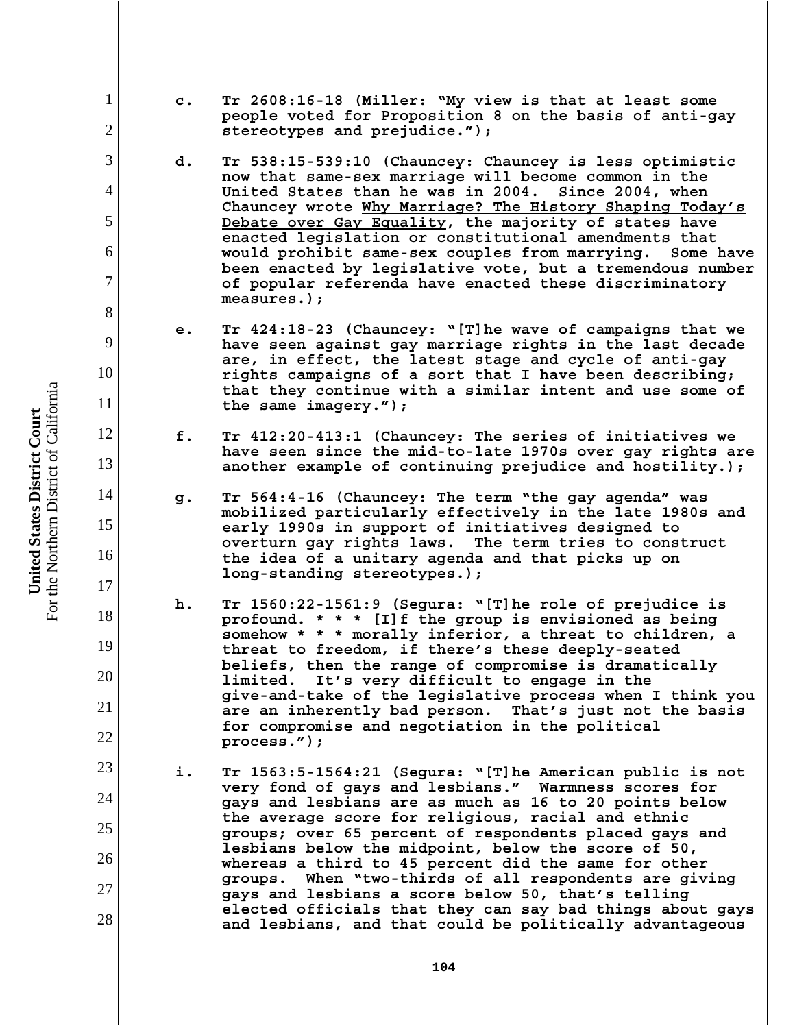c. Tr 2608:16-18 (Miller: "My view is that at least some people voted for Proposition 8 on the basis of anti-gay stereotypes and prejudice.");

d. Tr 538:15-539:10 (Chauncey: Chauncey is less optimistic now that same-sex marriage will become common in the United States than he was in 2004. Since 2004, when Chauncey wrote Why Marriage? The History Shaping Today's Debate over Gay Equality, the majority of states have enacted legislation or constitutional amendments that would prohibit same-sex couples from marrying. Some have been enacted by legislative vote, but a tremendous number of popular referenda have enacted these discriminatory measures.);

e. Tr 424:18-23 (Chauncey: "[T]he wave of campaigns that we have seen against gay marriage rights in the last decade are, in effect, the latest stage and cycle of anti-gay rights campaigns of a sort that I have been describing; that they continue with a similar intent and use some of the same imagery.");

f. Tr 412:20-413:1 (Chauncey: The series of initiatives we have seen since the mid-to-late 1970s over gay rights are another example of continuing prejudice and hostility.);

g. Tr 564:4-16 (Chauncey: The term "the gay agenda" was mobilized particularly effectively in the late 1980s and early 1990s in support of initiatives designed to overturn gay rights laws. The term tries to construct the idea of a unitary agenda and that picks up on long-standing stereotypes.);

h. Tr 1560:22-1561:9 (Segura: "[T]he role of prejudice is profound. * * * [I]f the group is envisioned as being somehow * * * morally inferior, a threat to children, a threat to freedom, if there's these deeply-seated beliefs, then the range of compromise is dramatically limited. It's very difficult to engage in the give-and-take of the legislative process when I think you are an inherently bad person. That's just not the basis for compromise and negotiation in the political process.");

i. Tr 1563:5-1564:21 (Segura: "[T]he American public is not very fond of gays and lesbians." Warmness scores for gays and lesbians are as much as 16 to 20 points below the average score for religious, racial and ethnic groups; over 65 percent of respondents placed gays and lesbians below the midpoint, below the score of 50, whereas a third to 45 percent did the same for other groups. When "two-thirds of all respondents are giving gays and lesbians a score below 50, that's telling elected officials that they can say bad things about gays and lesbians, and that could be politically advantageous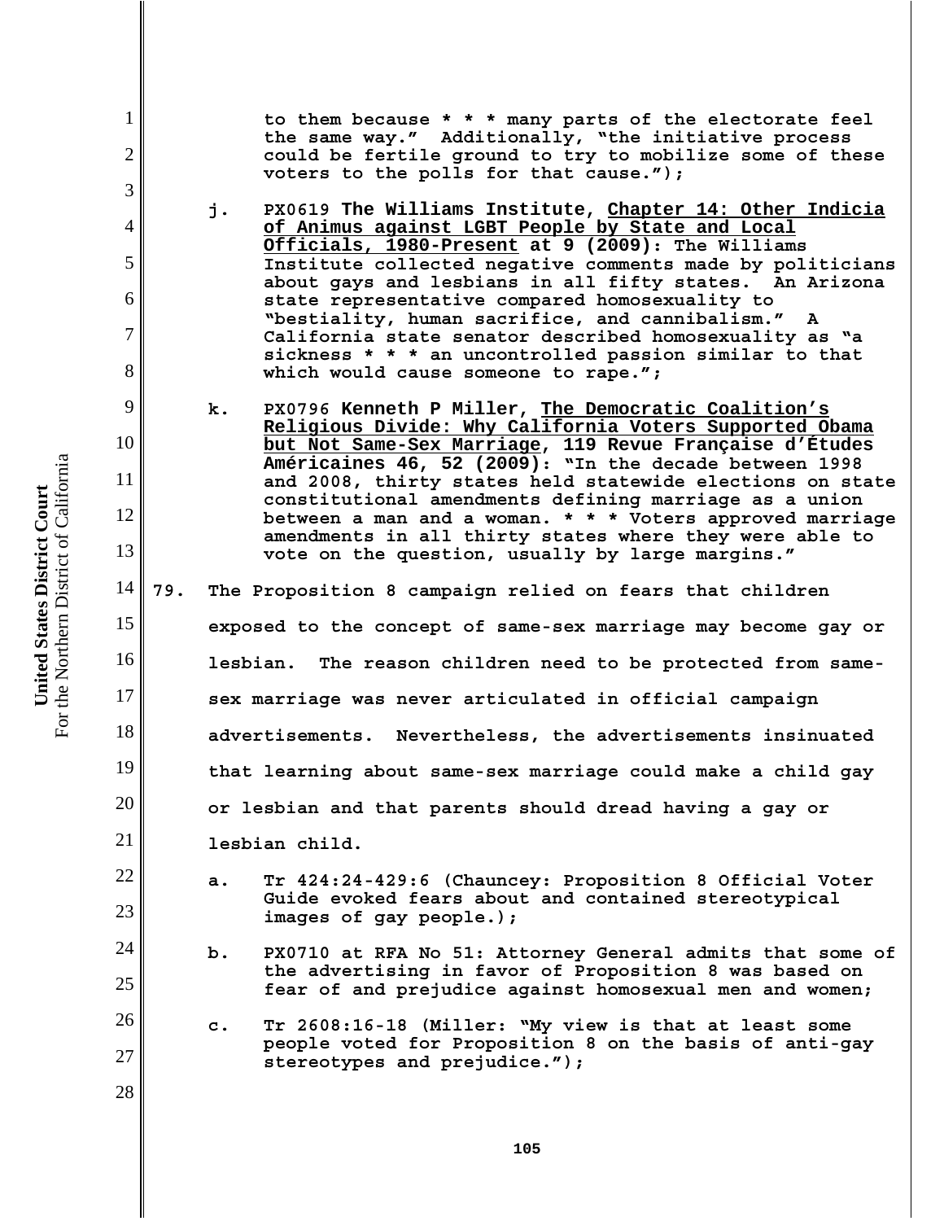to them because * * * many parts of the electorate feel the same way." Additionally, "the initiative process could be fertile ground to try to mobilize some of these voters to the polls for that cause.");

j. PX0619 **The Williams Institute, Chapter 14: Other Indicia of Animus against LGBT People by State and Local Officials, 1980-Present at 9 (2009):** The Williams Institute collected negative comments made by politicians about gays and lesbians in all fifty states. An Arizona state representative compared homosexuality to "bestiality, human sacrifice, and cannibalism." A California state senator described homosexuality as "a sickness * * * an uncontrolled passion similar to that which would cause someone to rape.";

k. PX0796 **Kenneth P Miller, The Democratic Coalition's Religious Divide: Why California Voters Supported Obama but Not Same-Sex Marriage, 119 Revue Française d'Études Américaines 46, 52 (2009):** "In the decade between 1998 and 2008, thirty states held statewide elections on state constitutional amendments defining marriage as a union between a man and a woman. * * * Voters approved marriage amendments in all thirty states where they were able to vote on the question, usually by large margins."

79. The Proposition 8 campaign relied on fears that children exposed to the concept of same-sex marriage may become gay or lesbian. The reason children need to be protected from same-sex marriage was never articulated in official campaign advertisements. Nevertheless, the advertisements insinuated that learning about same-sex marriage could make a child gay or lesbian and that parents should dread having a gay or lesbian child.

a. Tr 424:24-429:6 (Chauncey: Proposition 8 Official Voter Guide evoked fears about and contained stereotypical images of gay people.);

b. PX0710 at RFA No 51: Attorney General admits that some of the advertising in favor of Proposition 8 was based on fear of and prejudice against homosexual men and women;

c. Tr 2608:16-18 (Miller: "My view is that at least some people voted for Proposition 8 on the basis of anti-gay stereotypes and prejudice.");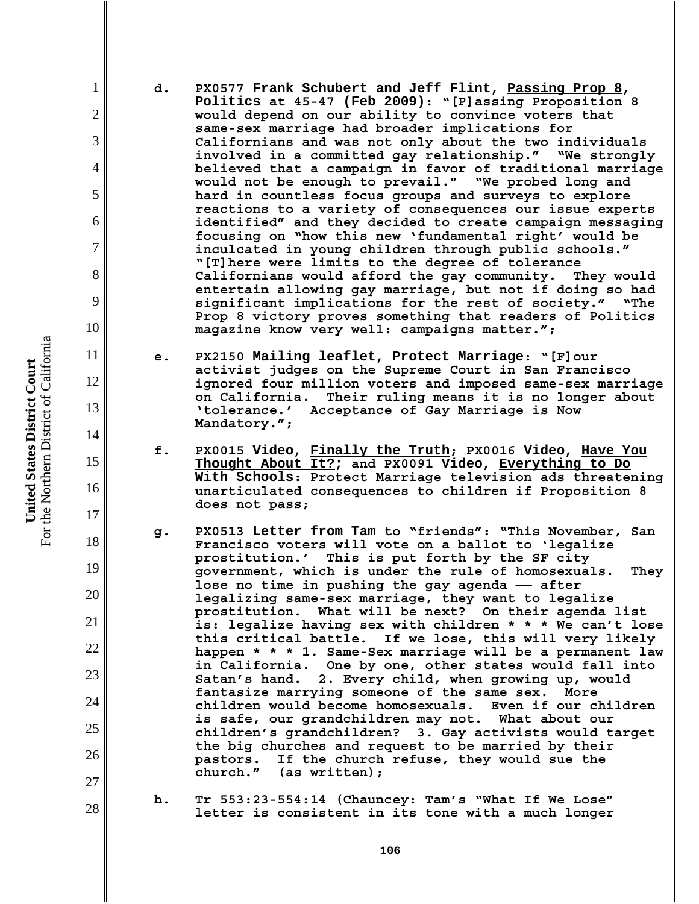d. PX0577 **Frank Schubert and Jeff Flint, Passing Prop 8, Politics at 45-47 (Feb 2009)**: "[P]assing Proposition 8 would depend on our ability to convince voters that same-sex marriage had broader implications for Californians and was not only about the two individuals involved in a committed gay relationship." "We strongly believed that a campaign in favor of traditional marriage would not be enough to prevail." "We probed long and hard in countless focus groups and surveys to explore reactions to a variety of consequences our issue experts identified" and they decided to create campaign messaging focusing on "how this new 'fundamental right' would be inculcated in young children through public schools." "[T]here were limits to the degree of tolerance Californians would afford the gay community. They would entertain allowing gay marriage, but not if doing so had significant implications for the rest of society." "The Prop 8 victory proves something that readers of Politics magazine know very well: campaigns matter.";

e. PX2150 **Mailing leaflet, Protect Marriage**: "[F]our activist judges on the Supreme Court in San Francisco ignored four million voters and imposed same-sex marriage on California. Their ruling means it is no longer about 'tolerance.' Acceptance of Gay Marriage is Now Mandatory.";

f. PX0015 **Video, Finally the Truth**; PX0016 **Video, Have You Thought About It?**; and PX0091 **Video, Everything to Do With Schools**: Protect Marriage television ads threatening unarticulated consequences to children if Proposition 8 does not pass;

g. PX0513 **Letter from Tam** to "friends": "This November, San Francisco voters will vote on a ballot to 'legalize prostitution.' This is put forth by the SF city government, which is under the rule of homosexuals. They lose no time in pushing the gay agenda –– after legalizing same-sex marriage, they want to legalize prostitution. What will be next? On their agenda list is: legalize having sex with children * * * We can't lose this critical battle. If we lose, this will very likely happen * * * 1. Same-Sex marriage will be a permanent law in California. One by one, other states would fall into Satan's hand. 2. Every child, when growing up, would fantasize marrying someone of the same sex. More children would become homosexuals. Even if our children is safe, our grandchildren may not. What about our children's grandchildren? 3. Gay activists would target the big churches and request to be married by their pastors. If the church refuse, they would sue the church." (as written);

h. Tr 553:23-554:14 (Chauncey: Tam's "What If We Lose" letter is consistent in its tone with a much longer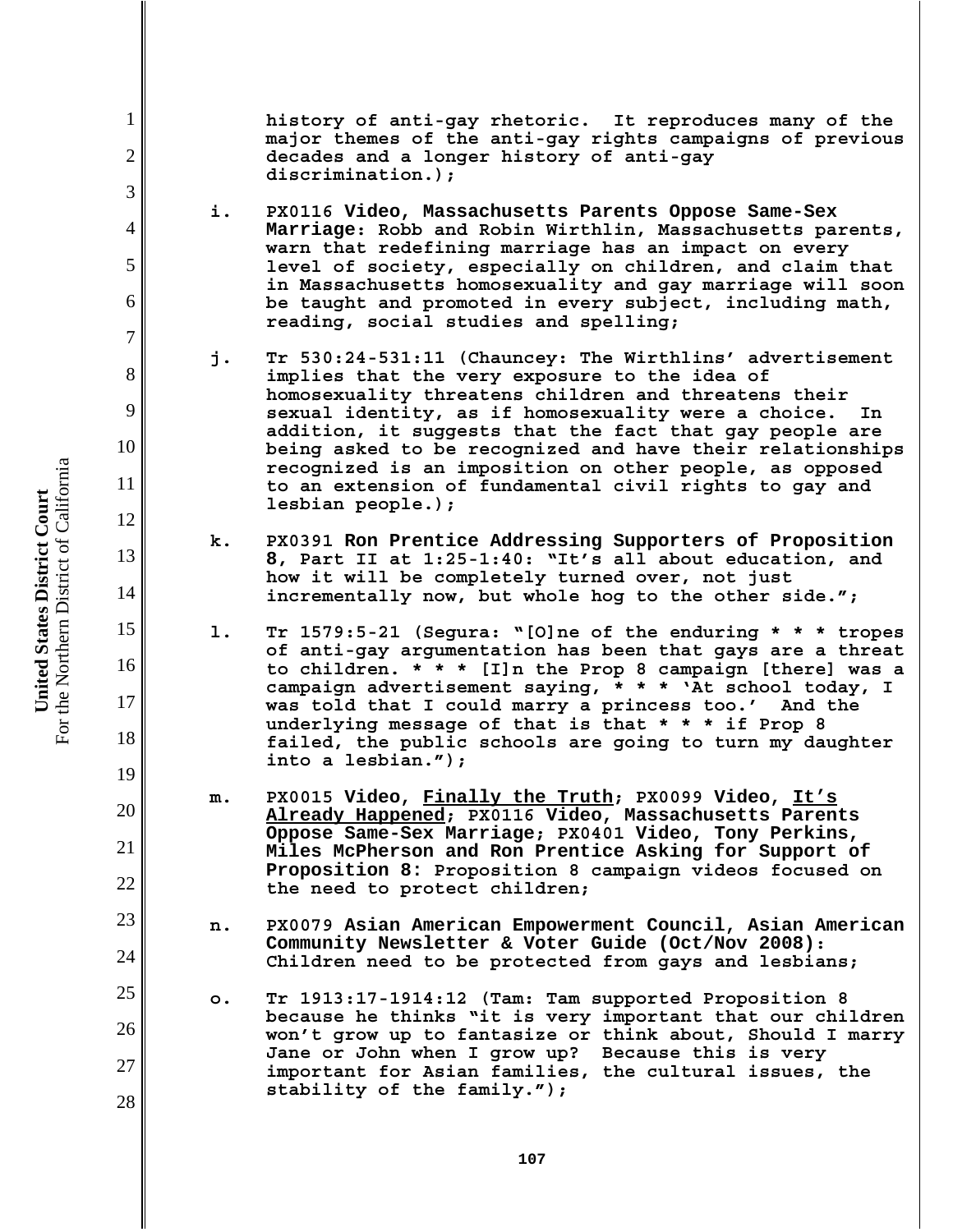history of anti-gay rhetoric. It reproduces many of the major themes of the anti-gay rights campaigns of previous decades and a longer history of anti-gay discrimination.);

i. PX0116 **Video, Massachusetts Parents Oppose Same-Sex Marriage**: Robb and Robin Wirthlin, Massachusetts parents, warn that redefining marriage has an impact on every level of society, especially on children, and claim that in Massachusetts homosexuality and gay marriage will soon be taught and promoted in every subject, including math, reading, social studies and spelling;

j. Tr 530:24-531:11 (Chauncey: The Wirthlins' advertisement implies that the very exposure to the idea of homosexuality threatens children and threatens their sexual identity, as if homosexuality were a choice. In addition, it suggests that the fact that gay people are being asked to be recognized and have their relationships recognized is an imposition on other people, as opposed to an extension of fundamental civil rights to gay and lesbian people.);

k. PX0391 **Ron Prentice Addressing Supporters of Proposition 8**, Part II at 1:25-1:40: "It's all about education, and how it will be completely turned over, not just incrementally now, but whole hog to the other side.";

l. Tr 1579:5-21 (Segura: "[O]ne of the enduring * * * tropes of anti-gay argumentation has been that gays are a threat to children. * * * [I]n the Prop 8 campaign [there] was a campaign advertisement saying, * * * 'At school today, I was told that I could marry a princess too.' And the underlying message of that is that * * * if Prop 8 failed, the public schools are going to turn my daughter into a lesbian.");

m. PX0015 **Video, Finally the Truth**; PX0099 **Video, It's Already Happened**; PX0116 **Video, Massachusetts Parents Oppose Same-Sex Marriage**; PX0401 **Video, Tony Perkins, Miles McPherson and Ron Prentice Asking for Support of Proposition 8**: Proposition 8 campaign videos focused on the need to protect children;

n. PX0079 **Asian American Empowerment Council, Asian American Community Newsletter & Voter Guide (Oct/Nov 2008)**: Children need to be protected from gays and lesbians;

o. Tr 1913:17-1914:12 (Tam: Tam supported Proposition 8 because he thinks "it is very important that our children won't grow up to fantasize or think about, Should I marry Jane or John when I grow up? Because this is very important for Asian families, the cultural issues, the stability of the family.");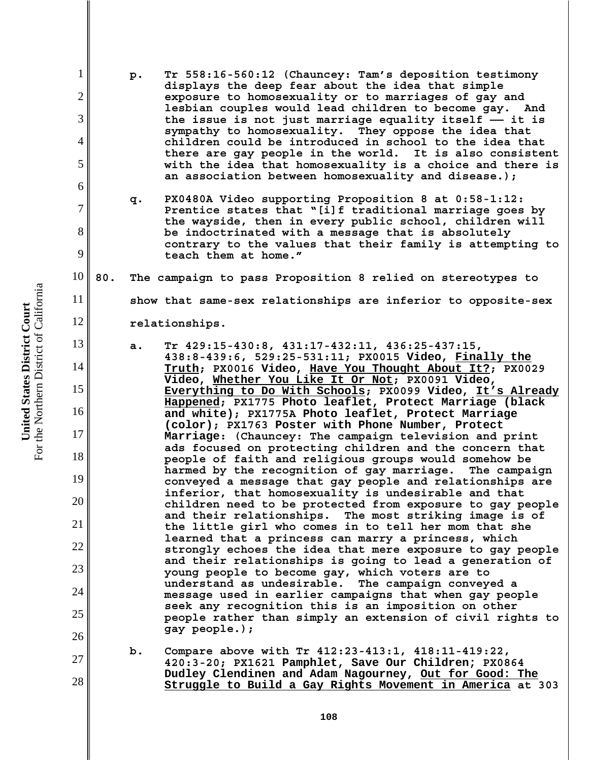p. Tr 558:16-560:12 (Chauncey: Tam's deposition testimony displays the deep fear about the idea that simple exposure to homosexuality or to marriages of gay and lesbian couples would lead children to become gay. And the issue is not just marriage equality itself —— it is sympathy to homosexuality. They oppose the idea that children could be introduced in school to the idea that there are gay people in the world. It is also consistent with the idea that homosexuality is a choice and there is an association between homosexuality and disease.);

q. PX0480A Video supporting Proposition 8 at 0:58-1:12: Prentice states that "[i]f traditional marriage goes by the wayside, then in every public school, children will be indoctrinated with a message that is absolutely contrary to the values that their family is attempting to teach them at home."

80. **The campaign to pass Proposition 8 relied on stereotypes to show that same-sex relationships are inferior to opposite-sex relationships.**

a. Tr 429:15-430:8, 431:17-432:11, 436:25-437:15, 438:8-439:6, 529:25-531:11; PX0015 **Video**, **Finally the Truth**; PX0016 **Video**, **Have You Thought About It?**; PX0029 **Video**, **Whether You Like It Or Not**; PX0091 **Video**, **Everything to Do With Schools**; PX0099 **Video**, **It's Already Happened**; PX1775 **Photo leaflet, Protect Marriage (black and white)**; PX1775A **Photo leaflet, Protect Marriage (color)**; PX1763 **Poster with Phone Number, Protect Marriage**: (Chauncey: The campaign television and print ads focused on protecting children and the concern that people of faith and religious groups would somehow be harmed by the recognition of gay marriage. The campaign conveyed a message that gay people and relationships are inferior, that homosexuality is undesirable and that children need to be protected from exposure to gay people and their relationships. The most striking image is of the little girl who comes in to tell her mom that she learned that a princess can marry a princess, which strongly echoes the idea that mere exposure to gay people and their relationships is going to lead a generation of young people to become gay, which voters are to understand as undesirable. The campaign conveyed a message used in earlier campaigns that when gay people seek any recognition this is an imposition on other people rather than simply an extension of civil rights to gay people.);

b. Compare above with Tr 412:23-413:1, 418:11-419:22, 420:3-20; PX1621 **Pamphlet, Save Our Children**; PX0864 **Dudley Clendinen and Adam Nagourney, Out for Good: The Struggle to Build a Gay Rights Movement in America** at 303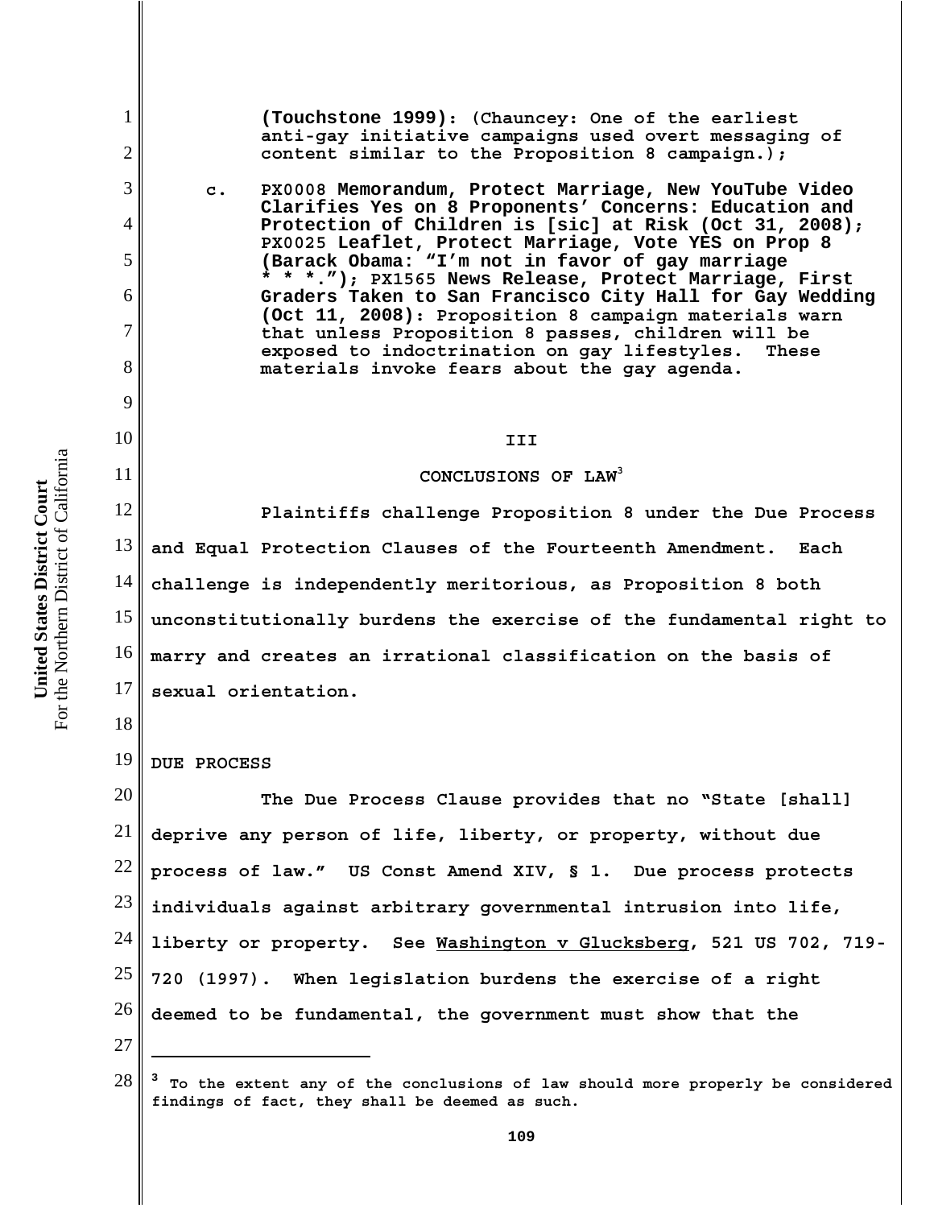**(Touchstone 1999)**: (Chauncey: One of the earliest anti-gay initiative campaigns used overt messaging of content similar to the Proposition 8 campaign.);

c. PX0008 **Memorandum, Protect Marriage, New YouTube Video Clarifies Yes on 8 Proponents' Concerns: Education and Protection of Children is [sic] at Risk (Oct 31, 2008)**; PX0025 **Leaflet, Protect Marriage, Vote YES on Prop 8 (Barack Obama: "I'm not in favor of gay marriage * * *.")**; PX1565 **News Release, Protect Marriage, First Graders Taken to San Francisco City Hall for Gay Wedding (Oct 11, 2008)**: Proposition 8 campaign materials warn that unless Proposition 8 passes, children will be exposed to indoctrination on gay lifestyles. These materials invoke fears about the gay agenda.

## III

## CONCLUSIONS OF LAW[3]

Plaintiffs challenge Proposition 8 under the Due Process and Equal Protection Clauses of the Fourteenth Amendment. Each challenge is independently meritorious, as Proposition 8 both unconstitutionally burdens the exercise of the fundamental right to marry and creates an irrational classification on the basis of sexual orientation.

### DUE PROCESS

The Due Process Clause provides that no "State [shall] deprive any person of life, liberty, or property, without due process of law." US Const Amend XIV, § 1. Due process protects individuals against arbitrary governmental intrusion into life, liberty or property. See Washington v Glucksberg, 521 US 702, 719-720 (1997). When legislation burdens the exercise of a right deemed to be fundamental, the government must show that the

[3] To the extent any of the conclusions of law should more properly be considered findings of fact, they shall be deemed as such.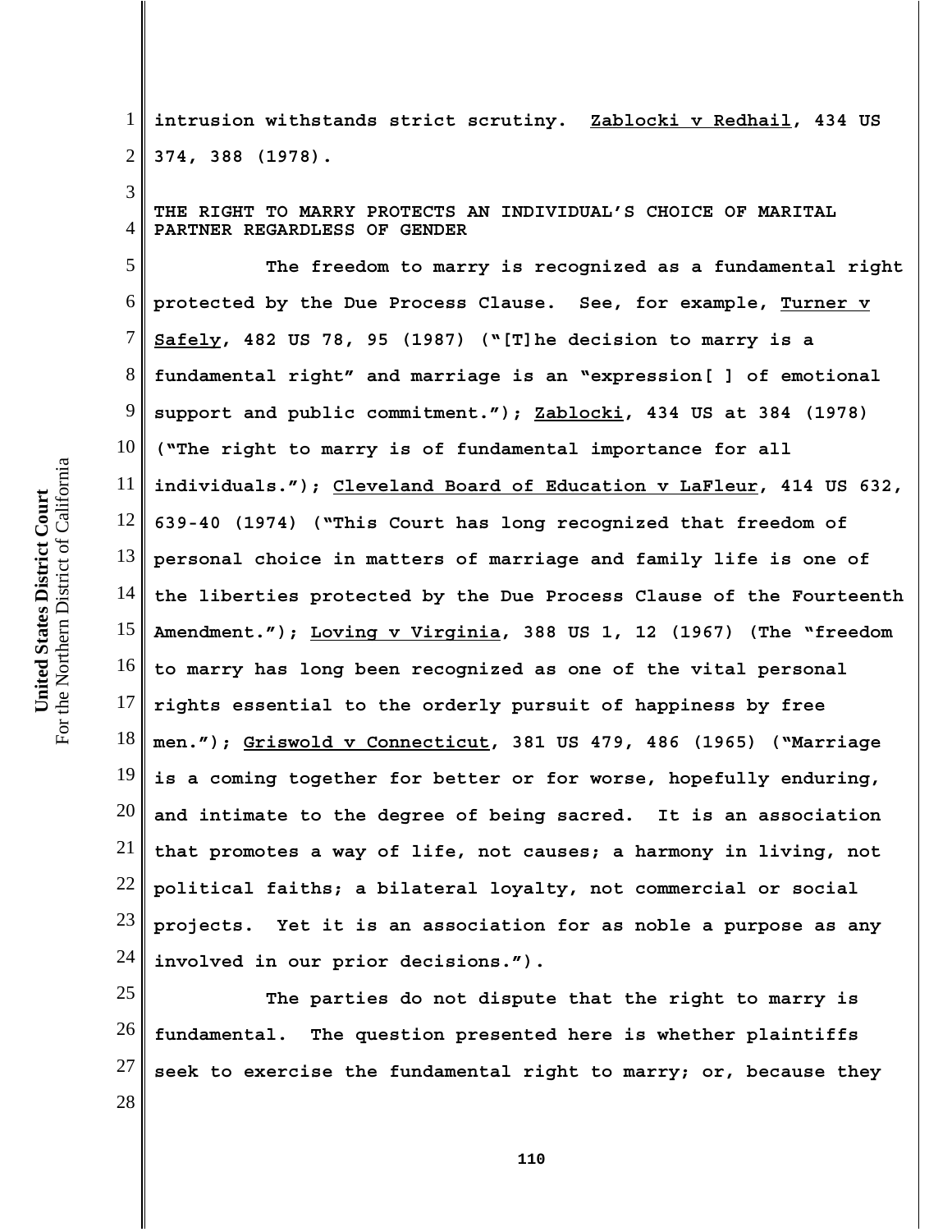intrusion withstands strict scrutiny. Zablocki v Redhail, 434 US 374, 388 (1978).

**THE RIGHT TO MARRY PROTECTS AN INDIVIDUAL'S CHOICE OF MARITAL PARTNER REGARDLESS OF GENDER**

The freedom to marry is recognized as a fundamental right protected by the Due Process Clause. See, for example, Turner v Safely, 482 US 78, 95 (1987) ("[T]he decision to marry is a fundamental right" and marriage is an "expression[ ] of emotional support and public commitment."); Zablocki, 434 US at 384 (1978) ("The right to marry is of fundamental importance for all individuals."); Cleveland Board of Education v LaFleur, 414 US 632, 639-40 (1974) ("This Court has long recognized that freedom of personal choice in matters of marriage and family life is one of the liberties protected by the Due Process Clause of the Fourteenth Amendment."); Loving v Virginia, 388 US 1, 12 (1967) (The "freedom to marry has long been recognized as one of the vital personal rights essential to the orderly pursuit of happiness by free men."); Griswold v Connecticut, 381 US 479, 486 (1965) ("Marriage is a coming together for better or for worse, hopefully enduring, and intimate to the degree of being sacred. It is an association that promotes a way of life, not causes; a harmony in living, not political faiths; a bilateral loyalty, not commercial or social projects. Yet it is an association for as noble a purpose as any involved in our prior decisions.").

The parties do not dispute that the right to marry is fundamental. The question presented here is whether plaintiffs seek to exercise the fundamental right to marry; or, because they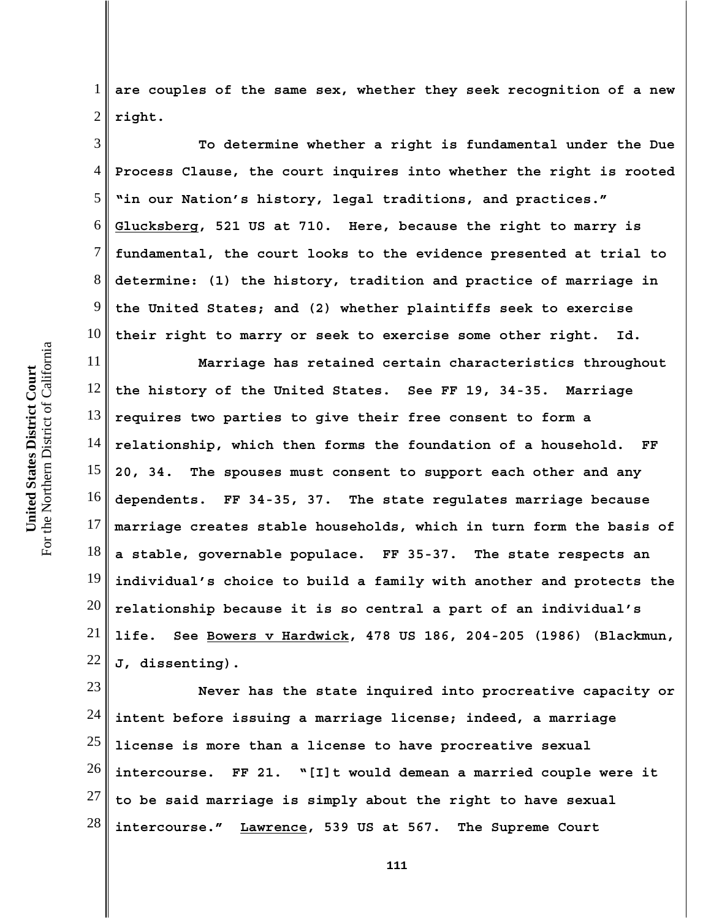are couples of the same sex, whether they seek recognition of a new right.

To determine whether a right is fundamental under the Due Process Clause, the court inquires into whether the right is rooted "in our Nation's history, legal traditions, and practices." Glucksberg, 521 US at 710. Here, because the right to marry is fundamental, the court looks to the evidence presented at trial to determine: (1) the history, tradition and practice of marriage in the United States; and (2) whether plaintiffs seek to exercise their right to marry or seek to exercise some other right. Id.

Marriage has retained certain characteristics throughout the history of the United States. See FF 19, 34-35. Marriage requires two parties to give their free consent to form a relationship, which then forms the foundation of a household. FF 20, 34. The spouses must consent to support each other and any dependents. FF 34-35, 37. The state regulates marriage because marriage creates stable households, which in turn form the basis of a stable, governable populace. FF 35-37. The state respects an individual's choice to build a family with another and protects the relationship because it is so central a part of an individual's life. See Bowers v Hardwick, 478 US 186, 204-205 (1986) (Blackmun, J, dissenting).

Never has the state inquired into procreative capacity or intent before issuing a marriage license; indeed, a marriage license is more than a license to have procreative sexual intercourse. FF 21. "[I]t would demean a married couple were it to be said marriage is simply about the right to have sexual intercourse." Lawrence, 539 US at 567. The Supreme Court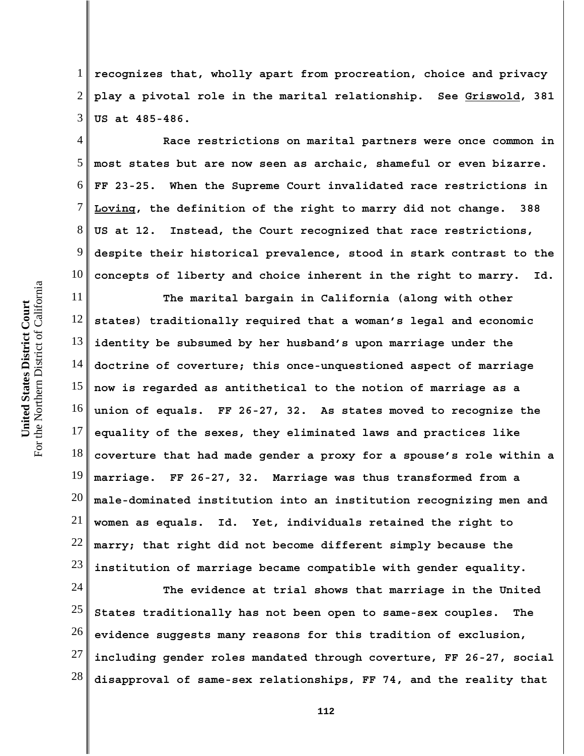recognizes that, wholly apart from procreation, choice and privacy play a pivotal role in the marital relationship. See Griswold, 381 US at 485-486.

Race restrictions on marital partners were once common in most states but are now seen as archaic, shameful or even bizarre. FF 23-25. When the Supreme Court invalidated race restrictions in Loving, the definition of the right to marry did not change. 388 US at 12. Instead, the Court recognized that race restrictions, despite their historical prevalence, stood in stark contrast to the concepts of liberty and choice inherent in the right to marry. Id.

The marital bargain in California (along with other states) traditionally required that a woman's legal and economic identity be subsumed by her husband's upon marriage under the doctrine of coverture; this once-unquestioned aspect of marriage now is regarded as antithetical to the notion of marriage as a union of equals. FF 26-27, 32. As states moved to recognize the equality of the sexes, they eliminated laws and practices like coverture that had made gender a proxy for a spouse's role within a marriage. FF 26-27, 32. Marriage was thus transformed from a male-dominated institution into an institution recognizing men and women as equals. Id. Yet, individuals retained the right to marry; that right did not become different simply because the institution of marriage became compatible with gender equality.

The evidence at trial shows that marriage in the United States traditionally has not been open to same-sex couples. The evidence suggests many reasons for this tradition of exclusion, including gender roles mandated through coverture, FF 26-27, social disapproval of same-sex relationships, FF 74, and the reality that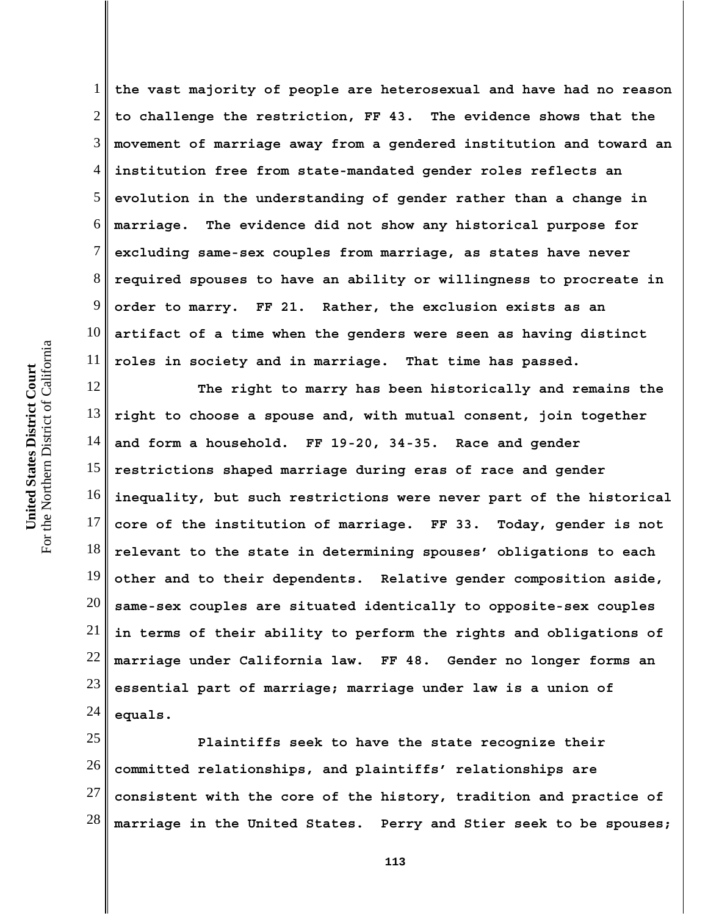the vast majority of people are heterosexual and have had no reason to challenge the restriction, FF 43. The evidence shows that the movement of marriage away from a gendered institution and toward an institution free from state-mandated gender roles reflects an evolution in the understanding of gender rather than a change in marriage. The evidence did not show any historical purpose for excluding same-sex couples from marriage, as states have never required spouses to have an ability or willingness to procreate in order to marry. FF 21. Rather, the exclusion exists as an artifact of a time when the genders were seen as having distinct roles in society and in marriage. That time has passed.

The right to marry has been historically and remains the right to choose a spouse and, with mutual consent, join together and form a household. FF 19-20, 34-35. Race and gender restrictions shaped marriage during eras of race and gender inequality, but such restrictions were never part of the historical core of the institution of marriage. FF 33. Today, gender is not relevant to the state in determining spouses' obligations to each other and to their dependents. Relative gender composition aside, same-sex couples are situated identically to opposite-sex couples in terms of their ability to perform the rights and obligations of marriage under California law. FF 48. Gender no longer forms an essential part of marriage; marriage under law is a union of equals.

Plaintiffs seek to have the state recognize their committed relationships, and plaintiffs' relationships are consistent with the core of the history, tradition and practice of marriage in the United States. Perry and Stier seek to be spouses;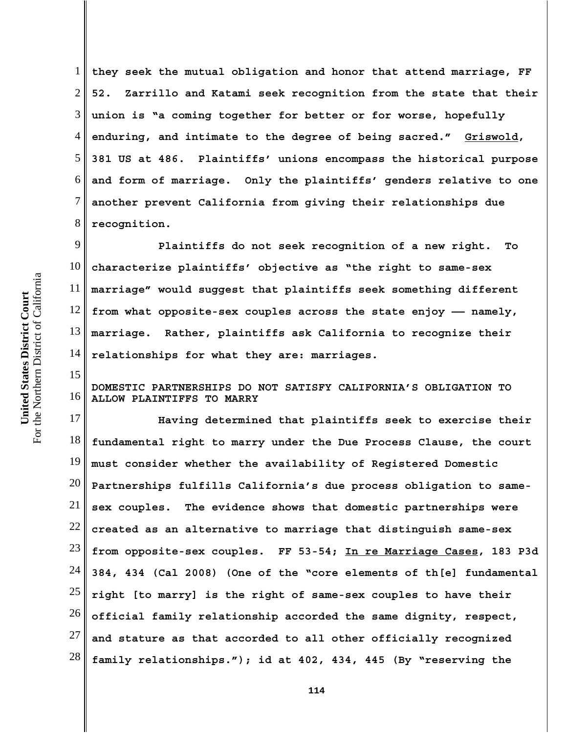they seek the mutual obligation and honor that attend marriage, FF 52. Zarrillo and Katami seek recognition from the state that their union is "a coming together for better or for worse, hopefully enduring, and intimate to the degree of being sacred." Griswold, 381 US at 486. Plaintiffs' unions encompass the historical purpose and form of marriage. Only the plaintiffs' genders relative to one another prevent California from giving their relationships due recognition.

Plaintiffs do not seek recognition of a new right. To characterize plaintiffs' objective as "the right to same-sex marriage" would suggest that plaintiffs seek something different from what opposite-sex couples across the state enjoy —— namely, marriage. Rather, plaintiffs ask California to recognize their relationships for what they are: marriages.

DOMESTIC PARTNERSHIPS DO NOT SATISFY CALIFORNIA'S OBLIGATION TO ALLOW PLAINTIFFS TO MARRY

Having determined that plaintiffs seek to exercise their fundamental right to marry under the Due Process Clause, the court must consider whether the availability of Registered Domestic Partnerships fulfills California's due process obligation to same-sex couples. The evidence shows that domestic partnerships were created as an alternative to marriage that distinguish same-sex from opposite-sex couples. FF 53-54; In re Marriage Cases, 183 P3d 384, 434 (Cal 2008) (One of the "core elements of th[e] fundamental right [to marry] is the right of same-sex couples to have their official family relationship accorded the same dignity, respect, and stature as that accorded to all other officially recognized family relationships."); id at 402, 434, 445 (By "reserving the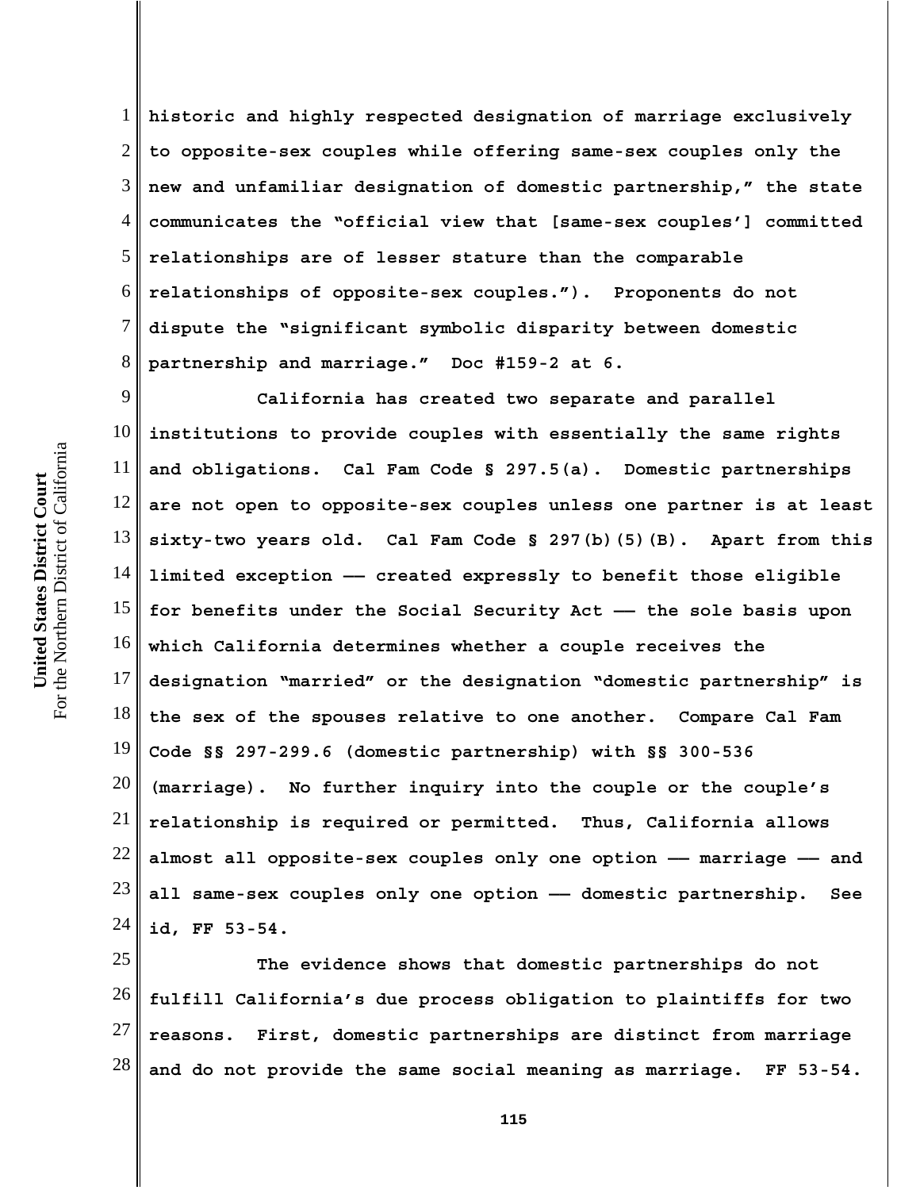historic and highly respected designation of marriage exclusively to opposite-sex couples while offering same-sex couples only the new and unfamiliar designation of domestic partnership," the state communicates the "official view that [same-sex couples'] committed relationships are of lesser stature than the comparable relationships of opposite-sex couples."). Proponents do not dispute the "significant symbolic disparity between domestic partnership and marriage." Doc #159-2 at 6.

California has created two separate and parallel institutions to provide couples with essentially the same rights and obligations. Cal Fam Code § 297.5(a). Domestic partnerships are not open to opposite-sex couples unless one partner is at least sixty-two years old. Cal Fam Code § 297(b)(5)(B). Apart from this limited exception —— created expressly to benefit those eligible for benefits under the Social Security Act —— the sole basis upon which California determines whether a couple receives the designation "married" or the designation "domestic partnership" is the sex of the spouses relative to one another. Compare Cal Fam Code §§ 297-299.6 (domestic partnership) with §§ 300-536 (marriage). No further inquiry into the couple or the couple's relationship is required or permitted. Thus, California allows almost all opposite-sex couples only one option —— marriage —— and all same-sex couples only one option —— domestic partnership. See id, FF 53-54.

The evidence shows that domestic partnerships do not fulfill California's due process obligation to plaintiffs for two reasons. First, domestic partnerships are distinct from marriage and do not provide the same social meaning as marriage. FF 53-54.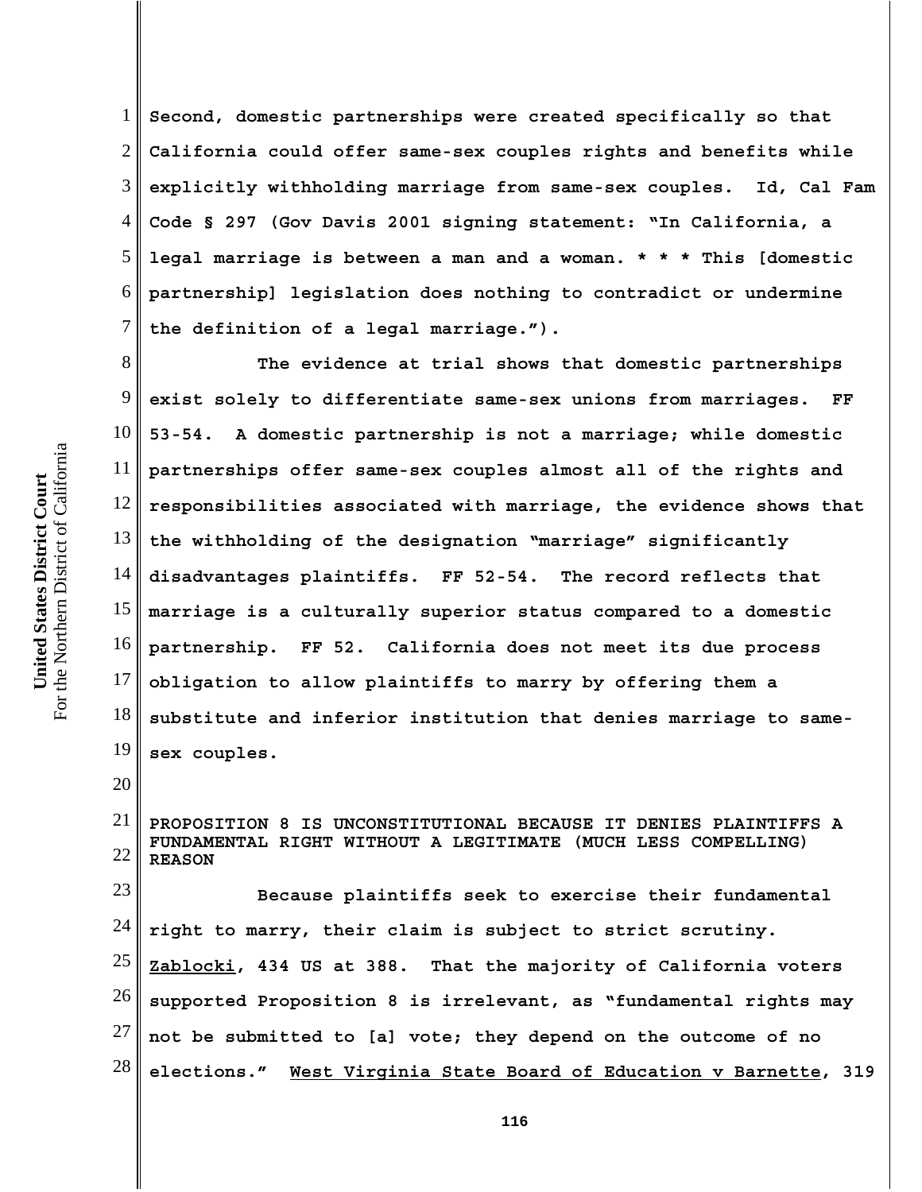Second, domestic partnerships were created specifically so that California could offer same-sex couples rights and benefits while explicitly withholding marriage from same-sex couples. Id, Cal Fam Code § 297 (Gov Davis 2001 signing statement: "In California, a legal marriage is between a man and a woman. * * * This [domestic partnership] legislation does nothing to contradict or undermine the definition of a legal marriage.").

The evidence at trial shows that domestic partnerships exist solely to differentiate same-sex unions from marriages. FF 53-54. A domestic partnership is not a marriage; while domestic partnerships offer same-sex couples almost all of the rights and responsibilities associated with marriage, the evidence shows that the withholding of the designation "marriage" significantly disadvantages plaintiffs. FF 52-54. The record reflects that marriage is a culturally superior status compared to a domestic partnership. FF 52. California does not meet its due process obligation to allow plaintiffs to marry by offering them a substitute and inferior institution that denies marriage to same-sex couples.

PROPOSITION 8 IS UNCONSTITUTIONAL BECAUSE IT DENIES PLAINTIFFS A FUNDAMENTAL RIGHT WITHOUT A LEGITIMATE (MUCH LESS COMPELLING) REASON

Because plaintiffs seek to exercise their fundamental right to marry, their claim is subject to strict scrutiny. Zablocki, 434 US at 388. That the majority of California voters supported Proposition 8 is irrelevant, as "fundamental rights may not be submitted to [a] vote; they depend on the outcome of no elections." West Virginia State Board of Education v Barnette, 319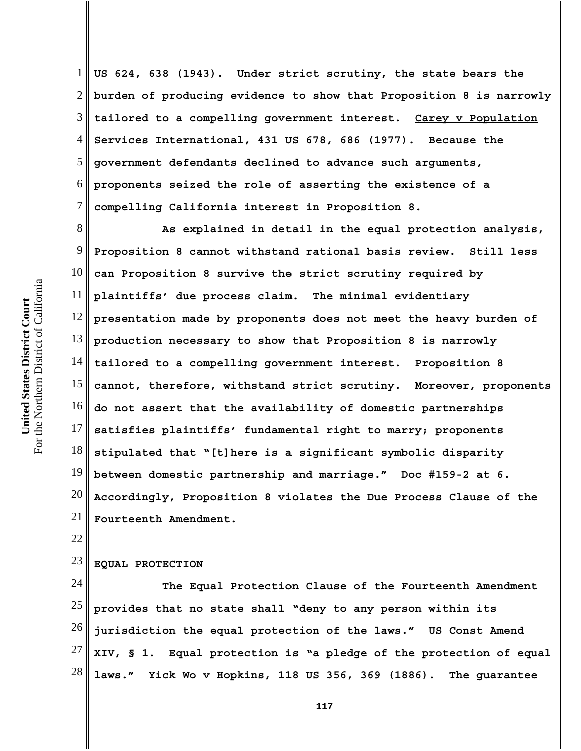US 624, 638 (1943). Under strict scrutiny, the state bears the burden of producing evidence to show that Proposition 8 is narrowly tailored to a compelling government interest. Carey v Population Services International, 431 US 678, 686 (1977). Because the government defendants declined to advance such arguments, proponents seized the role of asserting the existence of a compelling California interest in Proposition 8.

As explained in detail in the equal protection analysis, Proposition 8 cannot withstand rational basis review. Still less can Proposition 8 survive the strict scrutiny required by plaintiffs' due process claim. The minimal evidentiary presentation made by proponents does not meet the heavy burden of production necessary to show that Proposition 8 is narrowly tailored to a compelling government interest. Proposition 8 cannot, therefore, withstand strict scrutiny. Moreover, proponents do not assert that the availability of domestic partnerships satisfies plaintiffs' fundamental right to marry; proponents stipulated that "[t]here is a significant symbolic disparity between domestic partnership and marriage." Doc #159-2 at 6. Accordingly, Proposition 8 violates the Due Process Clause of the Fourteenth Amendment.

## EQUAL PROTECTION

The Equal Protection Clause of the Fourteenth Amendment provides that no state shall "deny to any person within its jurisdiction the equal protection of the laws." US Const Amend XIV, § 1. Equal protection is "a pledge of the protection of equal laws." Yick Wo v Hopkins, 118 US 356, 369 (1886). The guarantee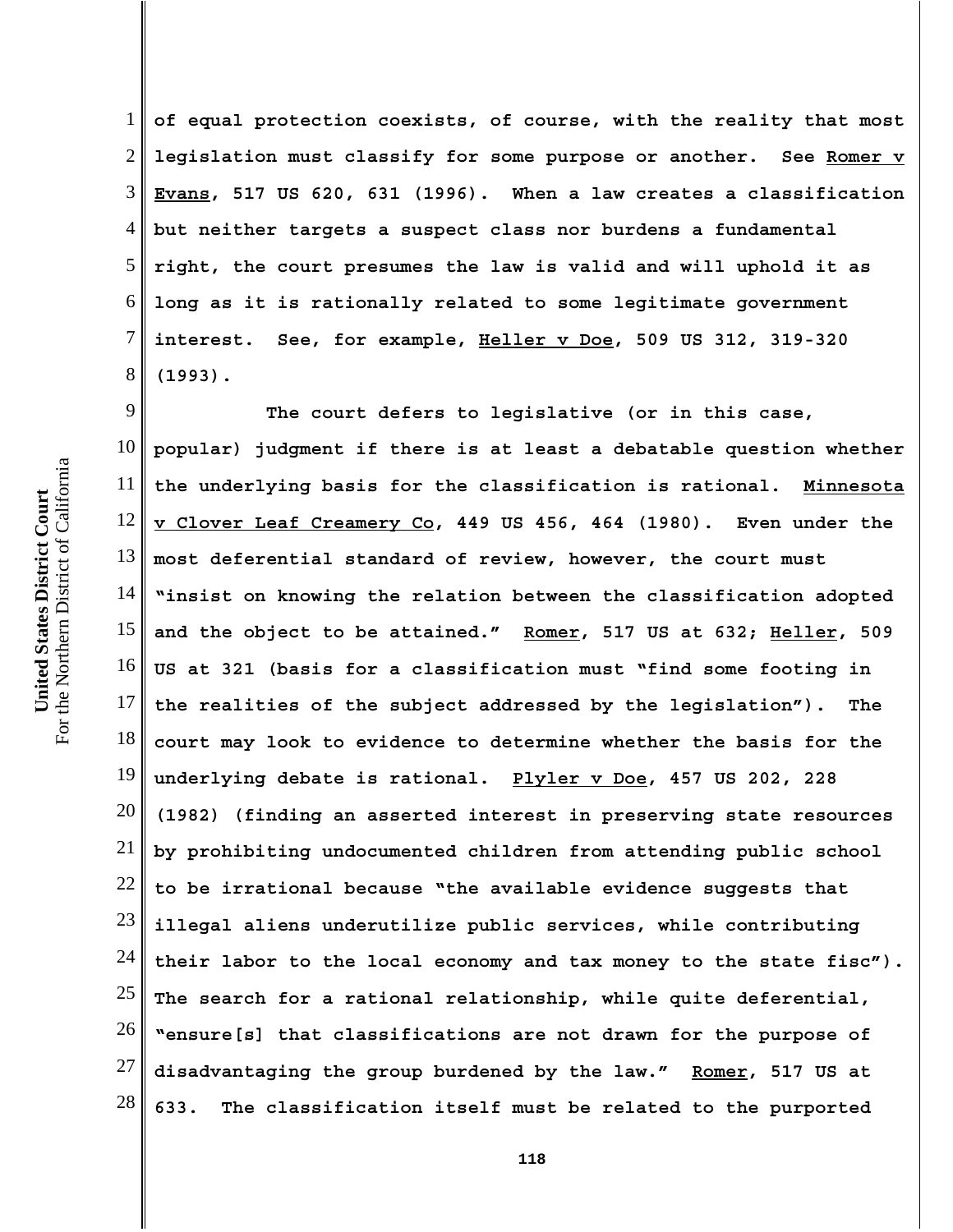of equal protection coexists, of course, with the reality that most legislation must classify for some purpose or another. See Romer v Evans, 517 US 620, 631 (1996). When a law creates a classification but neither targets a suspect class nor burdens a fundamental right, the court presumes the law is valid and will uphold it as long as it is rationally related to some legitimate government interest. See, for example, Heller v Doe, 509 US 312, 319-320 (1993).

The court defers to legislative (or in this case, popular) judgment if there is at least a debatable question whether the underlying basis for the classification is rational. Minnesota v Clover Leaf Creamery Co, 449 US 456, 464 (1980). Even under the most deferential standard of review, however, the court must "insist on knowing the relation between the classification adopted and the object to be attained." Romer, 517 US at 632; Heller, 509 US at 321 (basis for a classification must "find some footing in the realities of the subject addressed by the legislation"). The court may look to evidence to determine whether the basis for the underlying debate is rational. Plyler v Doe, 457 US 202, 228 (1982) (finding an asserted interest in preserving state resources by prohibiting undocumented children from attending public school to be irrational because "the available evidence suggests that illegal aliens underutilize public services, while contributing their labor to the local economy and tax money to the state fisc"). The search for a rational relationship, while quite deferential, "ensure[s] that classifications are not drawn for the purpose of disadvantaging the group burdened by the law." Romer, 517 US at 633. The classification itself must be related to the purported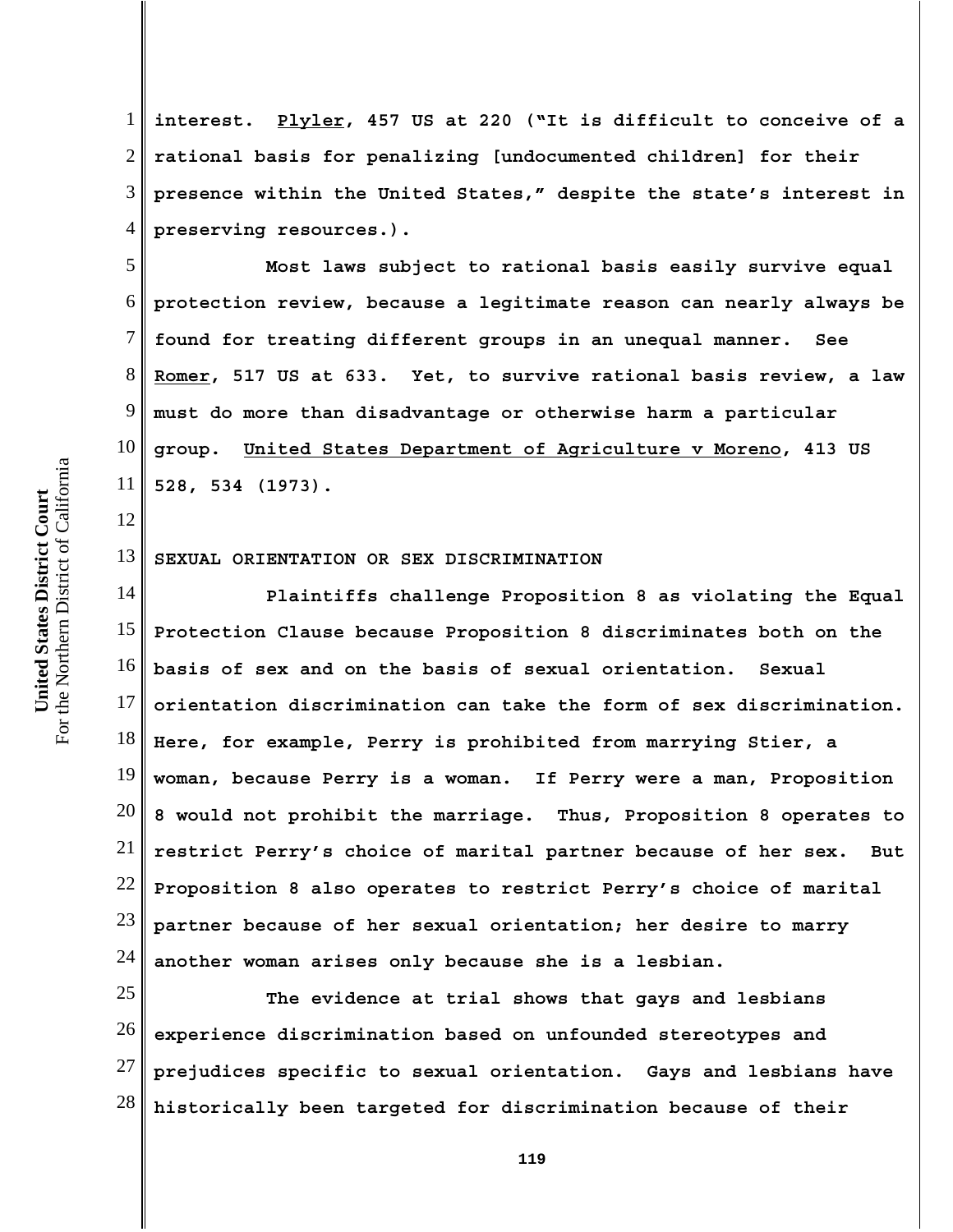interest. Plyler, 457 US at 220 ("It is difficult to conceive of a rational basis for penalizing [undocumented children] for their presence within the United States," despite the state's interest in preserving resources.).

Most laws subject to rational basis easily survive equal protection review, because a legitimate reason can nearly always be found for treating different groups in an unequal manner. See Romer, 517 US at 633. Yet, to survive rational basis review, a law must do more than disadvantage or otherwise harm a particular group. United States Department of Agriculture v Moreno, 413 US 528, 534 (1973).

SEXUAL ORIENTATION OR SEX DISCRIMINATION

Plaintiffs challenge Proposition 8 as violating the Equal Protection Clause because Proposition 8 discriminates both on the basis of sex and on the basis of sexual orientation. Sexual orientation discrimination can take the form of sex discrimination. Here, for example, Perry is prohibited from marrying Stier, a woman, because Perry is a woman. If Perry were a man, Proposition 8 would not prohibit the marriage. Thus, Proposition 8 operates to restrict Perry's choice of marital partner because of her sex. But Proposition 8 also operates to restrict Perry's choice of marital partner because of her sexual orientation; her desire to marry another woman arises only because she is a lesbian.

The evidence at trial shows that gays and lesbians experience discrimination based on unfounded stereotypes and prejudices specific to sexual orientation. Gays and lesbians have historically been targeted for discrimination because of their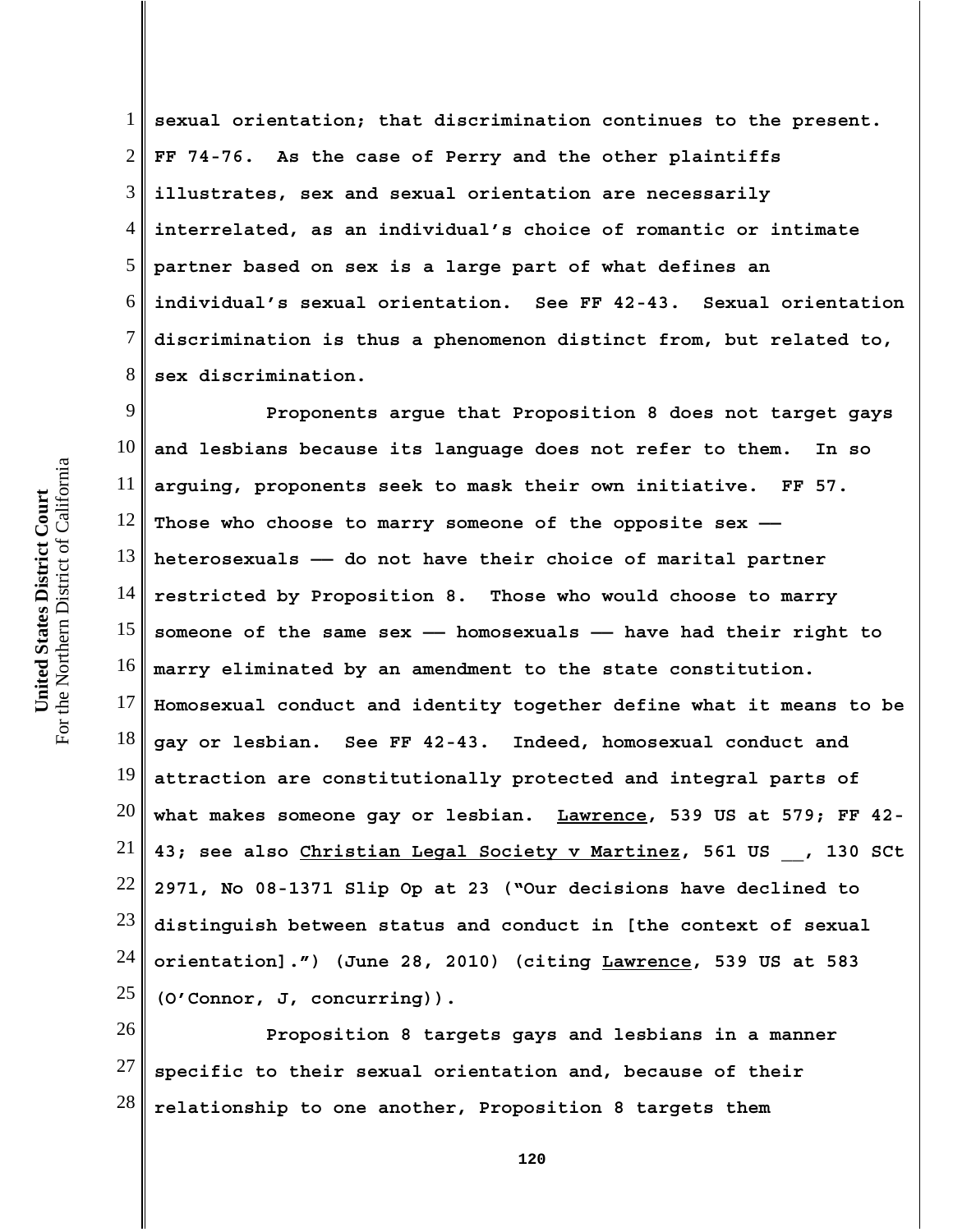sexual orientation; that discrimination continues to the present. FF 74-76. As the case of Perry and the other plaintiffs illustrates, sex and sexual orientation are necessarily interrelated, as an individual's choice of romantic or intimate partner based on sex is a large part of what defines an individual's sexual orientation. See FF 42-43. Sexual orientation discrimination is thus a phenomenon distinct from, but related to, sex discrimination.

Proponents argue that Proposition 8 does not target gays and lesbians because its language does not refer to them. In so arguing, proponents seek to mask their own initiative. FF 57. Those who choose to marry someone of the opposite sex —— heterosexuals —— do not have their choice of marital partner restricted by Proposition 8. Those who would choose to marry someone of the same sex —— homosexuals —— have had their right to marry eliminated by an amendment to the state constitution. Homosexual conduct and identity together define what it means to be gay or lesbian. See FF 42-43. Indeed, homosexual conduct and attraction are constitutionally protected and integral parts of what makes someone gay or lesbian. <u>Lawrence</u>, 539 US at 579; FF 42-43; see also <u>Christian Legal Society v Martinez</u>, 561 US __, 130 SCt 2971, No 08-1371 Slip Op at 23 ("Our decisions have declined to distinguish between status and conduct in [the context of sexual orientation].") (June 28, 2010) (citing <u>Lawrence</u>, 539 US at 583 (O'Connor, J, concurring)).

Proposition 8 targets gays and lesbians in a manner specific to their sexual orientation and, because of their relationship to one another, Proposition 8 targets them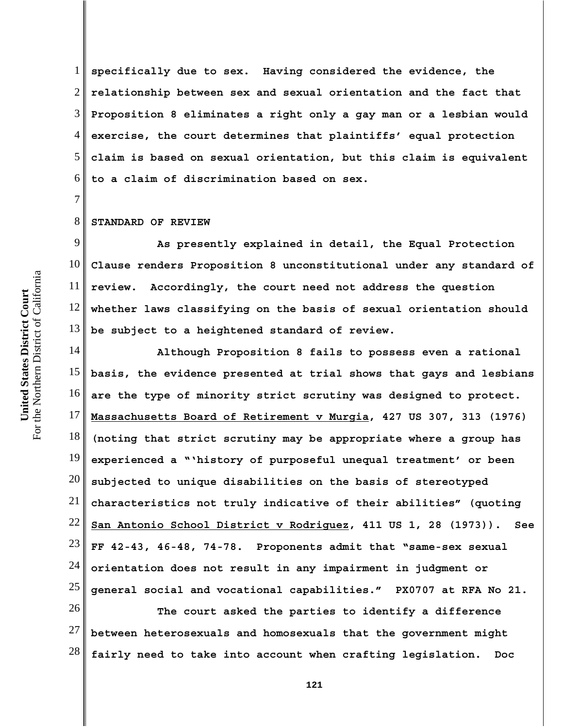specifically due to sex. Having considered the evidence, the relationship between sex and sexual orientation and the fact that Proposition 8 eliminates a right only a gay man or a lesbian would exercise, the court determines that plaintiffs' equal protection claim is based on sexual orientation, but this claim is equivalent to a claim of discrimination based on sex.

**STANDARD OF REVIEW**

As presently explained in detail, the Equal Protection Clause renders Proposition 8 unconstitutional under any standard of review. Accordingly, the court need not address the question whether laws classifying on the basis of sexual orientation should be subject to a heightened standard of review.

Although Proposition 8 fails to possess even a rational basis, the evidence presented at trial shows that gays and lesbians are the type of minority strict scrutiny was designed to protect. Massachusetts Board of Retirement v Murgia, 427 US 307, 313 (1976) (noting that strict scrutiny may be appropriate where a group has experienced a "'history of purposeful unequal treatment' or been subjected to unique disabilities on the basis of stereotyped characteristics not truly indicative of their abilities" (quoting San Antonio School District v Rodriguez, 411 US 1, 28 (1973)). See FF 42-43, 46-48, 74-78. Proponents admit that "same-sex sexual orientation does not result in any impairment in judgment or general social and vocational capabilities." PX0707 at RFA No 21.

The court asked the parties to identify a difference between heterosexuals and homosexuals that the government might fairly need to take into account when crafting legislation. Doc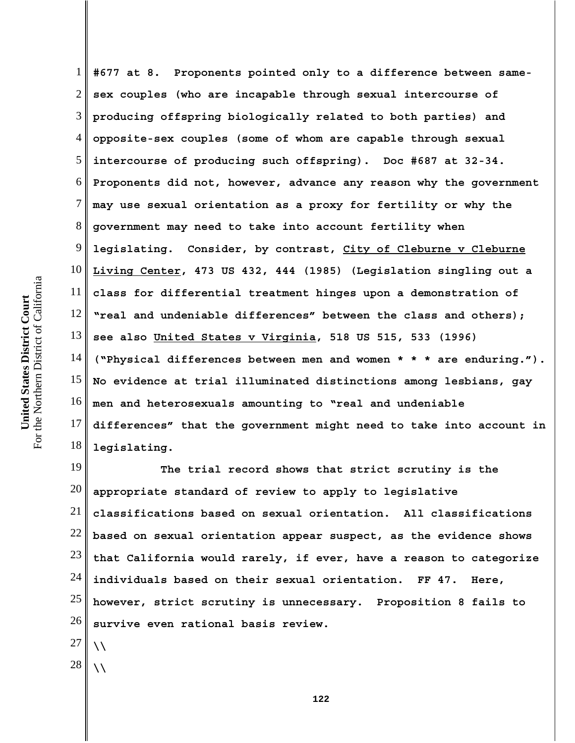#677 at 8. Proponents pointed only to a difference between same-sex couples (who are incapable through sexual intercourse of producing offspring biologically related to both parties) and opposite-sex couples (some of whom are capable through sexual intercourse of producing such offspring). Doc #687 at 32-34. Proponents did not, however, advance any reason why the government may use sexual orientation as a proxy for fertility or why the government may need to take into account fertility when legislating. Consider, by contrast, City of Cleburne v Cleburne Living Center, 473 US 432, 444 (1985) (Legislation singling out a class for differential treatment hinges upon a demonstration of "real and undeniable differences" between the class and others); see also United States v Virginia, 518 US 515, 533 (1996) ("Physical differences between men and women * * * are enduring."). No evidence at trial illuminated distinctions among lesbians, gay men and heterosexuals amounting to "real and undeniable differences" that the government might need to take into account in legislating.

The trial record shows that strict scrutiny is the appropriate standard of review to apply to legislative classifications based on sexual orientation. All classifications based on sexual orientation appear suspect, as the evidence shows that California would rarely, if ever, have a reason to categorize individuals based on their sexual orientation. FF 47. Here, however, strict scrutiny is unnecessary. Proposition 8 fails to survive even rational basis review.

\\

\\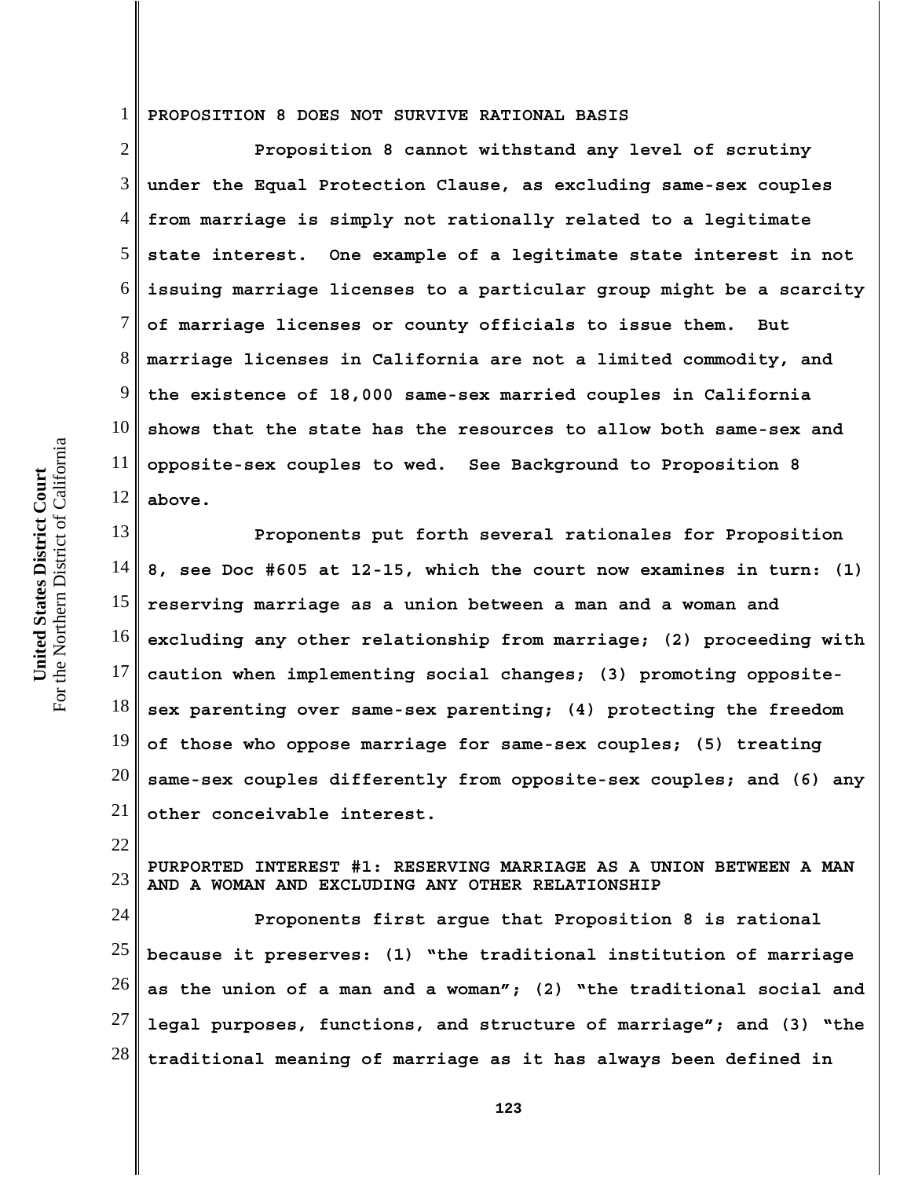## PROPOSITION 8 DOES NOT SURVIVE RATIONAL BASIS

Proposition 8 cannot withstand any level of scrutiny under the Equal Protection Clause, as excluding same-sex couples from marriage is simply not rationally related to a legitimate state interest. One example of a legitimate state interest in not issuing marriage licenses to a particular group might be a scarcity of marriage licenses or county officials to issue them. But marriage licenses in California are not a limited commodity, and the existence of 18,000 same-sex married couples in California shows that the state has the resources to allow both same-sex and opposite-sex couples to wed. See Background to Proposition 8 above.

Proponents put forth several rationales for Proposition 8, see Doc #605 at 12-15, which the court now examines in turn: (1) reserving marriage as a union between a man and a woman and excluding any other relationship from marriage; (2) proceeding with caution when implementing social changes; (3) promoting opposite-sex parenting over same-sex parenting; (4) protecting the freedom of those who oppose marriage for same-sex couples; (5) treating same-sex couples differently from opposite-sex couples; and (6) any other conceivable interest.

### PURPORTED INTEREST #1: RESERVING MARRIAGE AS A UNION BETWEEN A MAN AND A WOMAN AND EXCLUDING ANY OTHER RELATIONSHIP

Proponents first argue that Proposition 8 is rational because it preserves: (1) "the traditional institution of marriage as the union of a man and a woman"; (2) "the traditional social and legal purposes, functions, and structure of marriage"; and (3) "the traditional meaning of marriage as it has always been defined in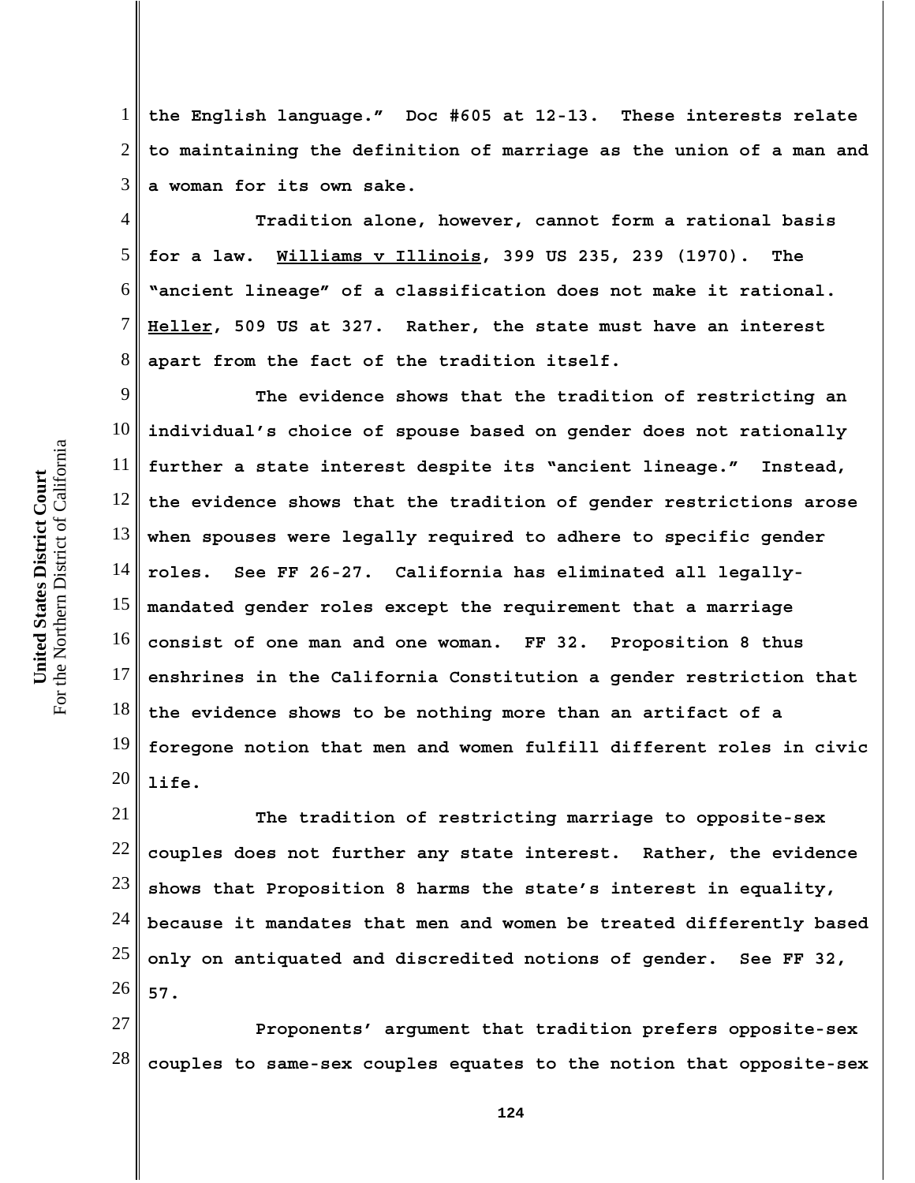the English language." Doc #605 at 12-13. These interests relate to maintaining the definition of marriage as the union of a man and a woman for its own sake.

Tradition alone, however, cannot form a rational basis for a law. Williams v Illinois, 399 US 235, 239 (1970). The "ancient lineage" of a classification does not make it rational. Heller, 509 US at 327. Rather, the state must have an interest apart from the fact of the tradition itself.

The evidence shows that the tradition of restricting an individual's choice of spouse based on gender does not rationally further a state interest despite its "ancient lineage." Instead, the evidence shows that the tradition of gender restrictions arose when spouses were legally required to adhere to specific gender roles. See FF 26-27. California has eliminated all legally-mandated gender roles except the requirement that a marriage consist of one man and one woman. FF 32. Proposition 8 thus enshrines in the California Constitution a gender restriction that the evidence shows to be nothing more than an artifact of a foregone notion that men and women fulfill different roles in civic life.

The tradition of restricting marriage to opposite-sex couples does not further any state interest. Rather, the evidence shows that Proposition 8 harms the state's interest in equality, because it mandates that men and women be treated differently based only on antiquated and discredited notions of gender. See FF 32, 57.

Proponents' argument that tradition prefers opposite-sex couples to same-sex couples equates to the notion that opposite-sex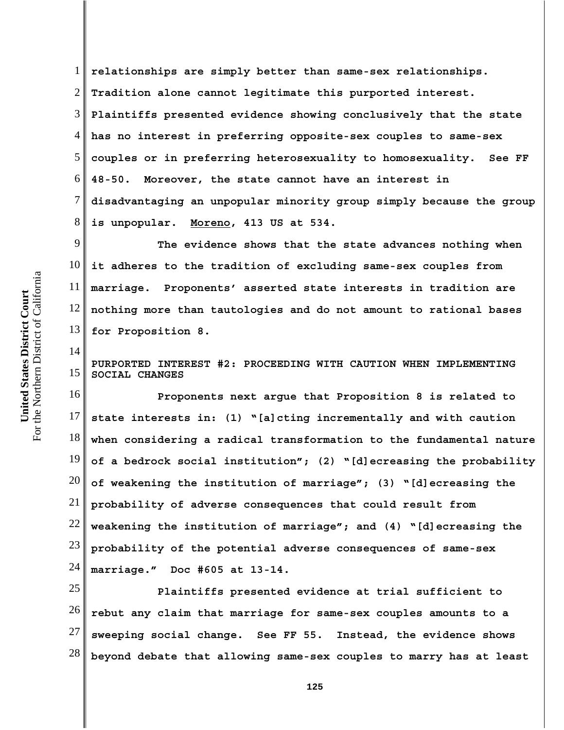relationships are simply better than same-sex relationships. Tradition alone cannot legitimate this purported interest. Plaintiffs presented evidence showing conclusively that the state has no interest in preferring opposite-sex couples to same-sex couples or in preferring heterosexuality to homosexuality. See FF 48-50. Moreover, the state cannot have an interest in disadvantaging an unpopular minority group simply because the group is unpopular. Moreno, 413 US at 534.

The evidence shows that the state advances nothing when it adheres to the tradition of excluding same-sex couples from marriage. Proponents' asserted state interests in tradition are nothing more than tautologies and do not amount to rational bases for Proposition 8.

PURPORTED INTEREST #2: PROCEEDING WITH CAUTION WHEN IMPLEMENTING SOCIAL CHANGES

Proponents next argue that Proposition 8 is related to state interests in: (1) "[a]cting incrementally and with caution when considering a radical transformation to the fundamental nature of a bedrock social institution"; (2) "[d]ecreasing the probability of weakening the institution of marriage"; (3) "[d]ecreasing the probability of adverse consequences that could result from weakening the institution of marriage"; and (4) "[d]ecreasing the probability of the potential adverse consequences of same-sex marriage." Doc #605 at 13-14.

Plaintiffs presented evidence at trial sufficient to rebut any claim that marriage for same-sex couples amounts to a sweeping social change. See FF 55. Instead, the evidence shows beyond debate that allowing same-sex couples to marry has at least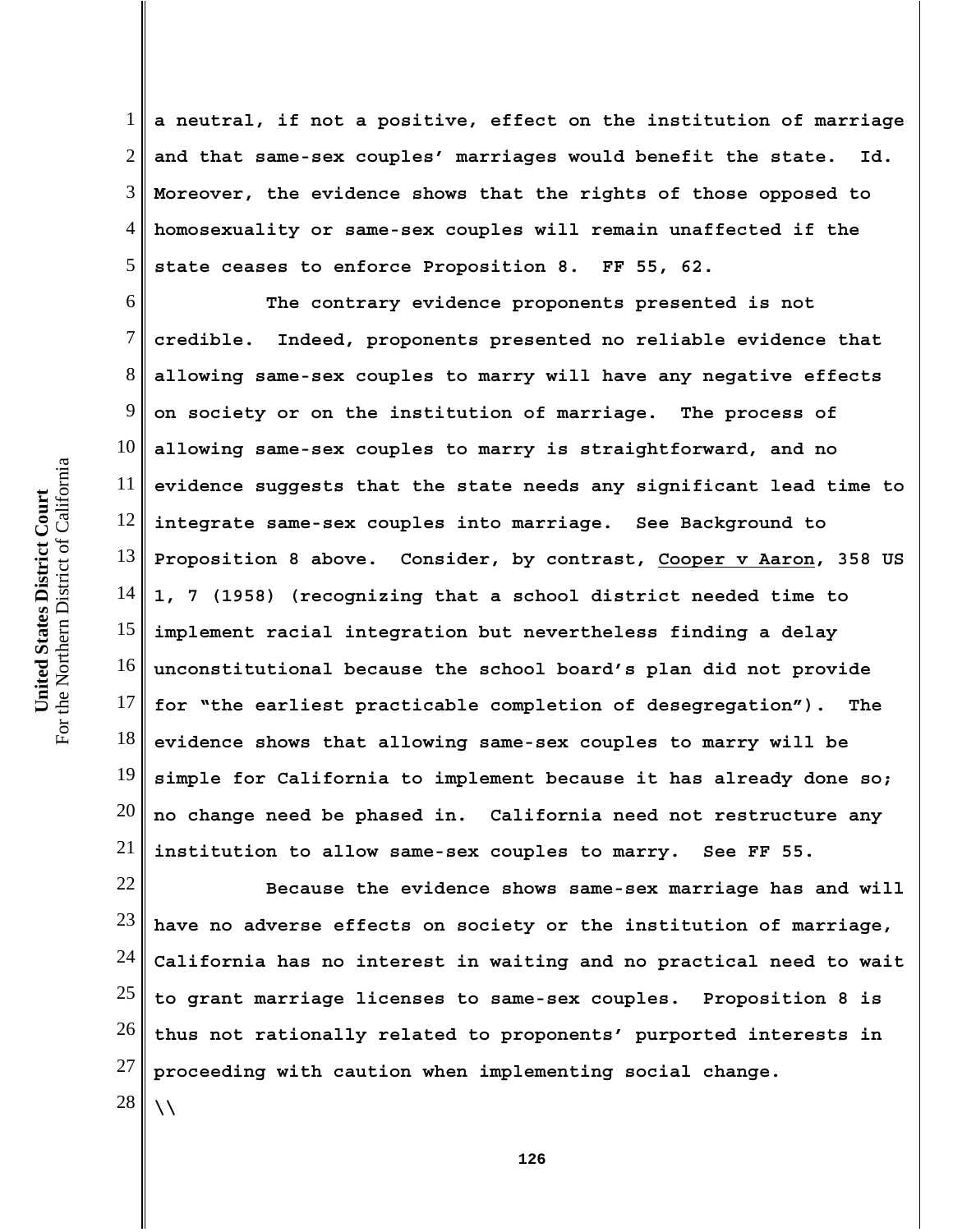a neutral, if not a positive, effect on the institution of marriage and that same-sex couples' marriages would benefit the state. Id. Moreover, the evidence shows that the rights of those opposed to homosexuality or same-sex couples will remain unaffected if the state ceases to enforce Proposition 8. FF 55, 62.

The contrary evidence proponents presented is not credible. Indeed, proponents presented no reliable evidence that allowing same-sex couples to marry will have any negative effects on society or on the institution of marriage. The process of allowing same-sex couples to marry is straightforward, and no evidence suggests that the state needs any significant lead time to integrate same-sex couples into marriage. See Background to Proposition 8 above. Consider, by contrast, Cooper v Aaron, 358 US 1, 7 (1958) (recognizing that a school district needed time to implement racial integration but nevertheless finding a delay unconstitutional because the school board's plan did not provide for "the earliest practicable completion of desegregation"). The evidence shows that allowing same-sex couples to marry will be simple for California to implement because it has already done so; no change need be phased in. California need not restructure any institution to allow same-sex couples to marry. See FF 55.

Because the evidence shows same-sex marriage has and will have no adverse effects on society or the institution of marriage, California has no interest in waiting and no practical need to wait to grant marriage licenses to same-sex couples. Proposition 8 is thus not rationally related to proponents' purported interests in proceeding with caution when implementing social change.

\\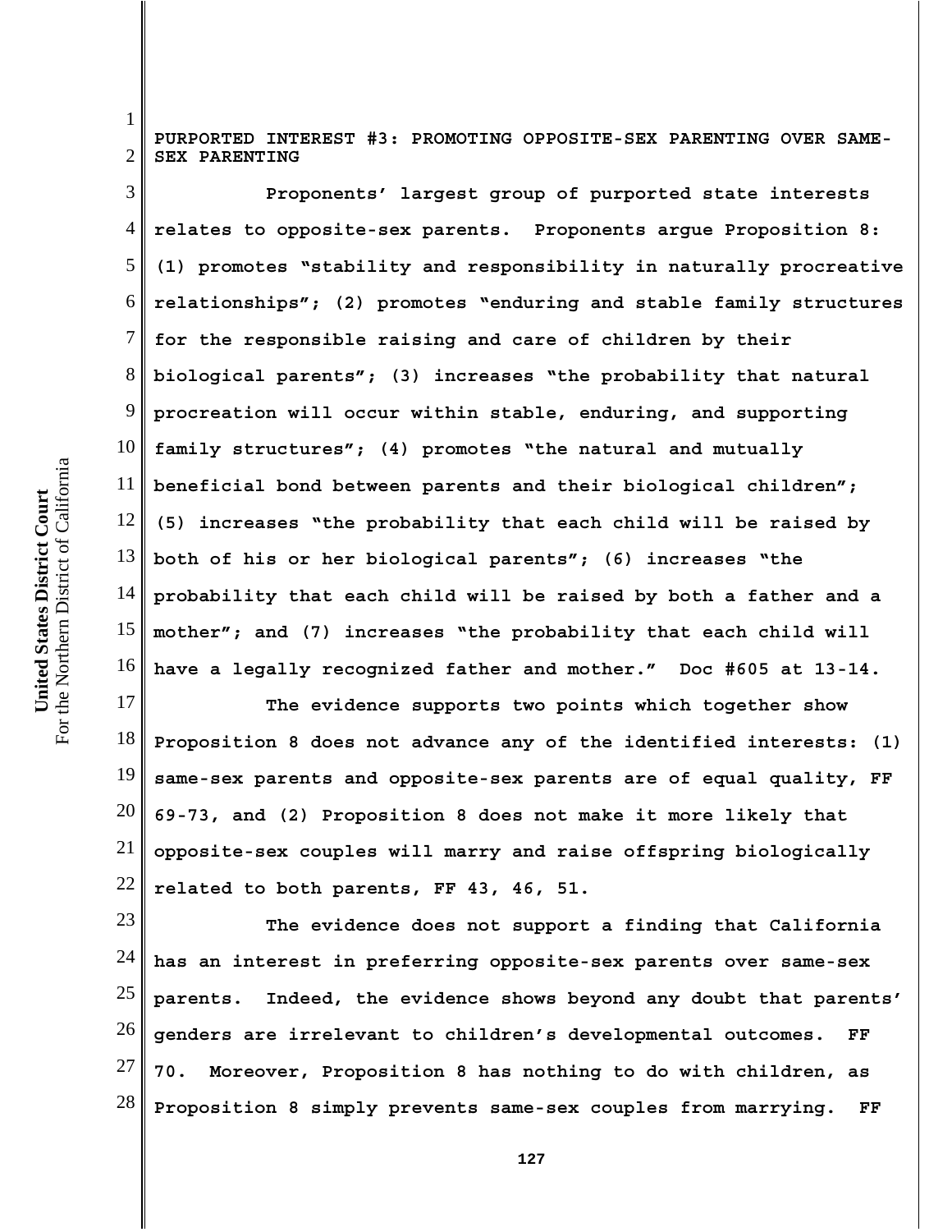## PURPORTED INTEREST #3: PROMOTING OPPOSITE-SEX PARENTING OVER SAME-SEX PARENTING

Proponents' largest group of purported state interests relates to opposite-sex parents. Proponents argue Proposition 8: (1) promotes "stability and responsibility in naturally procreative relationships"; (2) promotes "enduring and stable family structures for the responsible raising and care of children by their biological parents"; (3) increases "the probability that natural procreation will occur within stable, enduring, and supporting family structures"; (4) promotes "the natural and mutually beneficial bond between parents and their biological children"; (5) increases "the probability that each child will be raised by both of his or her biological parents"; (6) increases "the probability that each child will be raised by both a father and a mother"; and (7) increases "the probability that each child will have a legally recognized father and mother." Doc #605 at 13-14.

The evidence supports two points which together show Proposition 8 does not advance any of the identified interests: (1) same-sex parents and opposite-sex parents are of equal quality, FF 69-73, and (2) Proposition 8 does not make it more likely that opposite-sex couples will marry and raise offspring biologically related to both parents, FF 43, 46, 51.

The evidence does not support a finding that California has an interest in preferring opposite-sex parents over same-sex parents. Indeed, the evidence shows beyond any doubt that parents' genders are irrelevant to children's developmental outcomes. FF 70. Moreover, Proposition 8 has nothing to do with children, as Proposition 8 simply prevents same-sex couples from marrying. FF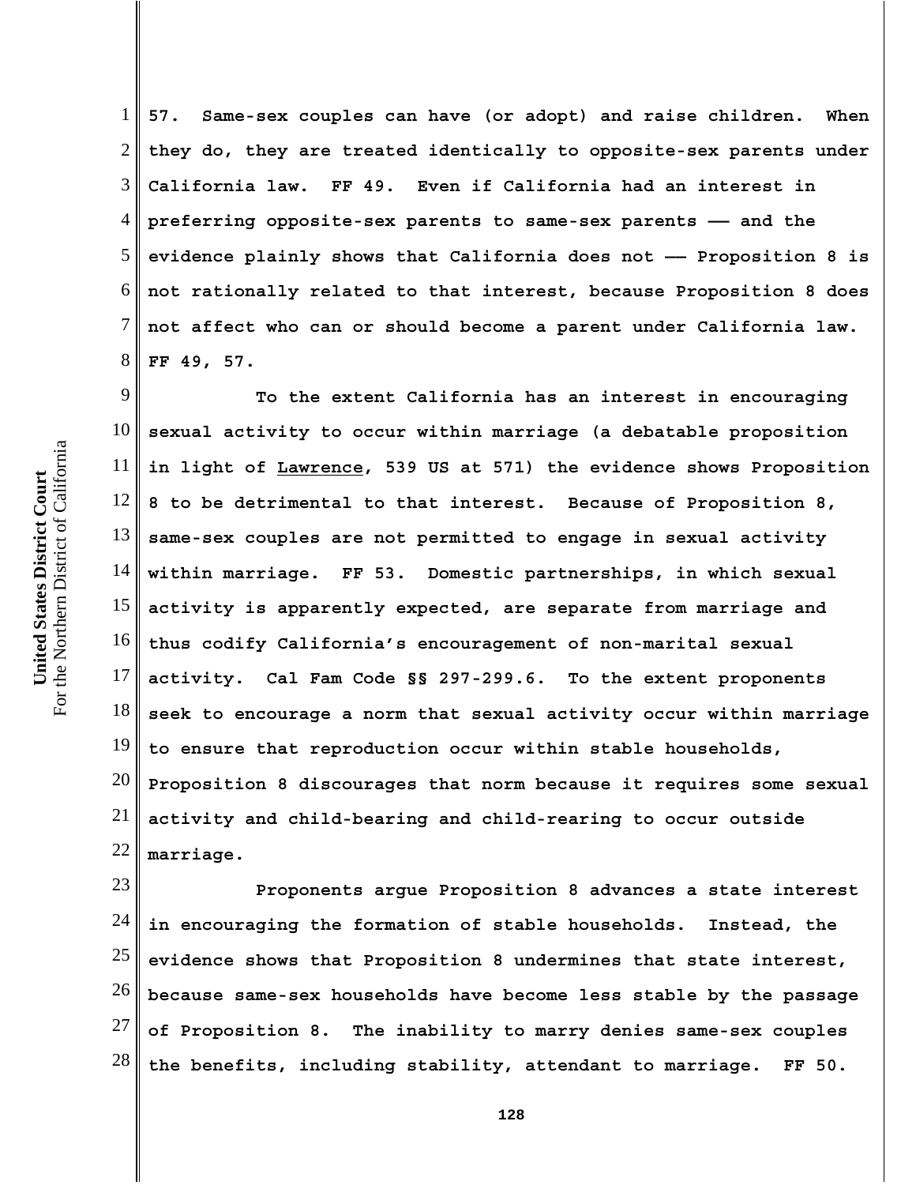**57. Same-sex couples can have (or adopt) and raise children. When they do, they are treated identically to opposite-sex parents under California law. FF 49. Even if California had an interest in preferring opposite-sex parents to same-sex parents —— and the evidence plainly shows that California does not —— Proposition 8 is not rationally related to that interest, because Proposition 8 does not affect who can or should become a parent under California law. FF 49, 57.**

**To the extent California has an interest in encouraging sexual activity to occur within marriage (a debatable proposition in light of Lawrence, 539 US at 571) the evidence shows Proposition 8 to be detrimental to that interest. Because of Proposition 8, same-sex couples are not permitted to engage in sexual activity within marriage. FF 53. Domestic partnerships, in which sexual activity is apparently expected, are separate from marriage and thus codify California's encouragement of non-marital sexual activity. Cal Fam Code §§ 297-299.6. To the extent proponents seek to encourage a norm that sexual activity occur within marriage to ensure that reproduction occur within stable households, Proposition 8 discourages that norm because it requires some sexual activity and child-bearing and child-rearing to occur outside marriage.**

**Proponents argue Proposition 8 advances a state interest in encouraging the formation of stable households. Instead, the evidence shows that Proposition 8 undermines that state interest, because same-sex households have become less stable by the passage of Proposition 8. The inability to marry denies same-sex couples the benefits, including stability, attendant to marriage. FF 50.**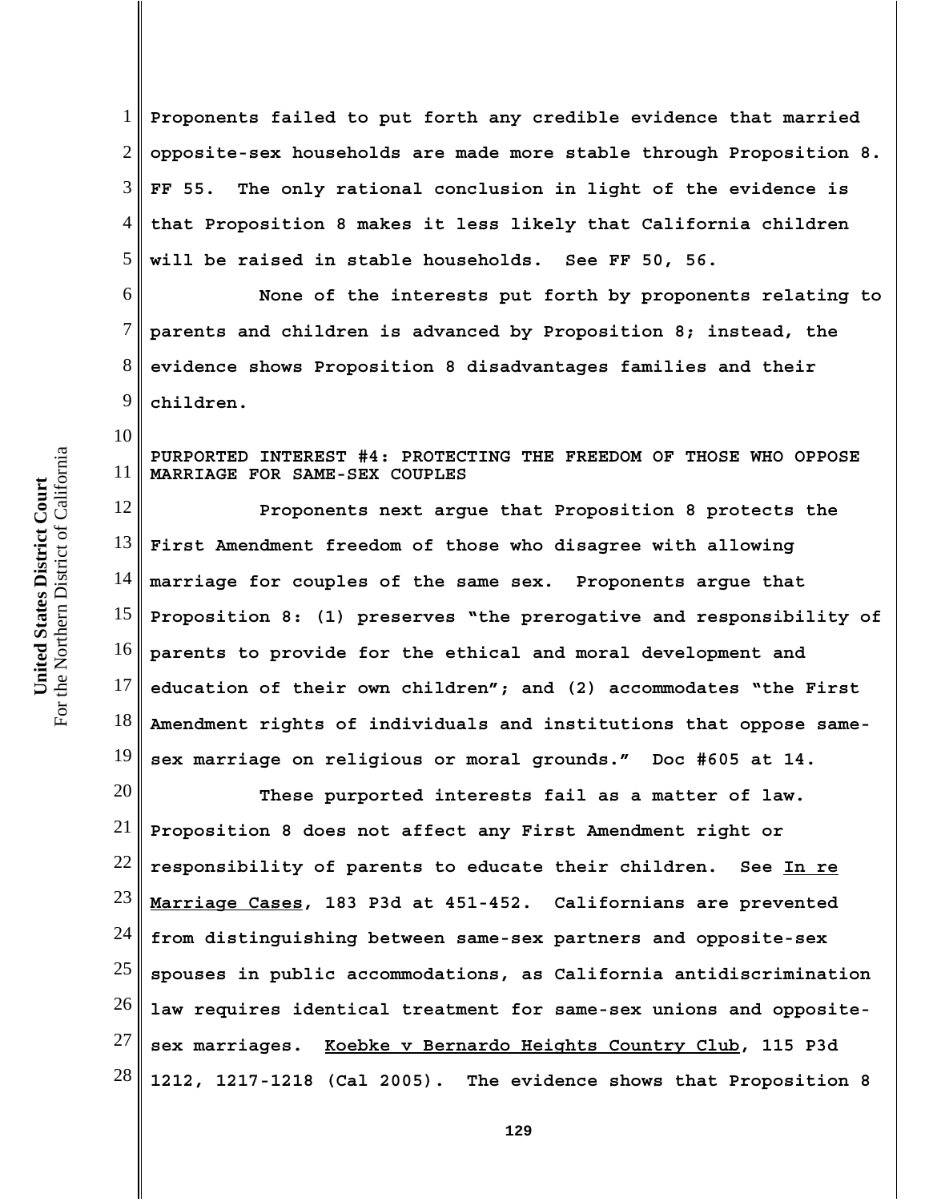Proponents failed to put forth any credible evidence that married opposite-sex households are made more stable through Proposition 8. FF 55. The only rational conclusion in light of the evidence is that Proposition 8 makes it less likely that California children will be raised in stable households. See FF 50, 56.

None of the interests put forth by proponents relating to parents and children is advanced by Proposition 8; instead, the evidence shows Proposition 8 disadvantages families and their children.

PURPORTED INTEREST #4: PROTECTING THE FREEDOM OF THOSE WHO OPPOSE MARRIAGE FOR SAME-SEX COUPLES

Proponents next argue that Proposition 8 protects the First Amendment freedom of those who disagree with allowing marriage for couples of the same sex. Proponents argue that Proposition 8: (1) preserves "the prerogative and responsibility of parents to provide for the ethical and moral development and education of their own children"; and (2) accommodates "the First Amendment rights of individuals and institutions that oppose same-sex marriage on religious or moral grounds." Doc #605 at 14.

These purported interests fail as a matter of law. Proposition 8 does not affect any First Amendment right or responsibility of parents to educate their children. See In re Marriage Cases, 183 P3d at 451-452. Californians are prevented from distinguishing between same-sex partners and opposite-sex spouses in public accommodations, as California antidiscrimination law requires identical treatment for same-sex unions and opposite-sex marriages. Koebke v Bernardo Heights Country Club, 115 P3d 1212, 1217-1218 (Cal 2005). The evidence shows that Proposition 8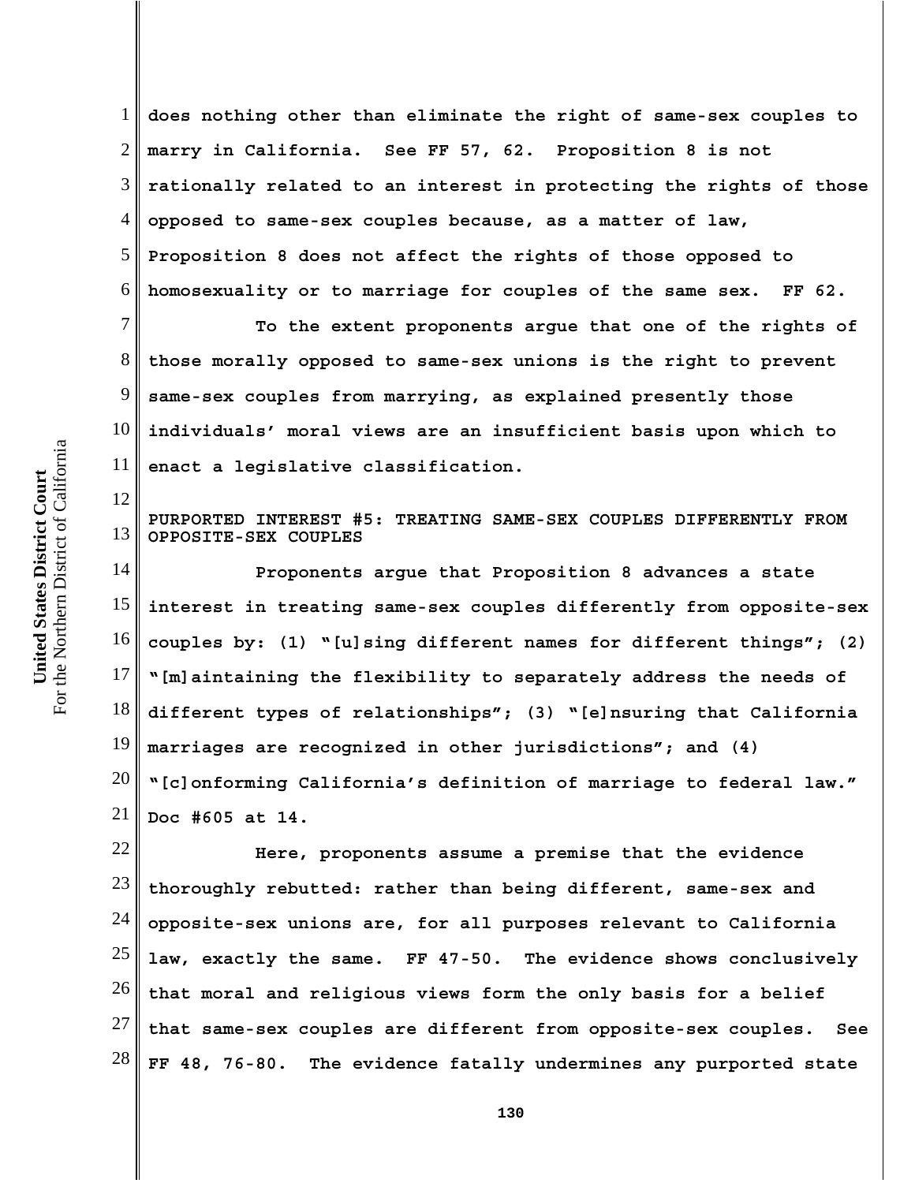does nothing other than eliminate the right of same-sex couples to marry in California. See FF 57, 62. Proposition 8 is not rationally related to an interest in protecting the rights of those opposed to same-sex couples because, as a matter of law, Proposition 8 does not affect the rights of those opposed to homosexuality or to marriage for couples of the same sex. FF 62.

To the extent proponents argue that one of the rights of those morally opposed to same-sex unions is the right to prevent same-sex couples from marrying, as explained presently those individuals' moral views are an insufficient basis upon which to enact a legislative classification.

PURPORTED INTEREST #5: TREATING SAME-SEX COUPLES DIFFERENTLY FROM OPPOSITE-SEX COUPLES

Proponents argue that Proposition 8 advances a state interest in treating same-sex couples differently from opposite-sex couples by: (1) "[u]sing different names for different things"; (2) "[m]aintaining the flexibility to separately address the needs of different types of relationships"; (3) "[e]nsuring that California marriages are recognized in other jurisdictions"; and (4) "[c]onforming California's definition of marriage to federal law." Doc #605 at 14.

Here, proponents assume a premise that the evidence thoroughly rebutted: rather than being different, same-sex and opposite-sex unions are, for all purposes relevant to California law, exactly the same. FF 47-50. The evidence shows conclusively that moral and religious views form the only basis for a belief that same-sex couples are different from opposite-sex couples. See FF 48, 76-80. The evidence fatally undermines any purported state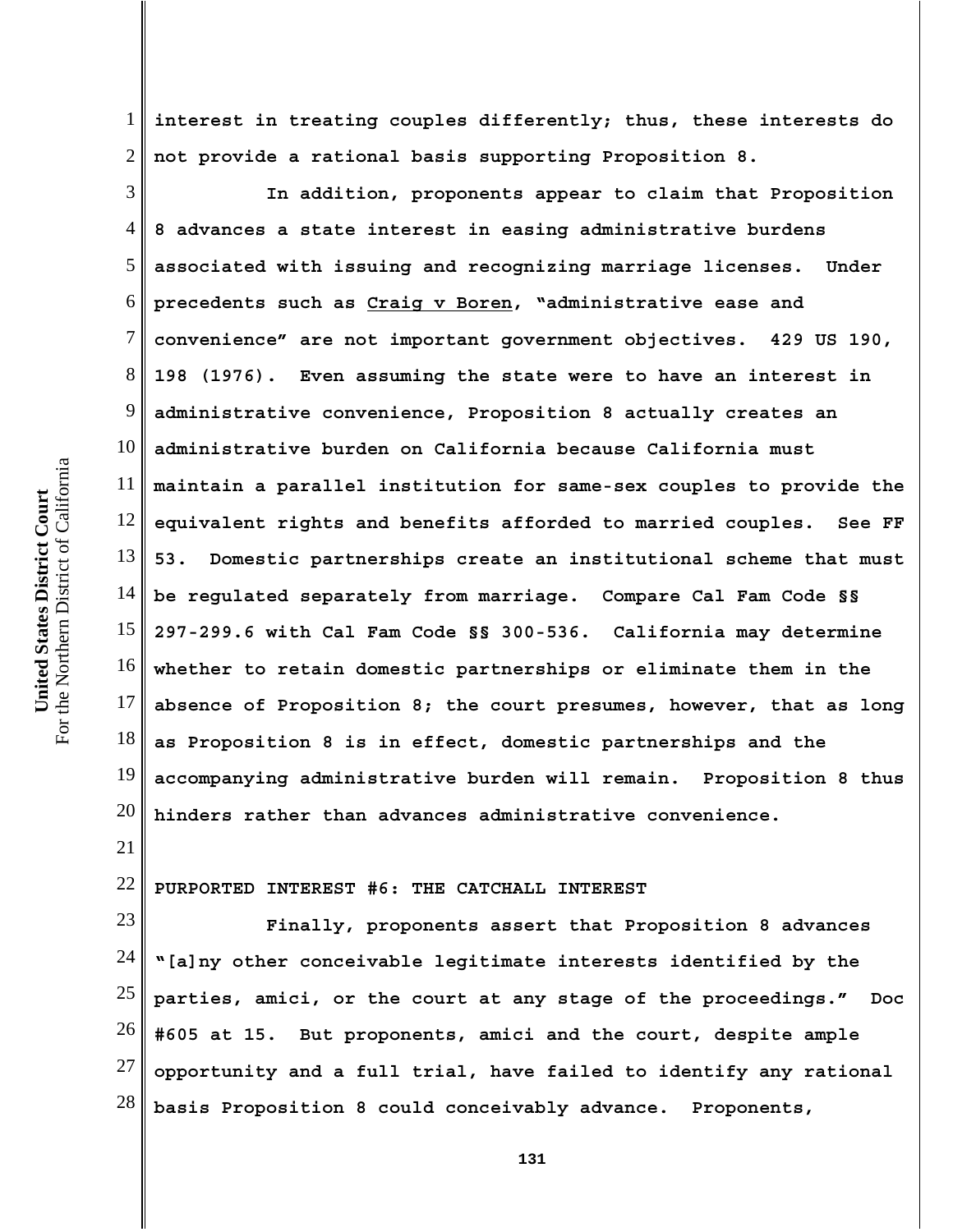interest in treating couples differently; thus, these interests do not provide a rational basis supporting Proposition 8.

In addition, proponents appear to claim that Proposition 8 advances a state interest in easing administrative burdens associated with issuing and recognizing marriage licenses. Under precedents such as Craig v Boren, "administrative ease and convenience" are not important government objectives. 429 US 190, 198 (1976). Even assuming the state were to have an interest in administrative convenience, Proposition 8 actually creates an administrative burden on California because California must maintain a parallel institution for same-sex couples to provide the equivalent rights and benefits afforded to married couples. See FF 53. Domestic partnerships create an institutional scheme that must be regulated separately from marriage. Compare Cal Fam Code §§ 297-299.6 with Cal Fam Code §§ 300-536. California may determine whether to retain domestic partnerships or eliminate them in the absence of Proposition 8; the court presumes, however, that as long as Proposition 8 is in effect, domestic partnerships and the accompanying administrative burden will remain. Proposition 8 thus hinders rather than advances administrative convenience.

PURPORTED INTEREST #6: THE CATCHALL INTEREST

Finally, proponents assert that Proposition 8 advances "[a]ny other conceivable legitimate interests identified by the parties, amici, or the court at any stage of the proceedings." Doc #605 at 15. But proponents, amici and the court, despite ample opportunity and a full trial, have failed to identify any rational basis Proposition 8 could conceivably advance. Proponents,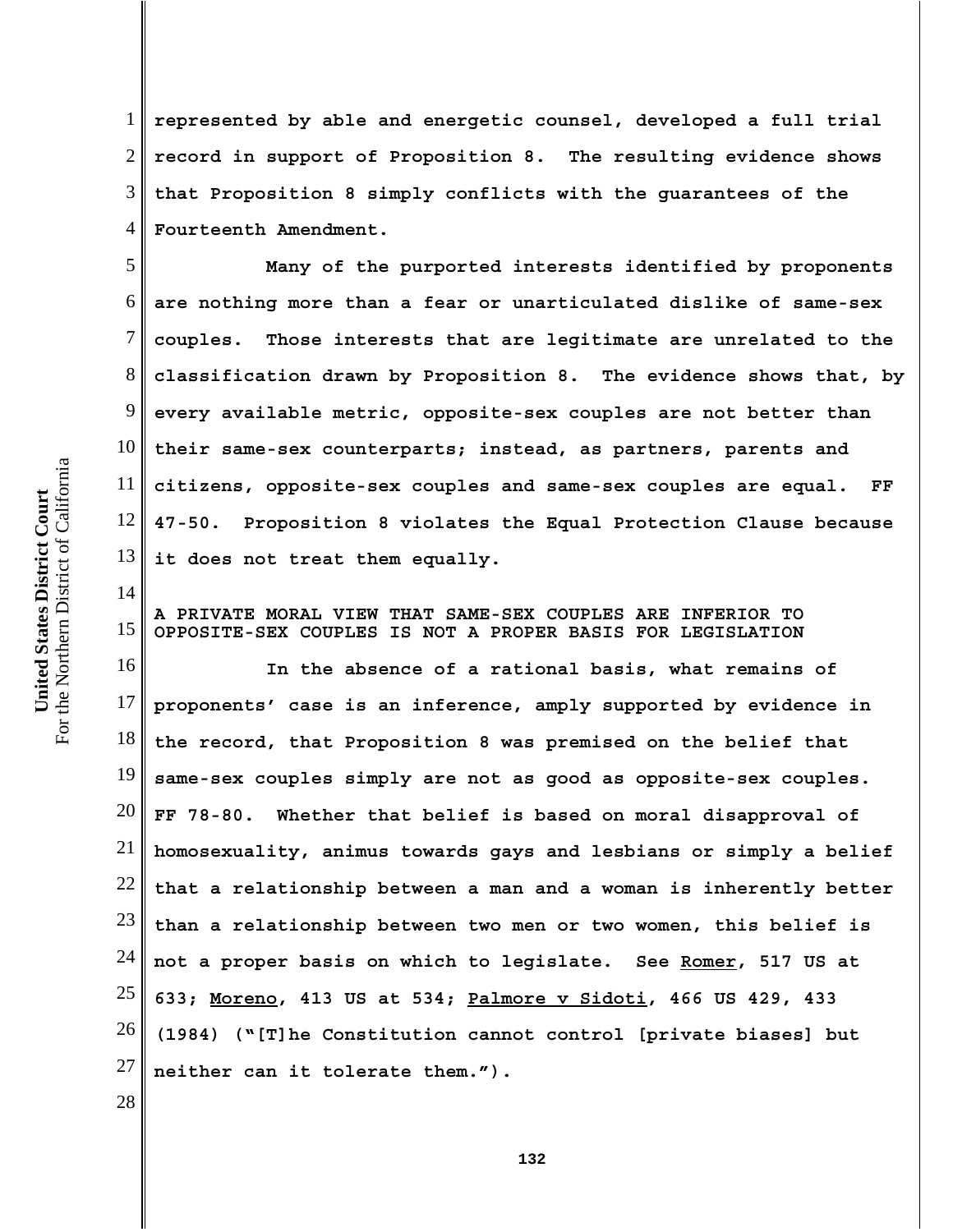represented by able and energetic counsel, developed a full trial record in support of Proposition 8. The resulting evidence shows that Proposition 8 simply conflicts with the guarantees of the Fourteenth Amendment.

Many of the purported interests identified by proponents are nothing more than a fear or unarticulated dislike of same-sex couples. Those interests that are legitimate are unrelated to the classification drawn by Proposition 8. The evidence shows that, by every available metric, opposite-sex couples are not better than their same-sex counterparts; instead, as partners, parents and citizens, opposite-sex couples and same-sex couples are equal. FF 47-50. Proposition 8 violates the Equal Protection Clause because it does not treat them equally.

### A PRIVATE MORAL VIEW THAT SAME-SEX COUPLES ARE INFERIOR TO OPPOSITE-SEX COUPLES IS NOT A PROPER BASIS FOR LEGISLATION

In the absence of a rational basis, what remains of proponents' case is an inference, amply supported by evidence in the record, that Proposition 8 was premised on the belief that same-sex couples simply are not as good as opposite-sex couples. FF 78-80. Whether that belief is based on moral disapproval of homosexuality, animus towards gays and lesbians or simply a belief that a relationship between a man and a woman is inherently better than a relationship between two men or two women, this belief is not a proper basis on which to legislate. See Romer, 517 US at 633; Moreno, 413 US at 534; Palmore v Sidoti, 466 US 429, 433 (1984) ("[T]he Constitution cannot control [private biases] but neither can it tolerate them.").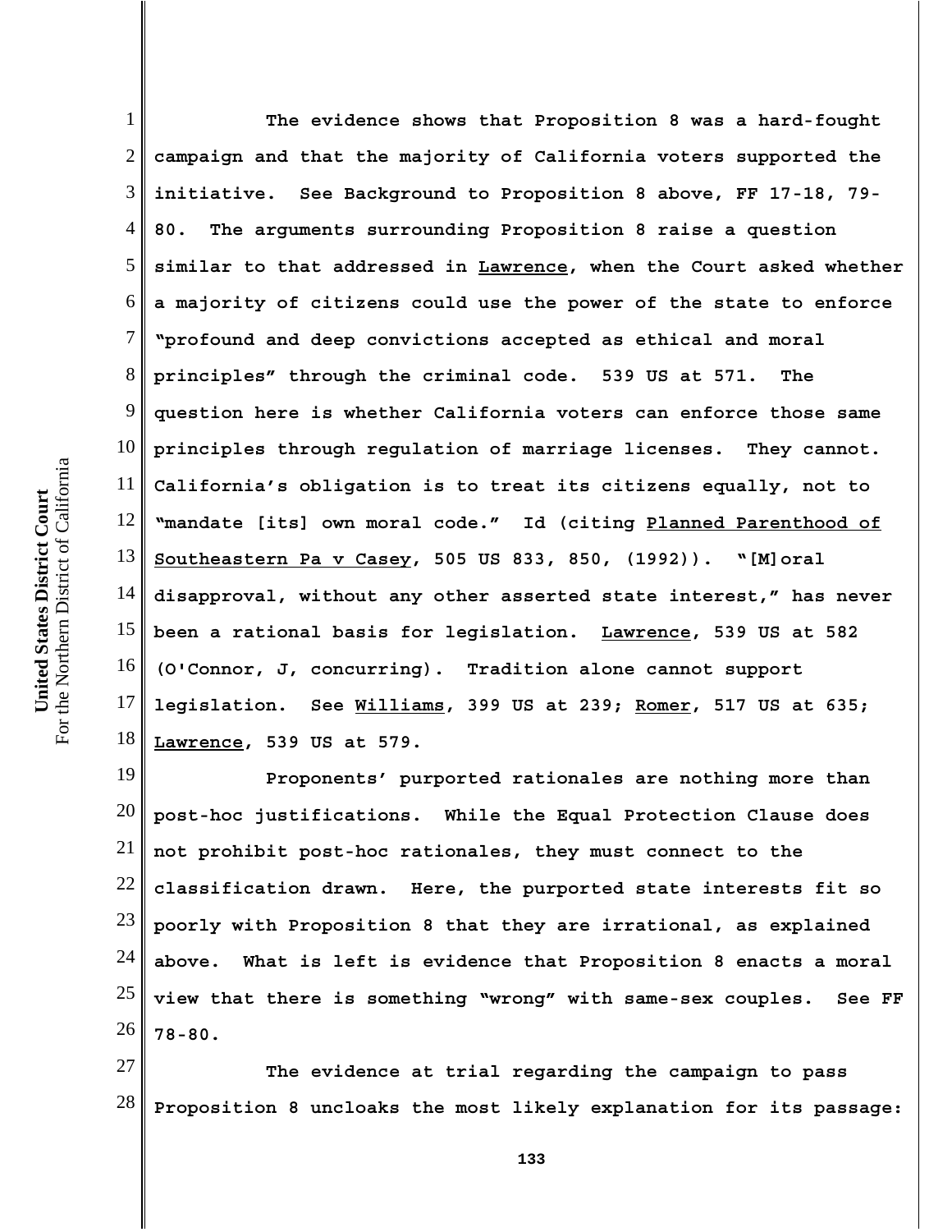The evidence shows that Proposition 8 was a hard-fought campaign and that the majority of California voters supported the initiative. See Background to Proposition 8 above, FF 17-18, 79-80. The arguments surrounding Proposition 8 raise a question similar to that addressed in Lawrence, when the Court asked whether a majority of citizens could use the power of the state to enforce "profound and deep convictions accepted as ethical and moral principles" through the criminal code. 539 US at 571. The question here is whether California voters can enforce those same principles through regulation of marriage licenses. They cannot. California's obligation is to treat its citizens equally, not to "mandate [its] own moral code." Id (citing Planned Parenthood of Southeastern Pa v Casey, 505 US 833, 850, (1992)). "[M]oral disapproval, without any other asserted state interest," has never been a rational basis for legislation. Lawrence, 539 US at 582 (O'Connor, J, concurring). Tradition alone cannot support legislation. See Williams, 399 US at 239; Romer, 517 US at 635; Lawrence, 539 US at 579.

Proponents' purported rationales are nothing more than post-hoc justifications. While the Equal Protection Clause does not prohibit post-hoc rationales, they must connect to the classification drawn. Here, the purported state interests fit so poorly with Proposition 8 that they are irrational, as explained above. What is left is evidence that Proposition 8 enacts a moral view that there is something "wrong" with same-sex couples. See FF 78-80.

The evidence at trial regarding the campaign to pass Proposition 8 uncloaks the most likely explanation for its passage: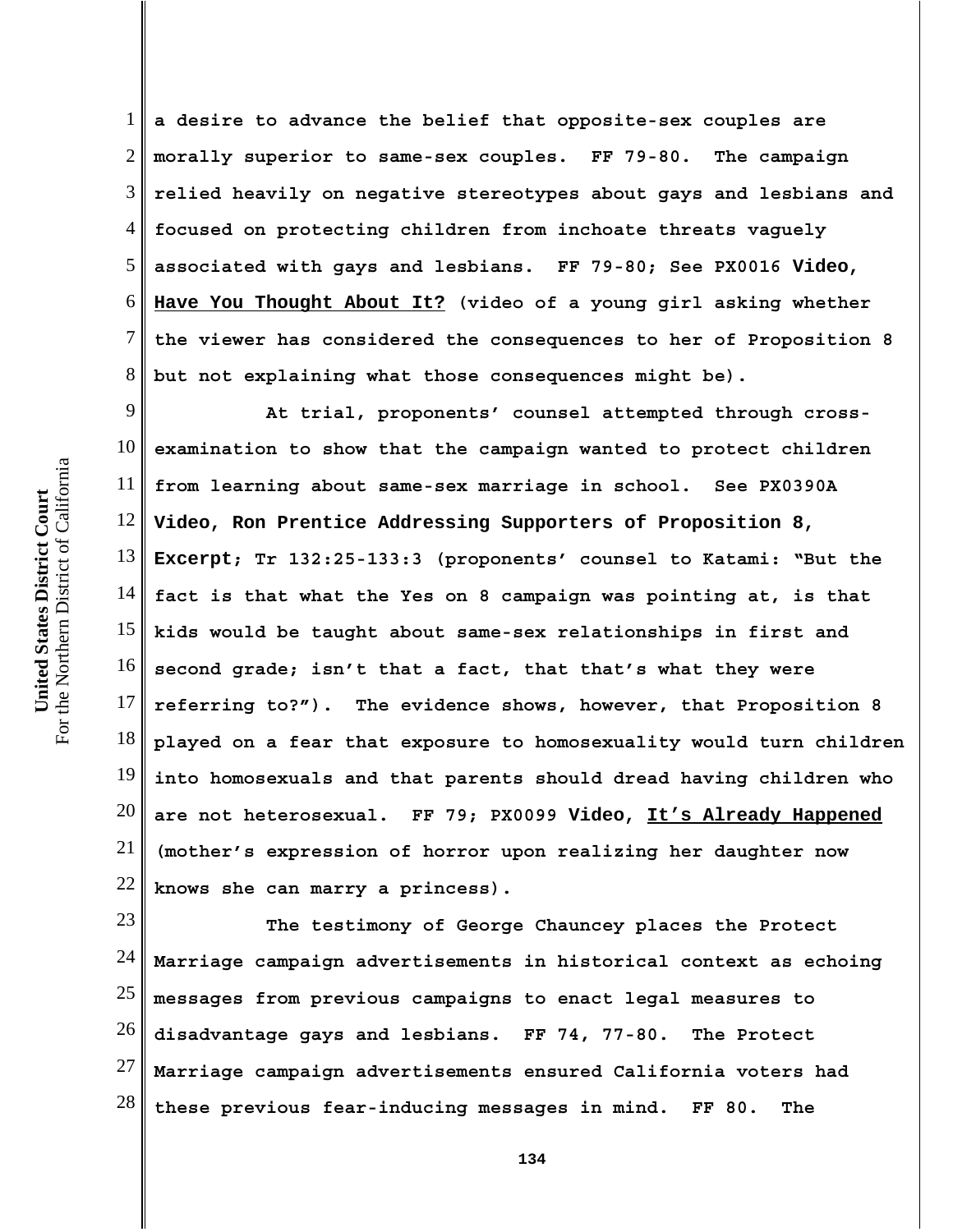a desire to advance the belief that opposite-sex couples are morally superior to same-sex couples. FF 79-80. The campaign relied heavily on negative stereotypes about gays and lesbians and focused on protecting children from inchoate threats vaguely associated with gays and lesbians. FF 79-80; See PX0016 **Video**, **Have You Thought About It?** (video of a young girl asking whether the viewer has considered the consequences to her of Proposition 8 but not explaining what those consequences might be).

At trial, proponents' counsel attempted through cross-examination to show that the campaign wanted to protect children from learning about same-sex marriage in school. See PX0390A **Video, Ron Prentice Addressing Supporters of Proposition 8, Excerpt**; Tr 132:25-133:3 (proponents' counsel to Katami: "But the fact is that what the Yes on 8 campaign was pointing at, is that kids would be taught about same-sex relationships in first and second grade; isn't that a fact, that that's what they were referring to?"). The evidence shows, however, that Proposition 8 played on a fear that exposure to homosexuality would turn children into homosexuals and that parents should dread having children who are not heterosexual. FF 79; PX0099 **Video**, **It's Already Happened** (mother's expression of horror upon realizing her daughter now knows she can marry a princess).

The testimony of George Chauncey places the Protect Marriage campaign advertisements in historical context as echoing messages from previous campaigns to enact legal measures to disadvantage gays and lesbians. FF 74, 77-80. The Protect Marriage campaign advertisements ensured California voters had these previous fear-inducing messages in mind. FF 80. The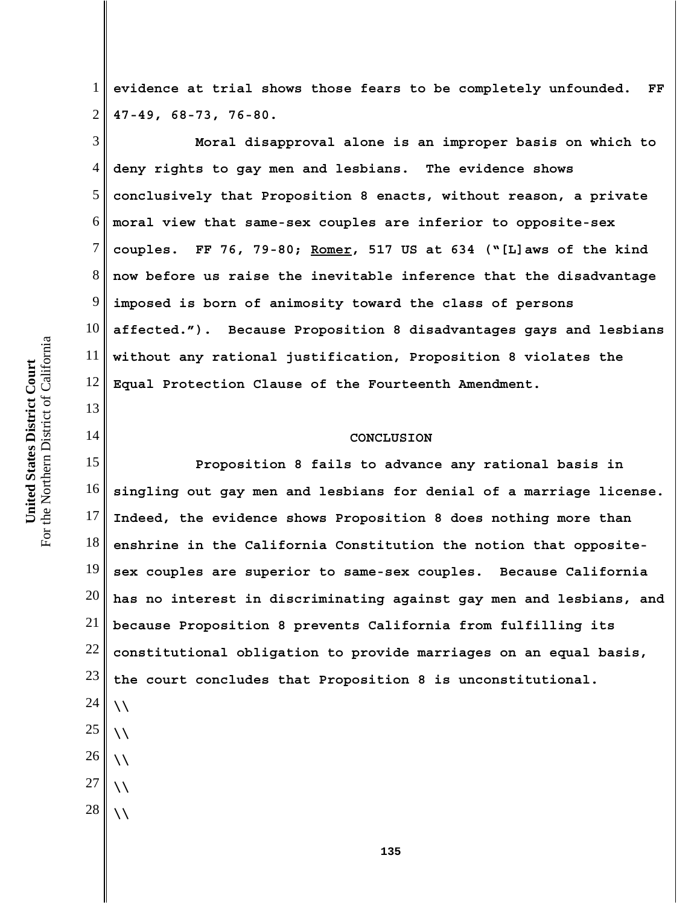evidence at trial shows those fears to be completely unfounded. FF 47-49, 68-73, 76-80.

Moral disapproval alone is an improper basis on which to deny rights to gay men and lesbians. The evidence shows conclusively that Proposition 8 enacts, without reason, a private moral view that same-sex couples are inferior to opposite-sex couples. FF 76, 79-80; Romer, 517 US at 634 ("[L]aws of the kind now before us raise the inevitable inference that the disadvantage imposed is born of animosity toward the class of persons affected."). Because Proposition 8 disadvantages gays and lesbians without any rational justification, Proposition 8 violates the Equal Protection Clause of the Fourteenth Amendment.

## CONCLUSION

Proposition 8 fails to advance any rational basis in singling out gay men and lesbians for denial of a marriage license. Indeed, the evidence shows Proposition 8 does nothing more than enshrine in the California Constitution the notion that opposite-sex couples are superior to same-sex couples. Because California has no interest in discriminating against gay men and lesbians, and because Proposition 8 prevents California from fulfilling its constitutional obligation to provide marriages on an equal basis, the court concludes that Proposition 8 is unconstitutional.

\\

\\

\\

\\

\\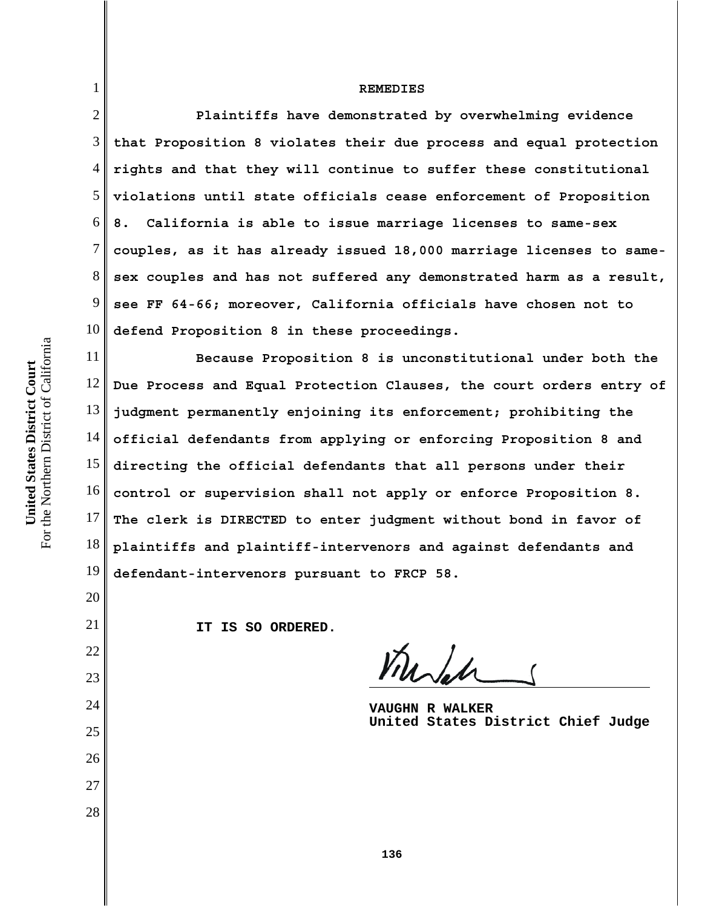## REMEDIES

Plaintiffs have demonstrated by overwhelming evidence that Proposition 8 violates their due process and equal protection rights and that they will continue to suffer these constitutional violations until state officials cease enforcement of Proposition 8. California is able to issue marriage licenses to same-sex couples, as it has already issued 18,000 marriage licenses to same-sex couples and has not suffered any demonstrated harm as a result, see FF 64-66; moreover, California officials have chosen not to defend Proposition 8 in these proceedings.

Because Proposition 8 is unconstitutional under both the Due Process and Equal Protection Clauses, the court orders entry of judgment permanently enjoining its enforcement; prohibiting the official defendants from applying or enforcing Proposition 8 and directing the official defendants that all persons under their control or supervision shall not apply or enforce Proposition 8. The clerk is DIRECTED to enter judgment without bond in favor of plaintiffs and plaintiff-intervenors and against defendants and defendant-intervenors pursuant to FRCP 58.

IT IS SO ORDERED.

VAUGHN R WALKER
United States District Chief Judge